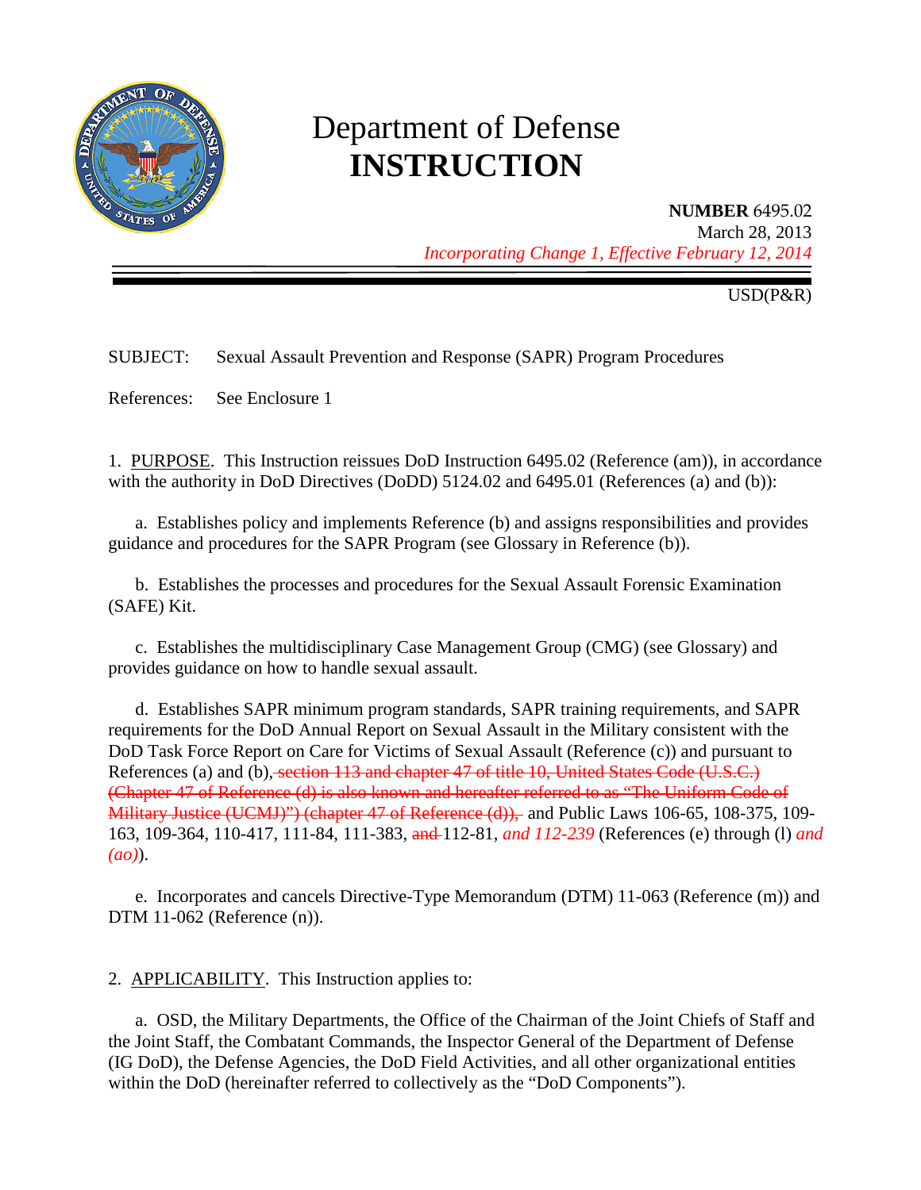# Department of Defense
# INSTRUCTION

**NUMBER** 6495.02
March 28, 2013
*Incorporating Change 1, Effective February 12, 2014*

USD(P&R)

SUBJECT: Sexual Assault Prevention and Response (SAPR) Program Procedures

References: See Enclosure 1

1. PURPOSE. This Instruction reissues DoD Instruction 6495.02 (Reference (am)), in accordance with the authority in DoD Directives (DoDD) 5124.02 and 6495.01 (References (a) and (b)):

a. Establishes policy and implements Reference (b) and assigns responsibilities and provides guidance and procedures for the SAPR Program (see Glossary in Reference (b)).

b. Establishes the processes and procedures for the Sexual Assault Forensic Examination (SAFE) Kit.

c. Establishes the multidisciplinary Case Management Group (CMG) (see Glossary) and provides guidance on how to handle sexual assault.

d. Establishes SAPR minimum program standards, SAPR training requirements, and SAPR requirements for the DoD Annual Report on Sexual Assault in the Military consistent with the DoD Task Force Report on Care for Victims of Sexual Assault (Reference (c)) and pursuant to References (a) and (b), ~~section 113 and chapter 47 of title 10, United States Code (U.S.C.) (Chapter 47 of Reference (d) is also known and hereafter referred to as "The Uniform Code of Military Justice (UCMJ)") (chapter 47 of Reference (d)),~~ and Public Laws 106-65, 108-375, 109-163, 109-364, 110-417, 111-84, 111-383, ~~and~~ 112-81, *and 112-239* (References (e) through (l) *and (ao)*).

e. Incorporates and cancels Directive-Type Memorandum (DTM) 11-063 (Reference (m)) and DTM 11-062 (Reference (n)).

2. APPLICABILITY. This Instruction applies to:

a. OSD, the Military Departments, the Office of the Chairman of the Joint Chiefs of Staff and the Joint Staff, the Combatant Commands, the Inspector General of the Department of Defense (IG DoD), the Defense Agencies, the DoD Field Activities, and all other organizational entities within the DoD (hereinafter referred to collectively as the "DoD Components").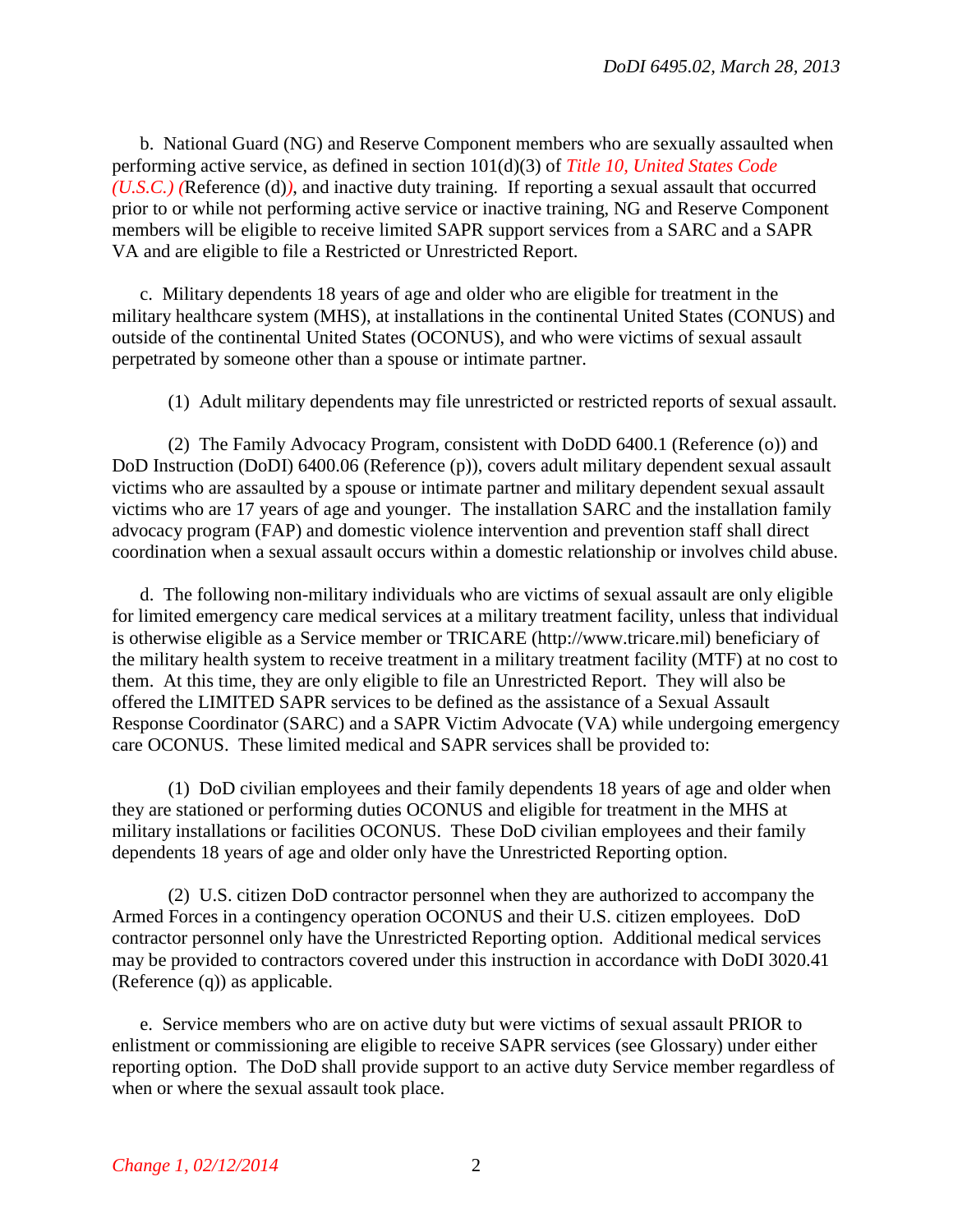b. National Guard (NG) and Reserve Component members who are sexually assaulted when performing active service, as defined in section 101(d)(3) of *Title 10, United States Code (U.S.C.) (*Reference (d)*)*, and inactive duty training. If reporting a sexual assault that occurred prior to or while not performing active service or inactive training, NG and Reserve Component members will be eligible to receive limited SAPR support services from a SARC and a SAPR VA and are eligible to file a Restricted or Unrestricted Report.

c. Military dependents 18 years of age and older who are eligible for treatment in the military healthcare system (MHS), at installations in the continental United States (CONUS) and outside of the continental United States (OCONUS), and who were victims of sexual assault perpetrated by someone other than a spouse or intimate partner.

(1) Adult military dependents may file unrestricted or restricted reports of sexual assault.

(2) The Family Advocacy Program, consistent with DoDD 6400.1 (Reference (o)) and DoD Instruction (DoDI) 6400.06 (Reference (p)), covers adult military dependent sexual assault victims who are assaulted by a spouse or intimate partner and military dependent sexual assault victims who are 17 years of age and younger. The installation SARC and the installation family advocacy program (FAP) and domestic violence intervention and prevention staff shall direct coordination when a sexual assault occurs within a domestic relationship or involves child abuse.

d. The following non-military individuals who are victims of sexual assault are only eligible for limited emergency care medical services at a military treatment facility, unless that individual is otherwise eligible as a Service member or TRICARE (http://www.tricare.mil) beneficiary of the military health system to receive treatment in a military treatment facility (MTF) at no cost to them. At this time, they are only eligible to file an Unrestricted Report. They will also be offered the LIMITED SAPR services to be defined as the assistance of a Sexual Assault Response Coordinator (SARC) and a SAPR Victim Advocate (VA) while undergoing emergency care OCONUS. These limited medical and SAPR services shall be provided to:

(1) DoD civilian employees and their family dependents 18 years of age and older when they are stationed or performing duties OCONUS and eligible for treatment in the MHS at military installations or facilities OCONUS. These DoD civilian employees and their family dependents 18 years of age and older only have the Unrestricted Reporting option.

(2) U.S. citizen DoD contractor personnel when they are authorized to accompany the Armed Forces in a contingency operation OCONUS and their U.S. citizen employees. DoD contractor personnel only have the Unrestricted Reporting option. Additional medical services may be provided to contractors covered under this instruction in accordance with DoDI 3020.41 (Reference (q)) as applicable.

e. Service members who are on active duty but were victims of sexual assault PRIOR to enlistment or commissioning are eligible to receive SAPR services (see Glossary) under either reporting option. The DoD shall provide support to an active duty Service member regardless of when or where the sexual assault took place.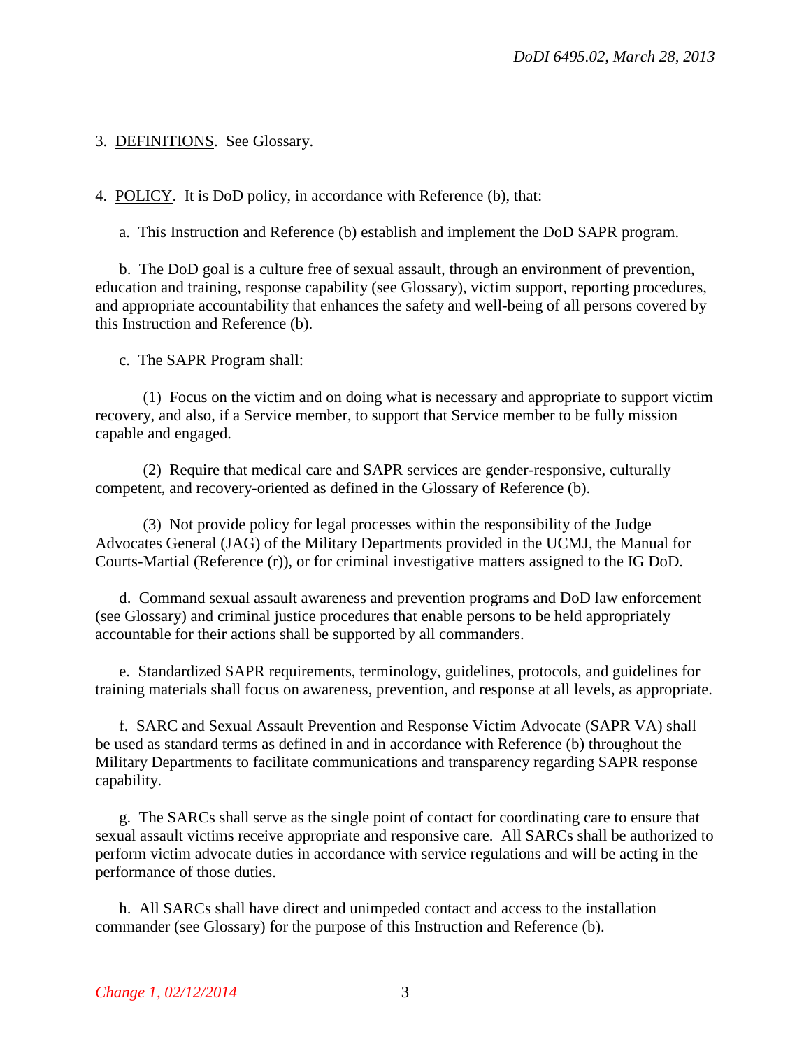3. DEFINITIONS. See Glossary.

4. POLICY. It is DoD policy, in accordance with Reference (b), that:

a. This Instruction and Reference (b) establish and implement the DoD SAPR program.

b. The DoD goal is a culture free of sexual assault, through an environment of prevention, education and training, response capability (see Glossary), victim support, reporting procedures, and appropriate accountability that enhances the safety and well-being of all persons covered by this Instruction and Reference (b).

c. The SAPR Program shall:

(1) Focus on the victim and on doing what is necessary and appropriate to support victim recovery, and also, if a Service member, to support that Service member to be fully mission capable and engaged.

(2) Require that medical care and SAPR services are gender-responsive, culturally competent, and recovery-oriented as defined in the Glossary of Reference (b).

(3) Not provide policy for legal processes within the responsibility of the Judge Advocates General (JAG) of the Military Departments provided in the UCMJ, the Manual for Courts-Martial (Reference (r)), or for criminal investigative matters assigned to the IG DoD.

d. Command sexual assault awareness and prevention programs and DoD law enforcement (see Glossary) and criminal justice procedures that enable persons to be held appropriately accountable for their actions shall be supported by all commanders.

e. Standardized SAPR requirements, terminology, guidelines, protocols, and guidelines for training materials shall focus on awareness, prevention, and response at all levels, as appropriate.

f. SARC and Sexual Assault Prevention and Response Victim Advocate (SAPR VA) shall be used as standard terms as defined in and in accordance with Reference (b) throughout the Military Departments to facilitate communications and transparency regarding SAPR response capability.

g. The SARCs shall serve as the single point of contact for coordinating care to ensure that sexual assault victims receive appropriate and responsive care. All SARCs shall be authorized to perform victim advocate duties in accordance with service regulations and will be acting in the performance of those duties.

h. All SARCs shall have direct and unimpeded contact and access to the installation commander (see Glossary) for the purpose of this Instruction and Reference (b).

*Change 1, 02/12/2014*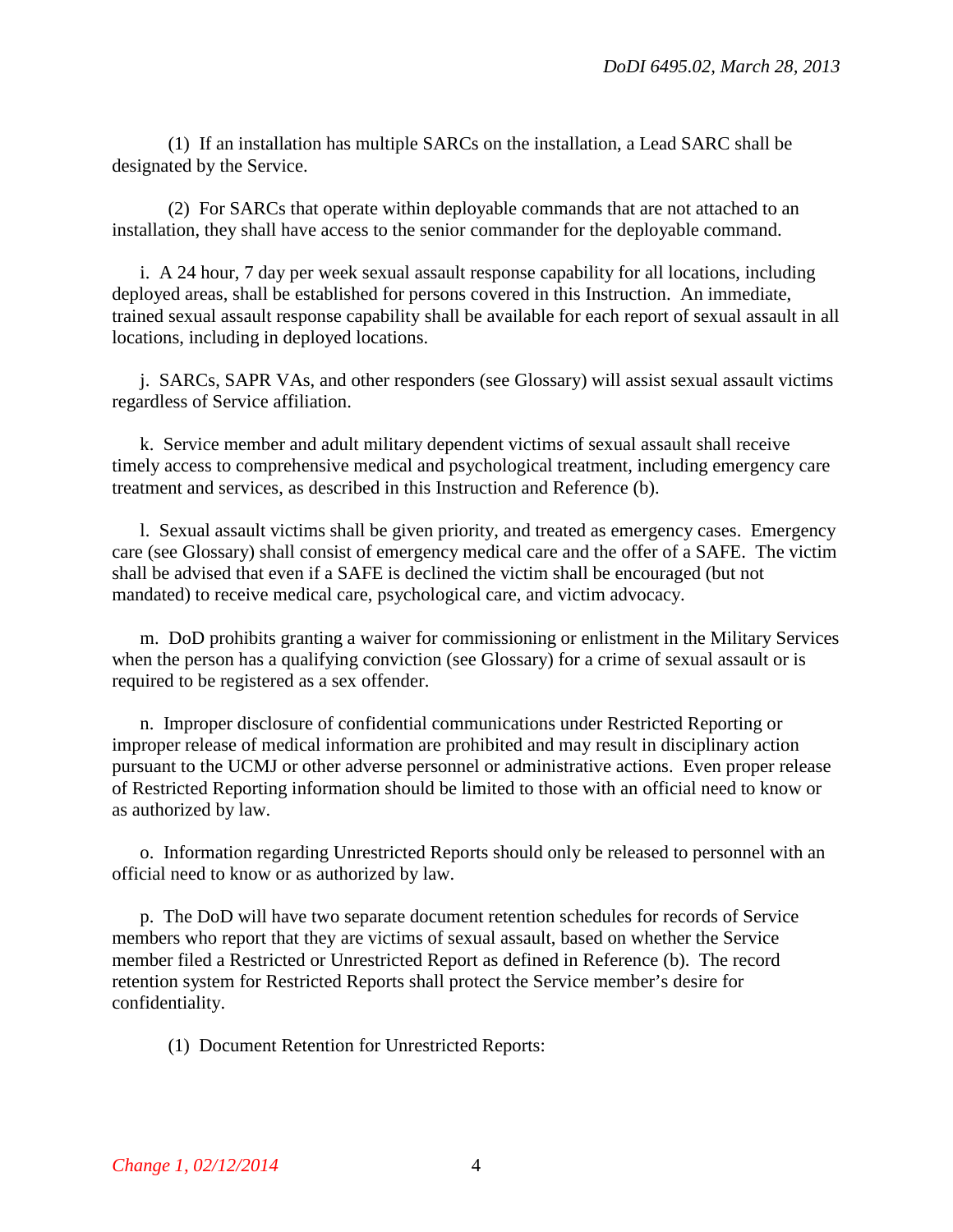(1) If an installation has multiple SARCs on the installation, a Lead SARC shall be designated by the Service.

(2) For SARCs that operate within deployable commands that are not attached to an installation, they shall have access to the senior commander for the deployable command.

i. A 24 hour, 7 day per week sexual assault response capability for all locations, including deployed areas, shall be established for persons covered in this Instruction. An immediate, trained sexual assault response capability shall be available for each report of sexual assault in all locations, including in deployed locations.

j. SARCs, SAPR VAs, and other responders (see Glossary) will assist sexual assault victims regardless of Service affiliation.

k. Service member and adult military dependent victims of sexual assault shall receive timely access to comprehensive medical and psychological treatment, including emergency care treatment and services, as described in this Instruction and Reference (b).

l. Sexual assault victims shall be given priority, and treated as emergency cases. Emergency care (see Glossary) shall consist of emergency medical care and the offer of a SAFE. The victim shall be advised that even if a SAFE is declined the victim shall be encouraged (but not mandated) to receive medical care, psychological care, and victim advocacy.

m. DoD prohibits granting a waiver for commissioning or enlistment in the Military Services when the person has a qualifying conviction (see Glossary) for a crime of sexual assault or is required to be registered as a sex offender.

n. Improper disclosure of confidential communications under Restricted Reporting or improper release of medical information are prohibited and may result in disciplinary action pursuant to the UCMJ or other adverse personnel or administrative actions. Even proper release of Restricted Reporting information should be limited to those with an official need to know or as authorized by law.

o. Information regarding Unrestricted Reports should only be released to personnel with an official need to know or as authorized by law.

p. The DoD will have two separate document retention schedules for records of Service members who report that they are victims of sexual assault, based on whether the Service member filed a Restricted or Unrestricted Report as defined in Reference (b). The record retention system for Restricted Reports shall protect the Service member's desire for confidentiality.

(1) Document Retention for Unrestricted Reports: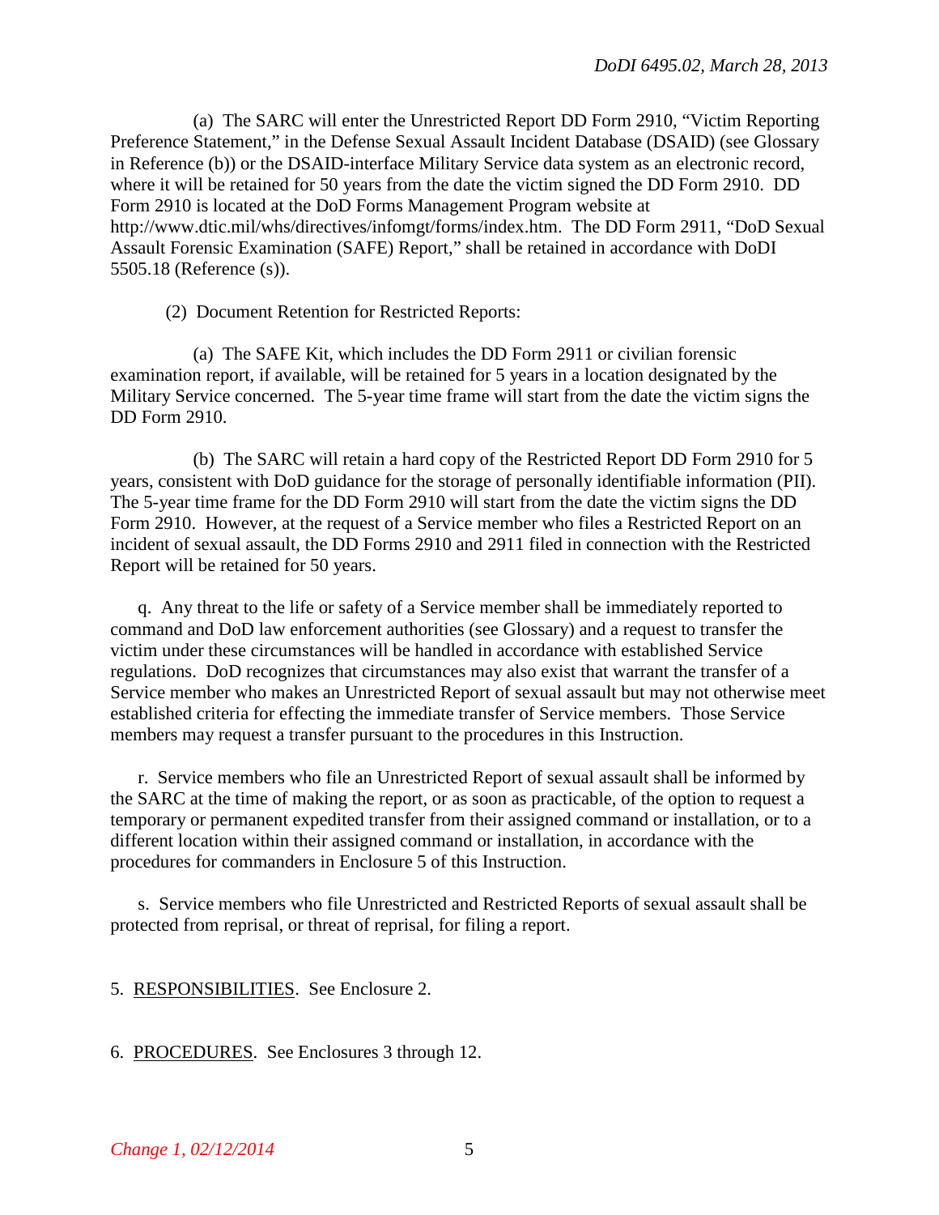(a) The SARC will enter the Unrestricted Report DD Form 2910, "Victim Reporting Preference Statement," in the Defense Sexual Assault Incident Database (DSAID) (see Glossary in Reference (b)) or the DSAID-interface Military Service data system as an electronic record, where it will be retained for 50 years from the date the victim signed the DD Form 2910. DD Form 2910 is located at the DoD Forms Management Program website at http://www.dtic.mil/whs/directives/infomgt/forms/index.htm. The DD Form 2911, "DoD Sexual Assault Forensic Examination (SAFE) Report," shall be retained in accordance with DoDI 5505.18 (Reference (s)).

(2) Document Retention for Restricted Reports:

(a) The SAFE Kit, which includes the DD Form 2911 or civilian forensic examination report, if available, will be retained for 5 years in a location designated by the Military Service concerned. The 5-year time frame will start from the date the victim signs the DD Form 2910.

(b) The SARC will retain a hard copy of the Restricted Report DD Form 2910 for 5 years, consistent with DoD guidance for the storage of personally identifiable information (PII). The 5-year time frame for the DD Form 2910 will start from the date the victim signs the DD Form 2910. However, at the request of a Service member who files a Restricted Report on an incident of sexual assault, the DD Forms 2910 and 2911 filed in connection with the Restricted Report will be retained for 50 years.

q. Any threat to the life or safety of a Service member shall be immediately reported to command and DoD law enforcement authorities (see Glossary) and a request to transfer the victim under these circumstances will be handled in accordance with established Service regulations. DoD recognizes that circumstances may also exist that warrant the transfer of a Service member who makes an Unrestricted Report of sexual assault but may not otherwise meet established criteria for effecting the immediate transfer of Service members. Those Service members may request a transfer pursuant to the procedures in this Instruction.

r. Service members who file an Unrestricted Report of sexual assault shall be informed by the SARC at the time of making the report, or as soon as practicable, of the option to request a temporary or permanent expedited transfer from their assigned command or installation, or to a different location within their assigned command or installation, in accordance with the procedures for commanders in Enclosure 5 of this Instruction.

s. Service members who file Unrestricted and Restricted Reports of sexual assault shall be protected from reprisal, or threat of reprisal, for filing a report.

5. RESPONSIBILITIES. See Enclosure 2.

6. PROCEDURES. See Enclosures 3 through 12.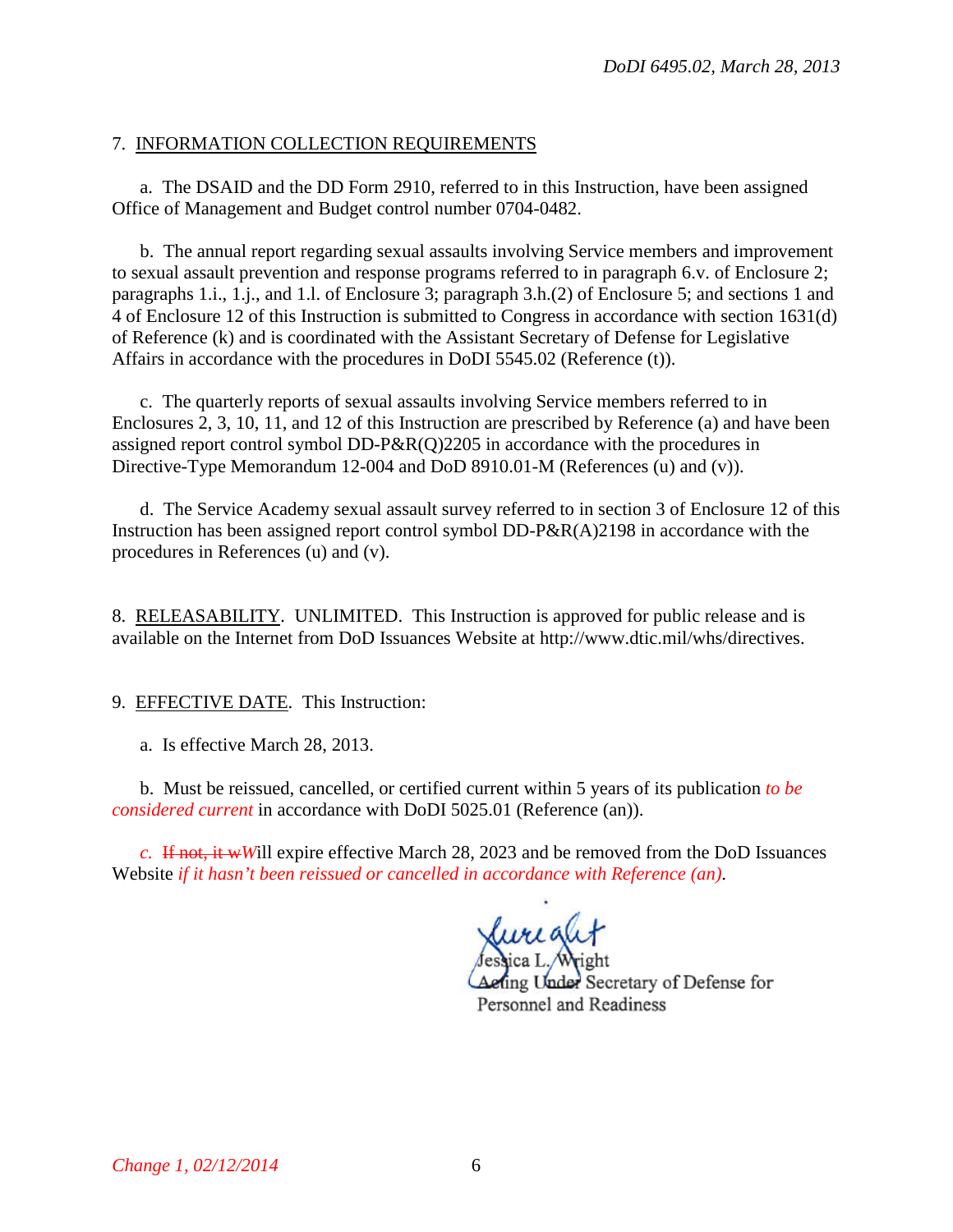7. INFORMATION COLLECTION REQUIREMENTS

a. The DSAID and the DD Form 2910, referred to in this Instruction, have been assigned Office of Management and Budget control number 0704-0482.

b. The annual report regarding sexual assaults involving Service members and improvement to sexual assault prevention and response programs referred to in paragraph 6.v. of Enclosure 2; paragraphs 1.i., 1.j., and 1.l. of Enclosure 3; paragraph 3.h.(2) of Enclosure 5; and sections 1 and 4 of Enclosure 12 of this Instruction is submitted to Congress in accordance with section 1631(d) of Reference (k) and is coordinated with the Assistant Secretary of Defense for Legislative Affairs in accordance with the procedures in DoDI 5545.02 (Reference (t)).

c. The quarterly reports of sexual assaults involving Service members referred to in Enclosures 2, 3, 10, 11, and 12 of this Instruction are prescribed by Reference (a) and have been assigned report control symbol DD-P&R(Q)2205 in accordance with the procedures in Directive-Type Memorandum 12-004 and DoD 8910.01-M (References (u) and (v)).

d. The Service Academy sexual assault survey referred to in section 3 of Enclosure 12 of this Instruction has been assigned report control symbol DD-P&R(A)2198 in accordance with the procedures in References (u) and (v).

8. RELEASABILITY. UNLIMITED. This Instruction is approved for public release and is available on the Internet from DoD Issuances Website at http://www.dtic.mil/whs/directives.

9. EFFECTIVE DATE. This Instruction:

a. Is effective March 28, 2013.

b. Must be reissued, cancelled, or certified current within 5 years of its publication *to be considered current* in accordance with DoDI 5025.01 (Reference (an)).

*c.* ~~If not, it w~~*W*ill expire effective March 28, 2023 and be removed from the DoD Issuances Website *if it hasn't been reissued or cancelled in accordance with Reference (an).*

Jessica L. Wright
Acting Under Secretary of Defense for
Personnel and Readiness

*Change 1, 02/12/2014*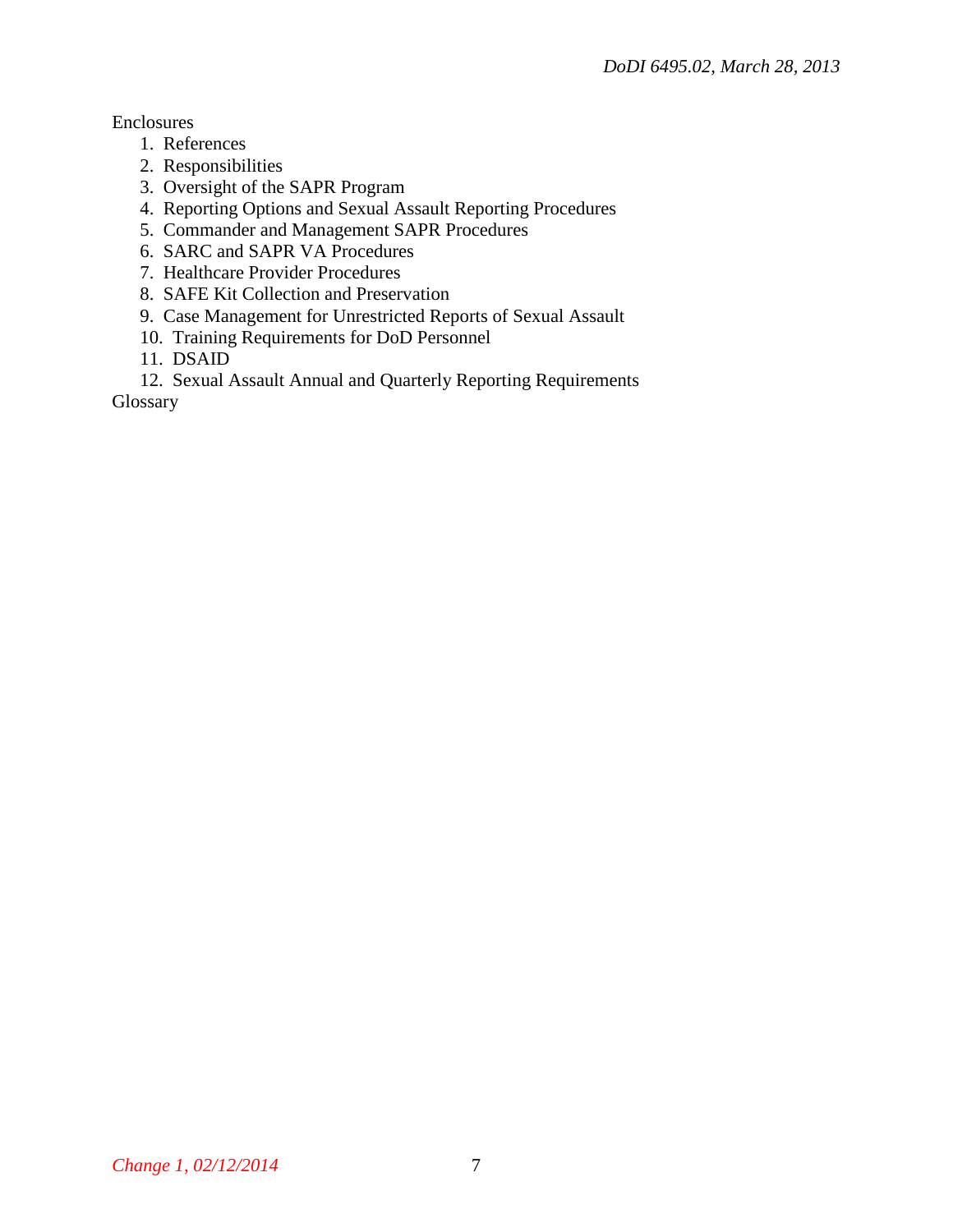Enclosures

1. References
2. Responsibilities
3. Oversight of the SAPR Program
4. Reporting Options and Sexual Assault Reporting Procedures
5. Commander and Management SAPR Procedures
6. SARC and SAPR VA Procedures
7. Healthcare Provider Procedures
8. SAFE Kit Collection and Preservation
9. Case Management for Unrestricted Reports of Sexual Assault
10. Training Requirements for DoD Personnel
11. DSAID
12. Sexual Assault Annual and Quarterly Reporting Requirements

Glossary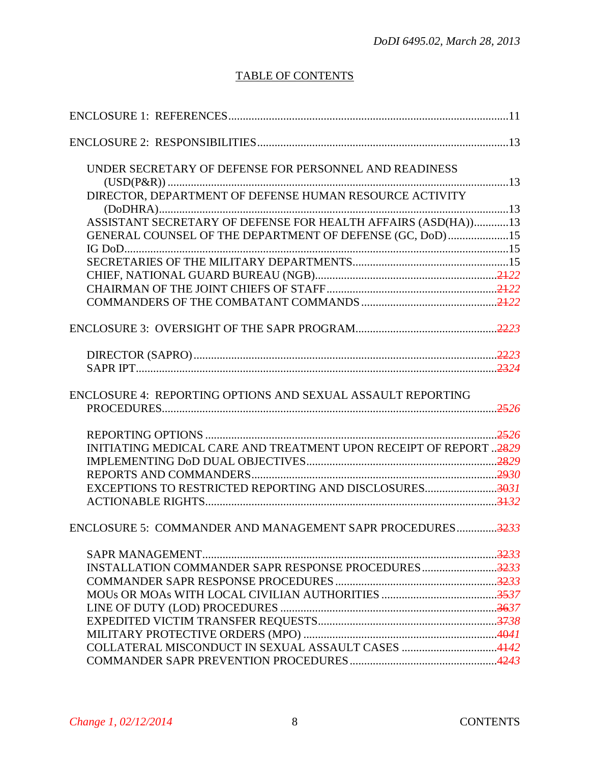## TABLE OF CONTENTS

ENCLOSURE 1: REFERENCES ....................................................................................................11

ENCLOSURE 2: RESPONSIBILITIES ........................................................................................13

UNDER SECRETARY OF DEFENSE FOR PERSONNEL AND READINESS (USD(P&R)) ....................................................................................................................13
DIRECTOR, DEPARTMENT OF DEFENSE HUMAN RESOURCE ACTIVITY (DoDHRA)....................................................................................................................13
ASSISTANT SECRETARY OF DEFENSE FOR HEALTH AFFAIRS (ASD(HA))............13
GENERAL COUNSEL OF THE DEPARTMENT OF DEFENSE (GC, DoD).....................15
IG DoD....................................................................................................................................15
SECRETARIES OF THE MILITARY DEPARTMENTS.....................................................15
CHIEF, NATIONAL GUARD BUREAU (NGB)...............................................................~~21~~*22*
CHAIRMAN OF THE JOINT CHIEFS OF STAFF...........................................................~~21~~*22*
COMMANDERS OF THE COMBATANT COMMANDS...............................................~~21~~*22*

ENCLOSURE 3: OVERSIGHT OF THE SAPR PROGRAM................................................~~22~~*23*

DIRECTOR (SAPRO)........................................................................................................~~22~~*23*
SAPR IPT...........................................................................................................................~~23~~*24*

ENCLOSURE 4: REPORTING OPTIONS AND SEXUAL ASSAULT REPORTING PROCEDURES...................................................................................................................~~25~~*26*

REPORTING OPTIONS ....................................................................................................~~25~~*26*
INITIATING MEDICAL CARE AND TREATMENT UPON RECEIPT OF REPORT ..~~28~~*29*
IMPLEMENTING DoD DUAL OBJECTIVES.................................................................~~28~~*29*
REPORTS AND COMMANDERS....................................................................................~~29~~*30*
EXCEPTIONS TO RESTRICTED REPORTING AND DISCLOSURES.........................~~30~~*31*
ACTIONABLE RIGHTS....................................................................................................~~31~~*32*

ENCLOSURE 5: COMMANDER AND MANAGEMENT SAPR PROCEDURES.............~~32~~*33*

SAPR MANAGEMENT.....................................................................................................~~32~~*33*
INSTALLATION COMMANDER SAPR RESPONSE PROCEDURES..........................~~32~~*33*
COMMANDER SAPR RESPONSE PROCEDURES........................................................~~32~~*33*
MOUs OR MOAs WITH LOCAL CIVILIAN AUTHORITIES ........................................~~35~~*37*
LINE OF DUTY (LOD) PROCEDURES ...........................................................................~~36~~*37*
EXPEDITED VICTIM TRANSFER REQUESTS..............................................................~~37~~*38*
MILITARY PROTECTIVE ORDERS (MPO) ..................................................................~~40~~*41*
COLLATERAL MISCONDUCT IN SEXUAL ASSAULT CASES .................................~~41~~*42*
COMMANDER SAPR PREVENTION PROCEDURES...................................................~~42~~*43*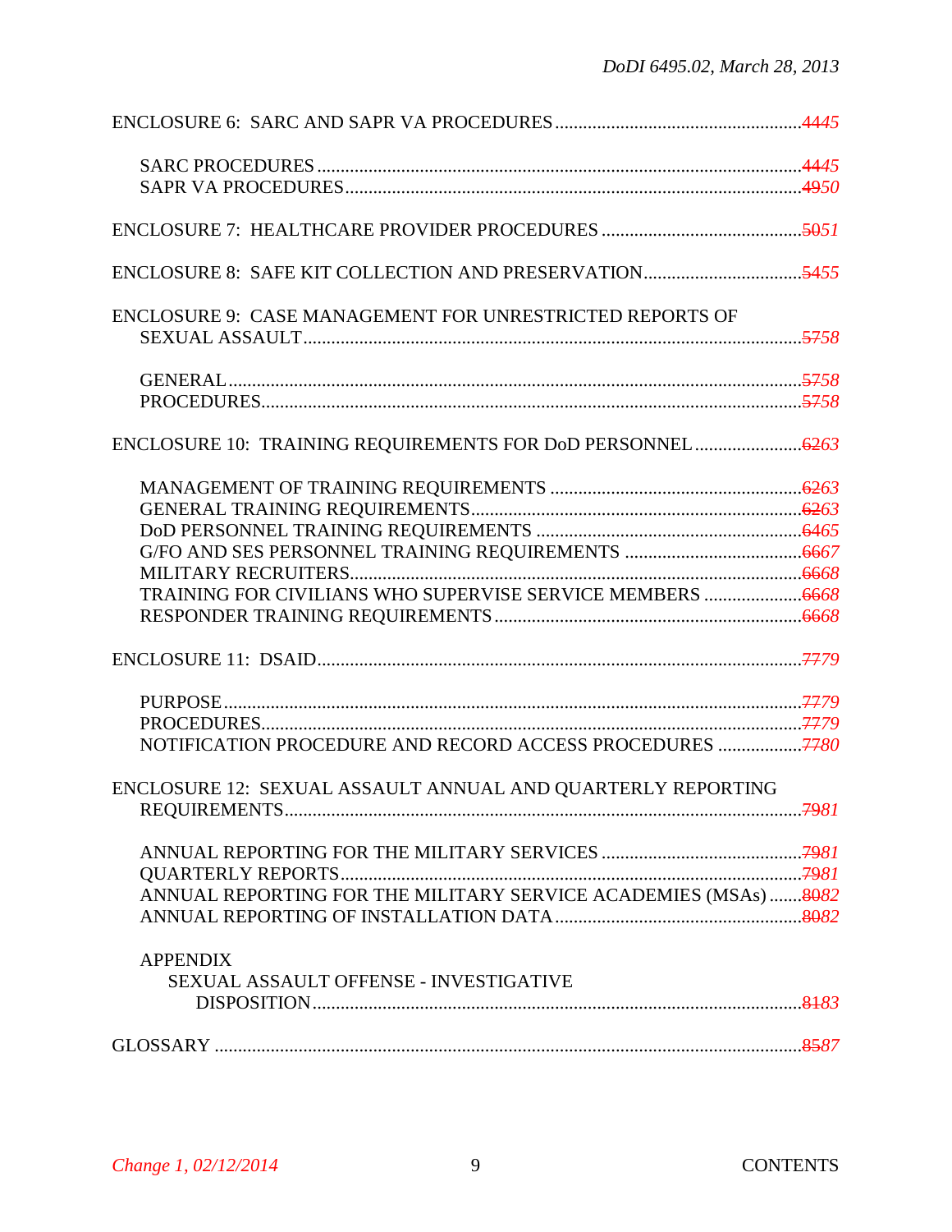ENCLOSURE 6: SARC AND SAPR VA PROCEDURES ........................................ ~~44~~45

SARC PROCEDURES ........................................................................................ ~~44~~45
SAPR VA PROCEDURES ................................................................................... ~~49~~50

ENCLOSURE 7: HEALTHCARE PROVIDER PROCEDURES ................................... ~~50~~51

ENCLOSURE 8: SAFE KIT COLLECTION AND PRESERVATION .......................... ~~54~~55

ENCLOSURE 9: CASE MANAGEMENT FOR UNRESTRICTED REPORTS OF SEXUAL ASSAULT ........................................................................................................ ~~57~~58

GENERAL .......................................................................................................... ~~57~~58
PROCEDURES .................................................................................................... ~~57~~58

ENCLOSURE 10: TRAINING REQUIREMENTS FOR DoD PERSONNEL .................. ~~62~~63

MANAGEMENT OF TRAINING REQUIREMENTS .............................................. ~~62~~63
GENERAL TRAINING REQUIREMENTS ............................................................ ~~62~~63
DoD PERSONNEL TRAINING REQUIREMENTS ................................................ ~~64~~65
G/FO AND SES PERSONNEL TRAINING REQUIREMENTS .............................. ~~66~~67
MILITARY RECRUITERS .................................................................................. ~~66~~68
TRAINING FOR CIVILIANS WHO SUPERVISE SERVICE MEMBERS ................ ~~66~~68
RESPONDER TRAINING REQUIREMENTS ........................................................ ~~66~~68

ENCLOSURE 11: DSAID ........................................................................................ ~~77~~79

PURPOSE ........................................................................................................... ~~77~~79
PROCEDURES .................................................................................................... ~~77~~79
NOTIFICATION PROCEDURE AND RECORD ACCESS PROCEDURES ................ ~~77~~80

ENCLOSURE 12: SEXUAL ASSAULT ANNUAL AND QUARTERLY REPORTING REQUIREMENTS ............................................................................................... ~~79~~81

ANNUAL REPORTING FOR THE MILITARY SERVICES .................................... ~~79~~81
QUARTERLY REPORTS ...................................................................................... ~~79~~81
ANNUAL REPORTING FOR THE MILITARY SERVICE ACADEMIES (MSAs) ....... ~~80~~82
ANNUAL REPORTING OF INSTALLATION DATA ............................................ ~~80~~82

APPENDIX
SEXUAL ASSAULT OFFENSE - INVESTIGATIVE DISPOSITION ............................................................................................. ~~81~~83

GLOSSARY .......................................................................................................... ~~85~~87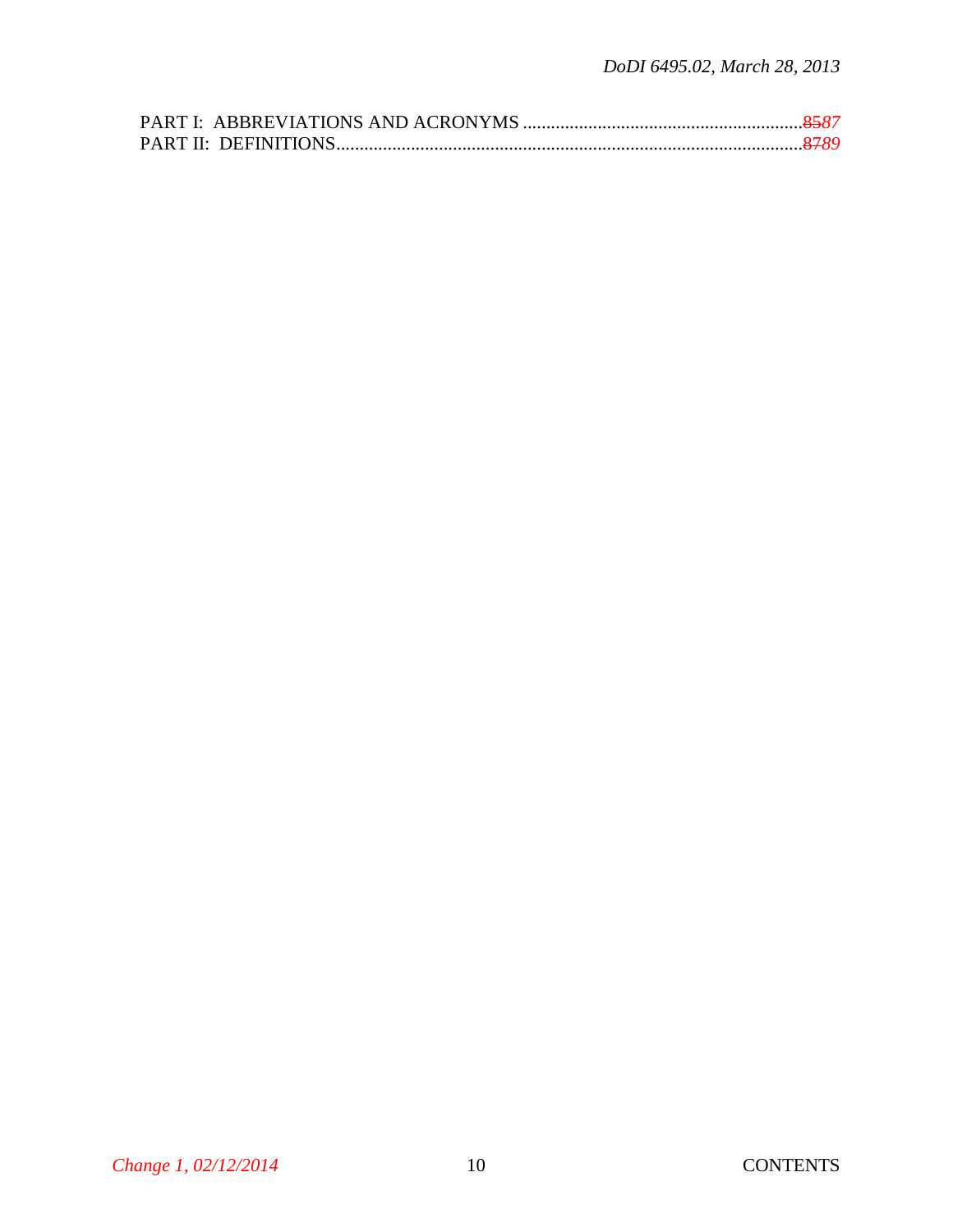PART I: ABBREVIATIONS AND ACRONYMS ............................................................~~85~~*87*
PART II: DEFINITIONS.....................................................................................................~~87~~*89*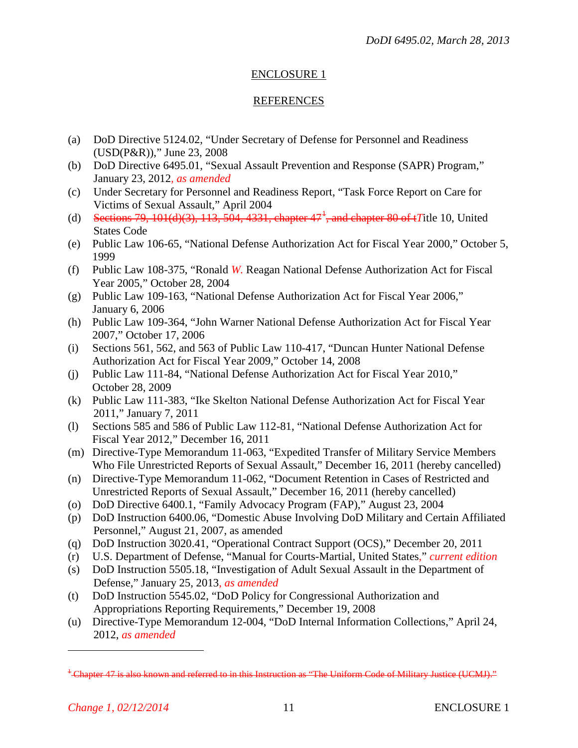## ENCLOSURE 1

## REFERENCES

(a) DoD Directive 5124.02, "Under Secretary of Defense for Personnel and Readiness (USD(P&R))," June 23, 2008

(b) DoD Directive 6495.01, "Sexual Assault Prevention and Response (SAPR) Program," January 23, 2012*, as amended*

(c) Under Secretary for Personnel and Readiness Report, "Task Force Report on Care for Victims of Sexual Assault," April 2004

(d) ~~Sections 79, 101(d)(3), 113, 504, 4331, chapter 47[1], and chapter 80 of t~~*T*itle 10, United States Code

(e) Public Law 106-65, "National Defense Authorization Act for Fiscal Year 2000," October 5, 1999

(f) Public Law 108-375, "Ronald *W.* Reagan National Defense Authorization Act for Fiscal Year 2005," October 28, 2004

(g) Public Law 109-163, "National Defense Authorization Act for Fiscal Year 2006," January 6, 2006

(h) Public Law 109-364, "John Warner National Defense Authorization Act for Fiscal Year 2007," October 17, 2006

(i) Sections 561, 562, and 563 of Public Law 110-417, "Duncan Hunter National Defense Authorization Act for Fiscal Year 2009," October 14, 2008

(j) Public Law 111-84, "National Defense Authorization Act for Fiscal Year 2010," October 28, 2009

(k) Public Law 111-383, "Ike Skelton National Defense Authorization Act for Fiscal Year 2011," January 7, 2011

(l) Sections 585 and 586 of Public Law 112-81, "National Defense Authorization Act for Fiscal Year 2012," December 16, 2011

(m) Directive-Type Memorandum 11-063, "Expedited Transfer of Military Service Members Who File Unrestricted Reports of Sexual Assault," December 16, 2011 (hereby cancelled)

(n) Directive-Type Memorandum 11-062, "Document Retention in Cases of Restricted and Unrestricted Reports of Sexual Assault," December 16, 2011 (hereby cancelled)

(o) DoD Directive 6400.1, "Family Advocacy Program (FAP)," August 23, 2004

(p) DoD Instruction 6400.06, "Domestic Abuse Involving DoD Military and Certain Affiliated Personnel," August 21, 2007, as amended

(q) DoD Instruction 3020.41, "Operational Contract Support (OCS)," December 20, 2011

(r) U.S. Department of Defense, "Manual for Courts-Martial, United States," *current edition*

(s) DoD Instruction 5505.18, "Investigation of Adult Sexual Assault in the Department of Defense," January 25, 2013*, as amended*

(t) DoD Instruction 5545.02, "DoD Policy for Congressional Authorization and Appropriations Reporting Requirements," December 19, 2008

(u) Directive-Type Memorandum 12-004, "DoD Internal Information Collections," April 24, 2012, *as amended*

---

[1] ~~Chapter 47 is also known and referred to in this Instruction as "The Uniform Code of Military Justice (UCMJ)."~~

*Change 1, 02/12/2014*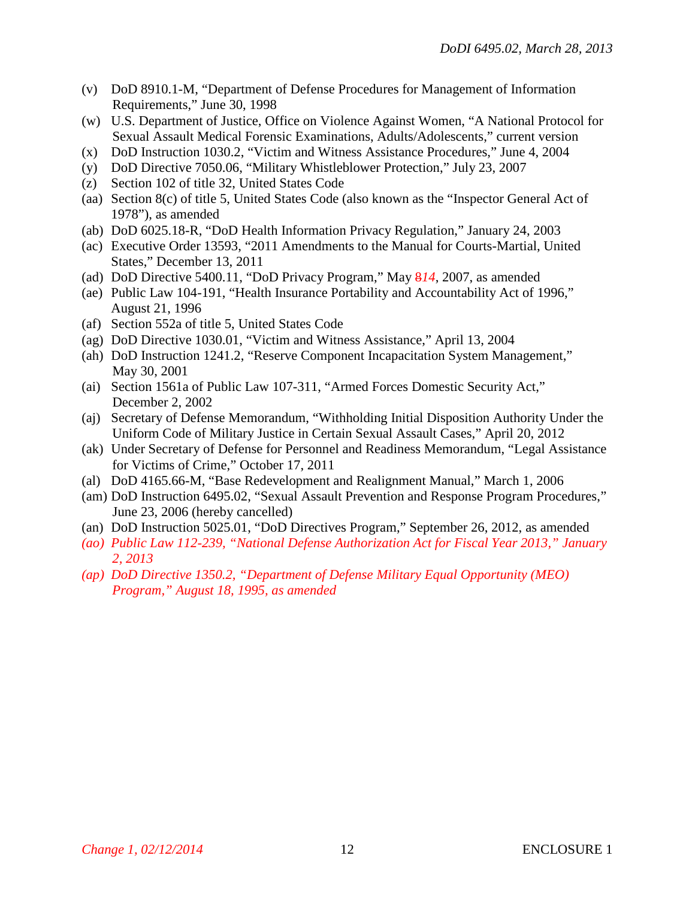(v) DoD 8910.1-M, "Department of Defense Procedures for Management of Information Requirements," June 30, 1998

(w) U.S. Department of Justice, Office on Violence Against Women, "A National Protocol for Sexual Assault Medical Forensic Examinations, Adults/Adolescents," current version

(x) DoD Instruction 1030.2, "Victim and Witness Assistance Procedures," June 4, 2004

(y) DoD Directive 7050.06, "Military Whistleblower Protection," July 23, 2007

(z) Section 102 of title 32, United States Code

(aa) Section 8(c) of title 5, United States Code (also known as the "Inspector General Act of 1978"), as amended

(ab) DoD 6025.18-R, "DoD Health Information Privacy Regulation," January 24, 2003

(ac) Executive Order 13593, "2011 Amendments to the Manual for Courts-Martial, United States," December 13, 2011

(ad) DoD Directive 5400.11, "DoD Privacy Program," May ~~8~~*14*, 2007, as amended

(ae) Public Law 104-191, "Health Insurance Portability and Accountability Act of 1996," August 21, 1996

(af) Section 552a of title 5, United States Code

(ag) DoD Directive 1030.01, "Victim and Witness Assistance," April 13, 2004

(ah) DoD Instruction 1241.2, "Reserve Component Incapacitation System Management," May 30, 2001

(ai) Section 1561a of Public Law 107-311, "Armed Forces Domestic Security Act," December 2, 2002

(aj) Secretary of Defense Memorandum, "Withholding Initial Disposition Authority Under the Uniform Code of Military Justice in Certain Sexual Assault Cases," April 20, 2012

(ak) Under Secretary of Defense for Personnel and Readiness Memorandum, "Legal Assistance for Victims of Crime," October 17, 2011

(al) DoD 4165.66-M, "Base Redevelopment and Realignment Manual," March 1, 2006

(am) DoD Instruction 6495.02, "Sexual Assault Prevention and Response Program Procedures," June 23, 2006 (hereby cancelled)

(an) DoD Instruction 5025.01, "DoD Directives Program," September 26, 2012, as amended

*(ao) Public Law 112-239, "National Defense Authorization Act for Fiscal Year 2013," January 2, 2013*

*(ap) DoD Directive 1350.2, "Department of Defense Military Equal Opportunity (MEO) Program," August 18, 1995, as amended*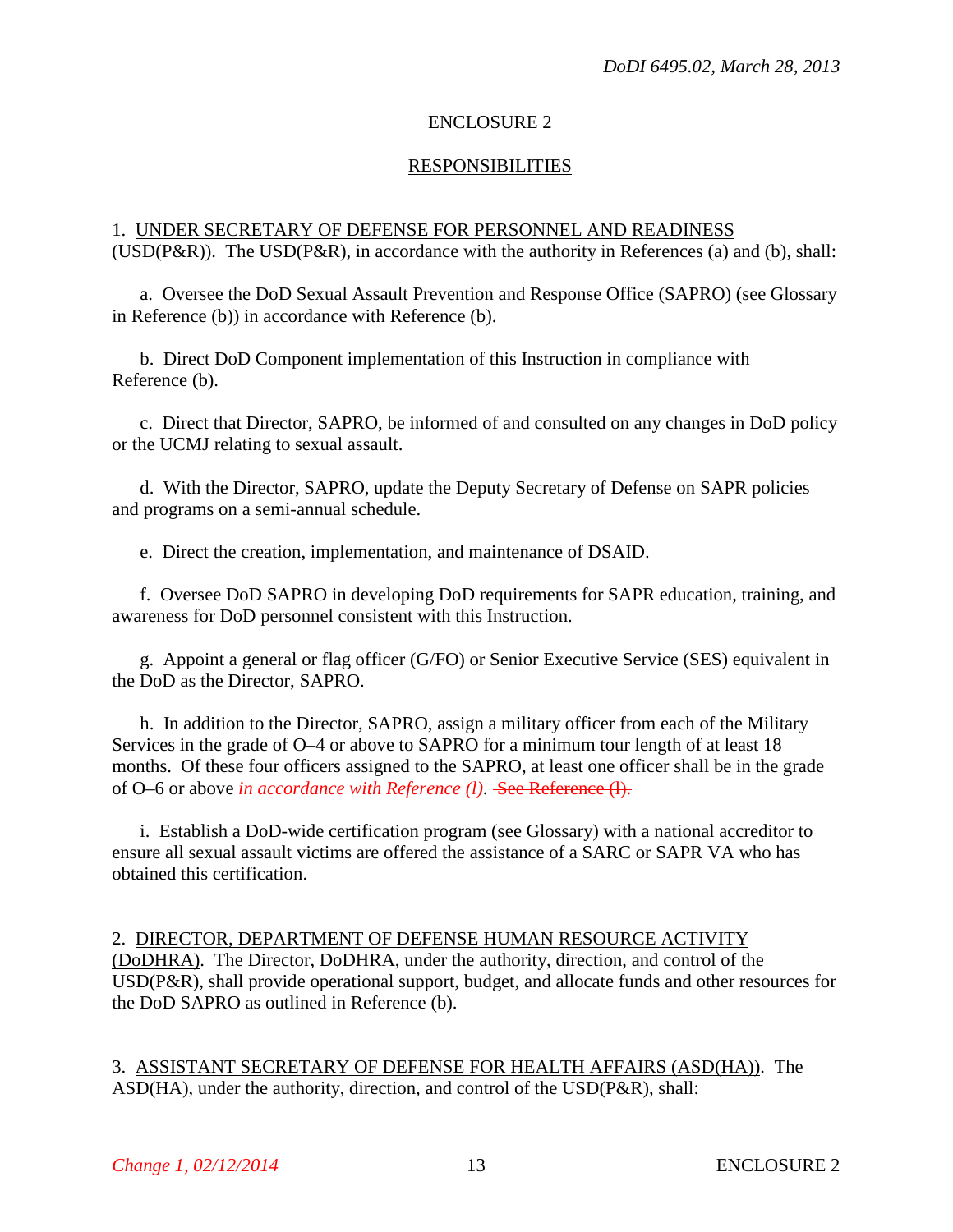## ENCLOSURE 2

## RESPONSIBILITIES

1. UNDER SECRETARY OF DEFENSE FOR PERSONNEL AND READINESS (USD(P&R)). The USD(P&R), in accordance with the authority in References (a) and (b), shall:

a. Oversee the DoD Sexual Assault Prevention and Response Office (SAPRO) (see Glossary in Reference (b)) in accordance with Reference (b).

b. Direct DoD Component implementation of this Instruction in compliance with Reference (b).

c. Direct that Director, SAPRO, be informed of and consulted on any changes in DoD policy or the UCMJ relating to sexual assault.

d. With the Director, SAPRO, update the Deputy Secretary of Defense on SAPR policies and programs on a semi-annual schedule.

e. Direct the creation, implementation, and maintenance of DSAID.

f. Oversee DoD SAPRO in developing DoD requirements for SAPR education, training, and awareness for DoD personnel consistent with this Instruction.

g. Appoint a general or flag officer (G/FO) or Senior Executive Service (SES) equivalent in the DoD as the Director, SAPRO.

h. In addition to the Director, SAPRO, assign a military officer from each of the Military Services in the grade of O–4 or above to SAPRO for a minimum tour length of at least 18 months. Of these four officers assigned to the SAPRO, at least one officer shall be in the grade of O–6 or above *in accordance with Reference (l).* ~~See Reference (l).~~

i. Establish a DoD-wide certification program (see Glossary) with a national accreditor to ensure all sexual assault victims are offered the assistance of a SARC or SAPR VA who has obtained this certification.

2. DIRECTOR, DEPARTMENT OF DEFENSE HUMAN RESOURCE ACTIVITY (DoDHRA). The Director, DoDHRA, under the authority, direction, and control of the USD(P&R), shall provide operational support, budget, and allocate funds and other resources for the DoD SAPRO as outlined in Reference (b).

3. ASSISTANT SECRETARY OF DEFENSE FOR HEALTH AFFAIRS (ASD(HA)). The ASD(HA), under the authority, direction, and control of the USD(P&R), shall: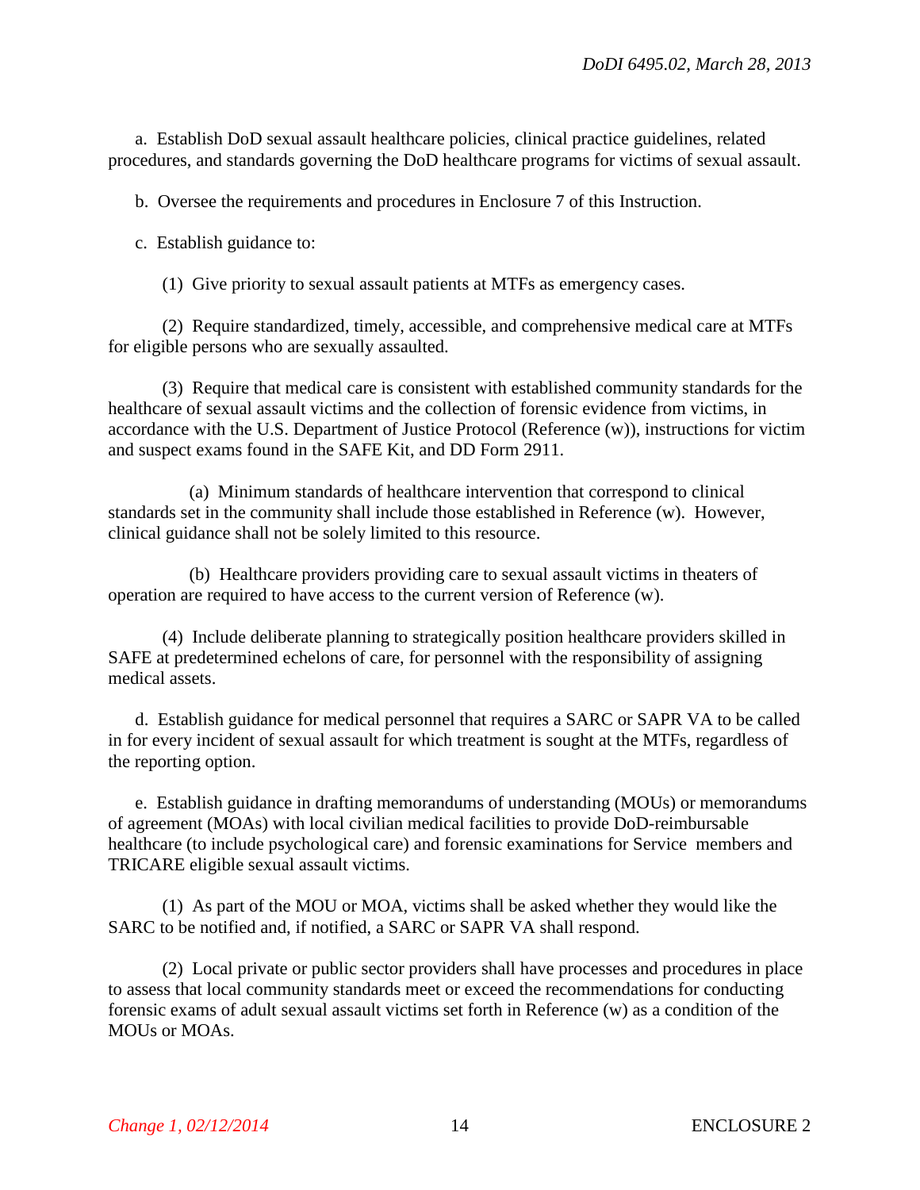a. Establish DoD sexual assault healthcare policies, clinical practice guidelines, related procedures, and standards governing the DoD healthcare programs for victims of sexual assault.

b. Oversee the requirements and procedures in Enclosure 7 of this Instruction.

c. Establish guidance to:

(1) Give priority to sexual assault patients at MTFs as emergency cases.

(2) Require standardized, timely, accessible, and comprehensive medical care at MTFs for eligible persons who are sexually assaulted.

(3) Require that medical care is consistent with established community standards for the healthcare of sexual assault victims and the collection of forensic evidence from victims, in accordance with the U.S. Department of Justice Protocol (Reference (w)), instructions for victim and suspect exams found in the SAFE Kit, and DD Form 2911.

(a) Minimum standards of healthcare intervention that correspond to clinical standards set in the community shall include those established in Reference (w). However, clinical guidance shall not be solely limited to this resource.

(b) Healthcare providers providing care to sexual assault victims in theaters of operation are required to have access to the current version of Reference (w).

(4) Include deliberate planning to strategically position healthcare providers skilled in SAFE at predetermined echelons of care, for personnel with the responsibility of assigning medical assets.

d. Establish guidance for medical personnel that requires a SARC or SAPR VA to be called in for every incident of sexual assault for which treatment is sought at the MTFs, regardless of the reporting option.

e. Establish guidance in drafting memorandums of understanding (MOUs) or memorandums of agreement (MOAs) with local civilian medical facilities to provide DoD-reimbursable healthcare (to include psychological care) and forensic examinations for Service members and TRICARE eligible sexual assault victims.

(1) As part of the MOU or MOA, victims shall be asked whether they would like the SARC to be notified and, if notified, a SARC or SAPR VA shall respond.

(2) Local private or public sector providers shall have processes and procedures in place to assess that local community standards meet or exceed the recommendations for conducting forensic exams of adult sexual assault victims set forth in Reference (w) as a condition of the MOUs or MOAs.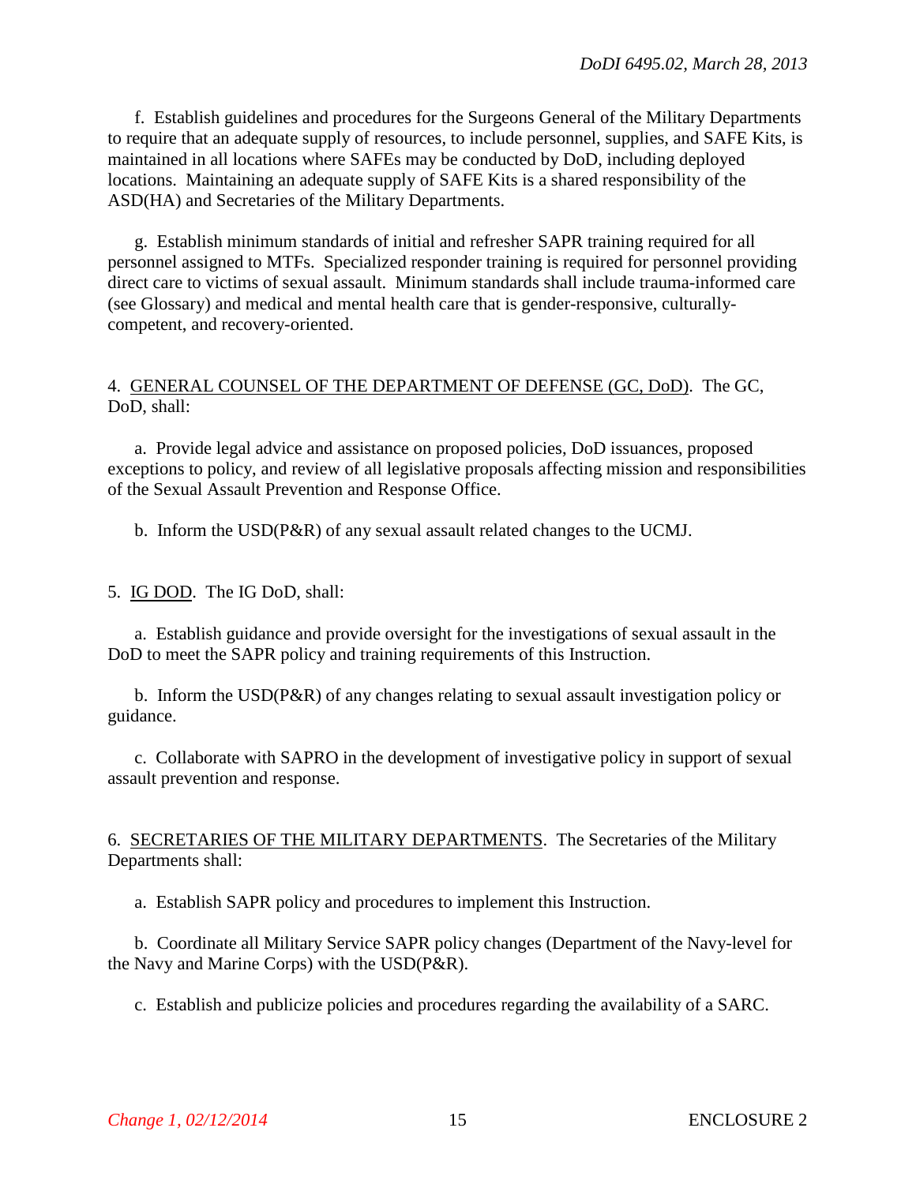f. Establish guidelines and procedures for the Surgeons General of the Military Departments to require that an adequate supply of resources, to include personnel, supplies, and SAFE Kits, is maintained in all locations where SAFEs may be conducted by DoD, including deployed locations. Maintaining an adequate supply of SAFE Kits is a shared responsibility of the ASD(HA) and Secretaries of the Military Departments.

g. Establish minimum standards of initial and refresher SAPR training required for all personnel assigned to MTFs. Specialized responder training is required for personnel providing direct care to victims of sexual assault. Minimum standards shall include trauma-informed care (see Glossary) and medical and mental health care that is gender-responsive, culturally-competent, and recovery-oriented.

4. GENERAL COUNSEL OF THE DEPARTMENT OF DEFENSE (GC, DoD). The GC, DoD, shall:

a. Provide legal advice and assistance on proposed policies, DoD issuances, proposed exceptions to policy, and review of all legislative proposals affecting mission and responsibilities of the Sexual Assault Prevention and Response Office.

b. Inform the USD(P&R) of any sexual assault related changes to the UCMJ.

5. IG DOD. The IG DoD, shall:

a. Establish guidance and provide oversight for the investigations of sexual assault in the DoD to meet the SAPR policy and training requirements of this Instruction.

b. Inform the USD(P&R) of any changes relating to sexual assault investigation policy or guidance.

c. Collaborate with SAPRO in the development of investigative policy in support of sexual assault prevention and response.

6. SECRETARIES OF THE MILITARY DEPARTMENTS. The Secretaries of the Military Departments shall:

a. Establish SAPR policy and procedures to implement this Instruction.

b. Coordinate all Military Service SAPR policy changes (Department of the Navy-level for the Navy and Marine Corps) with the USD(P&R).

c. Establish and publicize policies and procedures regarding the availability of a SARC.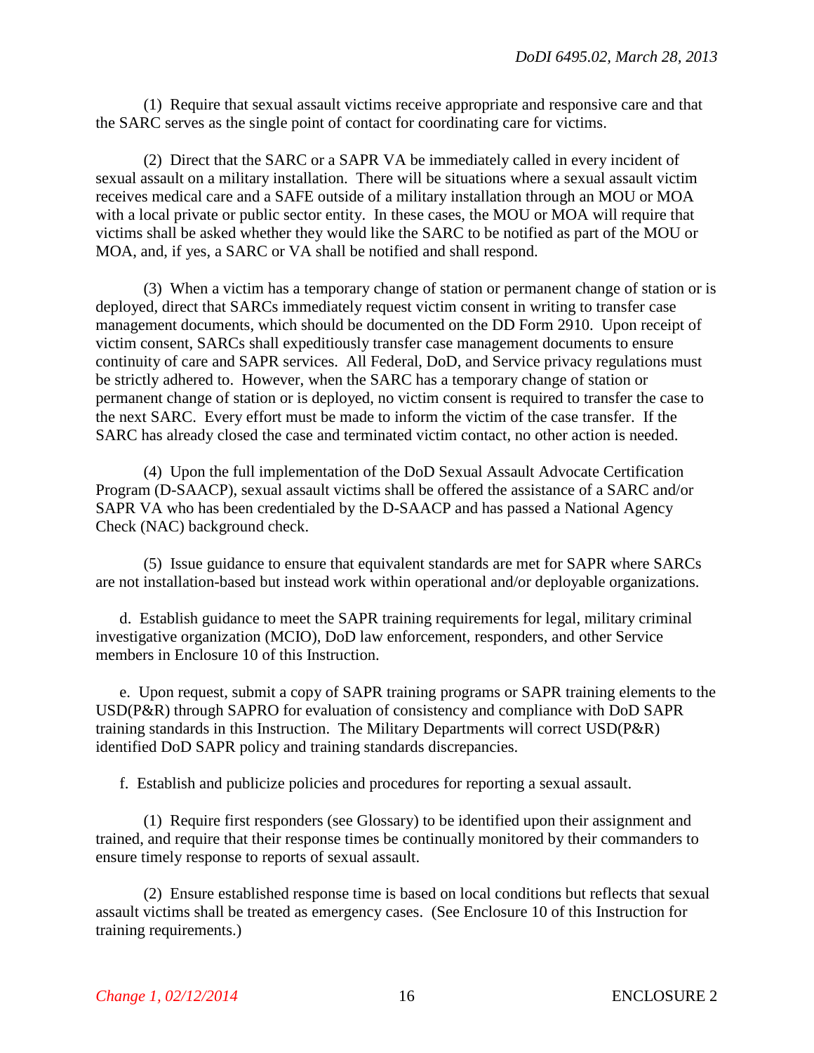(1) Require that sexual assault victims receive appropriate and responsive care and that the SARC serves as the single point of contact for coordinating care for victims.

(2) Direct that the SARC or a SAPR VA be immediately called in every incident of sexual assault on a military installation. There will be situations where a sexual assault victim receives medical care and a SAFE outside of a military installation through an MOU or MOA with a local private or public sector entity. In these cases, the MOU or MOA will require that victims shall be asked whether they would like the SARC to be notified as part of the MOU or MOA, and, if yes, a SARC or VA shall be notified and shall respond.

(3) When a victim has a temporary change of station or permanent change of station or is deployed, direct that SARCs immediately request victim consent in writing to transfer case management documents, which should be documented on the DD Form 2910. Upon receipt of victim consent, SARCs shall expeditiously transfer case management documents to ensure continuity of care and SAPR services. All Federal, DoD, and Service privacy regulations must be strictly adhered to. However, when the SARC has a temporary change of station or permanent change of station or is deployed, no victim consent is required to transfer the case to the next SARC. Every effort must be made to inform the victim of the case transfer. If the SARC has already closed the case and terminated victim contact, no other action is needed.

(4) Upon the full implementation of the DoD Sexual Assault Advocate Certification Program (D-SAACP), sexual assault victims shall be offered the assistance of a SARC and/or SAPR VA who has been credentialed by the D-SAACP and has passed a National Agency Check (NAC) background check.

(5) Issue guidance to ensure that equivalent standards are met for SAPR where SARCs are not installation-based but instead work within operational and/or deployable organizations.

d. Establish guidance to meet the SAPR training requirements for legal, military criminal investigative organization (MCIO), DoD law enforcement, responders, and other Service members in Enclosure 10 of this Instruction.

e. Upon request, submit a copy of SAPR training programs or SAPR training elements to the USD(P&R) through SAPRO for evaluation of consistency and compliance with DoD SAPR training standards in this Instruction. The Military Departments will correct USD(P&R) identified DoD SAPR policy and training standards discrepancies.

f. Establish and publicize policies and procedures for reporting a sexual assault.

(1) Require first responders (see Glossary) to be identified upon their assignment and trained, and require that their response times be continually monitored by their commanders to ensure timely response to reports of sexual assault.

(2) Ensure established response time is based on local conditions but reflects that sexual assault victims shall be treated as emergency cases. (See Enclosure 10 of this Instruction for training requirements.)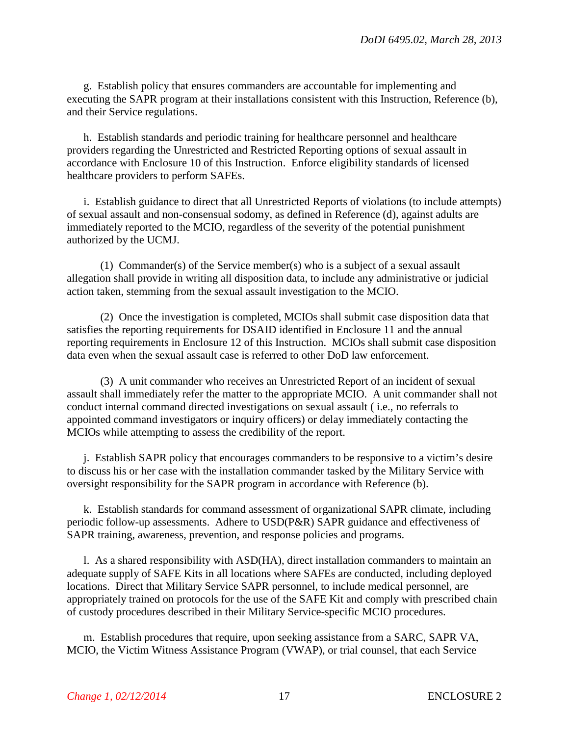g. Establish policy that ensures commanders are accountable for implementing and executing the SAPR program at their installations consistent with this Instruction, Reference (b), and their Service regulations.

h. Establish standards and periodic training for healthcare personnel and healthcare providers regarding the Unrestricted and Restricted Reporting options of sexual assault in accordance with Enclosure 10 of this Instruction. Enforce eligibility standards of licensed healthcare providers to perform SAFEs.

i. Establish guidance to direct that all Unrestricted Reports of violations (to include attempts) of sexual assault and non-consensual sodomy, as defined in Reference (d), against adults are immediately reported to the MCIO, regardless of the severity of the potential punishment authorized by the UCMJ.

(1) Commander(s) of the Service member(s) who is a subject of a sexual assault allegation shall provide in writing all disposition data, to include any administrative or judicial action taken, stemming from the sexual assault investigation to the MCIO.

(2) Once the investigation is completed, MCIOs shall submit case disposition data that satisfies the reporting requirements for DSAID identified in Enclosure 11 and the annual reporting requirements in Enclosure 12 of this Instruction. MCIOs shall submit case disposition data even when the sexual assault case is referred to other DoD law enforcement.

(3) A unit commander who receives an Unrestricted Report of an incident of sexual assault shall immediately refer the matter to the appropriate MCIO. A unit commander shall not conduct internal command directed investigations on sexual assault ( i.e., no referrals to appointed command investigators or inquiry officers) or delay immediately contacting the MCIOs while attempting to assess the credibility of the report.

j. Establish SAPR policy that encourages commanders to be responsive to a victim's desire to discuss his or her case with the installation commander tasked by the Military Service with oversight responsibility for the SAPR program in accordance with Reference (b).

k. Establish standards for command assessment of organizational SAPR climate, including periodic follow-up assessments. Adhere to USD(P&R) SAPR guidance and effectiveness of SAPR training, awareness, prevention, and response policies and programs.

l. As a shared responsibility with ASD(HA), direct installation commanders to maintain an adequate supply of SAFE Kits in all locations where SAFEs are conducted, including deployed locations. Direct that Military Service SAPR personnel, to include medical personnel, are appropriately trained on protocols for the use of the SAFE Kit and comply with prescribed chain of custody procedures described in their Military Service-specific MCIO procedures.

m. Establish procedures that require, upon seeking assistance from a SARC, SAPR VA, MCIO, the Victim Witness Assistance Program (VWAP), or trial counsel, that each Service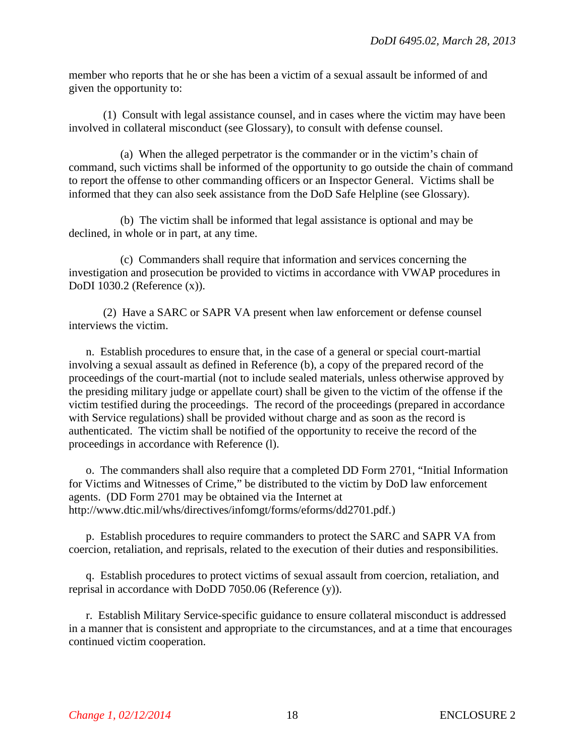member who reports that he or she has been a victim of a sexual assault be informed of and given the opportunity to:

(1) Consult with legal assistance counsel, and in cases where the victim may have been involved in collateral misconduct (see Glossary), to consult with defense counsel.

(a) When the alleged perpetrator is the commander or in the victim's chain of command, such victims shall be informed of the opportunity to go outside the chain of command to report the offense to other commanding officers or an Inspector General. Victims shall be informed that they can also seek assistance from the DoD Safe Helpline (see Glossary).

(b) The victim shall be informed that legal assistance is optional and may be declined, in whole or in part, at any time.

(c) Commanders shall require that information and services concerning the investigation and prosecution be provided to victims in accordance with VWAP procedures in DoDI 1030.2 (Reference (x)).

(2) Have a SARC or SAPR VA present when law enforcement or defense counsel interviews the victim.

n. Establish procedures to ensure that, in the case of a general or special court-martial involving a sexual assault as defined in Reference (b), a copy of the prepared record of the proceedings of the court-martial (not to include sealed materials, unless otherwise approved by the presiding military judge or appellate court) shall be given to the victim of the offense if the victim testified during the proceedings. The record of the proceedings (prepared in accordance with Service regulations) shall be provided without charge and as soon as the record is authenticated. The victim shall be notified of the opportunity to receive the record of the proceedings in accordance with Reference (l).

o. The commanders shall also require that a completed DD Form 2701, "Initial Information for Victims and Witnesses of Crime," be distributed to the victim by DoD law enforcement agents. (DD Form 2701 may be obtained via the Internet at http://www.dtic.mil/whs/directives/infomgt/forms/eforms/dd2701.pdf.)

p. Establish procedures to require commanders to protect the SARC and SAPR VA from coercion, retaliation, and reprisals, related to the execution of their duties and responsibilities.

q. Establish procedures to protect victims of sexual assault from coercion, retaliation, and reprisal in accordance with DoDD 7050.06 (Reference (y)).

r. Establish Military Service-specific guidance to ensure collateral misconduct is addressed in a manner that is consistent and appropriate to the circumstances, and at a time that encourages continued victim cooperation.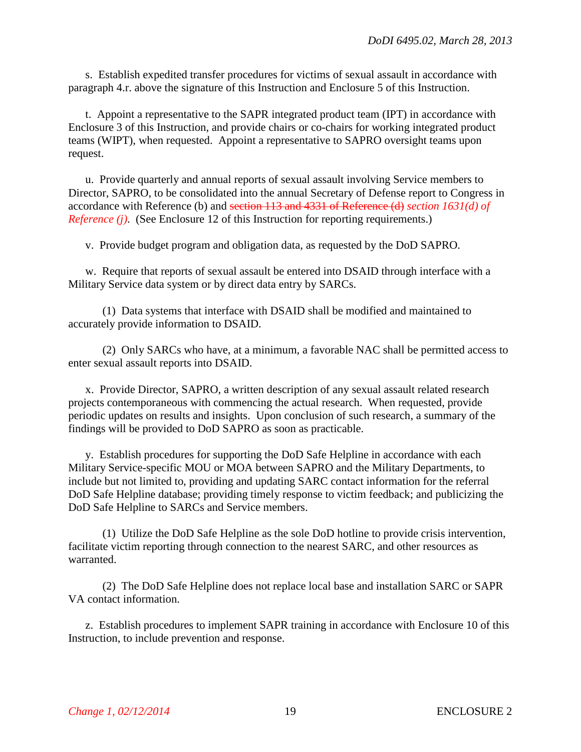s. Establish expedited transfer procedures for victims of sexual assault in accordance with paragraph 4.r. above the signature of this Instruction and Enclosure 5 of this Instruction.

t. Appoint a representative to the SAPR integrated product team (IPT) in accordance with Enclosure 3 of this Instruction, and provide chairs or co-chairs for working integrated product teams (WIPT), when requested. Appoint a representative to SAPRO oversight teams upon request.

u. Provide quarterly and annual reports of sexual assault involving Service members to Director, SAPRO, to be consolidated into the annual Secretary of Defense report to Congress in accordance with Reference (b) and ~~section 113 and 4331 of Reference (d)~~ *section 1631(d) of Reference (j)*. (See Enclosure 12 of this Instruction for reporting requirements.)

v. Provide budget program and obligation data, as requested by the DoD SAPRO.

w. Require that reports of sexual assault be entered into DSAID through interface with a Military Service data system or by direct data entry by SARCs.

(1) Data systems that interface with DSAID shall be modified and maintained to accurately provide information to DSAID.

(2) Only SARCs who have, at a minimum, a favorable NAC shall be permitted access to enter sexual assault reports into DSAID.

x. Provide Director, SAPRO, a written description of any sexual assault related research projects contemporaneous with commencing the actual research. When requested, provide periodic updates on results and insights. Upon conclusion of such research, a summary of the findings will be provided to DoD SAPRO as soon as practicable.

y. Establish procedures for supporting the DoD Safe Helpline in accordance with each Military Service-specific MOU or MOA between SAPRO and the Military Departments, to include but not limited to, providing and updating SARC contact information for the referral DoD Safe Helpline database; providing timely response to victim feedback; and publicizing the DoD Safe Helpline to SARCs and Service members.

(1) Utilize the DoD Safe Helpline as the sole DoD hotline to provide crisis intervention, facilitate victim reporting through connection to the nearest SARC, and other resources as warranted.

(2) The DoD Safe Helpline does not replace local base and installation SARC or SAPR VA contact information.

z. Establish procedures to implement SAPR training in accordance with Enclosure 10 of this Instruction, to include prevention and response.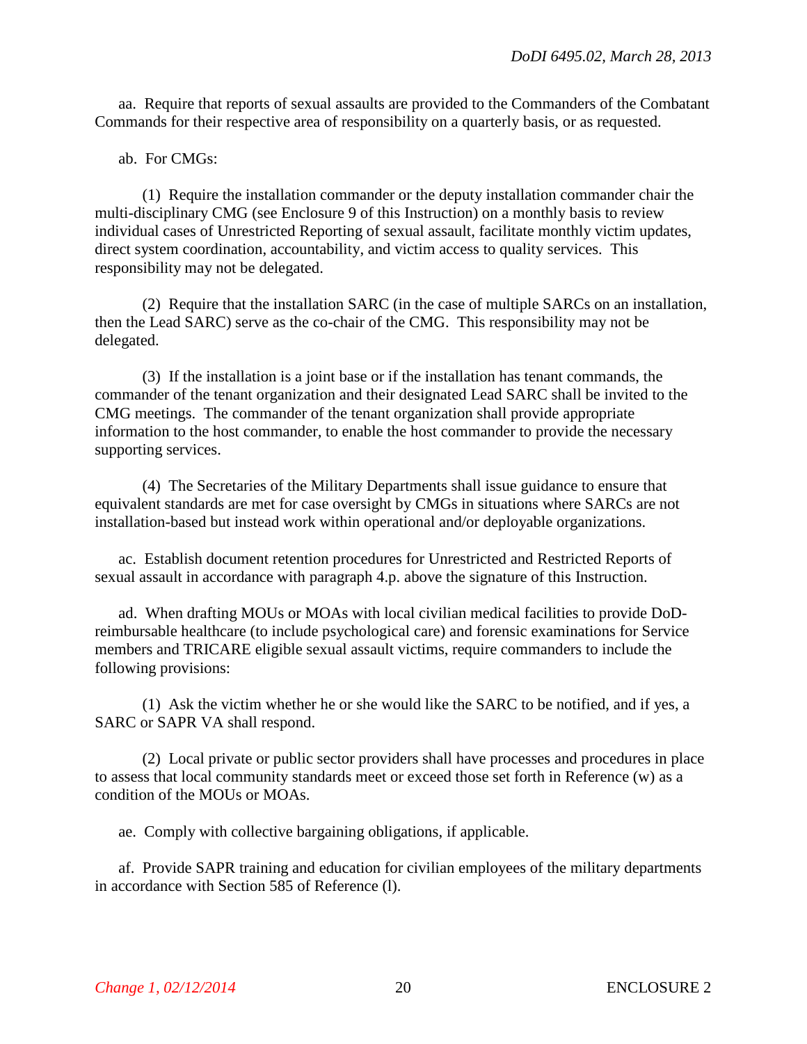aa. Require that reports of sexual assaults are provided to the Commanders of the Combatant Commands for their respective area of responsibility on a quarterly basis, or as requested.

ab. For CMGs:

(1) Require the installation commander or the deputy installation commander chair the multi-disciplinary CMG (see Enclosure 9 of this Instruction) on a monthly basis to review individual cases of Unrestricted Reporting of sexual assault, facilitate monthly victim updates, direct system coordination, accountability, and victim access to quality services. This responsibility may not be delegated.

(2) Require that the installation SARC (in the case of multiple SARCs on an installation, then the Lead SARC) serve as the co-chair of the CMG. This responsibility may not be delegated.

(3) If the installation is a joint base or if the installation has tenant commands, the commander of the tenant organization and their designated Lead SARC shall be invited to the CMG meetings. The commander of the tenant organization shall provide appropriate information to the host commander, to enable the host commander to provide the necessary supporting services.

(4) The Secretaries of the Military Departments shall issue guidance to ensure that equivalent standards are met for case oversight by CMGs in situations where SARCs are not installation-based but instead work within operational and/or deployable organizations.

ac. Establish document retention procedures for Unrestricted and Restricted Reports of sexual assault in accordance with paragraph 4.p. above the signature of this Instruction.

ad. When drafting MOUs or MOAs with local civilian medical facilities to provide DoD-reimbursable healthcare (to include psychological care) and forensic examinations for Service members and TRICARE eligible sexual assault victims, require commanders to include the following provisions:

(1) Ask the victim whether he or she would like the SARC to be notified, and if yes, a SARC or SAPR VA shall respond.

(2) Local private or public sector providers shall have processes and procedures in place to assess that local community standards meet or exceed those set forth in Reference (w) as a condition of the MOUs or MOAs.

ae. Comply with collective bargaining obligations, if applicable.

af. Provide SAPR training and education for civilian employees of the military departments in accordance with Section 585 of Reference (l).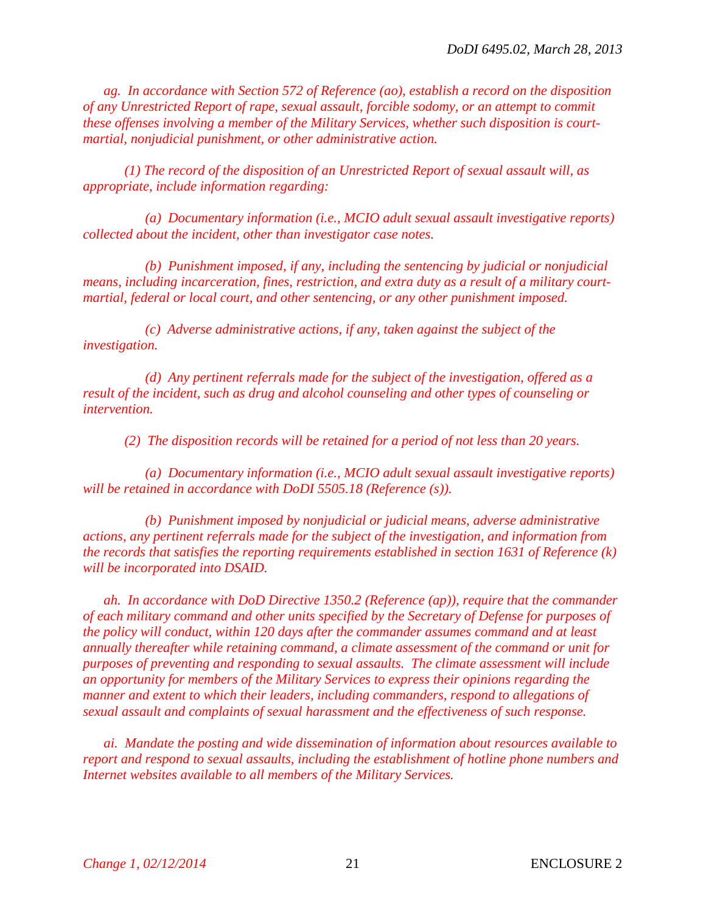*ag. In accordance with Section 572 of Reference (ao), establish a record on the disposition of any Unrestricted Report of rape, sexual assault, forcible sodomy, or an attempt to commit these offenses involving a member of the Military Services, whether such disposition is court-martial, nonjudicial punishment, or other administrative action.*

*(1) The record of the disposition of an Unrestricted Report of sexual assault will, as appropriate, include information regarding:*

*(a) Documentary information (i.e., MCIO adult sexual assault investigative reports) collected about the incident, other than investigator case notes.*

*(b) Punishment imposed, if any, including the sentencing by judicial or nonjudicial means, including incarceration, fines, restriction, and extra duty as a result of a military court-martial, federal or local court, and other sentencing, or any other punishment imposed.*

*(c) Adverse administrative actions, if any, taken against the subject of the investigation.*

*(d) Any pertinent referrals made for the subject of the investigation, offered as a result of the incident, such as drug and alcohol counseling and other types of counseling or intervention.*

*(2) The disposition records will be retained for a period of not less than 20 years.*

*(a) Documentary information (i.e., MCIO adult sexual assault investigative reports) will be retained in accordance with DoDI 5505.18 (Reference (s)).*

*(b) Punishment imposed by nonjudicial or judicial means, adverse administrative actions, any pertinent referrals made for the subject of the investigation, and information from the records that satisfies the reporting requirements established in section 1631 of Reference (k) will be incorporated into DSAID.*

*ah. In accordance with DoD Directive 1350.2 (Reference (ap)), require that the commander of each military command and other units specified by the Secretary of Defense for purposes of the policy will conduct, within 120 days after the commander assumes command and at least annually thereafter while retaining command, a climate assessment of the command or unit for purposes of preventing and responding to sexual assaults. The climate assessment will include an opportunity for members of the Military Services to express their opinions regarding the manner and extent to which their leaders, including commanders, respond to allegations of sexual assault and complaints of sexual harassment and the effectiveness of such response.*

*ai. Mandate the posting and wide dissemination of information about resources available to report and respond to sexual assaults, including the establishment of hotline phone numbers and Internet websites available to all members of the Military Services.*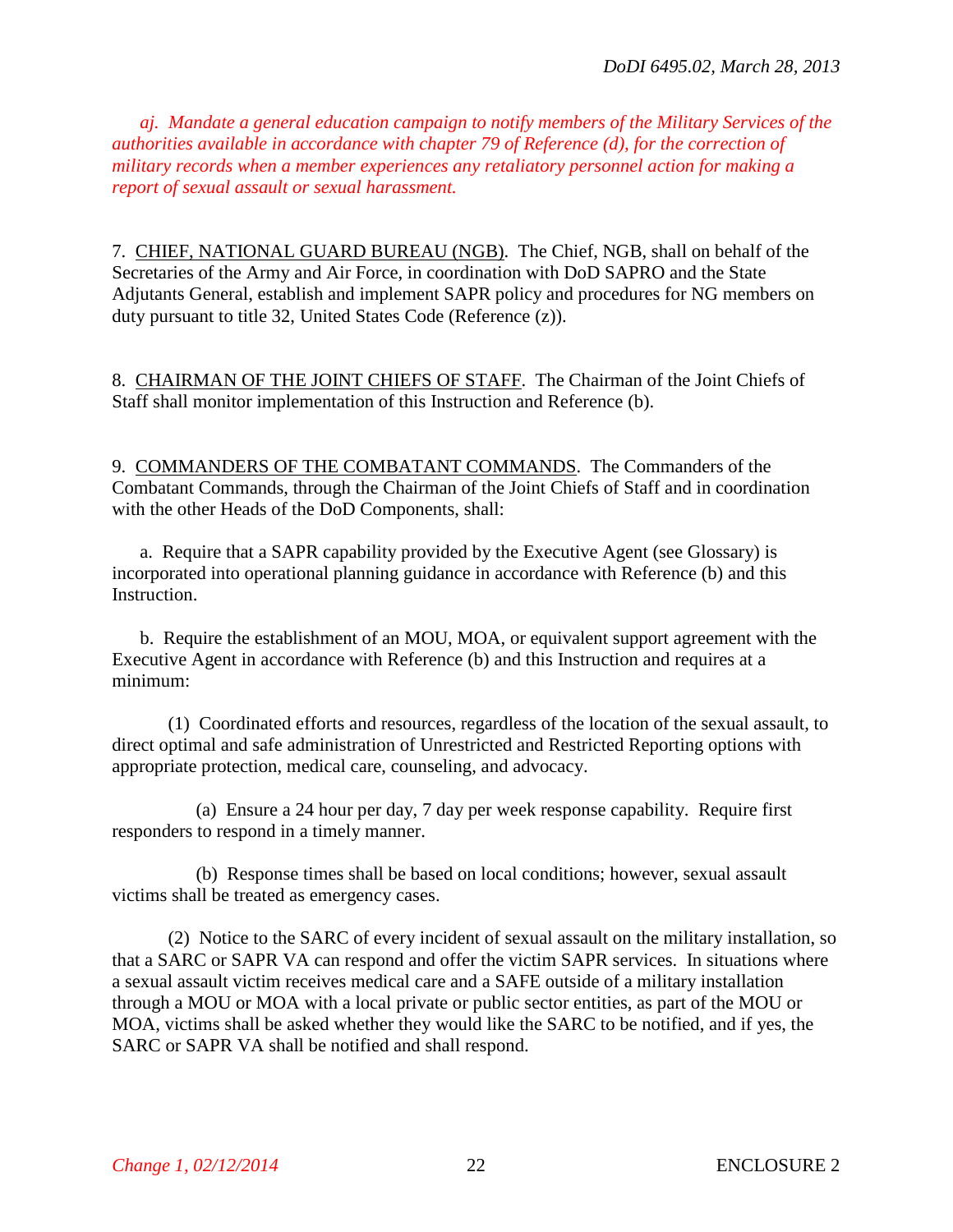*aj. Mandate a general education campaign to notify members of the Military Services of the authorities available in accordance with chapter 79 of Reference (d), for the correction of military records when a member experiences any retaliatory personnel action for making a report of sexual assault or sexual harassment.*

7. CHIEF, NATIONAL GUARD BUREAU (NGB). The Chief, NGB, shall on behalf of the Secretaries of the Army and Air Force, in coordination with DoD SAPRO and the State Adjutants General, establish and implement SAPR policy and procedures for NG members on duty pursuant to title 32, United States Code (Reference (z)).

8. CHAIRMAN OF THE JOINT CHIEFS OF STAFF. The Chairman of the Joint Chiefs of Staff shall monitor implementation of this Instruction and Reference (b).

9. COMMANDERS OF THE COMBATANT COMMANDS. The Commanders of the Combatant Commands, through the Chairman of the Joint Chiefs of Staff and in coordination with the other Heads of the DoD Components, shall:

a. Require that a SAPR capability provided by the Executive Agent (see Glossary) is incorporated into operational planning guidance in accordance with Reference (b) and this Instruction.

b. Require the establishment of an MOU, MOA, or equivalent support agreement with the Executive Agent in accordance with Reference (b) and this Instruction and requires at a minimum:

(1) Coordinated efforts and resources, regardless of the location of the sexual assault, to direct optimal and safe administration of Unrestricted and Restricted Reporting options with appropriate protection, medical care, counseling, and advocacy.

(a) Ensure a 24 hour per day, 7 day per week response capability. Require first responders to respond in a timely manner.

(b) Response times shall be based on local conditions; however, sexual assault victims shall be treated as emergency cases.

(2) Notice to the SARC of every incident of sexual assault on the military installation, so that a SARC or SAPR VA can respond and offer the victim SAPR services. In situations where a sexual assault victim receives medical care and a SAFE outside of a military installation through a MOU or MOA with a local private or public sector entities, as part of the MOU or MOA, victims shall be asked whether they would like the SARC to be notified, and if yes, the SARC or SAPR VA shall be notified and shall respond.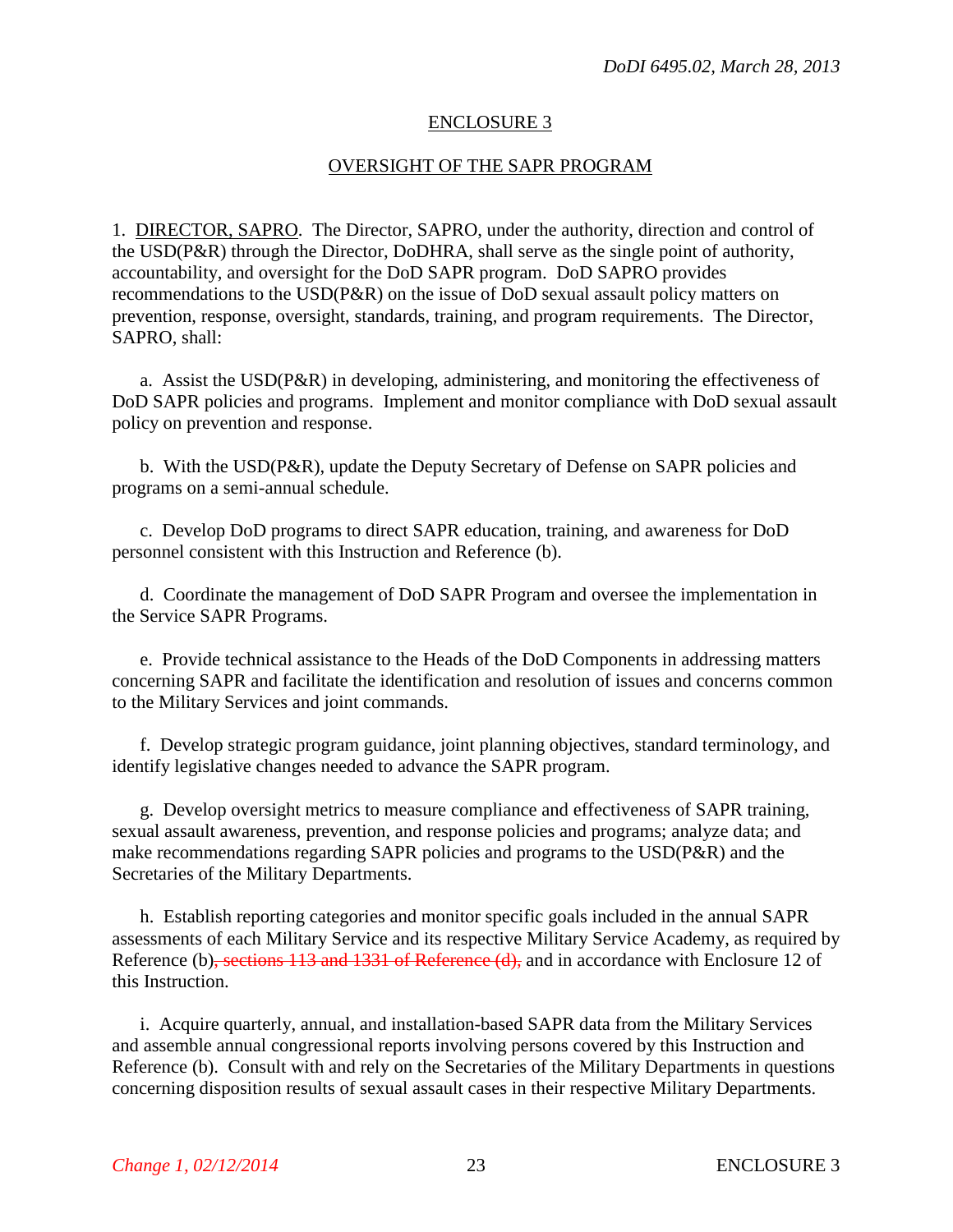## ENCLOSURE 3

## OVERSIGHT OF THE SAPR PROGRAM

1. DIRECTOR, SAPRO. The Director, SAPRO, under the authority, direction and control of the USD(P&R) through the Director, DoDHRA, shall serve as the single point of authority, accountability, and oversight for the DoD SAPR program. DoD SAPRO provides recommendations to the USD(P&R) on the issue of DoD sexual assault policy matters on prevention, response, oversight, standards, training, and program requirements. The Director, SAPRO, shall:

a. Assist the USD(P&R) in developing, administering, and monitoring the effectiveness of DoD SAPR policies and programs. Implement and monitor compliance with DoD sexual assault policy on prevention and response.

b. With the USD(P&R), update the Deputy Secretary of Defense on SAPR policies and programs on a semi-annual schedule.

c. Develop DoD programs to direct SAPR education, training, and awareness for DoD personnel consistent with this Instruction and Reference (b).

d. Coordinate the management of DoD SAPR Program and oversee the implementation in the Service SAPR Programs.

e. Provide technical assistance to the Heads of the DoD Components in addressing matters concerning SAPR and facilitate the identification and resolution of issues and concerns common to the Military Services and joint commands.

f. Develop strategic program guidance, joint planning objectives, standard terminology, and identify legislative changes needed to advance the SAPR program.

g. Develop oversight metrics to measure compliance and effectiveness of SAPR training, sexual assault awareness, prevention, and response policies and programs; analyze data; and make recommendations regarding SAPR policies and programs to the USD(P&R) and the Secretaries of the Military Departments.

h. Establish reporting categories and monitor specific goals included in the annual SAPR assessments of each Military Service and its respective Military Service Academy, as required by Reference (b)~~, sections 113 and 1331 of Reference (d),~~ and in accordance with Enclosure 12 of this Instruction.

i. Acquire quarterly, annual, and installation-based SAPR data from the Military Services and assemble annual congressional reports involving persons covered by this Instruction and Reference (b). Consult with and rely on the Secretaries of the Military Departments in questions concerning disposition results of sexual assault cases in their respective Military Departments.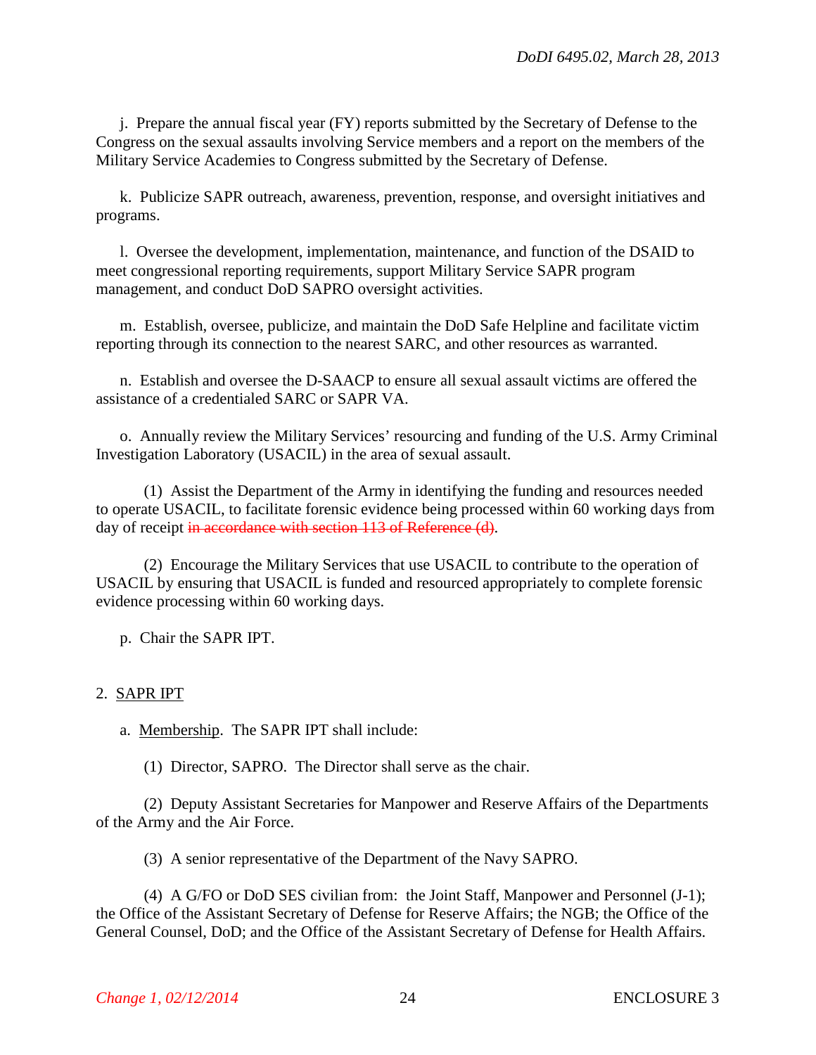j. Prepare the annual fiscal year (FY) reports submitted by the Secretary of Defense to the Congress on the sexual assaults involving Service members and a report on the members of the Military Service Academies to Congress submitted by the Secretary of Defense.

k. Publicize SAPR outreach, awareness, prevention, response, and oversight initiatives and programs.

l. Oversee the development, implementation, maintenance, and function of the DSAID to meet congressional reporting requirements, support Military Service SAPR program management, and conduct DoD SAPRO oversight activities.

m. Establish, oversee, publicize, and maintain the DoD Safe Helpline and facilitate victim reporting through its connection to the nearest SARC, and other resources as warranted.

n. Establish and oversee the D-SAACP to ensure all sexual assault victims are offered the assistance of a credentialed SARC or SAPR VA.

o. Annually review the Military Services' resourcing and funding of the U.S. Army Criminal Investigation Laboratory (USACIL) in the area of sexual assault.

(1) Assist the Department of the Army in identifying the funding and resources needed to operate USACIL, to facilitate forensic evidence being processed within 60 working days from day of receipt ~~in accordance with section 113 of Reference (d)~~.

(2) Encourage the Military Services that use USACIL to contribute to the operation of USACIL by ensuring that USACIL is funded and resourced appropriately to complete forensic evidence processing within 60 working days.

p. Chair the SAPR IPT.

2. SAPR IPT

a. Membership. The SAPR IPT shall include:

(1) Director, SAPRO. The Director shall serve as the chair.

(2) Deputy Assistant Secretaries for Manpower and Reserve Affairs of the Departments of the Army and the Air Force.

(3) A senior representative of the Department of the Navy SAPRO.

(4) A G/FO or DoD SES civilian from: the Joint Staff, Manpower and Personnel (J-1); the Office of the Assistant Secretary of Defense for Reserve Affairs; the NGB; the Office of the General Counsel, DoD; and the Office of the Assistant Secretary of Defense for Health Affairs.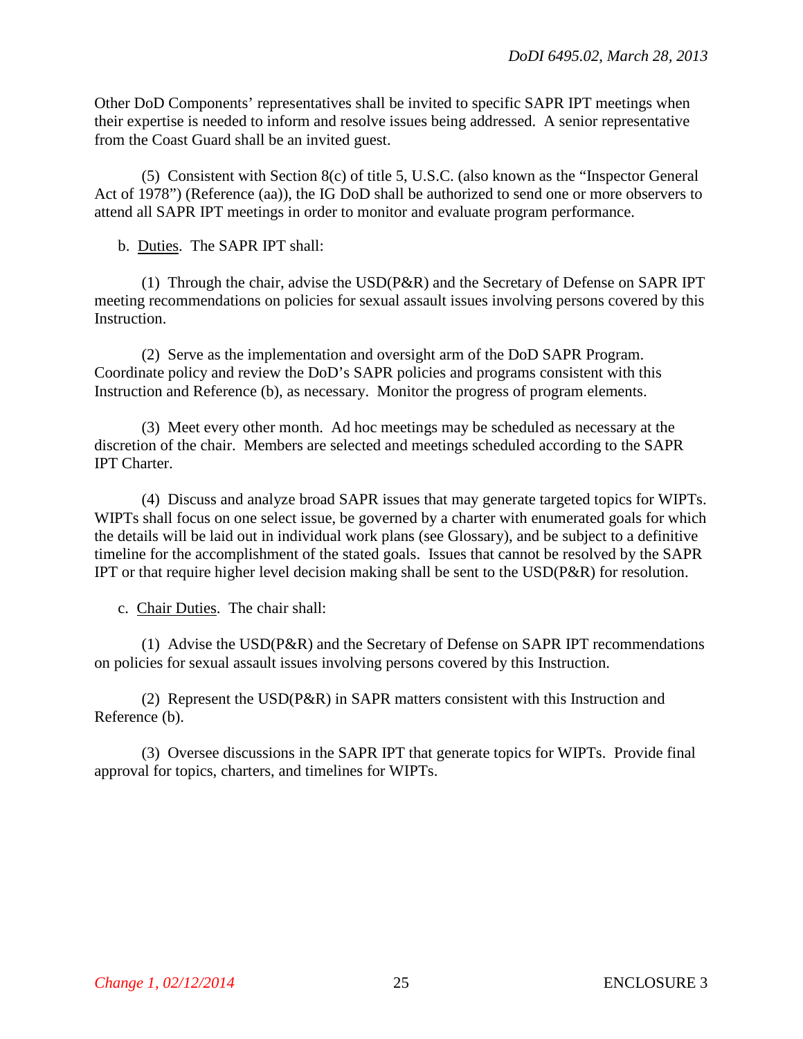Other DoD Components' representatives shall be invited to specific SAPR IPT meetings when their expertise is needed to inform and resolve issues being addressed. A senior representative from the Coast Guard shall be an invited guest.

(5) Consistent with Section 8(c) of title 5, U.S.C. (also known as the "Inspector General Act of 1978") (Reference (aa)), the IG DoD shall be authorized to send one or more observers to attend all SAPR IPT meetings in order to monitor and evaluate program performance.

b. Duties. The SAPR IPT shall:

(1) Through the chair, advise the USD(P&R) and the Secretary of Defense on SAPR IPT meeting recommendations on policies for sexual assault issues involving persons covered by this Instruction.

(2) Serve as the implementation and oversight arm of the DoD SAPR Program. Coordinate policy and review the DoD's SAPR policies and programs consistent with this Instruction and Reference (b), as necessary. Monitor the progress of program elements.

(3) Meet every other month. Ad hoc meetings may be scheduled as necessary at the discretion of the chair. Members are selected and meetings scheduled according to the SAPR IPT Charter.

(4) Discuss and analyze broad SAPR issues that may generate targeted topics for WIPTs. WIPTs shall focus on one select issue, be governed by a charter with enumerated goals for which the details will be laid out in individual work plans (see Glossary), and be subject to a definitive timeline for the accomplishment of the stated goals. Issues that cannot be resolved by the SAPR IPT or that require higher level decision making shall be sent to the USD(P&R) for resolution.

c. Chair Duties. The chair shall:

(1) Advise the USD(P&R) and the Secretary of Defense on SAPR IPT recommendations on policies for sexual assault issues involving persons covered by this Instruction.

(2) Represent the USD(P&R) in SAPR matters consistent with this Instruction and Reference (b).

(3) Oversee discussions in the SAPR IPT that generate topics for WIPTs. Provide final approval for topics, charters, and timelines for WIPTs.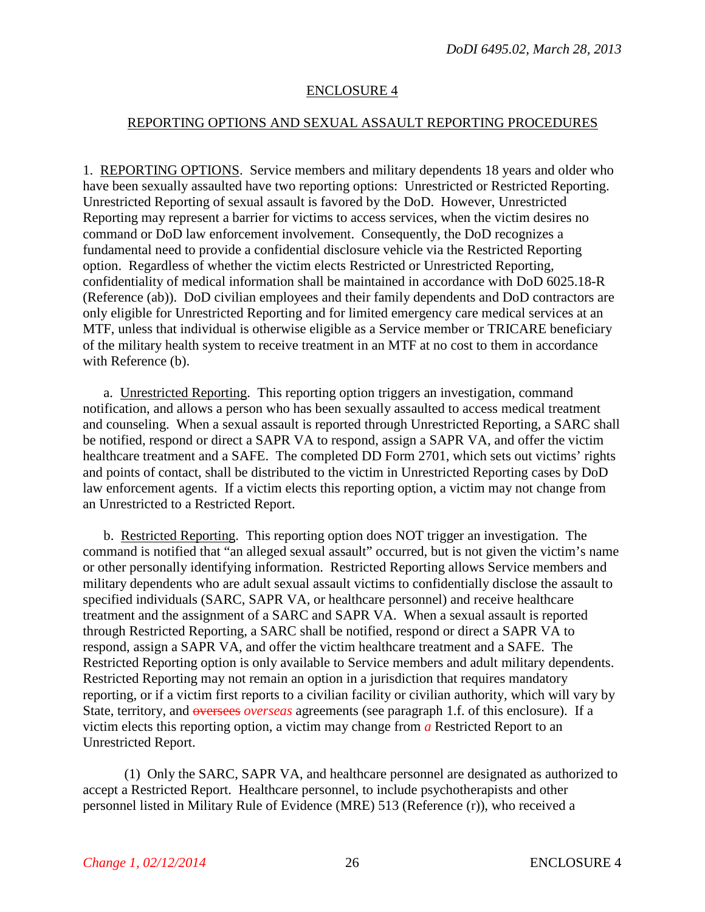## ENCLOSURE 4

## REPORTING OPTIONS AND SEXUAL ASSAULT REPORTING PROCEDURES

1. REPORTING OPTIONS. Service members and military dependents 18 years and older who have been sexually assaulted have two reporting options: Unrestricted or Restricted Reporting. Unrestricted Reporting of sexual assault is favored by the DoD. However, Unrestricted Reporting may represent a barrier for victims to access services, when the victim desires no command or DoD law enforcement involvement. Consequently, the DoD recognizes a fundamental need to provide a confidential disclosure vehicle via the Restricted Reporting option. Regardless of whether the victim elects Restricted or Unrestricted Reporting, confidentiality of medical information shall be maintained in accordance with DoD 6025.18-R (Reference (ab)). DoD civilian employees and their family dependents and DoD contractors are only eligible for Unrestricted Reporting and for limited emergency care medical services at an MTF, unless that individual is otherwise eligible as a Service member or TRICARE beneficiary of the military health system to receive treatment in an MTF at no cost to them in accordance with Reference (b).

a. Unrestricted Reporting. This reporting option triggers an investigation, command notification, and allows a person who has been sexually assaulted to access medical treatment and counseling. When a sexual assault is reported through Unrestricted Reporting, a SARC shall be notified, respond or direct a SAPR VA to respond, assign a SAPR VA, and offer the victim healthcare treatment and a SAFE. The completed DD Form 2701, which sets out victims' rights and points of contact, shall be distributed to the victim in Unrestricted Reporting cases by DoD law enforcement agents. If a victim elects this reporting option, a victim may not change from an Unrestricted to a Restricted Report.

b. Restricted Reporting. This reporting option does NOT trigger an investigation. The command is notified that "an alleged sexual assault" occurred, but is not given the victim's name or other personally identifying information. Restricted Reporting allows Service members and military dependents who are adult sexual assault victims to confidentially disclose the assault to specified individuals (SARC, SAPR VA, or healthcare personnel) and receive healthcare treatment and the assignment of a SARC and SAPR VA. When a sexual assault is reported through Restricted Reporting, a SARC shall be notified, respond or direct a SAPR VA to respond, assign a SAPR VA, and offer the victim healthcare treatment and a SAFE. The Restricted Reporting option is only available to Service members and adult military dependents. Restricted Reporting may not remain an option in a jurisdiction that requires mandatory reporting, or if a victim first reports to a civilian facility or civilian authority, which will vary by State, territory, and ~~oversees~~ *overseas* agreements (see paragraph 1.f. of this enclosure). If a victim elects this reporting option, a victim may change from *a* Restricted Report to an Unrestricted Report.

(1) Only the SARC, SAPR VA, and healthcare personnel are designated as authorized to accept a Restricted Report. Healthcare personnel, to include psychotherapists and other personnel listed in Military Rule of Evidence (MRE) 513 (Reference (r)), who received a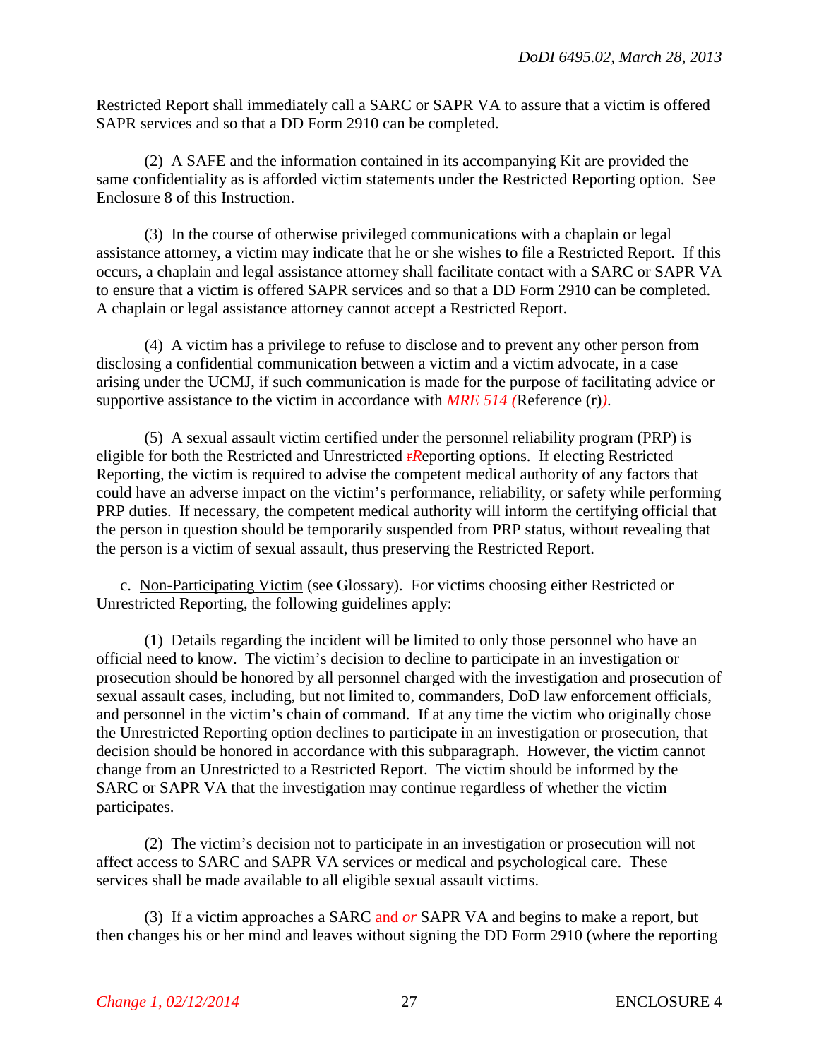Restricted Report shall immediately call a SARC or SAPR VA to assure that a victim is offered SAPR services and so that a DD Form 2910 can be completed.

(2) A SAFE and the information contained in its accompanying Kit are provided the same confidentiality as is afforded victim statements under the Restricted Reporting option. See Enclosure 8 of this Instruction.

(3) In the course of otherwise privileged communications with a chaplain or legal assistance attorney, a victim may indicate that he or she wishes to file a Restricted Report. If this occurs, a chaplain and legal assistance attorney shall facilitate contact with a SARC or SAPR VA to ensure that a victim is offered SAPR services and so that a DD Form 2910 can be completed. A chaplain or legal assistance attorney cannot accept a Restricted Report.

(4) A victim has a privilege to refuse to disclose and to prevent any other person from disclosing a confidential communication between a victim and a victim advocate, in a case arising under the UCMJ, if such communication is made for the purpose of facilitating advice or supportive assistance to the victim in accordance with *MRE 514 (*Reference (r)*)*.

(5) A sexual assault victim certified under the personnel reliability program (PRP) is eligible for both the Restricted and Unrestricted ~~r~~*R*eporting options. If electing Restricted Reporting, the victim is required to advise the competent medical authority of any factors that could have an adverse impact on the victim's performance, reliability, or safety while performing PRP duties. If necessary, the competent medical authority will inform the certifying official that the person in question should be temporarily suspended from PRP status, without revealing that the person is a victim of sexual assault, thus preserving the Restricted Report.

c. Non-Participating Victim (see Glossary). For victims choosing either Restricted or Unrestricted Reporting, the following guidelines apply:

(1) Details regarding the incident will be limited to only those personnel who have an official need to know. The victim's decision to decline to participate in an investigation or prosecution should be honored by all personnel charged with the investigation and prosecution of sexual assault cases, including, but not limited to, commanders, DoD law enforcement officials, and personnel in the victim's chain of command. If at any time the victim who originally chose the Unrestricted Reporting option declines to participate in an investigation or prosecution, that decision should be honored in accordance with this subparagraph. However, the victim cannot change from an Unrestricted to a Restricted Report. The victim should be informed by the SARC or SAPR VA that the investigation may continue regardless of whether the victim participates.

(2) The victim's decision not to participate in an investigation or prosecution will not affect access to SARC and SAPR VA services or medical and psychological care. These services shall be made available to all eligible sexual assault victims.

(3) If a victim approaches a SARC ~~and~~ *or* SAPR VA and begins to make a report, but then changes his or her mind and leaves without signing the DD Form 2910 (where the reporting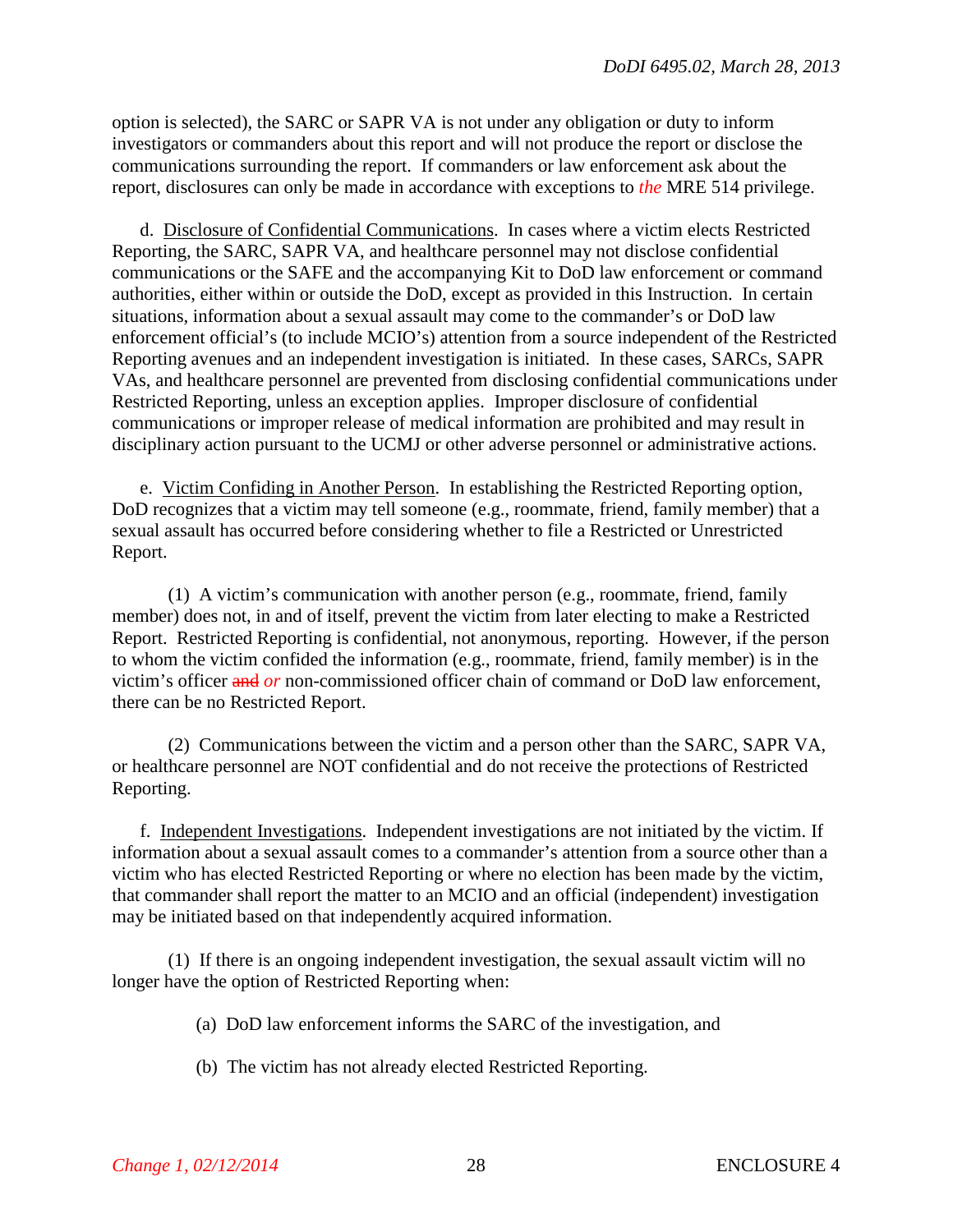option is selected), the SARC or SAPR VA is not under any obligation or duty to inform investigators or commanders about this report and will not produce the report or disclose the communications surrounding the report. If commanders or law enforcement ask about the report, disclosures can only be made in accordance with exceptions to *the* MRE 514 privilege.

d. Disclosure of Confidential Communications. In cases where a victim elects Restricted Reporting, the SARC, SAPR VA, and healthcare personnel may not disclose confidential communications or the SAFE and the accompanying Kit to DoD law enforcement or command authorities, either within or outside the DoD, except as provided in this Instruction. In certain situations, information about a sexual assault may come to the commander's or DoD law enforcement official's (to include MCIO's) attention from a source independent of the Restricted Reporting avenues and an independent investigation is initiated. In these cases, SARCs, SAPR VAs, and healthcare personnel are prevented from disclosing confidential communications under Restricted Reporting, unless an exception applies. Improper disclosure of confidential communications or improper release of medical information are prohibited and may result in disciplinary action pursuant to the UCMJ or other adverse personnel or administrative actions.

e. Victim Confiding in Another Person. In establishing the Restricted Reporting option, DoD recognizes that a victim may tell someone (e.g., roommate, friend, family member) that a sexual assault has occurred before considering whether to file a Restricted or Unrestricted Report.

(1) A victim's communication with another person (e.g., roommate, friend, family member) does not, in and of itself, prevent the victim from later electing to make a Restricted Report. Restricted Reporting is confidential, not anonymous, reporting. However, if the person to whom the victim confided the information (e.g., roommate, friend, family member) is in the victim's officer ~~and~~ *or* non-commissioned officer chain of command or DoD law enforcement, there can be no Restricted Report.

(2) Communications between the victim and a person other than the SARC, SAPR VA, or healthcare personnel are NOT confidential and do not receive the protections of Restricted Reporting.

f. Independent Investigations. Independent investigations are not initiated by the victim. If information about a sexual assault comes to a commander's attention from a source other than a victim who has elected Restricted Reporting or where no election has been made by the victim, that commander shall report the matter to an MCIO and an official (independent) investigation may be initiated based on that independently acquired information.

(1) If there is an ongoing independent investigation, the sexual assault victim will no longer have the option of Restricted Reporting when:

(a) DoD law enforcement informs the SARC of the investigation, and

(b) The victim has not already elected Restricted Reporting.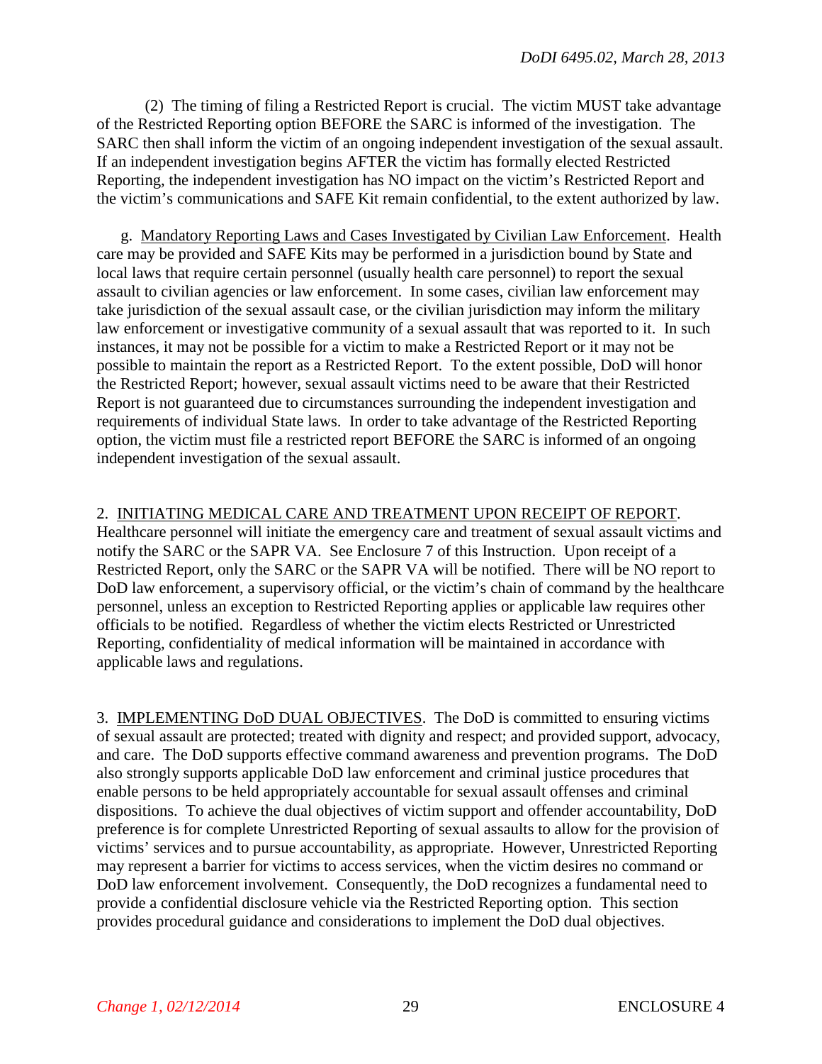(2) The timing of filing a Restricted Report is crucial. The victim MUST take advantage of the Restricted Reporting option BEFORE the SARC is informed of the investigation. The SARC then shall inform the victim of an ongoing independent investigation of the sexual assault. If an independent investigation begins AFTER the victim has formally elected Restricted Reporting, the independent investigation has NO impact on the victim's Restricted Report and the victim's communications and SAFE Kit remain confidential, to the extent authorized by law.

g. Mandatory Reporting Laws and Cases Investigated by Civilian Law Enforcement. Health care may be provided and SAFE Kits may be performed in a jurisdiction bound by State and local laws that require certain personnel (usually health care personnel) to report the sexual assault to civilian agencies or law enforcement. In some cases, civilian law enforcement may take jurisdiction of the sexual assault case, or the civilian jurisdiction may inform the military law enforcement or investigative community of a sexual assault that was reported to it. In such instances, it may not be possible for a victim to make a Restricted Report or it may not be possible to maintain the report as a Restricted Report. To the extent possible, DoD will honor the Restricted Report; however, sexual assault victims need to be aware that their Restricted Report is not guaranteed due to circumstances surrounding the independent investigation and requirements of individual State laws. In order to take advantage of the Restricted Reporting option, the victim must file a restricted report BEFORE the SARC is informed of an ongoing independent investigation of the sexual assault.

2. INITIATING MEDICAL CARE AND TREATMENT UPON RECEIPT OF REPORT. Healthcare personnel will initiate the emergency care and treatment of sexual assault victims and notify the SARC or the SAPR VA. See Enclosure 7 of this Instruction. Upon receipt of a Restricted Report, only the SARC or the SAPR VA will be notified. There will be NO report to DoD law enforcement, a supervisory official, or the victim's chain of command by the healthcare personnel, unless an exception to Restricted Reporting applies or applicable law requires other officials to be notified. Regardless of whether the victim elects Restricted or Unrestricted Reporting, confidentiality of medical information will be maintained in accordance with applicable laws and regulations.

3. IMPLEMENTING DoD DUAL OBJECTIVES. The DoD is committed to ensuring victims of sexual assault are protected; treated with dignity and respect; and provided support, advocacy, and care. The DoD supports effective command awareness and prevention programs. The DoD also strongly supports applicable DoD law enforcement and criminal justice procedures that enable persons to be held appropriately accountable for sexual assault offenses and criminal dispositions. To achieve the dual objectives of victim support and offender accountability, DoD preference is for complete Unrestricted Reporting of sexual assaults to allow for the provision of victims' services and to pursue accountability, as appropriate. However, Unrestricted Reporting may represent a barrier for victims to access services, when the victim desires no command or DoD law enforcement involvement. Consequently, the DoD recognizes a fundamental need to provide a confidential disclosure vehicle via the Restricted Reporting option. This section provides procedural guidance and considerations to implement the DoD dual objectives.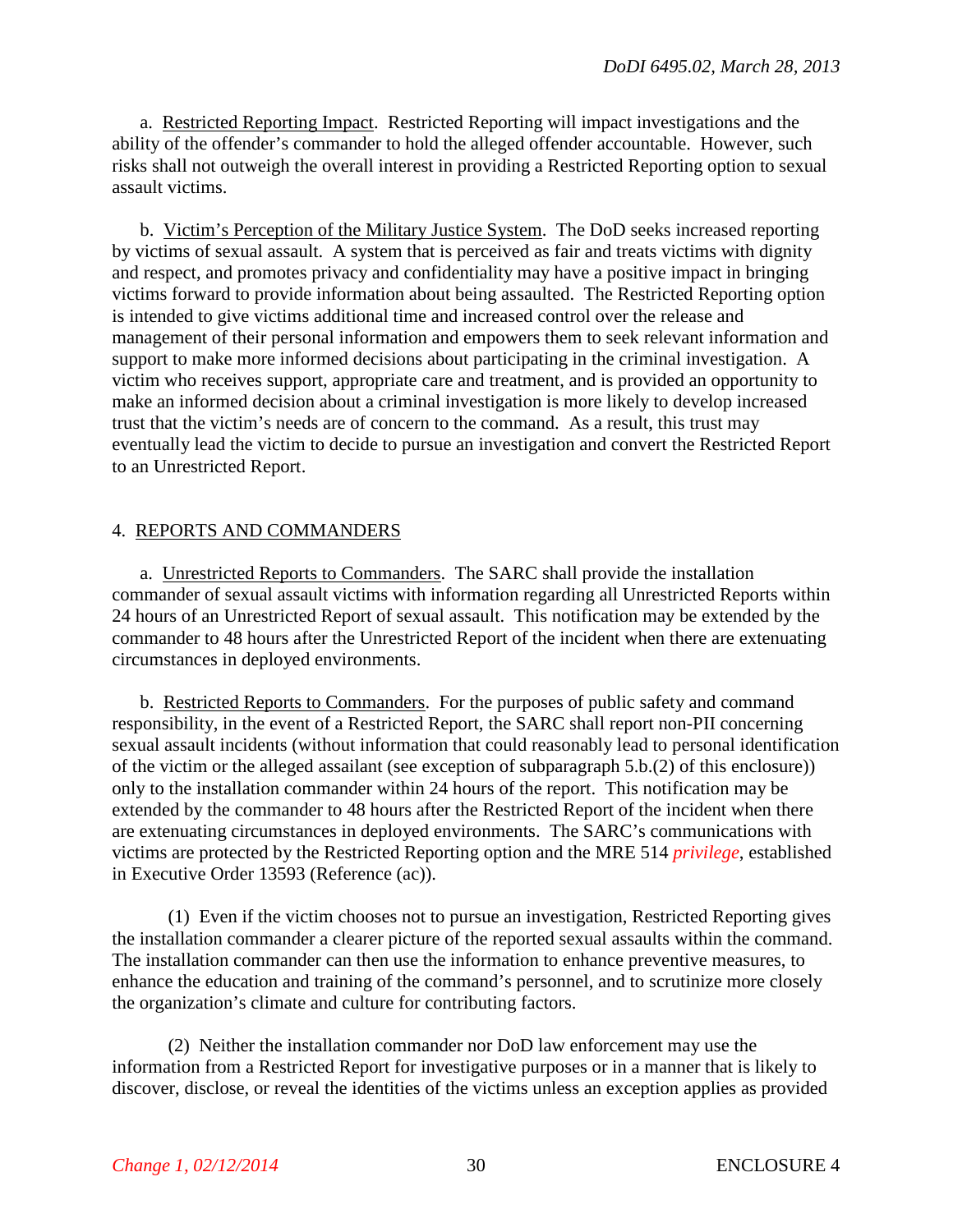a. Restricted Reporting Impact. Restricted Reporting will impact investigations and the ability of the offender's commander to hold the alleged offender accountable. However, such risks shall not outweigh the overall interest in providing a Restricted Reporting option to sexual assault victims.

b. Victim's Perception of the Military Justice System. The DoD seeks increased reporting by victims of sexual assault. A system that is perceived as fair and treats victims with dignity and respect, and promotes privacy and confidentiality may have a positive impact in bringing victims forward to provide information about being assaulted. The Restricted Reporting option is intended to give victims additional time and increased control over the release and management of their personal information and empowers them to seek relevant information and support to make more informed decisions about participating in the criminal investigation. A victim who receives support, appropriate care and treatment, and is provided an opportunity to make an informed decision about a criminal investigation is more likely to develop increased trust that the victim's needs are of concern to the command. As a result, this trust may eventually lead the victim to decide to pursue an investigation and convert the Restricted Report to an Unrestricted Report.

4. REPORTS AND COMMANDERS

a. Unrestricted Reports to Commanders. The SARC shall provide the installation commander of sexual assault victims with information regarding all Unrestricted Reports within 24 hours of an Unrestricted Report of sexual assault. This notification may be extended by the commander to 48 hours after the Unrestricted Report of the incident when there are extenuating circumstances in deployed environments.

b. Restricted Reports to Commanders. For the purposes of public safety and command responsibility, in the event of a Restricted Report, the SARC shall report non-PII concerning sexual assault incidents (without information that could reasonably lead to personal identification of the victim or the alleged assailant (see exception of subparagraph 5.b.(2) of this enclosure)) only to the installation commander within 24 hours of the report. This notification may be extended by the commander to 48 hours after the Restricted Report of the incident when there are extenuating circumstances in deployed environments. The SARC's communications with victims are protected by the Restricted Reporting option and the MRE 514 *privilege*, established in Executive Order 13593 (Reference (ac)).

(1) Even if the victim chooses not to pursue an investigation, Restricted Reporting gives the installation commander a clearer picture of the reported sexual assaults within the command. The installation commander can then use the information to enhance preventive measures, to enhance the education and training of the command's personnel, and to scrutinize more closely the organization's climate and culture for contributing factors.

(2) Neither the installation commander nor DoD law enforcement may use the information from a Restricted Report for investigative purposes or in a manner that is likely to discover, disclose, or reveal the identities of the victims unless an exception applies as provided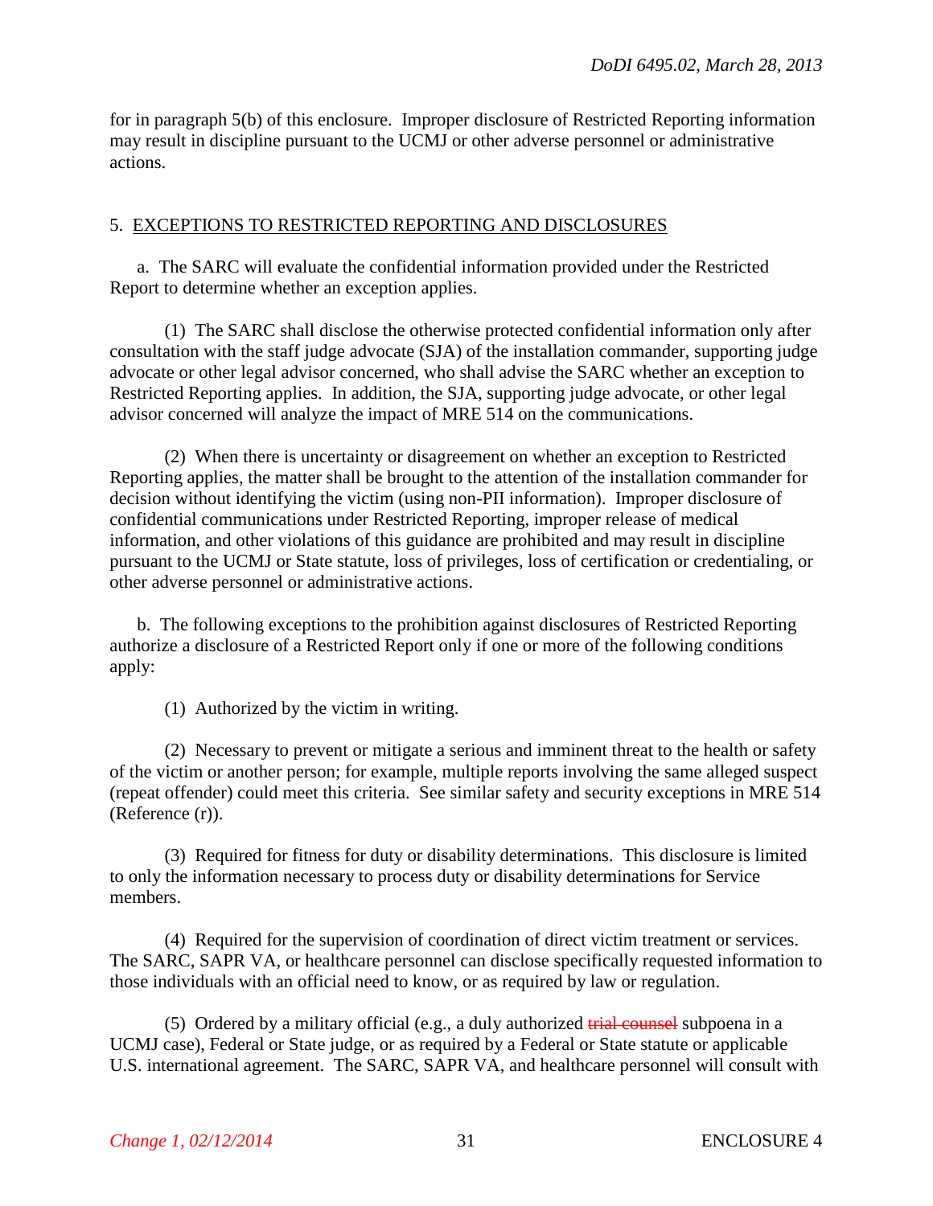for in paragraph 5(b) of this enclosure. Improper disclosure of Restricted Reporting information may result in discipline pursuant to the UCMJ or other adverse personnel or administrative actions.

5. EXCEPTIONS TO RESTRICTED REPORTING AND DISCLOSURES

a. The SARC will evaluate the confidential information provided under the Restricted Report to determine whether an exception applies.

(1) The SARC shall disclose the otherwise protected confidential information only after consultation with the staff judge advocate (SJA) of the installation commander, supporting judge advocate or other legal advisor concerned, who shall advise the SARC whether an exception to Restricted Reporting applies. In addition, the SJA, supporting judge advocate, or other legal advisor concerned will analyze the impact of MRE 514 on the communications.

(2) When there is uncertainty or disagreement on whether an exception to Restricted Reporting applies, the matter shall be brought to the attention of the installation commander for decision without identifying the victim (using non-PII information). Improper disclosure of confidential communications under Restricted Reporting, improper release of medical information, and other violations of this guidance are prohibited and may result in discipline pursuant to the UCMJ or State statute, loss of privileges, loss of certification or credentialing, or other adverse personnel or administrative actions.

b. The following exceptions to the prohibition against disclosures of Restricted Reporting authorize a disclosure of a Restricted Report only if one or more of the following conditions apply:

(1) Authorized by the victim in writing.

(2) Necessary to prevent or mitigate a serious and imminent threat to the health or safety of the victim or another person; for example, multiple reports involving the same alleged suspect (repeat offender) could meet this criteria. See similar safety and security exceptions in MRE 514 (Reference (r)).

(3) Required for fitness for duty or disability determinations. This disclosure is limited to only the information necessary to process duty or disability determinations for Service members.

(4) Required for the supervision of coordination of direct victim treatment or services. The SARC, SAPR VA, or healthcare personnel can disclose specifically requested information to those individuals with an official need to know, or as required by law or regulation.

(5) Ordered by a military official (e.g., a duly authorized ~~trial counsel~~ subpoena in a UCMJ case), Federal or State judge, or as required by a Federal or State statute or applicable U.S. international agreement. The SARC, SAPR VA, and healthcare personnel will consult with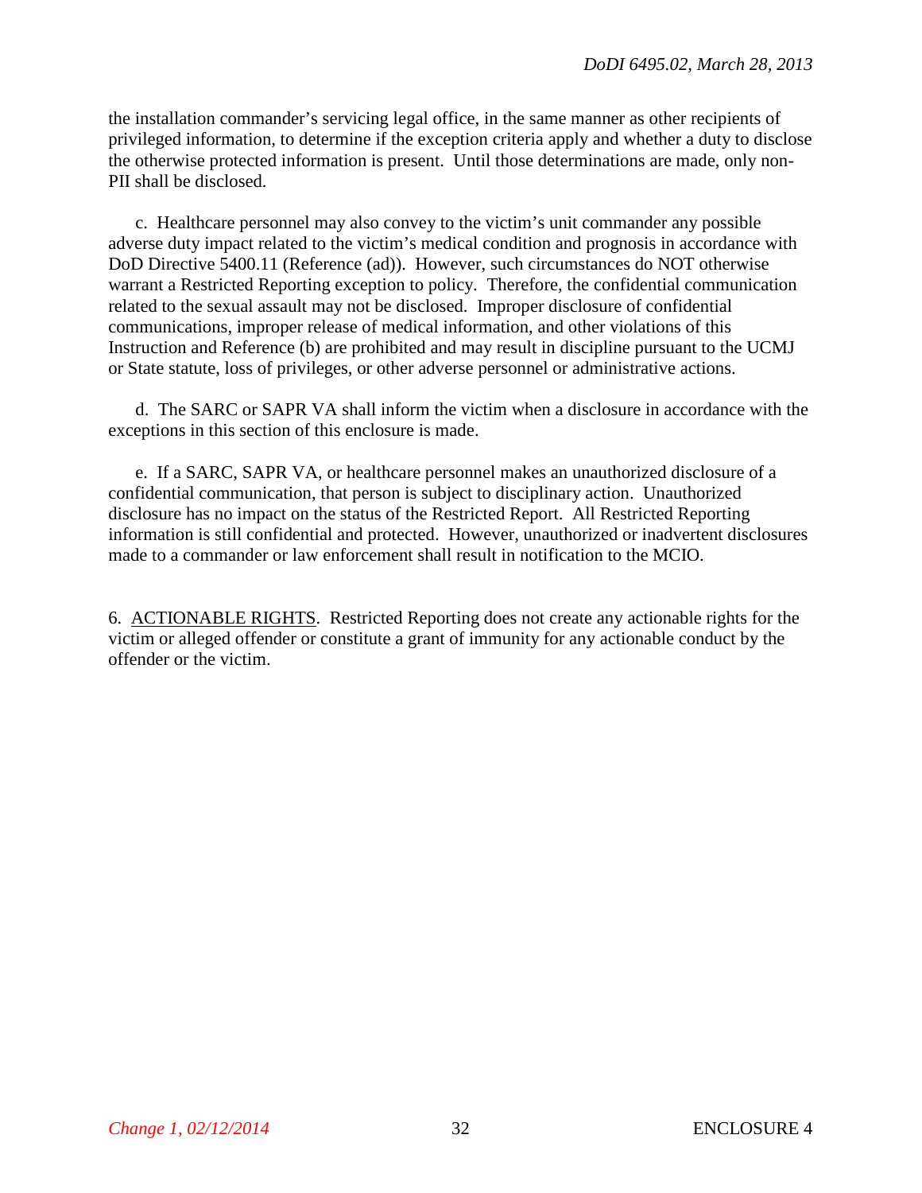the installation commander's servicing legal office, in the same manner as other recipients of privileged information, to determine if the exception criteria apply and whether a duty to disclose the otherwise protected information is present. Until those determinations are made, only non-PII shall be disclosed.

c. Healthcare personnel may also convey to the victim's unit commander any possible adverse duty impact related to the victim's medical condition and prognosis in accordance with DoD Directive 5400.11 (Reference (ad)). However, such circumstances do NOT otherwise warrant a Restricted Reporting exception to policy. Therefore, the confidential communication related to the sexual assault may not be disclosed. Improper disclosure of confidential communications, improper release of medical information, and other violations of this Instruction and Reference (b) are prohibited and may result in discipline pursuant to the UCMJ or State statute, loss of privileges, or other adverse personnel or administrative actions.

d. The SARC or SAPR VA shall inform the victim when a disclosure in accordance with the exceptions in this section of this enclosure is made.

e. If a SARC, SAPR VA, or healthcare personnel makes an unauthorized disclosure of a confidential communication, that person is subject to disciplinary action. Unauthorized disclosure has no impact on the status of the Restricted Report. All Restricted Reporting information is still confidential and protected. However, unauthorized or inadvertent disclosures made to a commander or law enforcement shall result in notification to the MCIO.

6. ACTIONABLE RIGHTS. Restricted Reporting does not create any actionable rights for the victim or alleged offender or constitute a grant of immunity for any actionable conduct by the offender or the victim.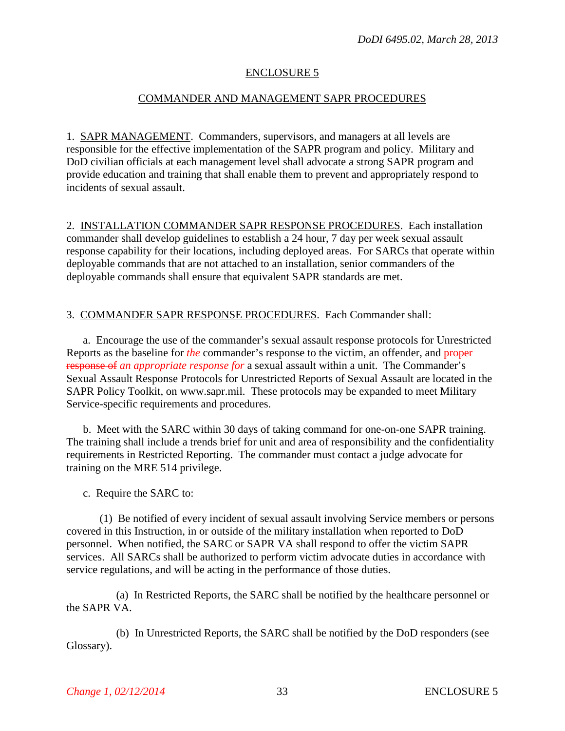# ENCLOSURE 5

## COMMANDER AND MANAGEMENT SAPR PROCEDURES

1. SAPR MANAGEMENT. Commanders, supervisors, and managers at all levels are responsible for the effective implementation of the SAPR program and policy. Military and DoD civilian officials at each management level shall advocate a strong SAPR program and provide education and training that shall enable them to prevent and appropriately respond to incidents of sexual assault.

2. INSTALLATION COMMANDER SAPR RESPONSE PROCEDURES. Each installation commander shall develop guidelines to establish a 24 hour, 7 day per week sexual assault response capability for their locations, including deployed areas. For SARCs that operate within deployable commands that are not attached to an installation, senior commanders of the deployable commands shall ensure that equivalent SAPR standards are met.

3. COMMANDER SAPR RESPONSE PROCEDURES. Each Commander shall:

a. Encourage the use of the commander's sexual assault response protocols for Unrestricted Reports as the baseline for *the* commander's response to the victim, an offender, and ~~proper response of~~ *an appropriate response for* a sexual assault within a unit. The Commander's Sexual Assault Response Protocols for Unrestricted Reports of Sexual Assault are located in the SAPR Policy Toolkit, on www.sapr.mil. These protocols may be expanded to meet Military Service-specific requirements and procedures.

b. Meet with the SARC within 30 days of taking command for one-on-one SAPR training. The training shall include a trends brief for unit and area of responsibility and the confidentiality requirements in Restricted Reporting. The commander must contact a judge advocate for training on the MRE 514 privilege.

c. Require the SARC to:

(1) Be notified of every incident of sexual assault involving Service members or persons covered in this Instruction, in or outside of the military installation when reported to DoD personnel. When notified, the SARC or SAPR VA shall respond to offer the victim SAPR services. All SARCs shall be authorized to perform victim advocate duties in accordance with service regulations, and will be acting in the performance of those duties.

(a) In Restricted Reports, the SARC shall be notified by the healthcare personnel or the SAPR VA.

(b) In Unrestricted Reports, the SARC shall be notified by the DoD responders (see Glossary).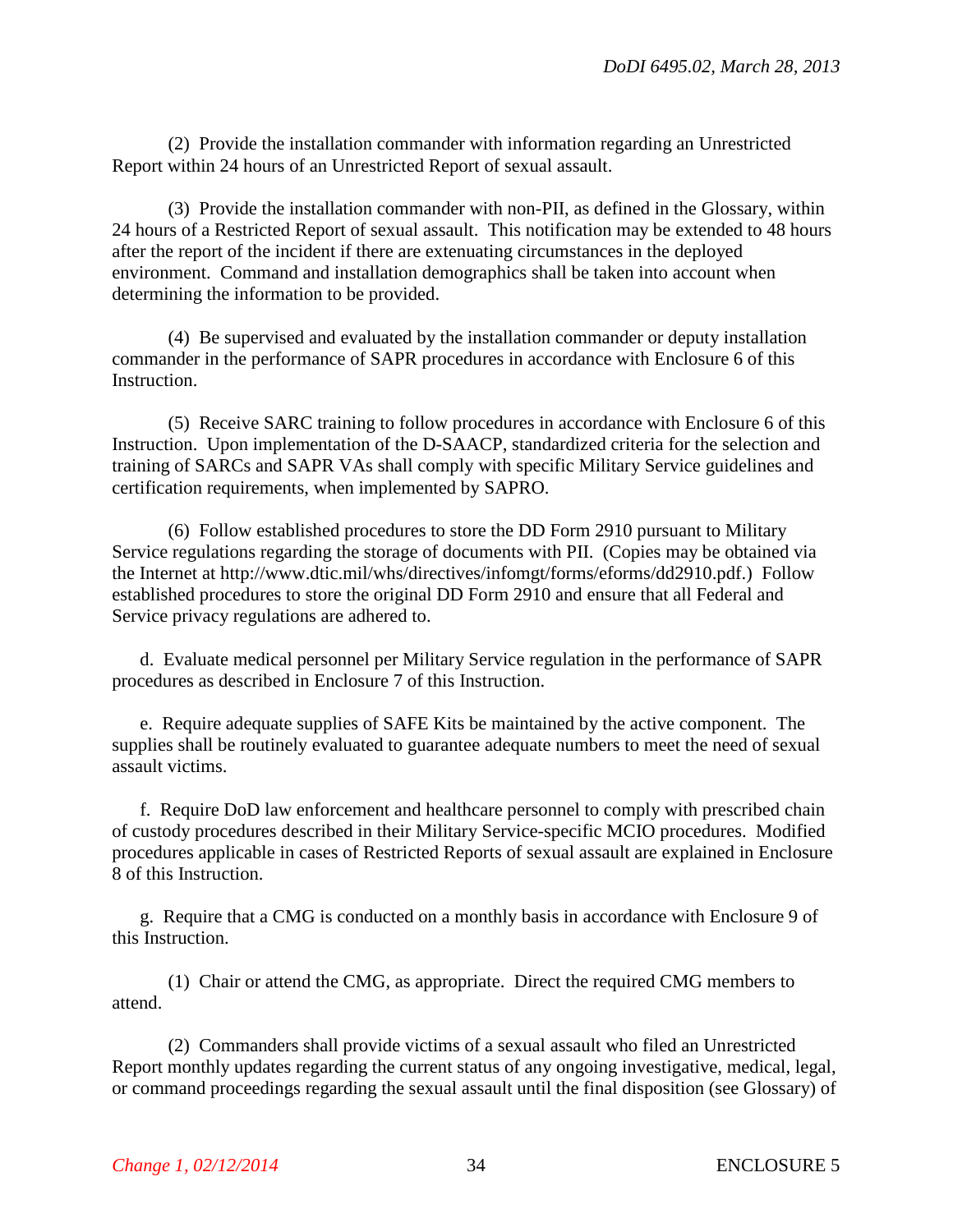(2) Provide the installation commander with information regarding an Unrestricted Report within 24 hours of an Unrestricted Report of sexual assault.

(3) Provide the installation commander with non-PII, as defined in the Glossary, within 24 hours of a Restricted Report of sexual assault. This notification may be extended to 48 hours after the report of the incident if there are extenuating circumstances in the deployed environment. Command and installation demographics shall be taken into account when determining the information to be provided.

(4) Be supervised and evaluated by the installation commander or deputy installation commander in the performance of SAPR procedures in accordance with Enclosure 6 of this Instruction.

(5) Receive SARC training to follow procedures in accordance with Enclosure 6 of this Instruction. Upon implementation of the D-SAACP, standardized criteria for the selection and training of SARCs and SAPR VAs shall comply with specific Military Service guidelines and certification requirements, when implemented by SAPRO.

(6) Follow established procedures to store the DD Form 2910 pursuant to Military Service regulations regarding the storage of documents with PII. (Copies may be obtained via the Internet at http://www.dtic.mil/whs/directives/infomgt/forms/eforms/dd2910.pdf.) Follow established procedures to store the original DD Form 2910 and ensure that all Federal and Service privacy regulations are adhered to.

d. Evaluate medical personnel per Military Service regulation in the performance of SAPR procedures as described in Enclosure 7 of this Instruction.

e. Require adequate supplies of SAFE Kits be maintained by the active component. The supplies shall be routinely evaluated to guarantee adequate numbers to meet the need of sexual assault victims.

f. Require DoD law enforcement and healthcare personnel to comply with prescribed chain of custody procedures described in their Military Service-specific MCIO procedures. Modified procedures applicable in cases of Restricted Reports of sexual assault are explained in Enclosure 8 of this Instruction.

g. Require that a CMG is conducted on a monthly basis in accordance with Enclosure 9 of this Instruction.

(1) Chair or attend the CMG, as appropriate. Direct the required CMG members to attend.

(2) Commanders shall provide victims of a sexual assault who filed an Unrestricted Report monthly updates regarding the current status of any ongoing investigative, medical, legal, or command proceedings regarding the sexual assault until the final disposition (see Glossary) of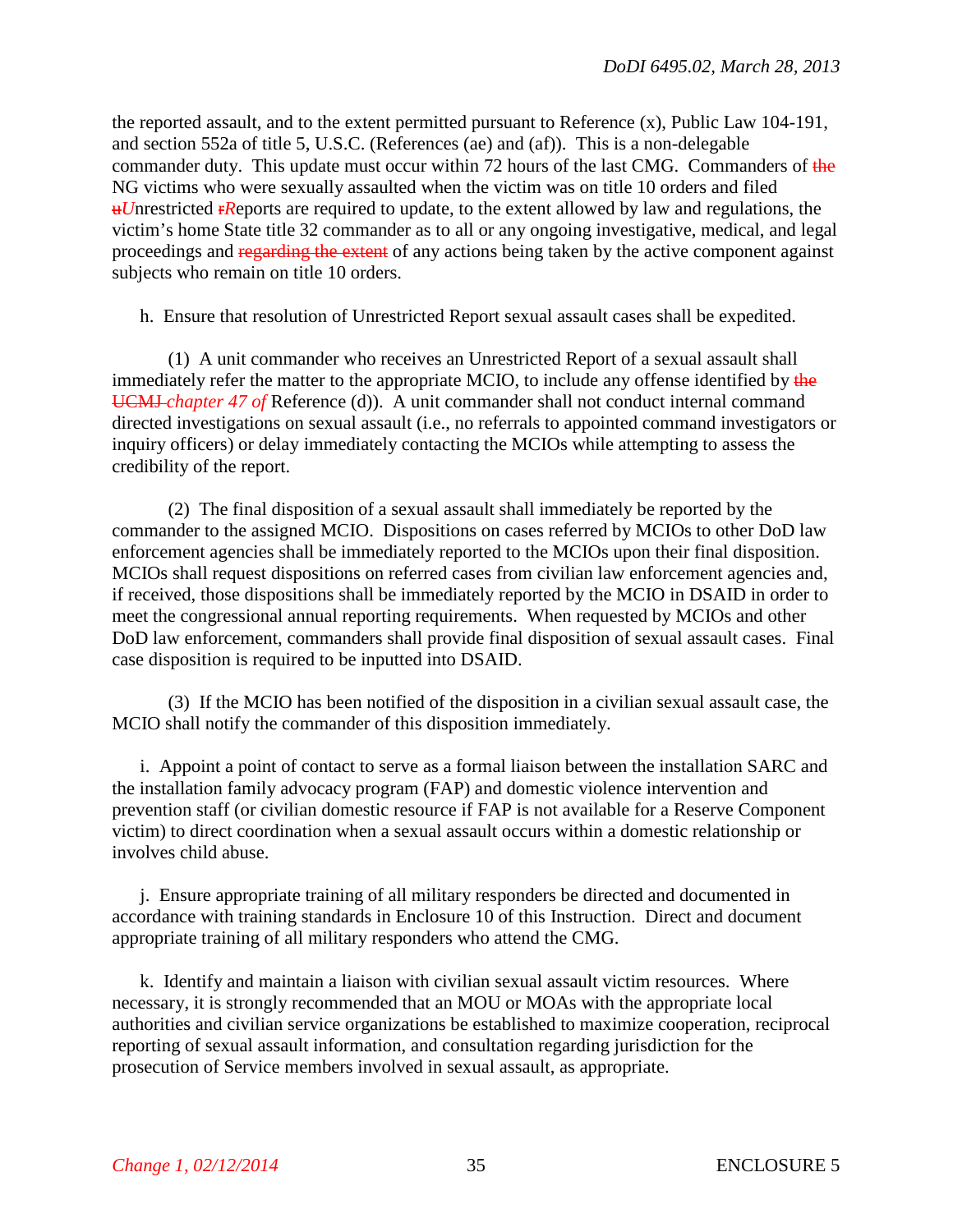the reported assault, and to the extent permitted pursuant to Reference (x), Public Law 104-191, and section 552a of title 5, U.S.C. (References (ae) and (af)). This is a non-delegable commander duty. This update must occur within 72 hours of the last CMG. Commanders of ~~the~~ NG victims who were sexually assaulted when the victim was on title 10 orders and filed ~~u~~*U*nrestricted ~~r~~*R*eports are required to update, to the extent allowed by law and regulations, the victim's home State title 32 commander as to all or any ongoing investigative, medical, and legal proceedings and ~~regarding the extent~~ of any actions being taken by the active component against subjects who remain on title 10 orders.

h. Ensure that resolution of Unrestricted Report sexual assault cases shall be expedited.

(1) A unit commander who receives an Unrestricted Report of a sexual assault shall immediately refer the matter to the appropriate MCIO, to include any offense identified by ~~the UCMJ~~ *chapter 47 of* Reference (d)). A unit commander shall not conduct internal command directed investigations on sexual assault (i.e., no referrals to appointed command investigators or inquiry officers) or delay immediately contacting the MCIOs while attempting to assess the credibility of the report.

(2) The final disposition of a sexual assault shall immediately be reported by the commander to the assigned MCIO. Dispositions on cases referred by MCIOs to other DoD law enforcement agencies shall be immediately reported to the MCIOs upon their final disposition. MCIOs shall request dispositions on referred cases from civilian law enforcement agencies and, if received, those dispositions shall be immediately reported by the MCIO in DSAID in order to meet the congressional annual reporting requirements. When requested by MCIOs and other DoD law enforcement, commanders shall provide final disposition of sexual assault cases. Final case disposition is required to be inputted into DSAID.

(3) If the MCIO has been notified of the disposition in a civilian sexual assault case, the MCIO shall notify the commander of this disposition immediately.

i. Appoint a point of contact to serve as a formal liaison between the installation SARC and the installation family advocacy program (FAP) and domestic violence intervention and prevention staff (or civilian domestic resource if FAP is not available for a Reserve Component victim) to direct coordination when a sexual assault occurs within a domestic relationship or involves child abuse.

j. Ensure appropriate training of all military responders be directed and documented in accordance with training standards in Enclosure 10 of this Instruction. Direct and document appropriate training of all military responders who attend the CMG.

k. Identify and maintain a liaison with civilian sexual assault victim resources. Where necessary, it is strongly recommended that an MOU or MOAs with the appropriate local authorities and civilian service organizations be established to maximize cooperation, reciprocal reporting of sexual assault information, and consultation regarding jurisdiction for the prosecution of Service members involved in sexual assault, as appropriate.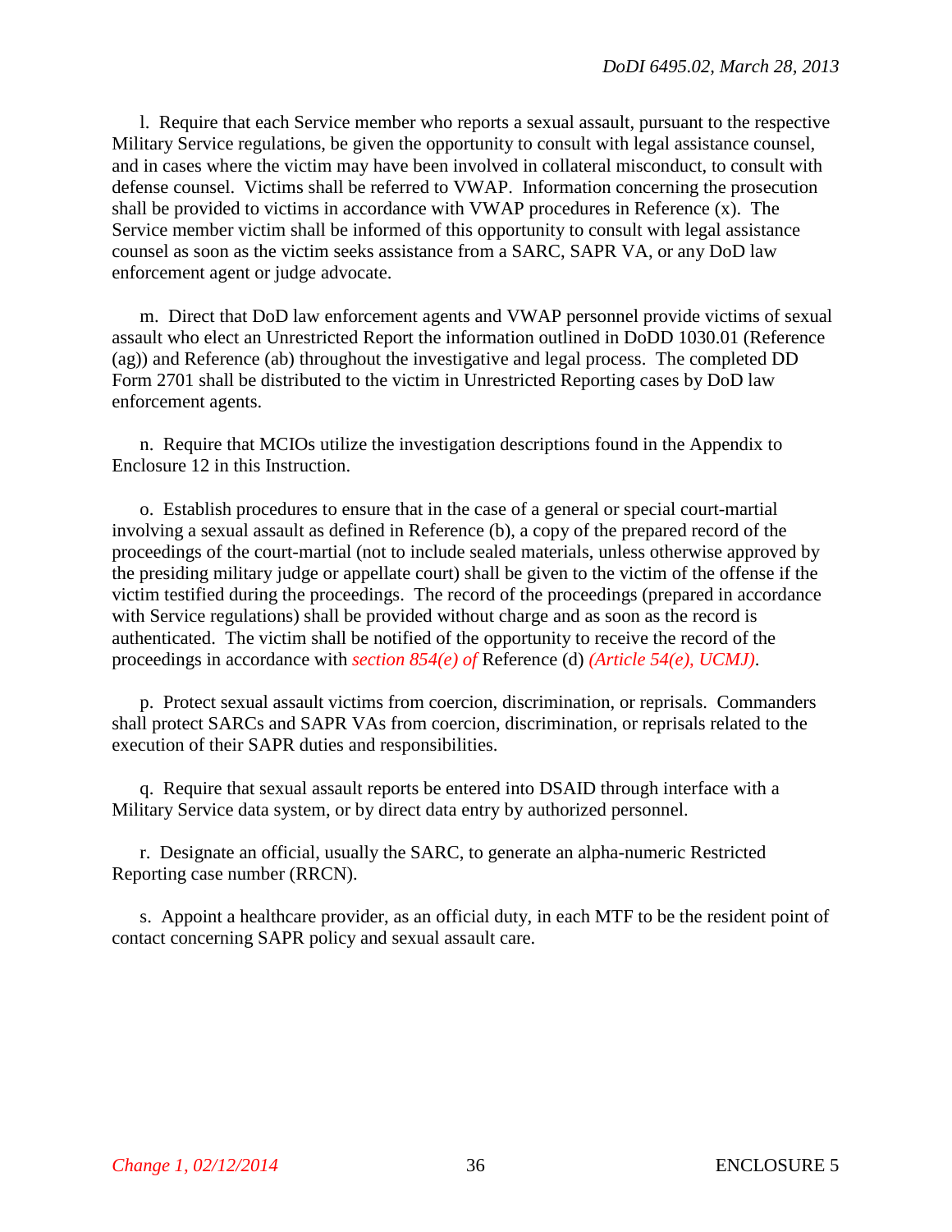l. Require that each Service member who reports a sexual assault, pursuant to the respective Military Service regulations, be given the opportunity to consult with legal assistance counsel, and in cases where the victim may have been involved in collateral misconduct, to consult with defense counsel. Victims shall be referred to VWAP. Information concerning the prosecution shall be provided to victims in accordance with VWAP procedures in Reference (x). The Service member victim shall be informed of this opportunity to consult with legal assistance counsel as soon as the victim seeks assistance from a SARC, SAPR VA, or any DoD law enforcement agent or judge advocate.

m. Direct that DoD law enforcement agents and VWAP personnel provide victims of sexual assault who elect an Unrestricted Report the information outlined in DoDD 1030.01 (Reference (ag)) and Reference (ab) throughout the investigative and legal process. The completed DD Form 2701 shall be distributed to the victim in Unrestricted Reporting cases by DoD law enforcement agents.

n. Require that MCIOs utilize the investigation descriptions found in the Appendix to Enclosure 12 in this Instruction.

o. Establish procedures to ensure that in the case of a general or special court-martial involving a sexual assault as defined in Reference (b), a copy of the prepared record of the proceedings of the court-martial (not to include sealed materials, unless otherwise approved by the presiding military judge or appellate court) shall be given to the victim of the offense if the victim testified during the proceedings. The record of the proceedings (prepared in accordance with Service regulations) shall be provided without charge and as soon as the record is authenticated. The victim shall be notified of the opportunity to receive the record of the proceedings in accordance with *section 854(e) of* Reference (d) *(Article 54(e), UCMJ)*.

p. Protect sexual assault victims from coercion, discrimination, or reprisals. Commanders shall protect SARCs and SAPR VAs from coercion, discrimination, or reprisals related to the execution of their SAPR duties and responsibilities.

q. Require that sexual assault reports be entered into DSAID through interface with a Military Service data system, or by direct data entry by authorized personnel.

r. Designate an official, usually the SARC, to generate an alpha-numeric Restricted Reporting case number (RRCN).

s. Appoint a healthcare provider, as an official duty, in each MTF to be the resident point of contact concerning SAPR policy and sexual assault care.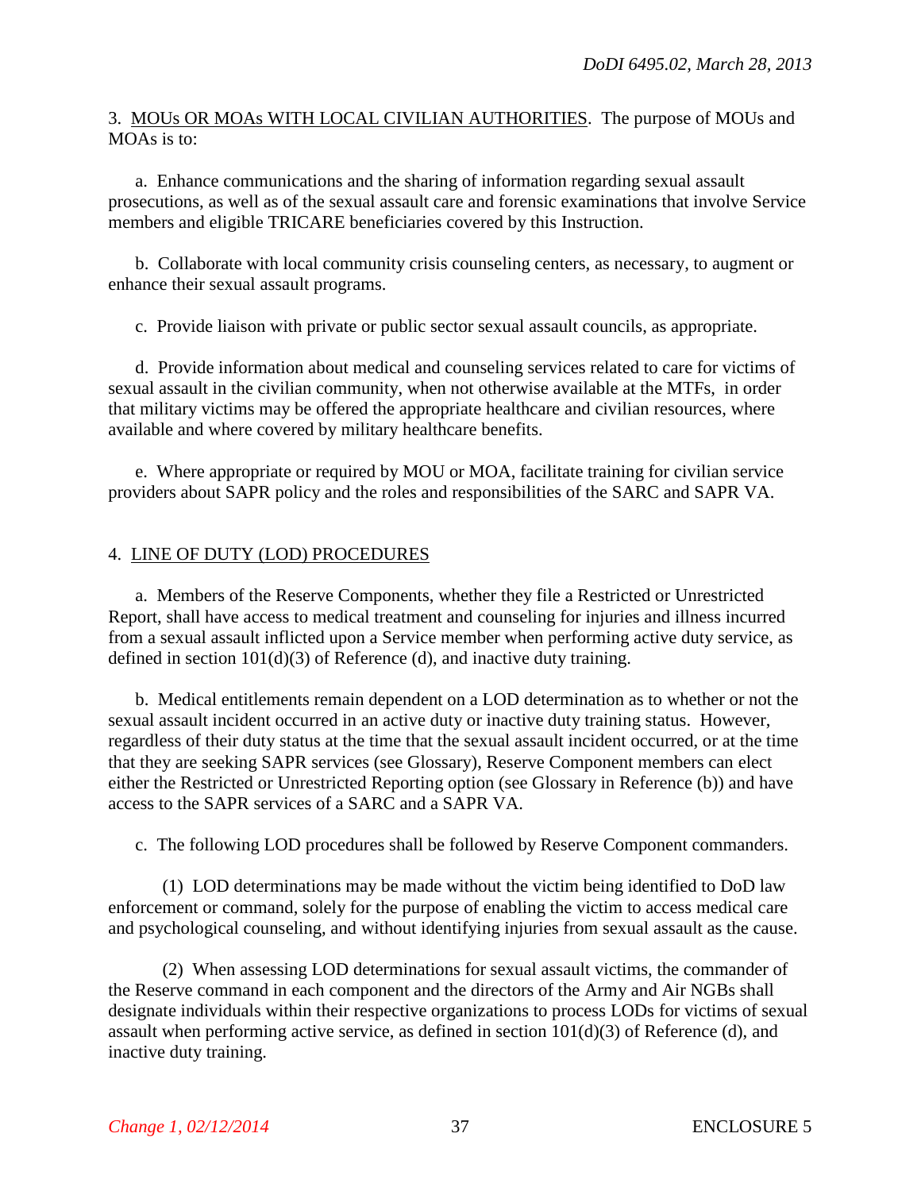3. MOUs OR MOAs WITH LOCAL CIVILIAN AUTHORITIES. The purpose of MOUs and MOAs is to:

a. Enhance communications and the sharing of information regarding sexual assault prosecutions, as well as of the sexual assault care and forensic examinations that involve Service members and eligible TRICARE beneficiaries covered by this Instruction.

b. Collaborate with local community crisis counseling centers, as necessary, to augment or enhance their sexual assault programs.

c. Provide liaison with private or public sector sexual assault councils, as appropriate.

d. Provide information about medical and counseling services related to care for victims of sexual assault in the civilian community, when not otherwise available at the MTFs, in order that military victims may be offered the appropriate healthcare and civilian resources, where available and where covered by military healthcare benefits.

e. Where appropriate or required by MOU or MOA, facilitate training for civilian service providers about SAPR policy and the roles and responsibilities of the SARC and SAPR VA.

4. LINE OF DUTY (LOD) PROCEDURES

a. Members of the Reserve Components, whether they file a Restricted or Unrestricted Report, shall have access to medical treatment and counseling for injuries and illness incurred from a sexual assault inflicted upon a Service member when performing active duty service, as defined in section 101(d)(3) of Reference (d), and inactive duty training.

b. Medical entitlements remain dependent on a LOD determination as to whether or not the sexual assault incident occurred in an active duty or inactive duty training status. However, regardless of their duty status at the time that the sexual assault incident occurred, or at the time that they are seeking SAPR services (see Glossary), Reserve Component members can elect either the Restricted or Unrestricted Reporting option (see Glossary in Reference (b)) and have access to the SAPR services of a SARC and a SAPR VA.

c. The following LOD procedures shall be followed by Reserve Component commanders.

(1) LOD determinations may be made without the victim being identified to DoD law enforcement or command, solely for the purpose of enabling the victim to access medical care and psychological counseling, and without identifying injuries from sexual assault as the cause.

(2) When assessing LOD determinations for sexual assault victims, the commander of the Reserve command in each component and the directors of the Army and Air NGBs shall designate individuals within their respective organizations to process LODs for victims of sexual assault when performing active service, as defined in section 101(d)(3) of Reference (d), and inactive duty training.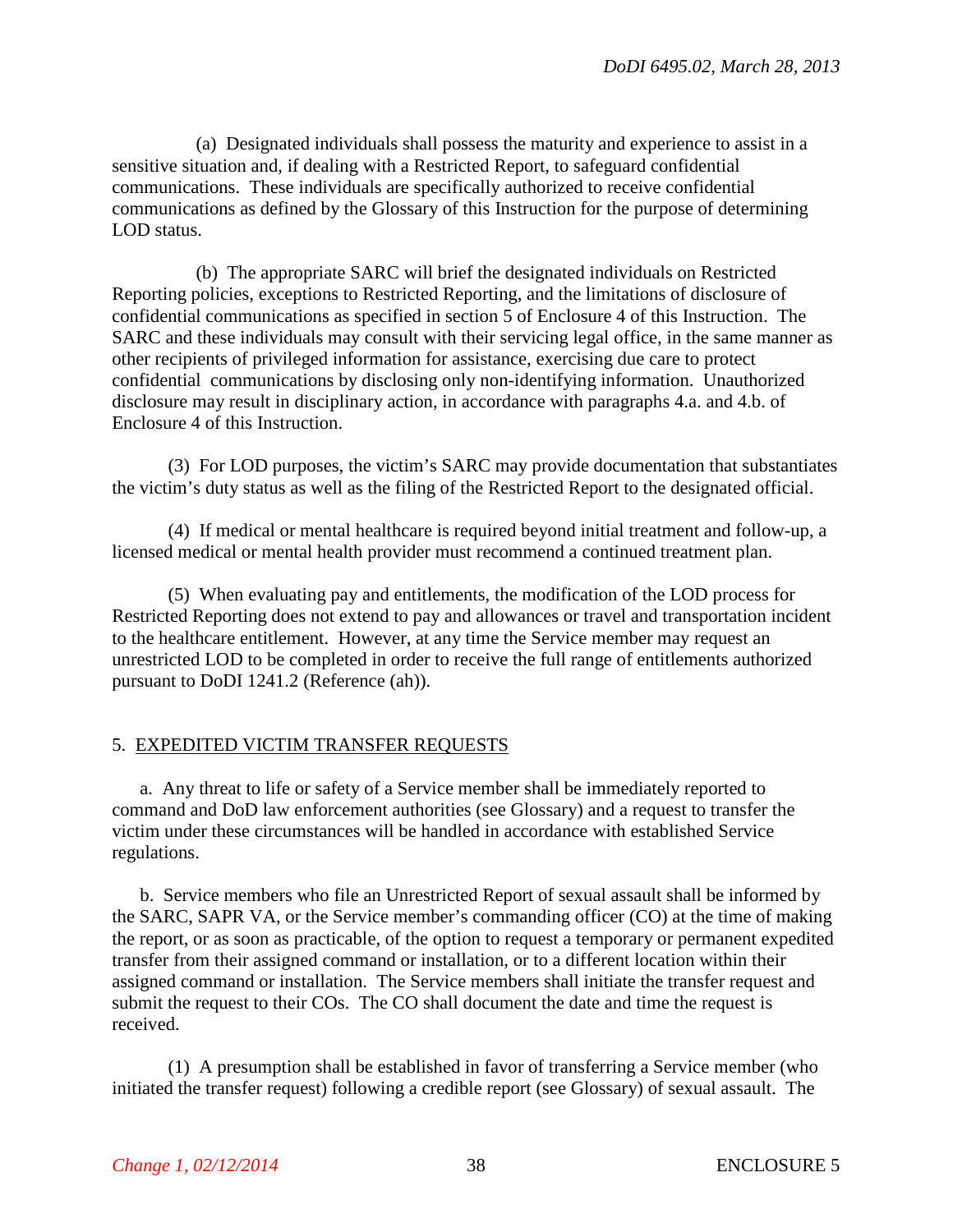(a) Designated individuals shall possess the maturity and experience to assist in a sensitive situation and, if dealing with a Restricted Report, to safeguard confidential communications. These individuals are specifically authorized to receive confidential communications as defined by the Glossary of this Instruction for the purpose of determining LOD status.

(b) The appropriate SARC will brief the designated individuals on Restricted Reporting policies, exceptions to Restricted Reporting, and the limitations of disclosure of confidential communications as specified in section 5 of Enclosure 4 of this Instruction. The SARC and these individuals may consult with their servicing legal office, in the same manner as other recipients of privileged information for assistance, exercising due care to protect confidential communications by disclosing only non-identifying information. Unauthorized disclosure may result in disciplinary action, in accordance with paragraphs 4.a. and 4.b. of Enclosure 4 of this Instruction.

(3) For LOD purposes, the victim's SARC may provide documentation that substantiates the victim's duty status as well as the filing of the Restricted Report to the designated official.

(4) If medical or mental healthcare is required beyond initial treatment and follow-up, a licensed medical or mental health provider must recommend a continued treatment plan.

(5) When evaluating pay and entitlements, the modification of the LOD process for Restricted Reporting does not extend to pay and allowances or travel and transportation incident to the healthcare entitlement. However, at any time the Service member may request an unrestricted LOD to be completed in order to receive the full range of entitlements authorized pursuant to DoDI 1241.2 (Reference (ah)).

5. EXPEDITED VICTIM TRANSFER REQUESTS

a. Any threat to life or safety of a Service member shall be immediately reported to command and DoD law enforcement authorities (see Glossary) and a request to transfer the victim under these circumstances will be handled in accordance with established Service regulations.

b. Service members who file an Unrestricted Report of sexual assault shall be informed by the SARC, SAPR VA, or the Service member's commanding officer (CO) at the time of making the report, or as soon as practicable, of the option to request a temporary or permanent expedited transfer from their assigned command or installation, or to a different location within their assigned command or installation. The Service members shall initiate the transfer request and submit the request to their COs. The CO shall document the date and time the request is received.

(1) A presumption shall be established in favor of transferring a Service member (who initiated the transfer request) following a credible report (see Glossary) of sexual assault. The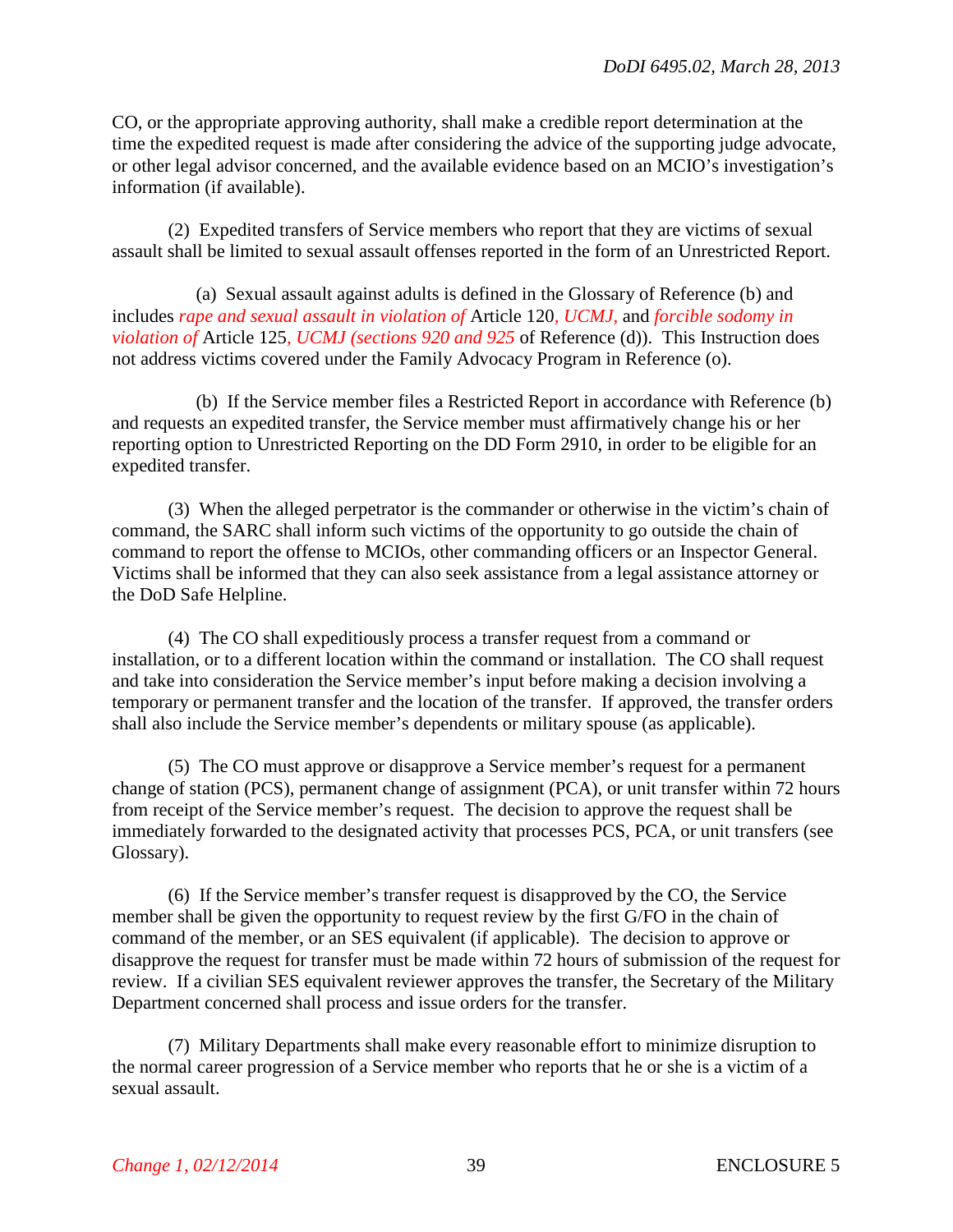CO, or the appropriate approving authority, shall make a credible report determination at the time the expedited request is made after considering the advice of the supporting judge advocate, or other legal advisor concerned, and the available evidence based on an MCIO's investigation's information (if available).

(2) Expedited transfers of Service members who report that they are victims of sexual assault shall be limited to sexual assault offenses reported in the form of an Unrestricted Report.

(a) Sexual assault against adults is defined in the Glossary of Reference (b) and includes *rape and sexual assault in violation of* Article 120*, UCMJ,* and *forcible sodomy in violation of* Article 125*, UCMJ (sections 920 and 925* of Reference (d)). This Instruction does not address victims covered under the Family Advocacy Program in Reference (o).

(b) If the Service member files a Restricted Report in accordance with Reference (b) and requests an expedited transfer, the Service member must affirmatively change his or her reporting option to Unrestricted Reporting on the DD Form 2910, in order to be eligible for an expedited transfer.

(3) When the alleged perpetrator is the commander or otherwise in the victim's chain of command, the SARC shall inform such victims of the opportunity to go outside the chain of command to report the offense to MCIOs, other commanding officers or an Inspector General. Victims shall be informed that they can also seek assistance from a legal assistance attorney or the DoD Safe Helpline.

(4) The CO shall expeditiously process a transfer request from a command or installation, or to a different location within the command or installation. The CO shall request and take into consideration the Service member's input before making a decision involving a temporary or permanent transfer and the location of the transfer. If approved, the transfer orders shall also include the Service member's dependents or military spouse (as applicable).

(5) The CO must approve or disapprove a Service member's request for a permanent change of station (PCS), permanent change of assignment (PCA), or unit transfer within 72 hours from receipt of the Service member's request. The decision to approve the request shall be immediately forwarded to the designated activity that processes PCS, PCA, or unit transfers (see Glossary).

(6) If the Service member's transfer request is disapproved by the CO, the Service member shall be given the opportunity to request review by the first G/FO in the chain of command of the member, or an SES equivalent (if applicable). The decision to approve or disapprove the request for transfer must be made within 72 hours of submission of the request for review. If a civilian SES equivalent reviewer approves the transfer, the Secretary of the Military Department concerned shall process and issue orders for the transfer.

(7) Military Departments shall make every reasonable effort to minimize disruption to the normal career progression of a Service member who reports that he or she is a victim of a sexual assault.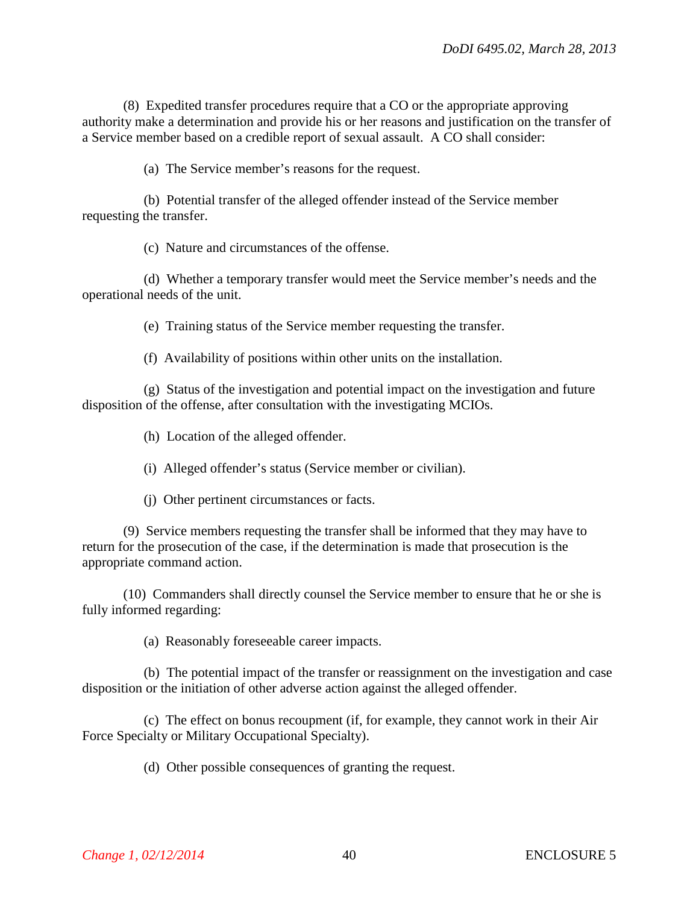(8) Expedited transfer procedures require that a CO or the appropriate approving authority make a determination and provide his or her reasons and justification on the transfer of a Service member based on a credible report of sexual assault. A CO shall consider:

(a) The Service member's reasons for the request.

(b) Potential transfer of the alleged offender instead of the Service member requesting the transfer.

(c) Nature and circumstances of the offense.

(d) Whether a temporary transfer would meet the Service member's needs and the operational needs of the unit.

(e) Training status of the Service member requesting the transfer.

(f) Availability of positions within other units on the installation.

(g) Status of the investigation and potential impact on the investigation and future disposition of the offense, after consultation with the investigating MCIOs.

(h) Location of the alleged offender.

(i) Alleged offender's status (Service member or civilian).

(j) Other pertinent circumstances or facts.

(9) Service members requesting the transfer shall be informed that they may have to return for the prosecution of the case, if the determination is made that prosecution is the appropriate command action.

(10) Commanders shall directly counsel the Service member to ensure that he or she is fully informed regarding:

(a) Reasonably foreseeable career impacts.

(b) The potential impact of the transfer or reassignment on the investigation and case disposition or the initiation of other adverse action against the alleged offender.

(c) The effect on bonus recoupment (if, for example, they cannot work in their Air Force Specialty or Military Occupational Specialty).

(d) Other possible consequences of granting the request.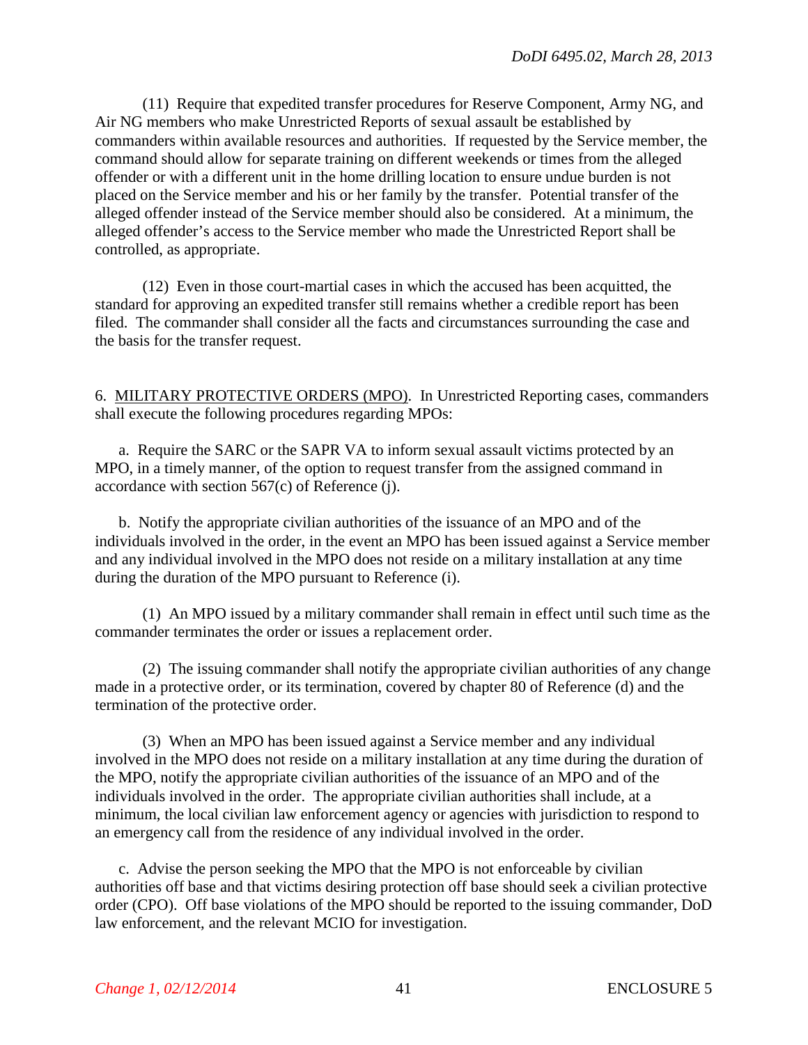(11) Require that expedited transfer procedures for Reserve Component, Army NG, and Air NG members who make Unrestricted Reports of sexual assault be established by commanders within available resources and authorities. If requested by the Service member, the command should allow for separate training on different weekends or times from the alleged offender or with a different unit in the home drilling location to ensure undue burden is not placed on the Service member and his or her family by the transfer. Potential transfer of the alleged offender instead of the Service member should also be considered. At a minimum, the alleged offender's access to the Service member who made the Unrestricted Report shall be controlled, as appropriate.

(12) Even in those court-martial cases in which the accused has been acquitted, the standard for approving an expedited transfer still remains whether a credible report has been filed. The commander shall consider all the facts and circumstances surrounding the case and the basis for the transfer request.

6. MILITARY PROTECTIVE ORDERS (MPO). In Unrestricted Reporting cases, commanders shall execute the following procedures regarding MPOs:

a. Require the SARC or the SAPR VA to inform sexual assault victims protected by an MPO, in a timely manner, of the option to request transfer from the assigned command in accordance with section 567(c) of Reference (j).

b. Notify the appropriate civilian authorities of the issuance of an MPO and of the individuals involved in the order, in the event an MPO has been issued against a Service member and any individual involved in the MPO does not reside on a military installation at any time during the duration of the MPO pursuant to Reference (i).

(1) An MPO issued by a military commander shall remain in effect until such time as the commander terminates the order or issues a replacement order.

(2) The issuing commander shall notify the appropriate civilian authorities of any change made in a protective order, or its termination, covered by chapter 80 of Reference (d) and the termination of the protective order.

(3) When an MPO has been issued against a Service member and any individual involved in the MPO does not reside on a military installation at any time during the duration of the MPO, notify the appropriate civilian authorities of the issuance of an MPO and of the individuals involved in the order. The appropriate civilian authorities shall include, at a minimum, the local civilian law enforcement agency or agencies with jurisdiction to respond to an emergency call from the residence of any individual involved in the order.

c. Advise the person seeking the MPO that the MPO is not enforceable by civilian authorities off base and that victims desiring protection off base should seek a civilian protective order (CPO). Off base violations of the MPO should be reported to the issuing commander, DoD law enforcement, and the relevant MCIO for investigation.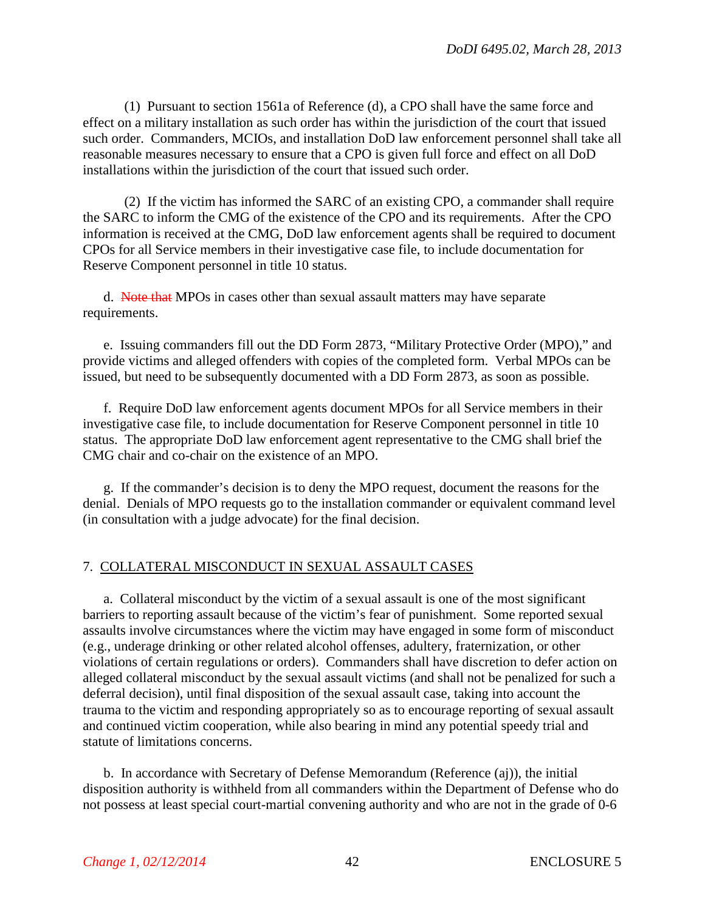(1) Pursuant to section 1561a of Reference (d), a CPO shall have the same force and effect on a military installation as such order has within the jurisdiction of the court that issued such order. Commanders, MCIOs, and installation DoD law enforcement personnel shall take all reasonable measures necessary to ensure that a CPO is given full force and effect on all DoD installations within the jurisdiction of the court that issued such order.

(2) If the victim has informed the SARC of an existing CPO, a commander shall require the SARC to inform the CMG of the existence of the CPO and its requirements. After the CPO information is received at the CMG, DoD law enforcement agents shall be required to document CPOs for all Service members in their investigative case file, to include documentation for Reserve Component personnel in title 10 status.

d. ~~Note that~~ MPOs in cases other than sexual assault matters may have separate requirements.

e. Issuing commanders fill out the DD Form 2873, "Military Protective Order (MPO)," and provide victims and alleged offenders with copies of the completed form. Verbal MPOs can be issued, but need to be subsequently documented with a DD Form 2873, as soon as possible.

f. Require DoD law enforcement agents document MPOs for all Service members in their investigative case file, to include documentation for Reserve Component personnel in title 10 status. The appropriate DoD law enforcement agent representative to the CMG shall brief the CMG chair and co-chair on the existence of an MPO.

g. If the commander's decision is to deny the MPO request, document the reasons for the denial. Denials of MPO requests go to the installation commander or equivalent command level (in consultation with a judge advocate) for the final decision.

7. COLLATERAL MISCONDUCT IN SEXUAL ASSAULT CASES

a. Collateral misconduct by the victim of a sexual assault is one of the most significant barriers to reporting assault because of the victim's fear of punishment. Some reported sexual assaults involve circumstances where the victim may have engaged in some form of misconduct (e.g., underage drinking or other related alcohol offenses, adultery, fraternization, or other violations of certain regulations or orders). Commanders shall have discretion to defer action on alleged collateral misconduct by the sexual assault victims (and shall not be penalized for such a deferral decision), until final disposition of the sexual assault case, taking into account the trauma to the victim and responding appropriately so as to encourage reporting of sexual assault and continued victim cooperation, while also bearing in mind any potential speedy trial and statute of limitations concerns.

b. In accordance with Secretary of Defense Memorandum (Reference (aj)), the initial disposition authority is withheld from all commanders within the Department of Defense who do not possess at least special court-martial convening authority and who are not in the grade of 0-6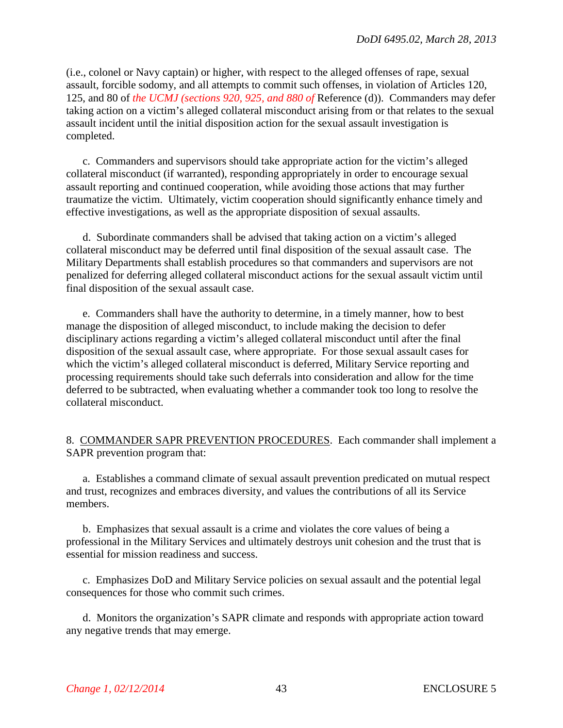(i.e., colonel or Navy captain) or higher, with respect to the alleged offenses of rape, sexual assault, forcible sodomy, and all attempts to commit such offenses, in violation of Articles 120, 125, and 80 of *the UCMJ (sections 920, 925, and 880 of* Reference (d)). Commanders may defer taking action on a victim's alleged collateral misconduct arising from or that relates to the sexual assault incident until the initial disposition action for the sexual assault investigation is completed.

c. Commanders and supervisors should take appropriate action for the victim's alleged collateral misconduct (if warranted), responding appropriately in order to encourage sexual assault reporting and continued cooperation, while avoiding those actions that may further traumatize the victim. Ultimately, victim cooperation should significantly enhance timely and effective investigations, as well as the appropriate disposition of sexual assaults.

d. Subordinate commanders shall be advised that taking action on a victim's alleged collateral misconduct may be deferred until final disposition of the sexual assault case. The Military Departments shall establish procedures so that commanders and supervisors are not penalized for deferring alleged collateral misconduct actions for the sexual assault victim until final disposition of the sexual assault case.

e. Commanders shall have the authority to determine, in a timely manner, how to best manage the disposition of alleged misconduct, to include making the decision to defer disciplinary actions regarding a victim's alleged collateral misconduct until after the final disposition of the sexual assault case, where appropriate. For those sexual assault cases for which the victim's alleged collateral misconduct is deferred, Military Service reporting and processing requirements should take such deferrals into consideration and allow for the time deferred to be subtracted, when evaluating whether a commander took too long to resolve the collateral misconduct.

8. COMMANDER SAPR PREVENTION PROCEDURES. Each commander shall implement a SAPR prevention program that:

a. Establishes a command climate of sexual assault prevention predicated on mutual respect and trust, recognizes and embraces diversity, and values the contributions of all its Service members.

b. Emphasizes that sexual assault is a crime and violates the core values of being a professional in the Military Services and ultimately destroys unit cohesion and the trust that is essential for mission readiness and success.

c. Emphasizes DoD and Military Service policies on sexual assault and the potential legal consequences for those who commit such crimes.

d. Monitors the organization's SAPR climate and responds with appropriate action toward any negative trends that may emerge.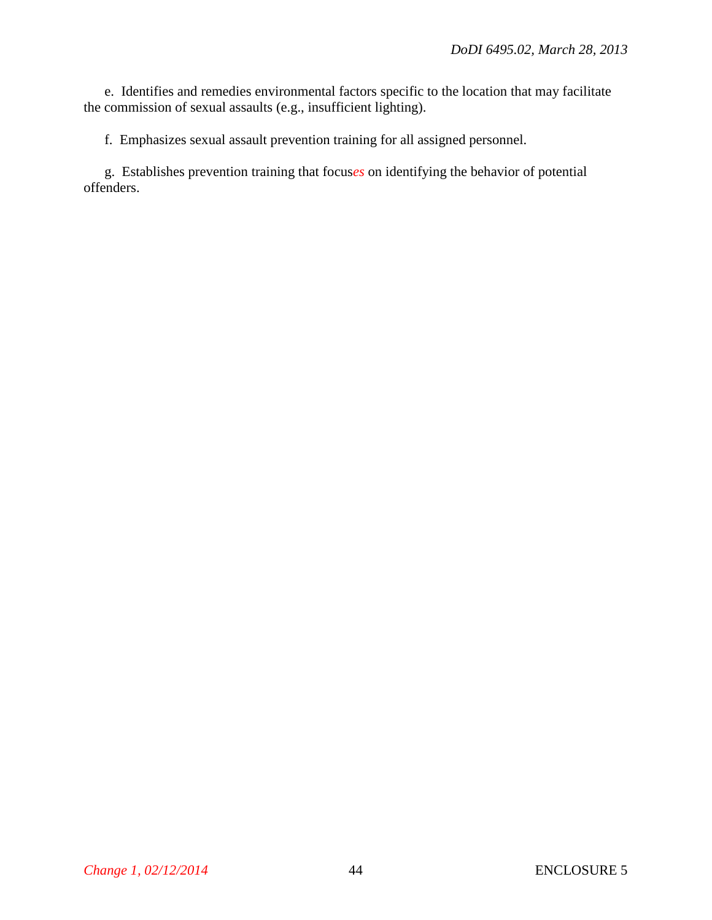e. Identifies and remedies environmental factors specific to the location that may facilitate the commission of sexual assaults (e.g., insufficient lighting).

f. Emphasizes sexual assault prevention training for all assigned personnel.

g. Establishes prevention training that focus*es* on identifying the behavior of potential offenders.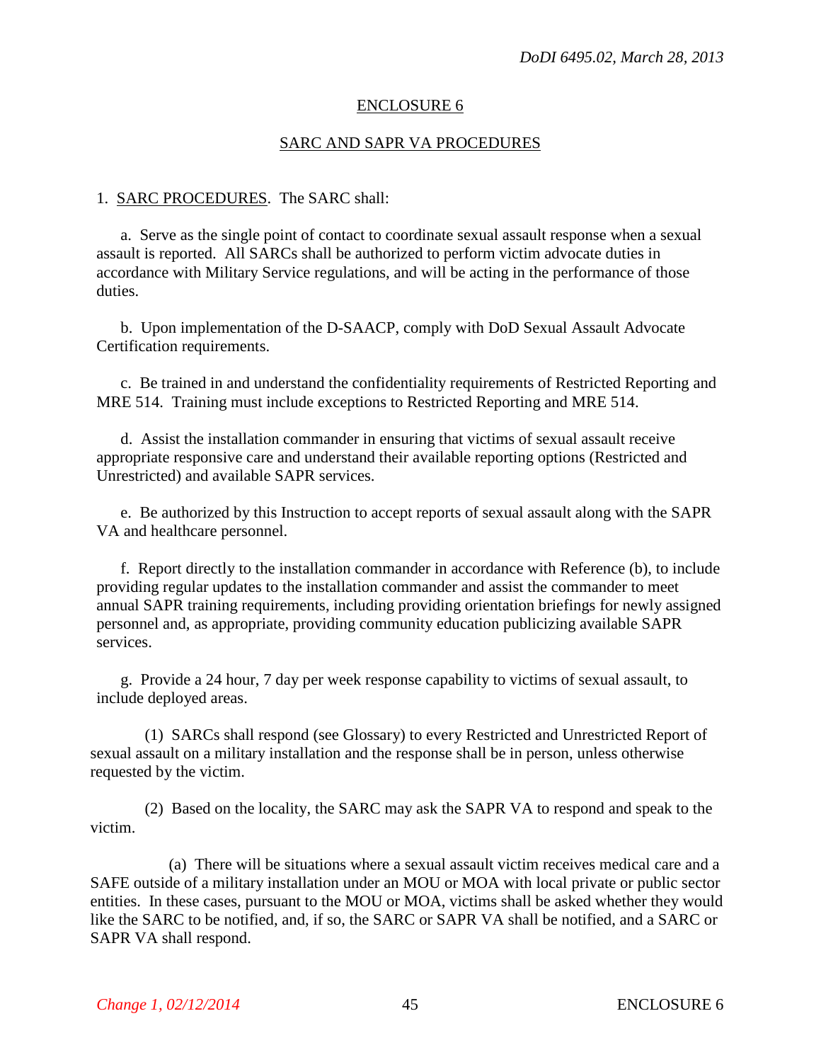## ENCLOSURE 6

## SARC AND SAPR VA PROCEDURES

1. SARC PROCEDURES. The SARC shall:

a. Serve as the single point of contact to coordinate sexual assault response when a sexual assault is reported. All SARCs shall be authorized to perform victim advocate duties in accordance with Military Service regulations, and will be acting in the performance of those duties.

b. Upon implementation of the D-SAACP, comply with DoD Sexual Assault Advocate Certification requirements.

c. Be trained in and understand the confidentiality requirements of Restricted Reporting and MRE 514. Training must include exceptions to Restricted Reporting and MRE 514.

d. Assist the installation commander in ensuring that victims of sexual assault receive appropriate responsive care and understand their available reporting options (Restricted and Unrestricted) and available SAPR services.

e. Be authorized by this Instruction to accept reports of sexual assault along with the SAPR VA and healthcare personnel.

f. Report directly to the installation commander in accordance with Reference (b), to include providing regular updates to the installation commander and assist the commander to meet annual SAPR training requirements, including providing orientation briefings for newly assigned personnel and, as appropriate, providing community education publicizing available SAPR services.

g. Provide a 24 hour, 7 day per week response capability to victims of sexual assault, to include deployed areas.

(1) SARCs shall respond (see Glossary) to every Restricted and Unrestricted Report of sexual assault on a military installation and the response shall be in person, unless otherwise requested by the victim.

(2) Based on the locality, the SARC may ask the SAPR VA to respond and speak to the victim.

(a) There will be situations where a sexual assault victim receives medical care and a SAFE outside of a military installation under an MOU or MOA with local private or public sector entities. In these cases, pursuant to the MOU or MOA, victims shall be asked whether they would like the SARC to be notified, and, if so, the SARC or SAPR VA shall be notified, and a SARC or SAPR VA shall respond.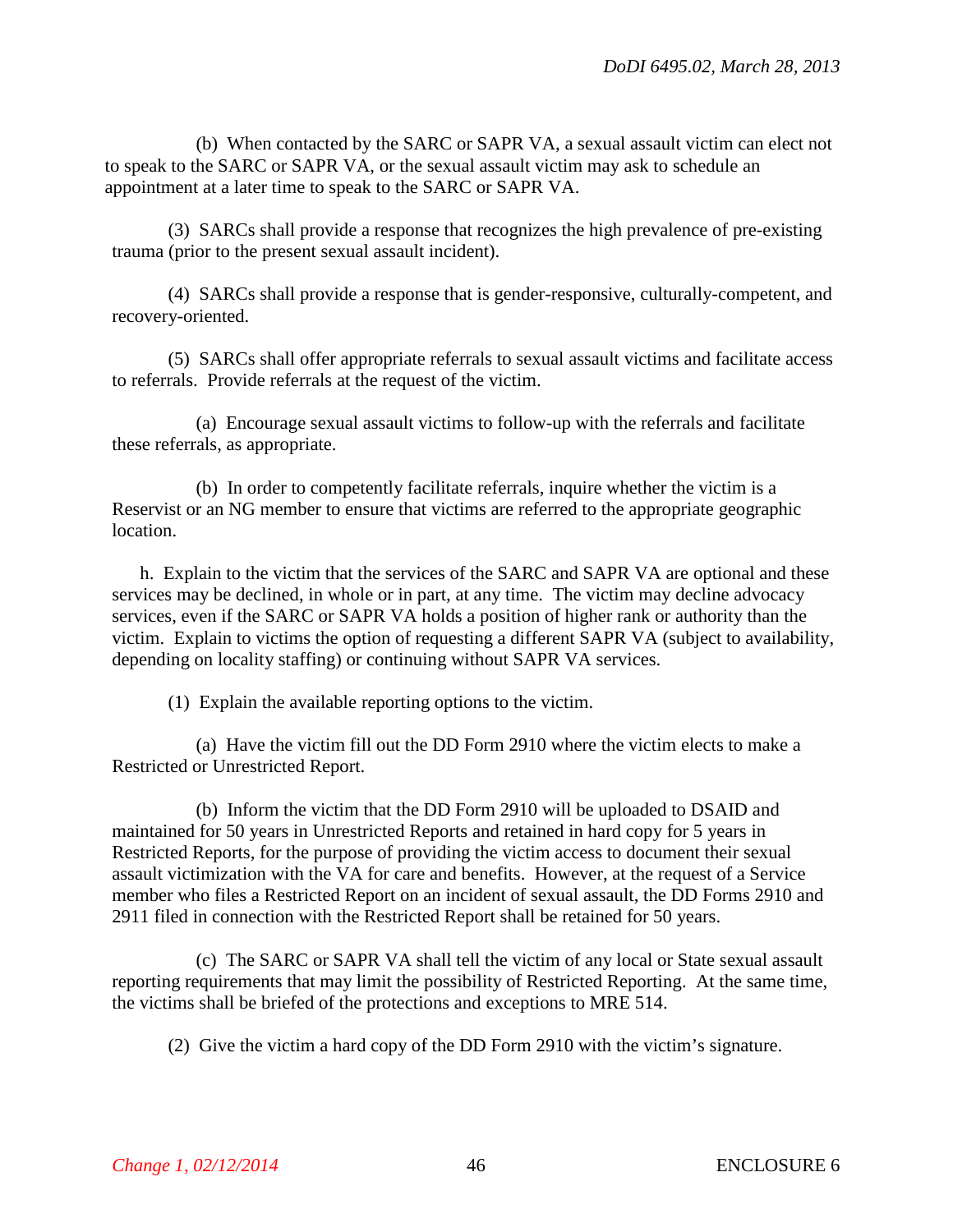(b) When contacted by the SARC or SAPR VA, a sexual assault victim can elect not to speak to the SARC or SAPR VA, or the sexual assault victim may ask to schedule an appointment at a later time to speak to the SARC or SAPR VA.

(3) SARCs shall provide a response that recognizes the high prevalence of pre-existing trauma (prior to the present sexual assault incident).

(4) SARCs shall provide a response that is gender-responsive, culturally-competent, and recovery-oriented.

(5) SARCs shall offer appropriate referrals to sexual assault victims and facilitate access to referrals. Provide referrals at the request of the victim.

(a) Encourage sexual assault victims to follow-up with the referrals and facilitate these referrals, as appropriate.

(b) In order to competently facilitate referrals, inquire whether the victim is a Reservist or an NG member to ensure that victims are referred to the appropriate geographic location.

h. Explain to the victim that the services of the SARC and SAPR VA are optional and these services may be declined, in whole or in part, at any time. The victim may decline advocacy services, even if the SARC or SAPR VA holds a position of higher rank or authority than the victim. Explain to victims the option of requesting a different SAPR VA (subject to availability, depending on locality staffing) or continuing without SAPR VA services.

(1) Explain the available reporting options to the victim.

(a) Have the victim fill out the DD Form 2910 where the victim elects to make a Restricted or Unrestricted Report.

(b) Inform the victim that the DD Form 2910 will be uploaded to DSAID and maintained for 50 years in Unrestricted Reports and retained in hard copy for 5 years in Restricted Reports, for the purpose of providing the victim access to document their sexual assault victimization with the VA for care and benefits. However, at the request of a Service member who files a Restricted Report on an incident of sexual assault, the DD Forms 2910 and 2911 filed in connection with the Restricted Report shall be retained for 50 years.

(c) The SARC or SAPR VA shall tell the victim of any local or State sexual assault reporting requirements that may limit the possibility of Restricted Reporting. At the same time, the victims shall be briefed of the protections and exceptions to MRE 514.

(2) Give the victim a hard copy of the DD Form 2910 with the victim's signature.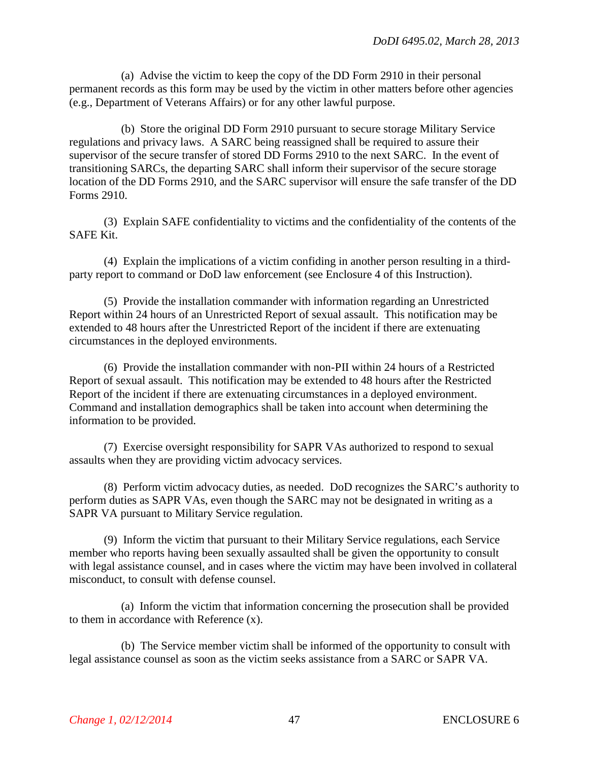(a) Advise the victim to keep the copy of the DD Form 2910 in their personal permanent records as this form may be used by the victim in other matters before other agencies (e.g., Department of Veterans Affairs) or for any other lawful purpose.

(b) Store the original DD Form 2910 pursuant to secure storage Military Service regulations and privacy laws. A SARC being reassigned shall be required to assure their supervisor of the secure transfer of stored DD Forms 2910 to the next SARC. In the event of transitioning SARCs, the departing SARC shall inform their supervisor of the secure storage location of the DD Forms 2910, and the SARC supervisor will ensure the safe transfer of the DD Forms 2910.

(3) Explain SAFE confidentiality to victims and the confidentiality of the contents of the SAFE Kit.

(4) Explain the implications of a victim confiding in another person resulting in a third-party report to command or DoD law enforcement (see Enclosure 4 of this Instruction).

(5) Provide the installation commander with information regarding an Unrestricted Report within 24 hours of an Unrestricted Report of sexual assault. This notification may be extended to 48 hours after the Unrestricted Report of the incident if there are extenuating circumstances in the deployed environments.

(6) Provide the installation commander with non-PII within 24 hours of a Restricted Report of sexual assault. This notification may be extended to 48 hours after the Restricted Report of the incident if there are extenuating circumstances in a deployed environment. Command and installation demographics shall be taken into account when determining the information to be provided.

(7) Exercise oversight responsibility for SAPR VAs authorized to respond to sexual assaults when they are providing victim advocacy services.

(8) Perform victim advocacy duties, as needed. DoD recognizes the SARC's authority to perform duties as SAPR VAs, even though the SARC may not be designated in writing as a SAPR VA pursuant to Military Service regulation.

(9) Inform the victim that pursuant to their Military Service regulations, each Service member who reports having been sexually assaulted shall be given the opportunity to consult with legal assistance counsel, and in cases where the victim may have been involved in collateral misconduct, to consult with defense counsel.

(a) Inform the victim that information concerning the prosecution shall be provided to them in accordance with Reference (x).

(b) The Service member victim shall be informed of the opportunity to consult with legal assistance counsel as soon as the victim seeks assistance from a SARC or SAPR VA.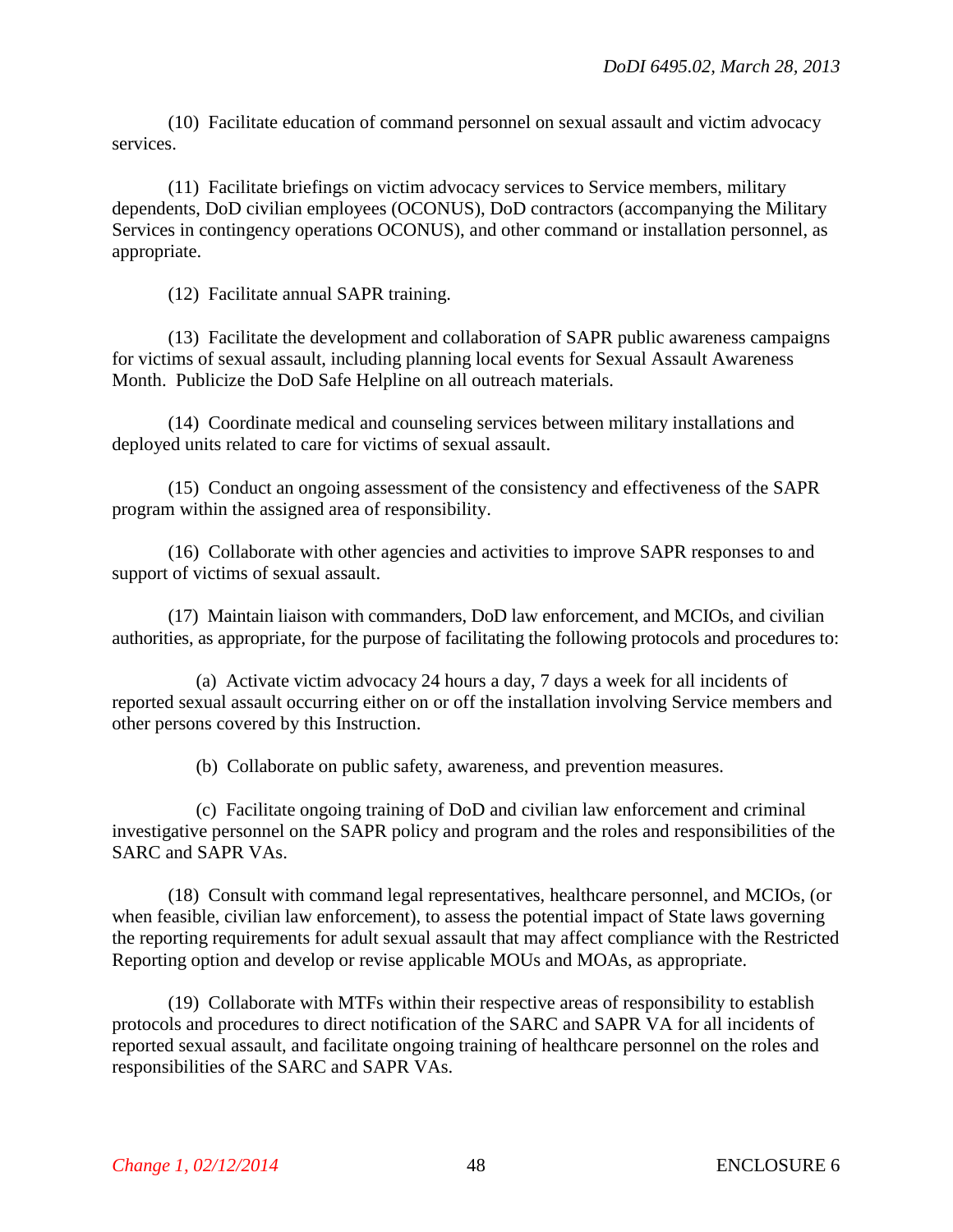(10) Facilitate education of command personnel on sexual assault and victim advocacy services.

(11) Facilitate briefings on victim advocacy services to Service members, military dependents, DoD civilian employees (OCONUS), DoD contractors (accompanying the Military Services in contingency operations OCONUS), and other command or installation personnel, as appropriate.

(12) Facilitate annual SAPR training.

(13) Facilitate the development and collaboration of SAPR public awareness campaigns for victims of sexual assault, including planning local events for Sexual Assault Awareness Month. Publicize the DoD Safe Helpline on all outreach materials.

(14) Coordinate medical and counseling services between military installations and deployed units related to care for victims of sexual assault.

(15) Conduct an ongoing assessment of the consistency and effectiveness of the SAPR program within the assigned area of responsibility.

(16) Collaborate with other agencies and activities to improve SAPR responses to and support of victims of sexual assault.

(17) Maintain liaison with commanders, DoD law enforcement, and MCIOs, and civilian authorities, as appropriate, for the purpose of facilitating the following protocols and procedures to:

(a) Activate victim advocacy 24 hours a day, 7 days a week for all incidents of reported sexual assault occurring either on or off the installation involving Service members and other persons covered by this Instruction.

(b) Collaborate on public safety, awareness, and prevention measures.

(c) Facilitate ongoing training of DoD and civilian law enforcement and criminal investigative personnel on the SAPR policy and program and the roles and responsibilities of the SARC and SAPR VAs.

(18) Consult with command legal representatives, healthcare personnel, and MCIOs, (or when feasible, civilian law enforcement), to assess the potential impact of State laws governing the reporting requirements for adult sexual assault that may affect compliance with the Restricted Reporting option and develop or revise applicable MOUs and MOAs, as appropriate.

(19) Collaborate with MTFs within their respective areas of responsibility to establish protocols and procedures to direct notification of the SARC and SAPR VA for all incidents of reported sexual assault, and facilitate ongoing training of healthcare personnel on the roles and responsibilities of the SARC and SAPR VAs.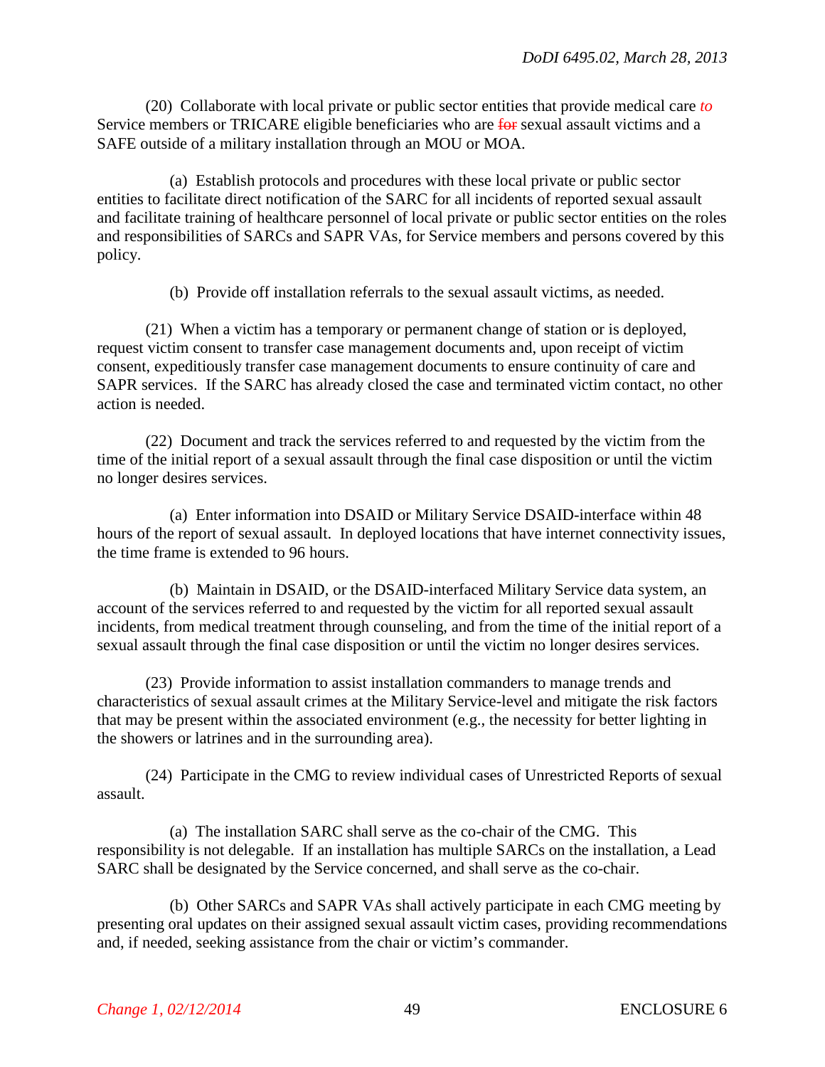(20) Collaborate with local private or public sector entities that provide medical care *to* Service members or TRICARE eligible beneficiaries who are ~~for~~ sexual assault victims and a SAFE outside of a military installation through an MOU or MOA.

(a) Establish protocols and procedures with these local private or public sector entities to facilitate direct notification of the SARC for all incidents of reported sexual assault and facilitate training of healthcare personnel of local private or public sector entities on the roles and responsibilities of SARCs and SAPR VAs, for Service members and persons covered by this policy.

(b) Provide off installation referrals to the sexual assault victims, as needed.

(21) When a victim has a temporary or permanent change of station or is deployed, request victim consent to transfer case management documents and, upon receipt of victim consent, expeditiously transfer case management documents to ensure continuity of care and SAPR services. If the SARC has already closed the case and terminated victim contact, no other action is needed.

(22) Document and track the services referred to and requested by the victim from the time of the initial report of a sexual assault through the final case disposition or until the victim no longer desires services.

(a) Enter information into DSAID or Military Service DSAID-interface within 48 hours of the report of sexual assault. In deployed locations that have internet connectivity issues, the time frame is extended to 96 hours.

(b) Maintain in DSAID, or the DSAID-interfaced Military Service data system, an account of the services referred to and requested by the victim for all reported sexual assault incidents, from medical treatment through counseling, and from the time of the initial report of a sexual assault through the final case disposition or until the victim no longer desires services.

(23) Provide information to assist installation commanders to manage trends and characteristics of sexual assault crimes at the Military Service-level and mitigate the risk factors that may be present within the associated environment (e.g., the necessity for better lighting in the showers or latrines and in the surrounding area).

(24) Participate in the CMG to review individual cases of Unrestricted Reports of sexual assault.

(a) The installation SARC shall serve as the co-chair of the CMG. This responsibility is not delegable. If an installation has multiple SARCs on the installation, a Lead SARC shall be designated by the Service concerned, and shall serve as the co-chair.

(b) Other SARCs and SAPR VAs shall actively participate in each CMG meeting by presenting oral updates on their assigned sexual assault victim cases, providing recommendations and, if needed, seeking assistance from the chair or victim's commander.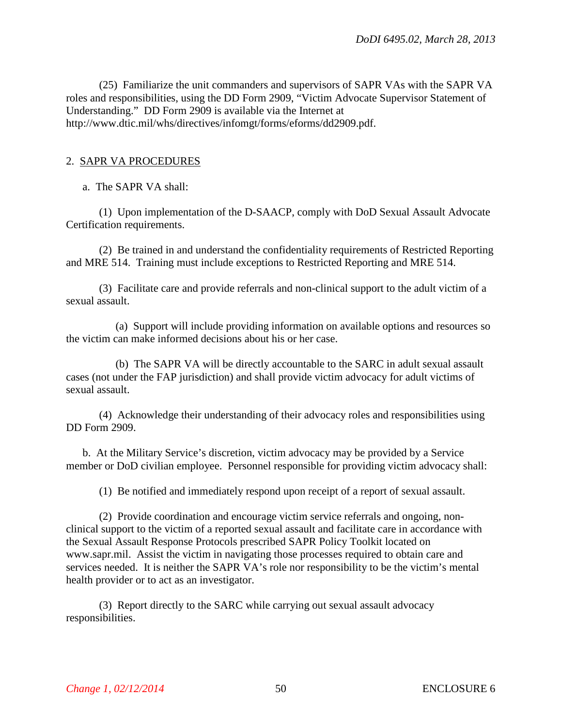(25) Familiarize the unit commanders and supervisors of SAPR VAs with the SAPR VA roles and responsibilities, using the DD Form 2909, "Victim Advocate Supervisor Statement of Understanding." DD Form 2909 is available via the Internet at http://www.dtic.mil/whs/directives/infomgt/forms/eforms/dd2909.pdf.

2. <u>SAPR VA PROCEDURES</u>

a. The SAPR VA shall:

(1) Upon implementation of the D-SAACP, comply with DoD Sexual Assault Advocate Certification requirements.

(2) Be trained in and understand the confidentiality requirements of Restricted Reporting and MRE 514. Training must include exceptions to Restricted Reporting and MRE 514.

(3) Facilitate care and provide referrals and non-clinical support to the adult victim of a sexual assault.

(a) Support will include providing information on available options and resources so the victim can make informed decisions about his or her case.

(b) The SAPR VA will be directly accountable to the SARC in adult sexual assault cases (not under the FAP jurisdiction) and shall provide victim advocacy for adult victims of sexual assault.

(4) Acknowledge their understanding of their advocacy roles and responsibilities using DD Form 2909.

b. At the Military Service's discretion, victim advocacy may be provided by a Service member or DoD civilian employee. Personnel responsible for providing victim advocacy shall:

(1) Be notified and immediately respond upon receipt of a report of sexual assault.

(2) Provide coordination and encourage victim service referrals and ongoing, non-clinical support to the victim of a reported sexual assault and facilitate care in accordance with the Sexual Assault Response Protocols prescribed SAPR Policy Toolkit located on www.sapr.mil. Assist the victim in navigating those processes required to obtain care and services needed. It is neither the SAPR VA's role nor responsibility to be the victim's mental health provider or to act as an investigator.

(3) Report directly to the SARC while carrying out sexual assault advocacy responsibilities.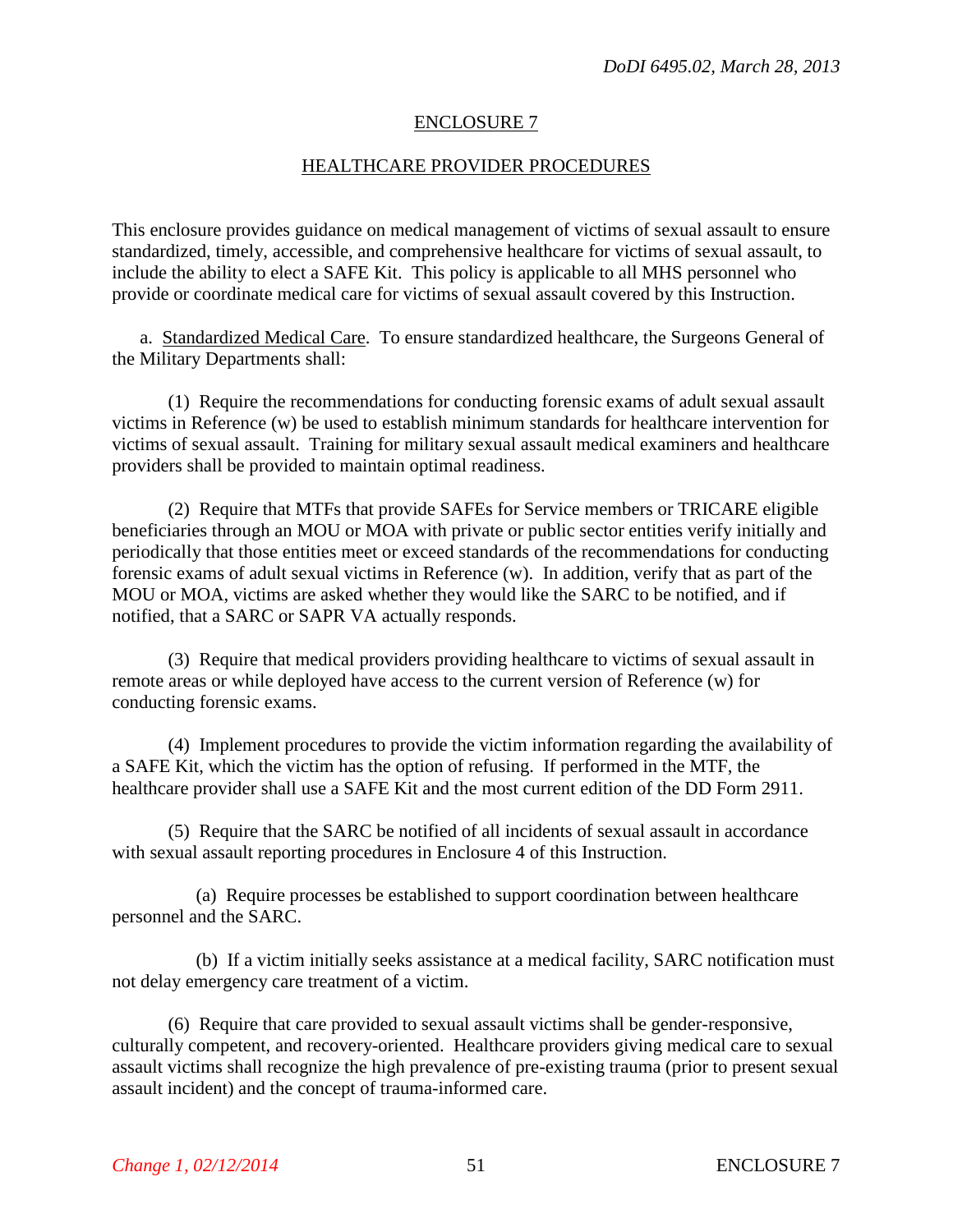## ENCLOSURE 7

## HEALTHCARE PROVIDER PROCEDURES

This enclosure provides guidance on medical management of victims of sexual assault to ensure standardized, timely, accessible, and comprehensive healthcare for victims of sexual assault, to include the ability to elect a SAFE Kit. This policy is applicable to all MHS personnel who provide or coordinate medical care for victims of sexual assault covered by this Instruction.

a. Standardized Medical Care. To ensure standardized healthcare, the Surgeons General of the Military Departments shall:

(1) Require the recommendations for conducting forensic exams of adult sexual assault victims in Reference (w) be used to establish minimum standards for healthcare intervention for victims of sexual assault. Training for military sexual assault medical examiners and healthcare providers shall be provided to maintain optimal readiness.

(2) Require that MTFs that provide SAFEs for Service members or TRICARE eligible beneficiaries through an MOU or MOA with private or public sector entities verify initially and periodically that those entities meet or exceed standards of the recommendations for conducting forensic exams of adult sexual victims in Reference (w). In addition, verify that as part of the MOU or MOA, victims are asked whether they would like the SARC to be notified, and if notified, that a SARC or SAPR VA actually responds.

(3) Require that medical providers providing healthcare to victims of sexual assault in remote areas or while deployed have access to the current version of Reference (w) for conducting forensic exams.

(4) Implement procedures to provide the victim information regarding the availability of a SAFE Kit, which the victim has the option of refusing. If performed in the MTF, the healthcare provider shall use a SAFE Kit and the most current edition of the DD Form 2911.

(5) Require that the SARC be notified of all incidents of sexual assault in accordance with sexual assault reporting procedures in Enclosure 4 of this Instruction.

(a) Require processes be established to support coordination between healthcare personnel and the SARC.

(b) If a victim initially seeks assistance at a medical facility, SARC notification must not delay emergency care treatment of a victim.

(6) Require that care provided to sexual assault victims shall be gender-responsive, culturally competent, and recovery-oriented. Healthcare providers giving medical care to sexual assault victims shall recognize the high prevalence of pre-existing trauma (prior to present sexual assault incident) and the concept of trauma-informed care.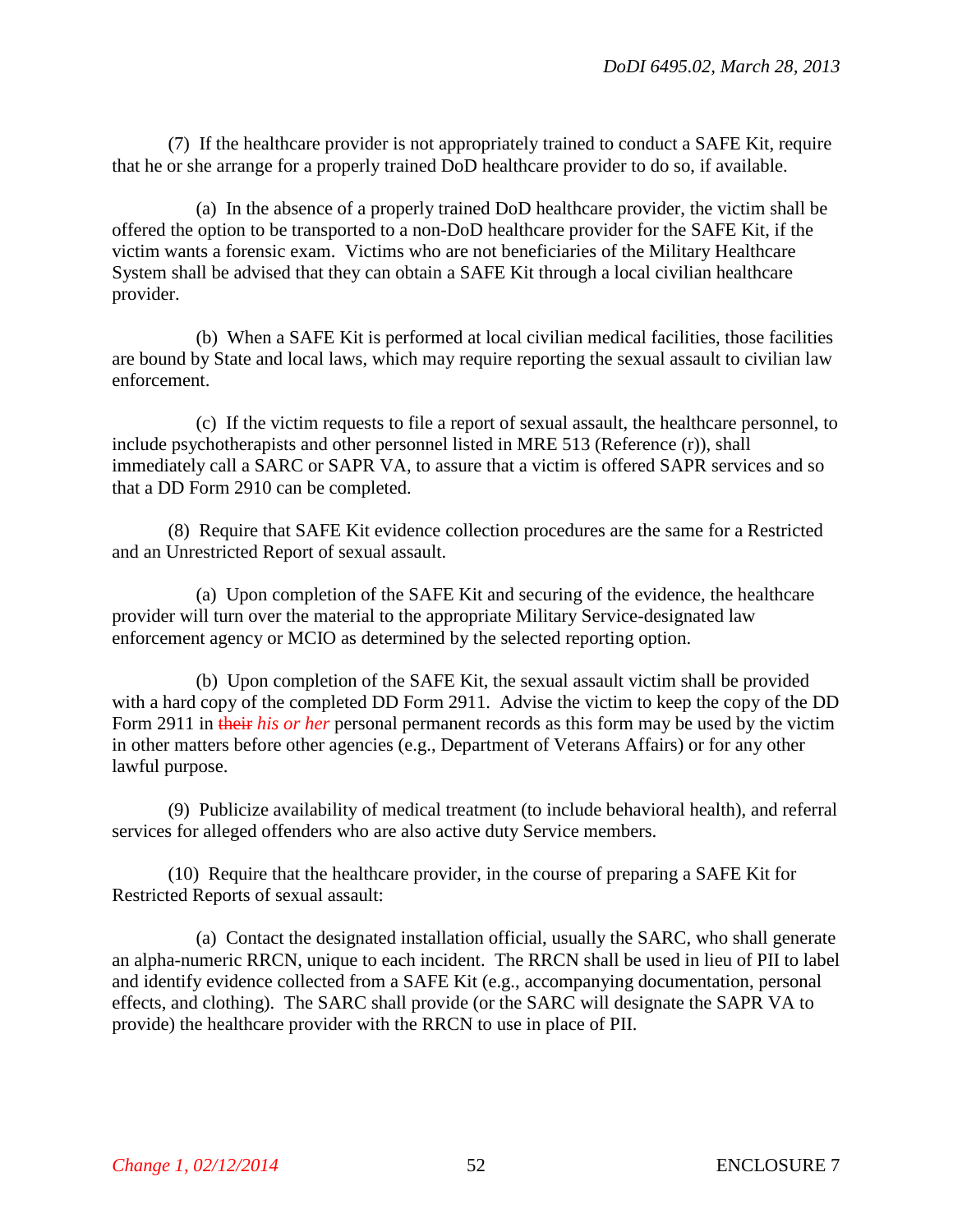(7) If the healthcare provider is not appropriately trained to conduct a SAFE Kit, require that he or she arrange for a properly trained DoD healthcare provider to do so, if available.

(a) In the absence of a properly trained DoD healthcare provider, the victim shall be offered the option to be transported to a non-DoD healthcare provider for the SAFE Kit, if the victim wants a forensic exam. Victims who are not beneficiaries of the Military Healthcare System shall be advised that they can obtain a SAFE Kit through a local civilian healthcare provider.

(b) When a SAFE Kit is performed at local civilian medical facilities, those facilities are bound by State and local laws, which may require reporting the sexual assault to civilian law enforcement.

(c) If the victim requests to file a report of sexual assault, the healthcare personnel, to include psychotherapists and other personnel listed in MRE 513 (Reference (r)), shall immediately call a SARC or SAPR VA, to assure that a victim is offered SAPR services and so that a DD Form 2910 can be completed.

(8) Require that SAFE Kit evidence collection procedures are the same for a Restricted and an Unrestricted Report of sexual assault.

(a) Upon completion of the SAFE Kit and securing of the evidence, the healthcare provider will turn over the material to the appropriate Military Service-designated law enforcement agency or MCIO as determined by the selected reporting option.

(b) Upon completion of the SAFE Kit, the sexual assault victim shall be provided with a hard copy of the completed DD Form 2911. Advise the victim to keep the copy of the DD Form 2911 in ~~their~~ *his or her* personal permanent records as this form may be used by the victim in other matters before other agencies (e.g., Department of Veterans Affairs) or for any other lawful purpose.

(9) Publicize availability of medical treatment (to include behavioral health), and referral services for alleged offenders who are also active duty Service members.

(10) Require that the healthcare provider, in the course of preparing a SAFE Kit for Restricted Reports of sexual assault:

(a) Contact the designated installation official, usually the SARC, who shall generate an alpha-numeric RRCN, unique to each incident. The RRCN shall be used in lieu of PII to label and identify evidence collected from a SAFE Kit (e.g., accompanying documentation, personal effects, and clothing). The SARC shall provide (or the SARC will designate the SAPR VA to provide) the healthcare provider with the RRCN to use in place of PII.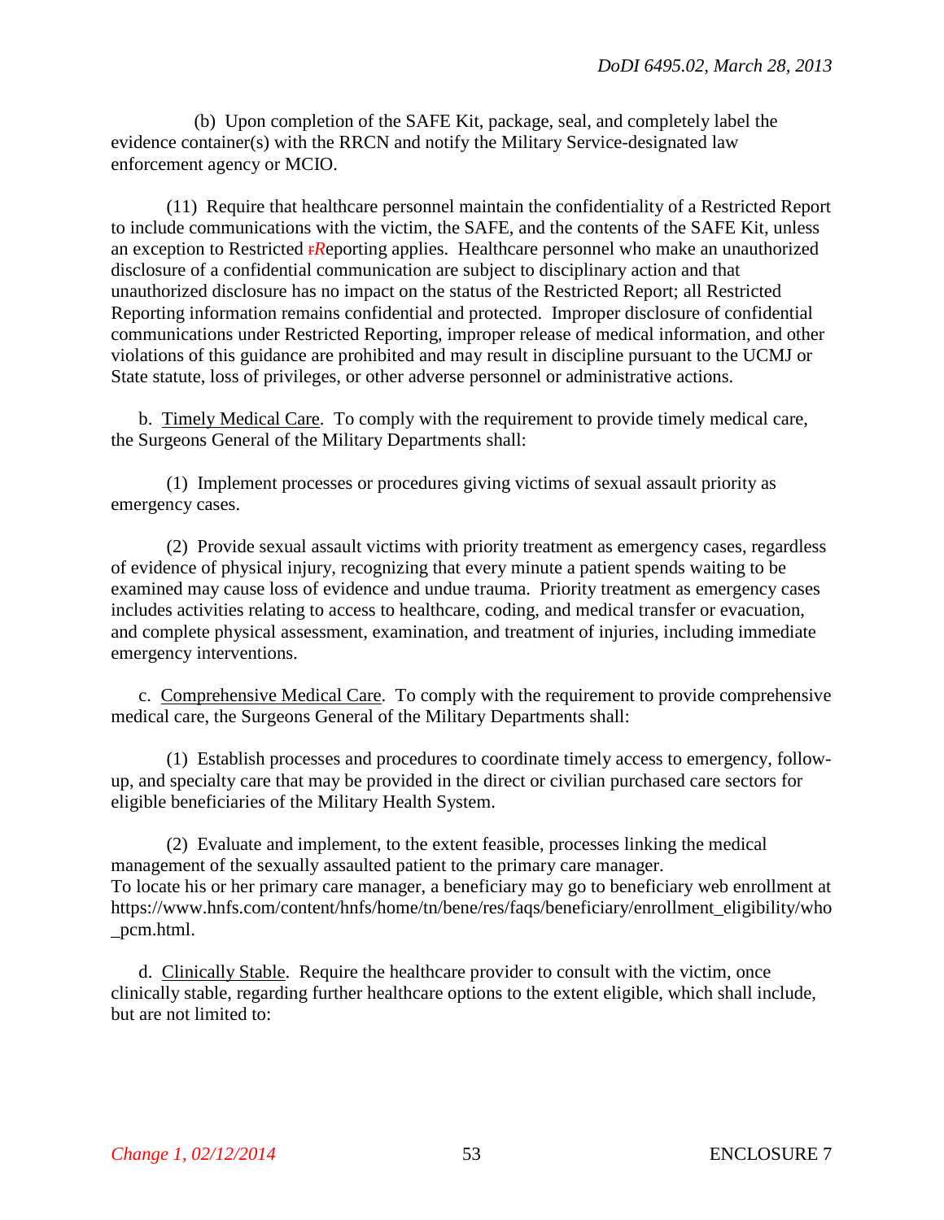(b) Upon completion of the SAFE Kit, package, seal, and completely label the evidence container(s) with the RRCN and notify the Military Service-designated law enforcement agency or MCIO.

(11) Require that healthcare personnel maintain the confidentiality of a Restricted Report to include communications with the victim, the SAFE, and the contents of the SAFE Kit, unless an exception to Restricted ~~r~~*R*eporting applies. Healthcare personnel who make an unauthorized disclosure of a confidential communication are subject to disciplinary action and that unauthorized disclosure has no impact on the status of the Restricted Report; all Restricted Reporting information remains confidential and protected. Improper disclosure of confidential communications under Restricted Reporting, improper release of medical information, and other violations of this guidance are prohibited and may result in discipline pursuant to the UCMJ or State statute, loss of privileges, or other adverse personnel or administrative actions.

b. Timely Medical Care. To comply with the requirement to provide timely medical care, the Surgeons General of the Military Departments shall:

(1) Implement processes or procedures giving victims of sexual assault priority as emergency cases.

(2) Provide sexual assault victims with priority treatment as emergency cases, regardless of evidence of physical injury, recognizing that every minute a patient spends waiting to be examined may cause loss of evidence and undue trauma. Priority treatment as emergency cases includes activities relating to access to healthcare, coding, and medical transfer or evacuation, and complete physical assessment, examination, and treatment of injuries, including immediate emergency interventions.

c. Comprehensive Medical Care. To comply with the requirement to provide comprehensive medical care, the Surgeons General of the Military Departments shall:

(1) Establish processes and procedures to coordinate timely access to emergency, follow-up, and specialty care that may be provided in the direct or civilian purchased care sectors for eligible beneficiaries of the Military Health System.

(2) Evaluate and implement, to the extent feasible, processes linking the medical management of the sexually assaulted patient to the primary care manager.
To locate his or her primary care manager, a beneficiary may go to beneficiary web enrollment at https://www.hnfs.com/content/hnfs/home/tn/bene/res/faqs/beneficiary/enrollment_eligibility/who_pcm.html.

d. Clinically Stable. Require the healthcare provider to consult with the victim, once clinically stable, regarding further healthcare options to the extent eligible, which shall include, but are not limited to: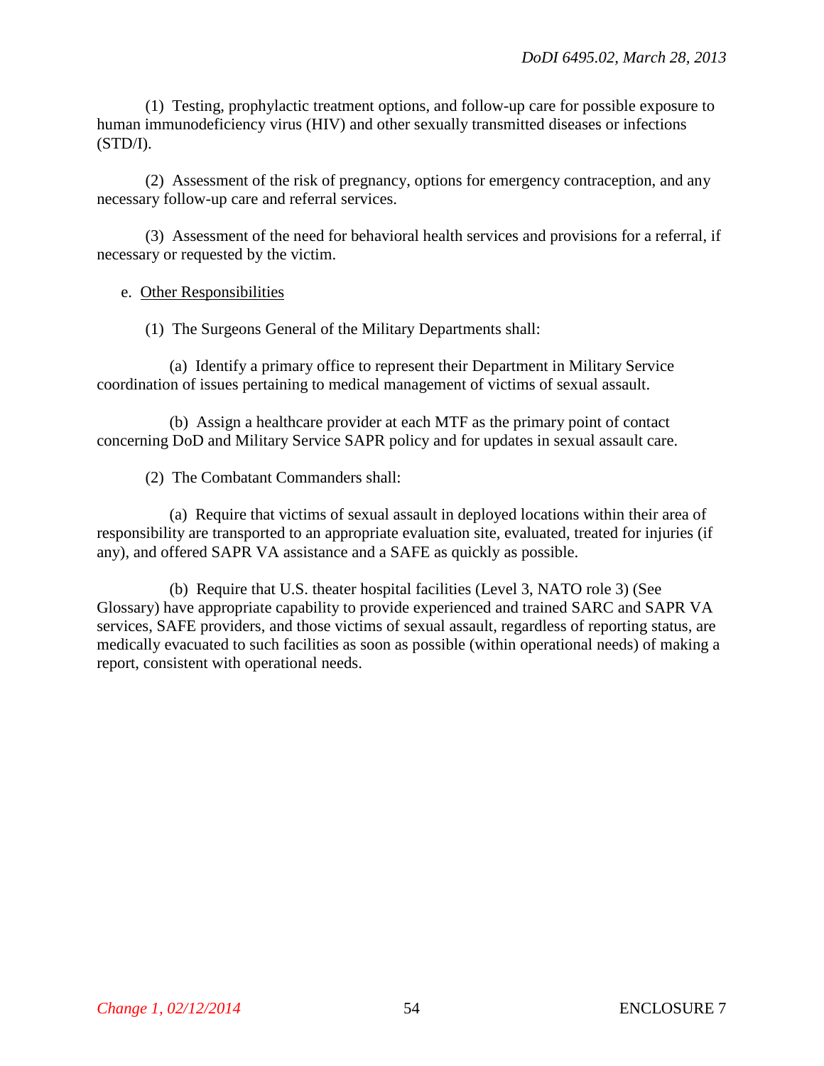(1) Testing, prophylactic treatment options, and follow-up care for possible exposure to human immunodeficiency virus (HIV) and other sexually transmitted diseases or infections (STD/I).

(2) Assessment of the risk of pregnancy, options for emergency contraception, and any necessary follow-up care and referral services.

(3) Assessment of the need for behavioral health services and provisions for a referral, if necessary or requested by the victim.

e. Other Responsibilities

(1) The Surgeons General of the Military Departments shall:

(a) Identify a primary office to represent their Department in Military Service coordination of issues pertaining to medical management of victims of sexual assault.

(b) Assign a healthcare provider at each MTF as the primary point of contact concerning DoD and Military Service SAPR policy and for updates in sexual assault care.

(2) The Combatant Commanders shall:

(a) Require that victims of sexual assault in deployed locations within their area of responsibility are transported to an appropriate evaluation site, evaluated, treated for injuries (if any), and offered SAPR VA assistance and a SAFE as quickly as possible.

(b) Require that U.S. theater hospital facilities (Level 3, NATO role 3) (See Glossary) have appropriate capability to provide experienced and trained SARC and SAPR VA services, SAFE providers, and those victims of sexual assault, regardless of reporting status, are medically evacuated to such facilities as soon as possible (within operational needs) of making a report, consistent with operational needs.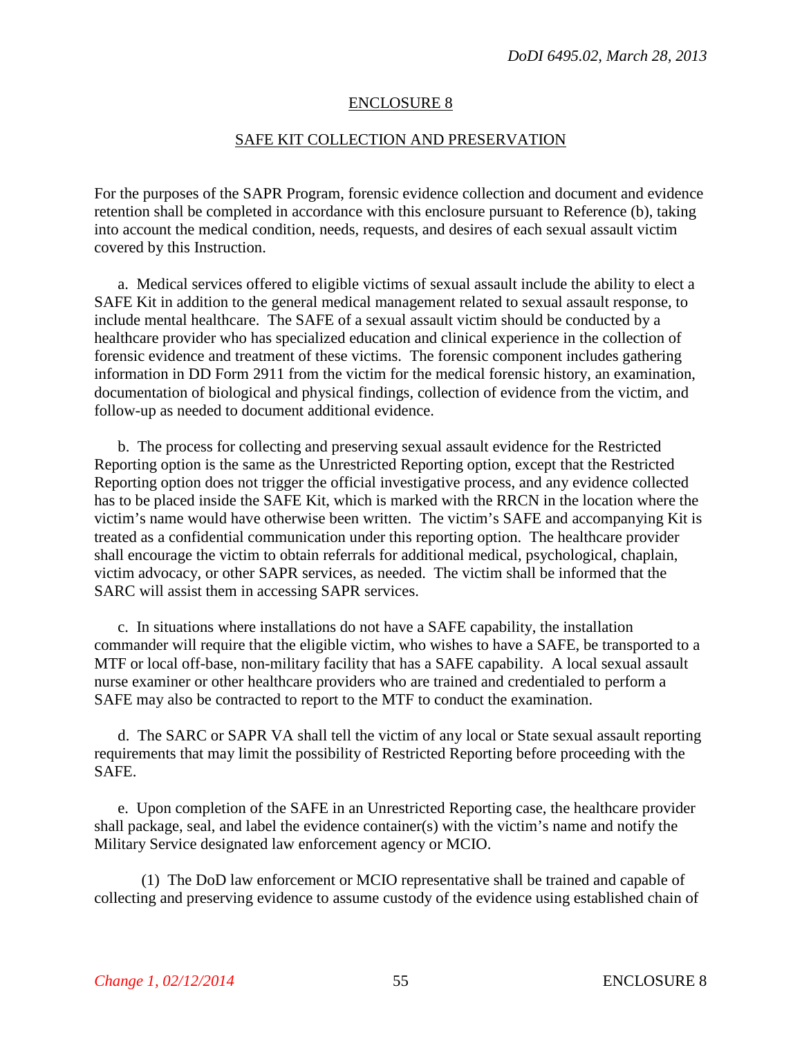## ENCLOSURE 8

## SAFE KIT COLLECTION AND PRESERVATION

For the purposes of the SAPR Program, forensic evidence collection and document and evidence retention shall be completed in accordance with this enclosure pursuant to Reference (b), taking into account the medical condition, needs, requests, and desires of each sexual assault victim covered by this Instruction.

a. Medical services offered to eligible victims of sexual assault include the ability to elect a SAFE Kit in addition to the general medical management related to sexual assault response, to include mental healthcare. The SAFE of a sexual assault victim should be conducted by a healthcare provider who has specialized education and clinical experience in the collection of forensic evidence and treatment of these victims. The forensic component includes gathering information in DD Form 2911 from the victim for the medical forensic history, an examination, documentation of biological and physical findings, collection of evidence from the victim, and follow-up as needed to document additional evidence.

b. The process for collecting and preserving sexual assault evidence for the Restricted Reporting option is the same as the Unrestricted Reporting option, except that the Restricted Reporting option does not trigger the official investigative process, and any evidence collected has to be placed inside the SAFE Kit, which is marked with the RRCN in the location where the victim's name would have otherwise been written. The victim's SAFE and accompanying Kit is treated as a confidential communication under this reporting option. The healthcare provider shall encourage the victim to obtain referrals for additional medical, psychological, chaplain, victim advocacy, or other SAPR services, as needed. The victim shall be informed that the SARC will assist them in accessing SAPR services.

c. In situations where installations do not have a SAFE capability, the installation commander will require that the eligible victim, who wishes to have a SAFE, be transported to a MTF or local off-base, non-military facility that has a SAFE capability. A local sexual assault nurse examiner or other healthcare providers who are trained and credentialed to perform a SAFE may also be contracted to report to the MTF to conduct the examination.

d. The SARC or SAPR VA shall tell the victim of any local or State sexual assault reporting requirements that may limit the possibility of Restricted Reporting before proceeding with the SAFE.

e. Upon completion of the SAFE in an Unrestricted Reporting case, the healthcare provider shall package, seal, and label the evidence container(s) with the victim's name and notify the Military Service designated law enforcement agency or MCIO.

(1) The DoD law enforcement or MCIO representative shall be trained and capable of collecting and preserving evidence to assume custody of the evidence using established chain of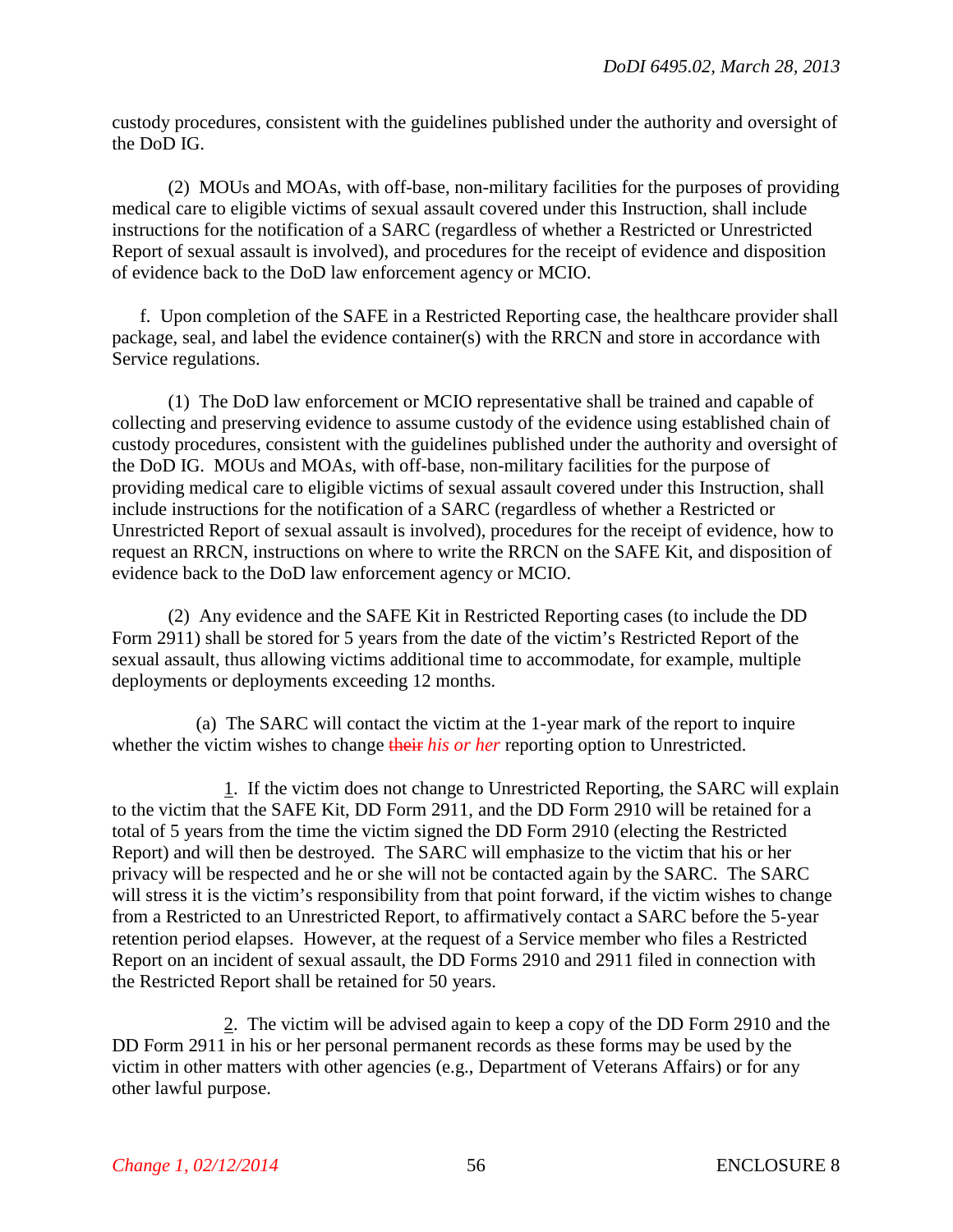custody procedures, consistent with the guidelines published under the authority and oversight of the DoD IG.

(2) MOUs and MOAs, with off-base, non-military facilities for the purposes of providing medical care to eligible victims of sexual assault covered under this Instruction, shall include instructions for the notification of a SARC (regardless of whether a Restricted or Unrestricted Report of sexual assault is involved), and procedures for the receipt of evidence and disposition of evidence back to the DoD law enforcement agency or MCIO.

f. Upon completion of the SAFE in a Restricted Reporting case, the healthcare provider shall package, seal, and label the evidence container(s) with the RRCN and store in accordance with Service regulations.

(1) The DoD law enforcement or MCIO representative shall be trained and capable of collecting and preserving evidence to assume custody of the evidence using established chain of custody procedures, consistent with the guidelines published under the authority and oversight of the DoD IG. MOUs and MOAs, with off-base, non-military facilities for the purpose of providing medical care to eligible victims of sexual assault covered under this Instruction, shall include instructions for the notification of a SARC (regardless of whether a Restricted or Unrestricted Report of sexual assault is involved), procedures for the receipt of evidence, how to request an RRCN, instructions on where to write the RRCN on the SAFE Kit, and disposition of evidence back to the DoD law enforcement agency or MCIO.

(2) Any evidence and the SAFE Kit in Restricted Reporting cases (to include the DD Form 2911) shall be stored for 5 years from the date of the victim's Restricted Report of the sexual assault, thus allowing victims additional time to accommodate, for example, multiple deployments or deployments exceeding 12 months.

(a) The SARC will contact the victim at the 1-year mark of the report to inquire whether the victim wishes to change ~~their~~ *his or her* reporting option to Unrestricted.

1. If the victim does not change to Unrestricted Reporting, the SARC will explain to the victim that the SAFE Kit, DD Form 2911, and the DD Form 2910 will be retained for a total of 5 years from the time the victim signed the DD Form 2910 (electing the Restricted Report) and will then be destroyed. The SARC will emphasize to the victim that his or her privacy will be respected and he or she will not be contacted again by the SARC. The SARC will stress it is the victim's responsibility from that point forward, if the victim wishes to change from a Restricted to an Unrestricted Report, to affirmatively contact a SARC before the 5-year retention period elapses. However, at the request of a Service member who files a Restricted Report on an incident of sexual assault, the DD Forms 2910 and 2911 filed in connection with the Restricted Report shall be retained for 50 years.

2. The victim will be advised again to keep a copy of the DD Form 2910 and the DD Form 2911 in his or her personal permanent records as these forms may be used by the victim in other matters with other agencies (e.g., Department of Veterans Affairs) or for any other lawful purpose.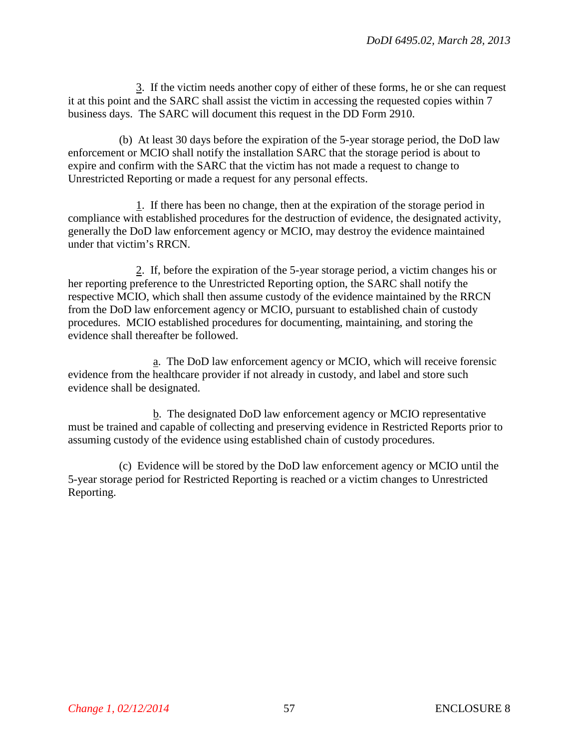3. If the victim needs another copy of either of these forms, he or she can request it at this point and the SARC shall assist the victim in accessing the requested copies within 7 business days. The SARC will document this request in the DD Form 2910.

(b) At least 30 days before the expiration of the 5-year storage period, the DoD law enforcement or MCIO shall notify the installation SARC that the storage period is about to expire and confirm with the SARC that the victim has not made a request to change to Unrestricted Reporting or made a request for any personal effects.

1. If there has been no change, then at the expiration of the storage period in compliance with established procedures for the destruction of evidence, the designated activity, generally the DoD law enforcement agency or MCIO, may destroy the evidence maintained under that victim's RRCN.

2. If, before the expiration of the 5-year storage period, a victim changes his or her reporting preference to the Unrestricted Reporting option, the SARC shall notify the respective MCIO, which shall then assume custody of the evidence maintained by the RRCN from the DoD law enforcement agency or MCIO, pursuant to established chain of custody procedures. MCIO established procedures for documenting, maintaining, and storing the evidence shall thereafter be followed.

a. The DoD law enforcement agency or MCIO, which will receive forensic evidence from the healthcare provider if not already in custody, and label and store such evidence shall be designated.

b. The designated DoD law enforcement agency or MCIO representative must be trained and capable of collecting and preserving evidence in Restricted Reports prior to assuming custody of the evidence using established chain of custody procedures.

(c) Evidence will be stored by the DoD law enforcement agency or MCIO until the 5-year storage period for Restricted Reporting is reached or a victim changes to Unrestricted Reporting.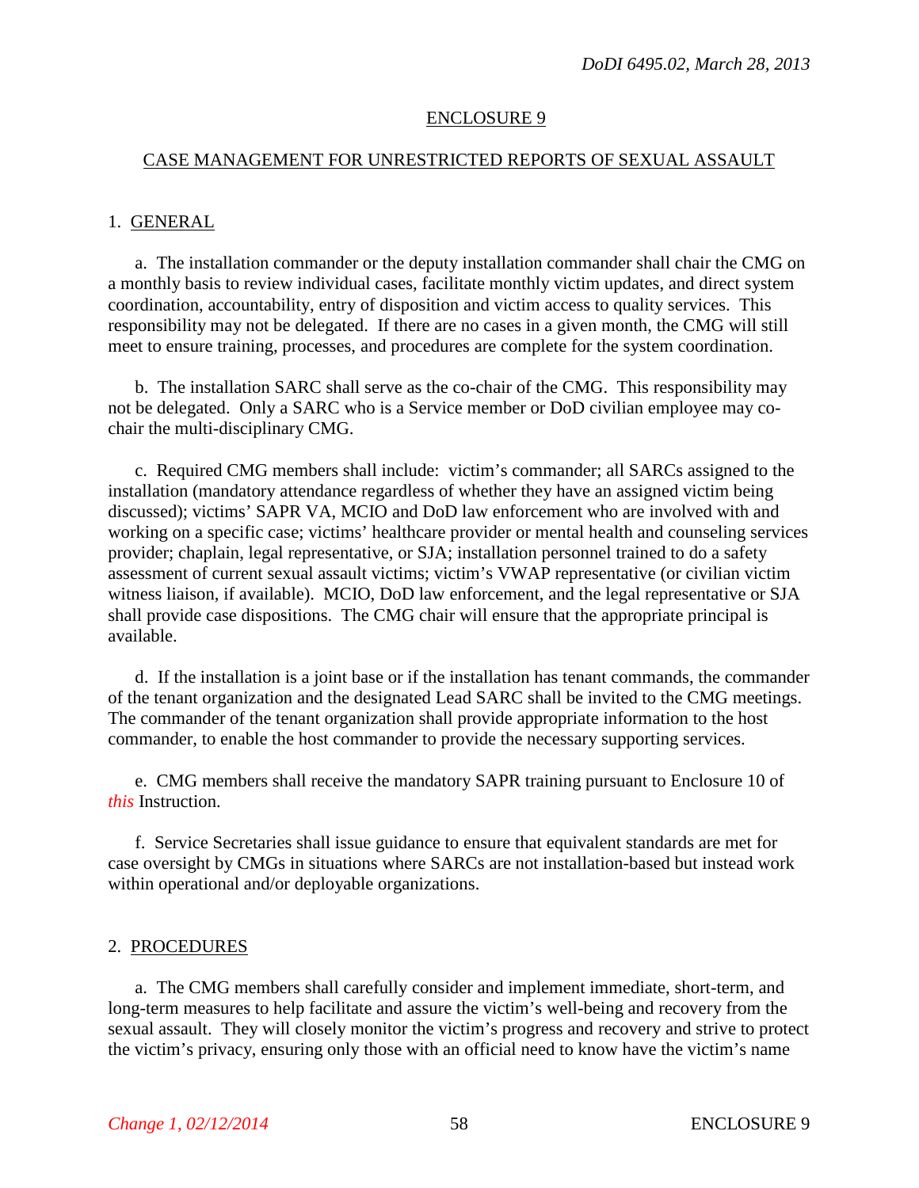## ENCLOSURE 9

## CASE MANAGEMENT FOR UNRESTRICTED REPORTS OF SEXUAL ASSAULT

### 1. GENERAL

a. The installation commander or the deputy installation commander shall chair the CMG on a monthly basis to review individual cases, facilitate monthly victim updates, and direct system coordination, accountability, entry of disposition and victim access to quality services. This responsibility may not be delegated. If there are no cases in a given month, the CMG will still meet to ensure training, processes, and procedures are complete for the system coordination.

b. The installation SARC shall serve as the co-chair of the CMG. This responsibility may not be delegated. Only a SARC who is a Service member or DoD civilian employee may co-chair the multi-disciplinary CMG.

c. Required CMG members shall include: victim's commander; all SARCs assigned to the installation (mandatory attendance regardless of whether they have an assigned victim being discussed); victims' SAPR VA, MCIO and DoD law enforcement who are involved with and working on a specific case; victims' healthcare provider or mental health and counseling services provider; chaplain, legal representative, or SJA; installation personnel trained to do a safety assessment of current sexual assault victims; victim's VWAP representative (or civilian victim witness liaison, if available). MCIO, DoD law enforcement, and the legal representative or SJA shall provide case dispositions. The CMG chair will ensure that the appropriate principal is available.

d. If the installation is a joint base or if the installation has tenant commands, the commander of the tenant organization and the designated Lead SARC shall be invited to the CMG meetings. The commander of the tenant organization shall provide appropriate information to the host commander, to enable the host commander to provide the necessary supporting services.

e. CMG members shall receive the mandatory SAPR training pursuant to Enclosure 10 of *this* Instruction.

f. Service Secretaries shall issue guidance to ensure that equivalent standards are met for case oversight by CMGs in situations where SARCs are not installation-based but instead work within operational and/or deployable organizations.

### 2. PROCEDURES

a. The CMG members shall carefully consider and implement immediate, short-term, and long-term measures to help facilitate and assure the victim's well-being and recovery from the sexual assault. They will closely monitor the victim's progress and recovery and strive to protect the victim's privacy, ensuring only those with an official need to know have the victim's name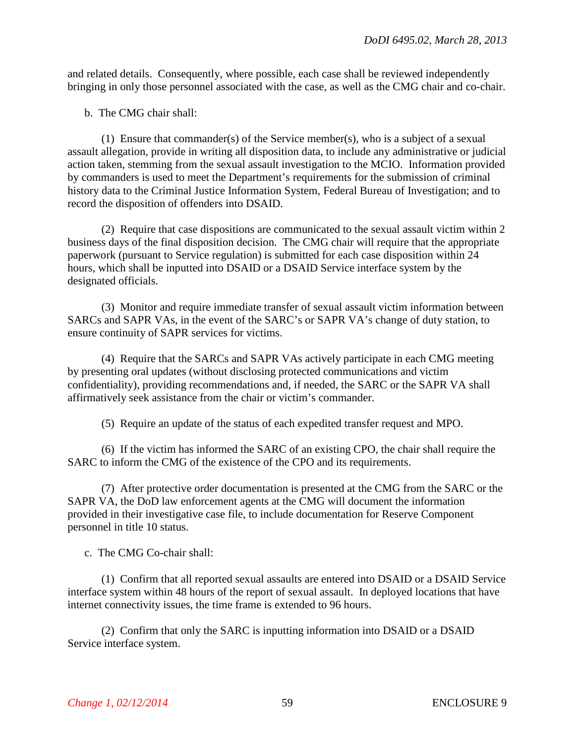and related details. Consequently, where possible, each case shall be reviewed independently bringing in only those personnel associated with the case, as well as the CMG chair and co-chair.

b. The CMG chair shall:

(1) Ensure that commander(s) of the Service member(s), who is a subject of a sexual assault allegation, provide in writing all disposition data, to include any administrative or judicial action taken, stemming from the sexual assault investigation to the MCIO. Information provided by commanders is used to meet the Department's requirements for the submission of criminal history data to the Criminal Justice Information System, Federal Bureau of Investigation; and to record the disposition of offenders into DSAID.

(2) Require that case dispositions are communicated to the sexual assault victim within 2 business days of the final disposition decision. The CMG chair will require that the appropriate paperwork (pursuant to Service regulation) is submitted for each case disposition within 24 hours, which shall be inputted into DSAID or a DSAID Service interface system by the designated officials.

(3) Monitor and require immediate transfer of sexual assault victim information between SARCs and SAPR VAs, in the event of the SARC's or SAPR VA's change of duty station, to ensure continuity of SAPR services for victims.

(4) Require that the SARCs and SAPR VAs actively participate in each CMG meeting by presenting oral updates (without disclosing protected communications and victim confidentiality), providing recommendations and, if needed, the SARC or the SAPR VA shall affirmatively seek assistance from the chair or victim's commander.

(5) Require an update of the status of each expedited transfer request and MPO.

(6) If the victim has informed the SARC of an existing CPO, the chair shall require the SARC to inform the CMG of the existence of the CPO and its requirements.

(7) After protective order documentation is presented at the CMG from the SARC or the SAPR VA, the DoD law enforcement agents at the CMG will document the information provided in their investigative case file, to include documentation for Reserve Component personnel in title 10 status.

c. The CMG Co-chair shall:

(1) Confirm that all reported sexual assaults are entered into DSAID or a DSAID Service interface system within 48 hours of the report of sexual assault. In deployed locations that have internet connectivity issues, the time frame is extended to 96 hours.

(2) Confirm that only the SARC is inputting information into DSAID or a DSAID Service interface system.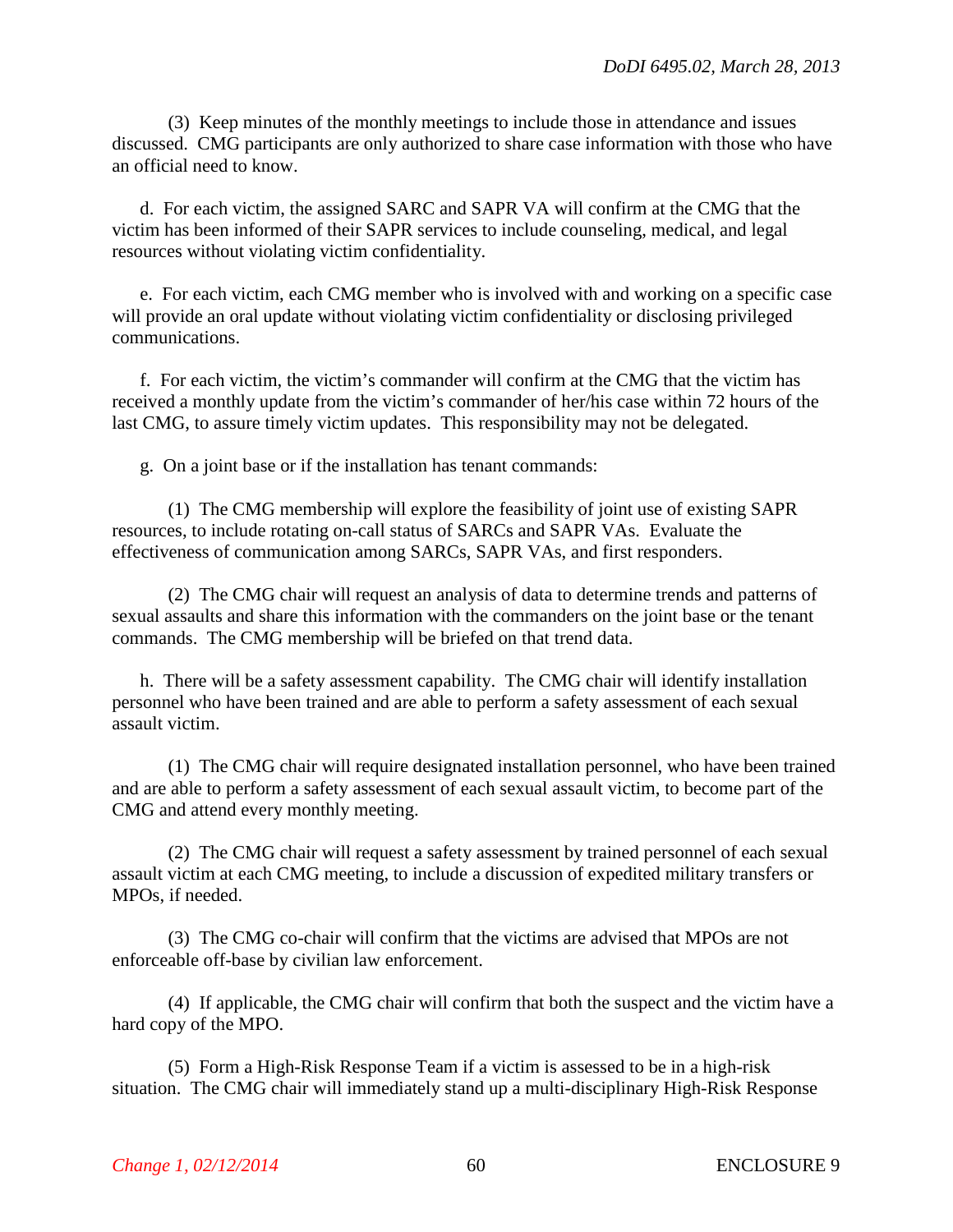(3) Keep minutes of the monthly meetings to include those in attendance and issues discussed. CMG participants are only authorized to share case information with those who have an official need to know.

d. For each victim, the assigned SARC and SAPR VA will confirm at the CMG that the victim has been informed of their SAPR services to include counseling, medical, and legal resources without violating victim confidentiality.

e. For each victim, each CMG member who is involved with and working on a specific case will provide an oral update without violating victim confidentiality or disclosing privileged communications.

f. For each victim, the victim's commander will confirm at the CMG that the victim has received a monthly update from the victim's commander of her/his case within 72 hours of the last CMG, to assure timely victim updates. This responsibility may not be delegated.

g. On a joint base or if the installation has tenant commands:

(1) The CMG membership will explore the feasibility of joint use of existing SAPR resources, to include rotating on-call status of SARCs and SAPR VAs. Evaluate the effectiveness of communication among SARCs, SAPR VAs, and first responders.

(2) The CMG chair will request an analysis of data to determine trends and patterns of sexual assaults and share this information with the commanders on the joint base or the tenant commands. The CMG membership will be briefed on that trend data.

h. There will be a safety assessment capability. The CMG chair will identify installation personnel who have been trained and are able to perform a safety assessment of each sexual assault victim.

(1) The CMG chair will require designated installation personnel, who have been trained and are able to perform a safety assessment of each sexual assault victim, to become part of the CMG and attend every monthly meeting.

(2) The CMG chair will request a safety assessment by trained personnel of each sexual assault victim at each CMG meeting, to include a discussion of expedited military transfers or MPOs, if needed.

(3) The CMG co-chair will confirm that the victims are advised that MPOs are not enforceable off-base by civilian law enforcement.

(4) If applicable, the CMG chair will confirm that both the suspect and the victim have a hard copy of the MPO.

(5) Form a High-Risk Response Team if a victim is assessed to be in a high-risk situation. The CMG chair will immediately stand up a multi-disciplinary High-Risk Response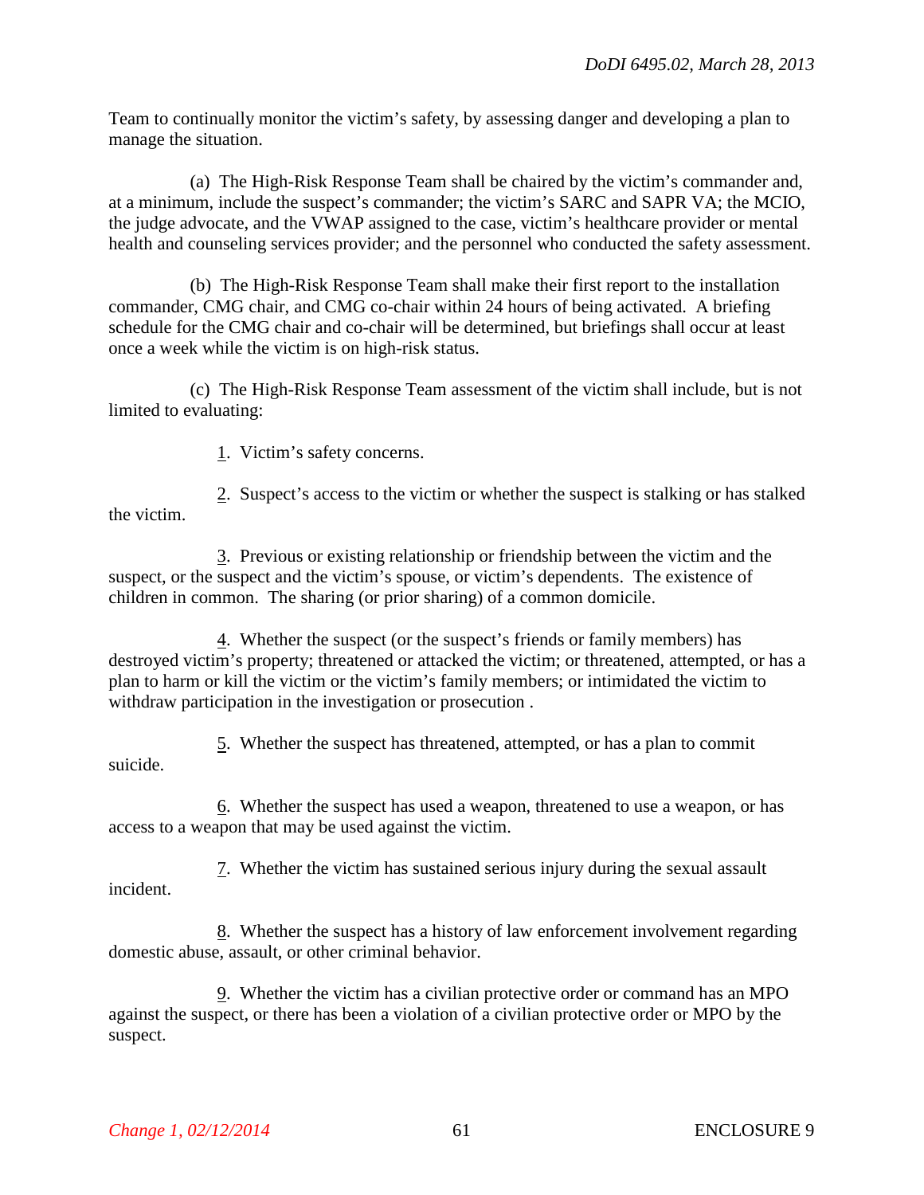Team to continually monitor the victim's safety, by assessing danger and developing a plan to manage the situation.

(a) The High-Risk Response Team shall be chaired by the victim's commander and, at a minimum, include the suspect's commander; the victim's SARC and SAPR VA; the MCIO, the judge advocate, and the VWAP assigned to the case, victim's healthcare provider or mental health and counseling services provider; and the personnel who conducted the safety assessment.

(b) The High-Risk Response Team shall make their first report to the installation commander, CMG chair, and CMG co-chair within 24 hours of being activated. A briefing schedule for the CMG chair and co-chair will be determined, but briefings shall occur at least once a week while the victim is on high-risk status.

(c) The High-Risk Response Team assessment of the victim shall include, but is not limited to evaluating:

1. Victim's safety concerns.

2. Suspect's access to the victim or whether the suspect is stalking or has stalked the victim.

3. Previous or existing relationship or friendship between the victim and the suspect, or the suspect and the victim's spouse, or victim's dependents. The existence of children in common. The sharing (or prior sharing) of a common domicile.

4. Whether the suspect (or the suspect's friends or family members) has destroyed victim's property; threatened or attacked the victim; or threatened, attempted, or has a plan to harm or kill the victim or the victim's family members; or intimidated the victim to withdraw participation in the investigation or prosecution .

5. Whether the suspect has threatened, attempted, or has a plan to commit suicide.

6. Whether the suspect has used a weapon, threatened to use a weapon, or has access to a weapon that may be used against the victim.

7. Whether the victim has sustained serious injury during the sexual assault incident.

8. Whether the suspect has a history of law enforcement involvement regarding domestic abuse, assault, or other criminal behavior.

9. Whether the victim has a civilian protective order or command has an MPO against the suspect, or there has been a violation of a civilian protective order or MPO by the suspect.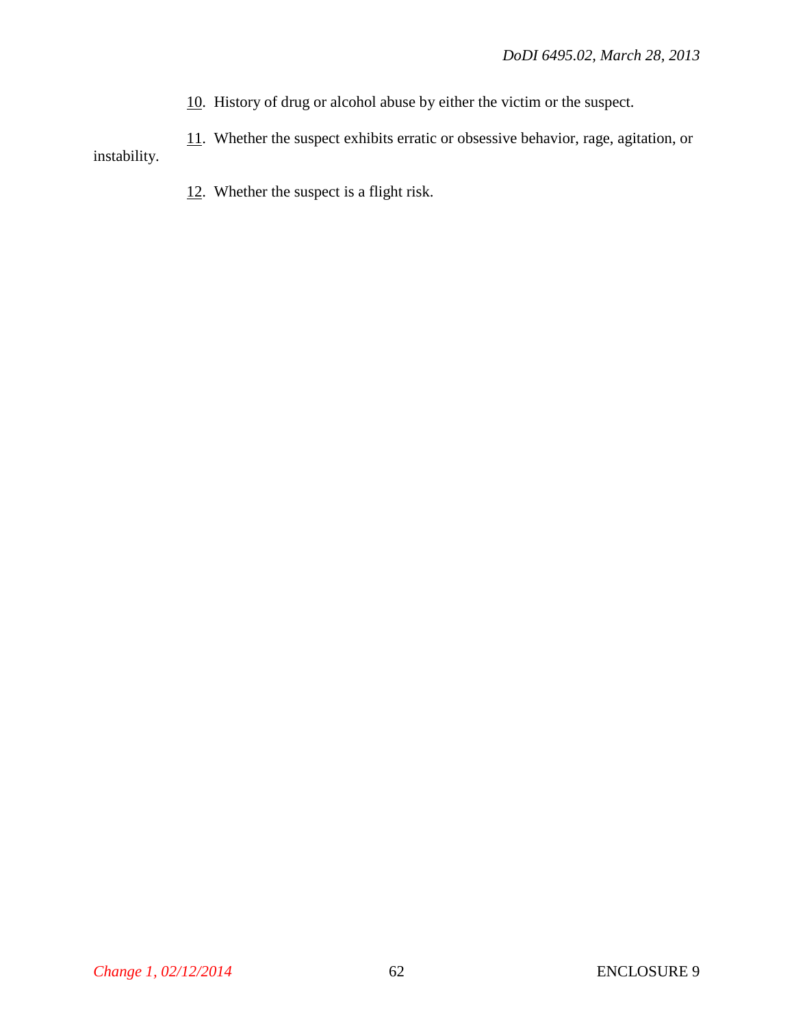10. History of drug or alcohol abuse by either the victim or the suspect.

11. Whether the suspect exhibits erratic or obsessive behavior, rage, agitation, or instability.

12. Whether the suspect is a flight risk.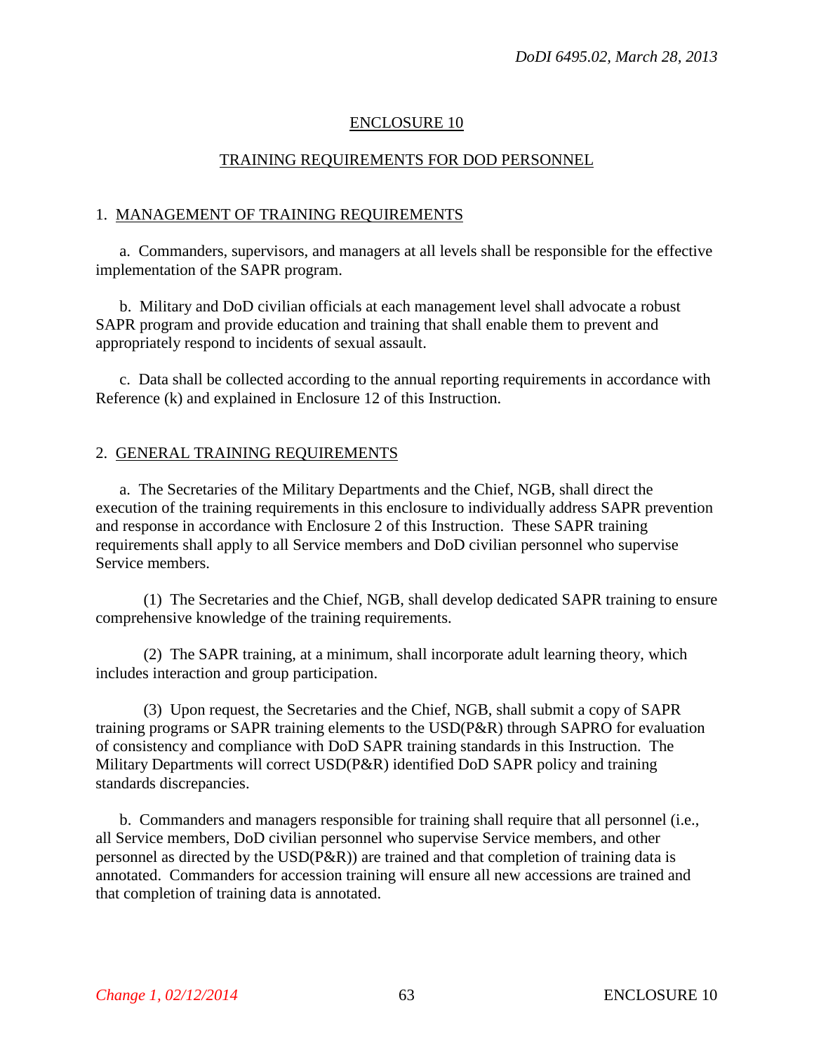## ENCLOSURE 10

## TRAINING REQUIREMENTS FOR DOD PERSONNEL

### 1. MANAGEMENT OF TRAINING REQUIREMENTS

a. Commanders, supervisors, and managers at all levels shall be responsible for the effective implementation of the SAPR program.

b. Military and DoD civilian officials at each management level shall advocate a robust SAPR program and provide education and training that shall enable them to prevent and appropriately respond to incidents of sexual assault.

c. Data shall be collected according to the annual reporting requirements in accordance with Reference (k) and explained in Enclosure 12 of this Instruction.

### 2. GENERAL TRAINING REQUIREMENTS

a. The Secretaries of the Military Departments and the Chief, NGB, shall direct the execution of the training requirements in this enclosure to individually address SAPR prevention and response in accordance with Enclosure 2 of this Instruction. These SAPR training requirements shall apply to all Service members and DoD civilian personnel who supervise Service members.

(1) The Secretaries and the Chief, NGB, shall develop dedicated SAPR training to ensure comprehensive knowledge of the training requirements.

(2) The SAPR training, at a minimum, shall incorporate adult learning theory, which includes interaction and group participation.

(3) Upon request, the Secretaries and the Chief, NGB, shall submit a copy of SAPR training programs or SAPR training elements to the USD(P&R) through SAPRO for evaluation of consistency and compliance with DoD SAPR training standards in this Instruction. The Military Departments will correct USD(P&R) identified DoD SAPR policy and training standards discrepancies.

b. Commanders and managers responsible for training shall require that all personnel (i.e., all Service members, DoD civilian personnel who supervise Service members, and other personnel as directed by the USD(P&R)) are trained and that completion of training data is annotated. Commanders for accession training will ensure all new accessions are trained and that completion of training data is annotated.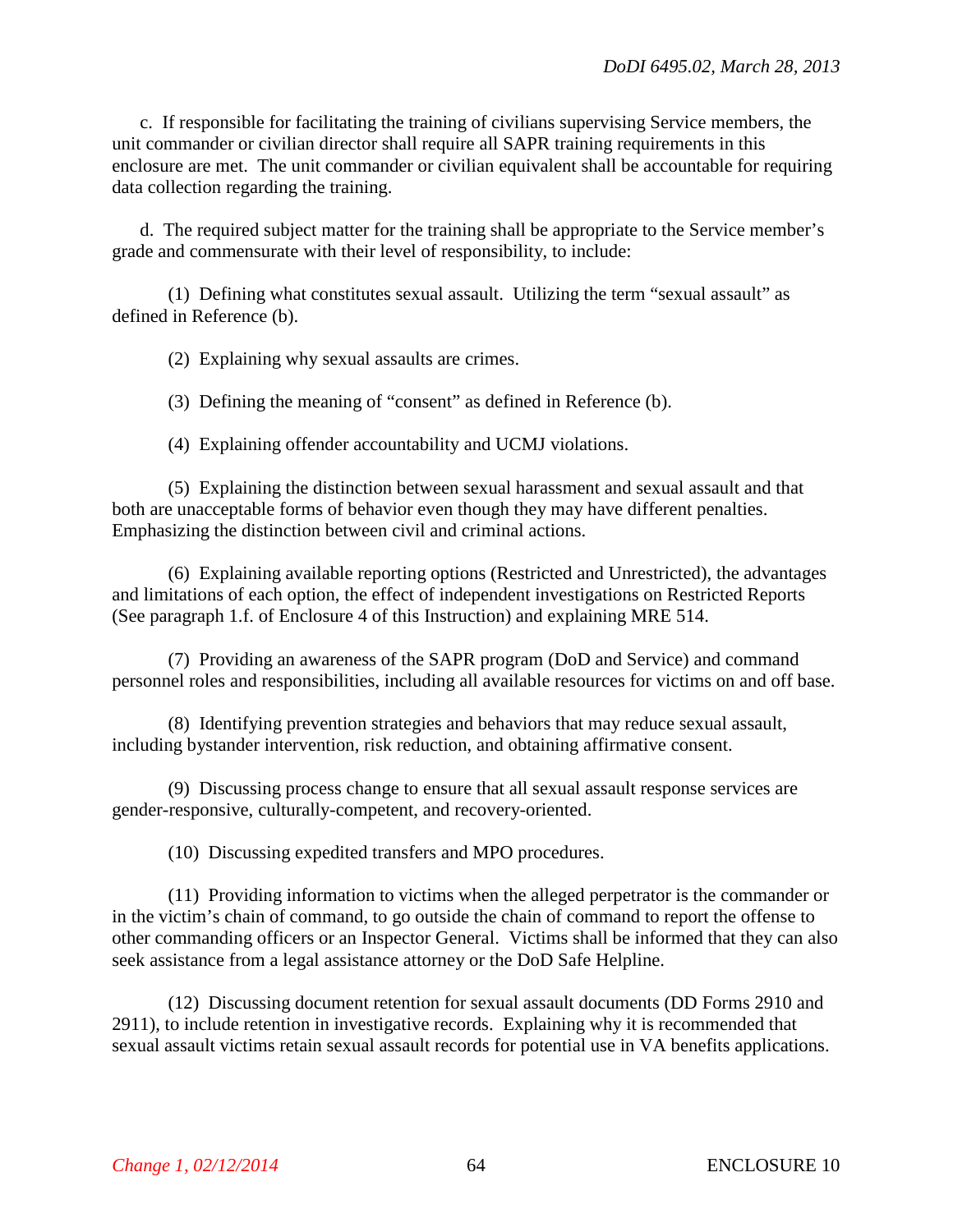c. If responsible for facilitating the training of civilians supervising Service members, the unit commander or civilian director shall require all SAPR training requirements in this enclosure are met. The unit commander or civilian equivalent shall be accountable for requiring data collection regarding the training.

d. The required subject matter for the training shall be appropriate to the Service member's grade and commensurate with their level of responsibility, to include:

(1) Defining what constitutes sexual assault. Utilizing the term "sexual assault" as defined in Reference (b).

(2) Explaining why sexual assaults are crimes.

(3) Defining the meaning of "consent" as defined in Reference (b).

(4) Explaining offender accountability and UCMJ violations.

(5) Explaining the distinction between sexual harassment and sexual assault and that both are unacceptable forms of behavior even though they may have different penalties. Emphasizing the distinction between civil and criminal actions.

(6) Explaining available reporting options (Restricted and Unrestricted), the advantages and limitations of each option, the effect of independent investigations on Restricted Reports (See paragraph 1.f. of Enclosure 4 of this Instruction) and explaining MRE 514.

(7) Providing an awareness of the SAPR program (DoD and Service) and command personnel roles and responsibilities, including all available resources for victims on and off base.

(8) Identifying prevention strategies and behaviors that may reduce sexual assault, including bystander intervention, risk reduction, and obtaining affirmative consent.

(9) Discussing process change to ensure that all sexual assault response services are gender-responsive, culturally-competent, and recovery-oriented.

(10) Discussing expedited transfers and MPO procedures.

(11) Providing information to victims when the alleged perpetrator is the commander or in the victim's chain of command, to go outside the chain of command to report the offense to other commanding officers or an Inspector General. Victims shall be informed that they can also seek assistance from a legal assistance attorney or the DoD Safe Helpline.

(12) Discussing document retention for sexual assault documents (DD Forms 2910 and 2911), to include retention in investigative records. Explaining why it is recommended that sexual assault victims retain sexual assault records for potential use in VA benefits applications.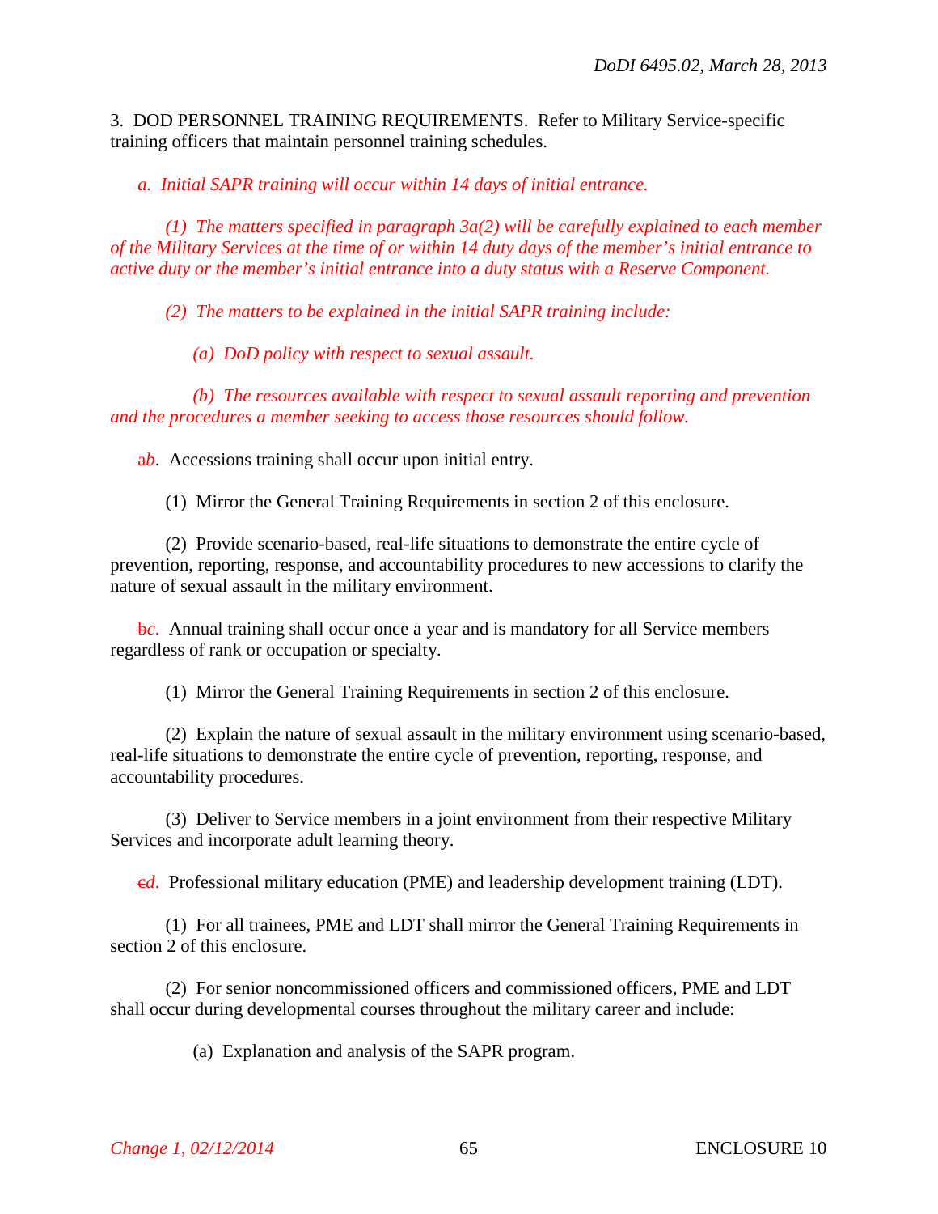3. DOD PERSONNEL TRAINING REQUIREMENTS. Refer to Military Service-specific training officers that maintain personnel training schedules.

*a. Initial SAPR training will occur within 14 days of initial entrance.*

*(1) The matters specified in paragraph 3a(2) will be carefully explained to each member of the Military Services at the time of or within 14 duty days of the member's initial entrance to active duty or the member's initial entrance into a duty status with a Reserve Component.*

*(2) The matters to be explained in the initial SAPR training include:*

*(a) DoD policy with respect to sexual assault.*

*(b) The resources available with respect to sexual assault reporting and prevention and the procedures a member seeking to access those resources should follow.*

~~a~~*b*. Accessions training shall occur upon initial entry.

(1) Mirror the General Training Requirements in section 2 of this enclosure.

(2) Provide scenario-based, real-life situations to demonstrate the entire cycle of prevention, reporting, response, and accountability procedures to new accessions to clarify the nature of sexual assault in the military environment.

~~b~~*c*. Annual training shall occur once a year and is mandatory for all Service members regardless of rank or occupation or specialty.

(1) Mirror the General Training Requirements in section 2 of this enclosure.

(2) Explain the nature of sexual assault in the military environment using scenario-based, real-life situations to demonstrate the entire cycle of prevention, reporting, response, and accountability procedures.

(3) Deliver to Service members in a joint environment from their respective Military Services and incorporate adult learning theory.

~~c~~*d*. Professional military education (PME) and leadership development training (LDT).

(1) For all trainees, PME and LDT shall mirror the General Training Requirements in section 2 of this enclosure.

(2) For senior noncommissioned officers and commissioned officers, PME and LDT shall occur during developmental courses throughout the military career and include:

(a) Explanation and analysis of the SAPR program.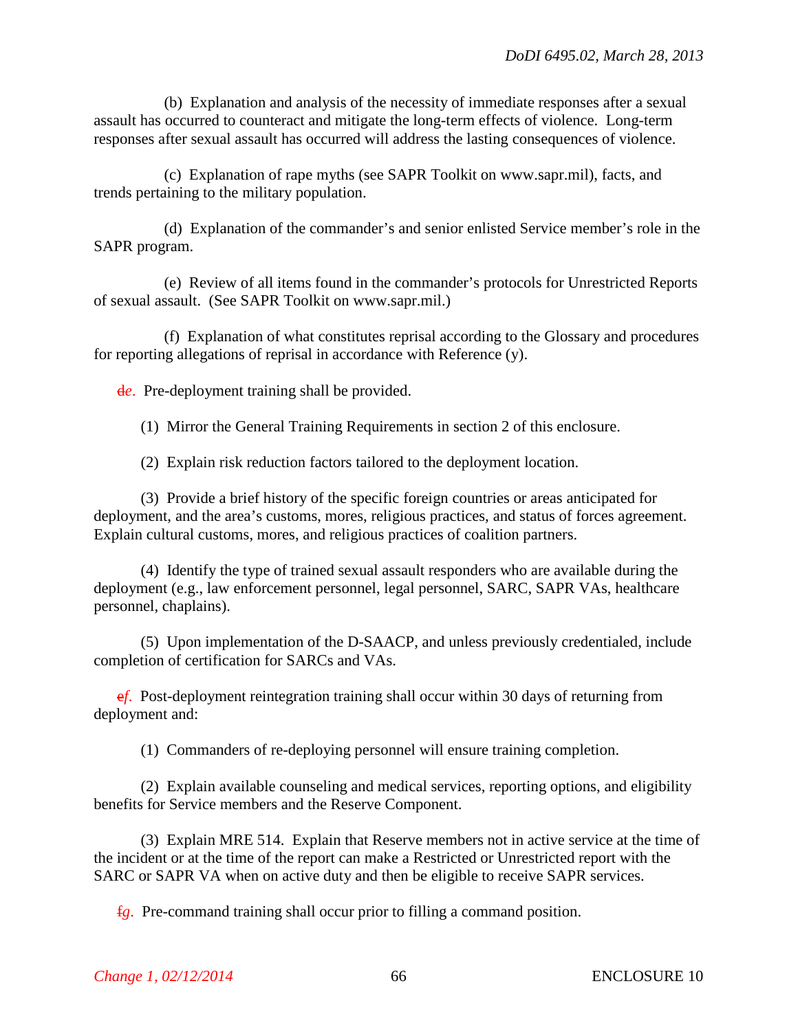(b) Explanation and analysis of the necessity of immediate responses after a sexual assault has occurred to counteract and mitigate the long-term effects of violence. Long-term responses after sexual assault has occurred will address the lasting consequences of violence.

(c) Explanation of rape myths (see SAPR Toolkit on www.sapr.mil), facts, and trends pertaining to the military population.

(d) Explanation of the commander's and senior enlisted Service member's role in the SAPR program.

(e) Review of all items found in the commander's protocols for Unrestricted Reports of sexual assault. (See SAPR Toolkit on www.sapr.mil.)

(f) Explanation of what constitutes reprisal according to the Glossary and procedures for reporting allegations of reprisal in accordance with Reference (y).

~~d~~*e*. Pre-deployment training shall be provided.

(1) Mirror the General Training Requirements in section 2 of this enclosure.

(2) Explain risk reduction factors tailored to the deployment location.

(3) Provide a brief history of the specific foreign countries or areas anticipated for deployment, and the area's customs, mores, religious practices, and status of forces agreement. Explain cultural customs, mores, and religious practices of coalition partners.

(4) Identify the type of trained sexual assault responders who are available during the deployment (e.g., law enforcement personnel, legal personnel, SARC, SAPR VAs, healthcare personnel, chaplains).

(5) Upon implementation of the D-SAACP, and unless previously credentialed, include completion of certification for SARCs and VAs.

~~e~~*f*. Post-deployment reintegration training shall occur within 30 days of returning from deployment and:

(1) Commanders of re-deploying personnel will ensure training completion.

(2) Explain available counseling and medical services, reporting options, and eligibility benefits for Service members and the Reserve Component.

(3) Explain MRE 514. Explain that Reserve members not in active service at the time of the incident or at the time of the report can make a Restricted or Unrestricted report with the SARC or SAPR VA when on active duty and then be eligible to receive SAPR services.

~~f~~*g*. Pre-command training shall occur prior to filling a command position.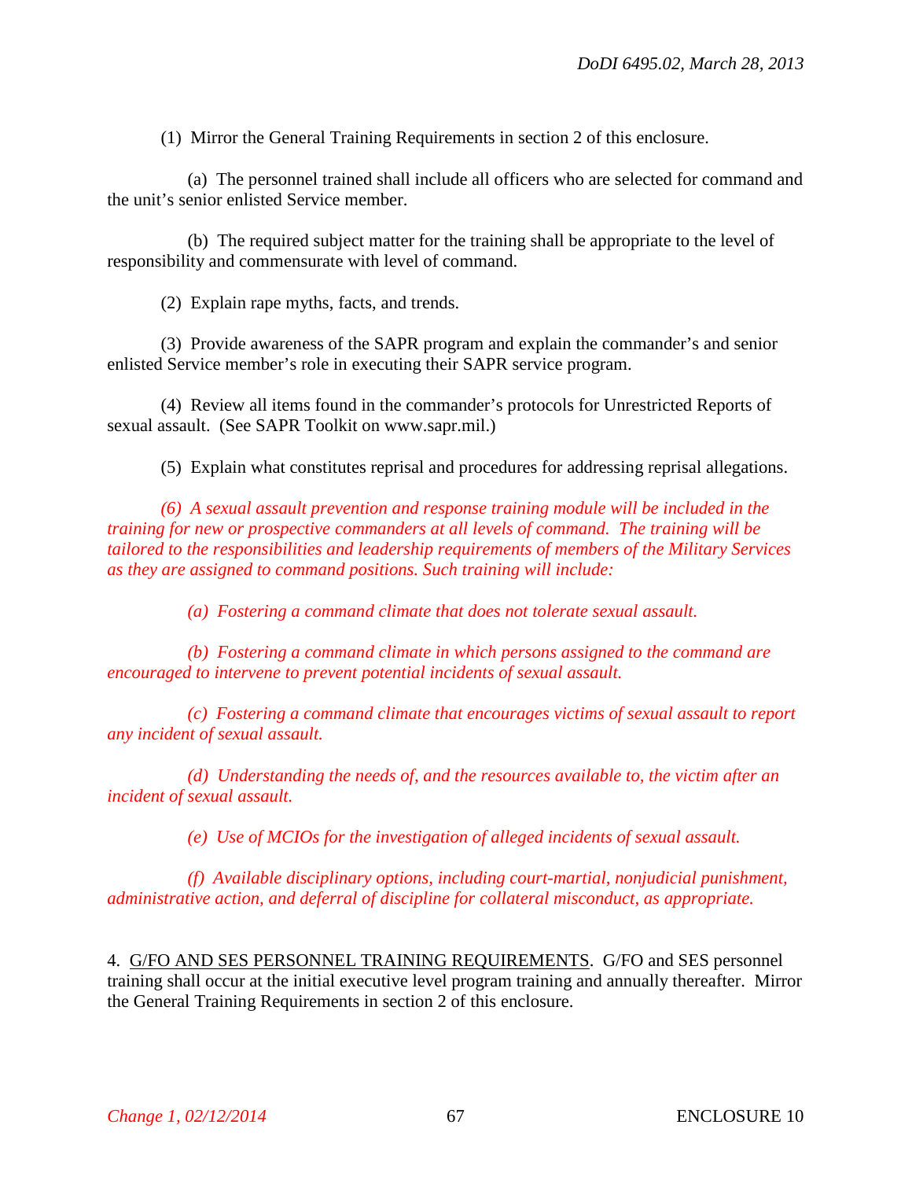(1) Mirror the General Training Requirements in section 2 of this enclosure.

(a) The personnel trained shall include all officers who are selected for command and the unit's senior enlisted Service member.

(b) The required subject matter for the training shall be appropriate to the level of responsibility and commensurate with level of command.

(2) Explain rape myths, facts, and trends.

(3) Provide awareness of the SAPR program and explain the commander's and senior enlisted Service member's role in executing their SAPR service program.

(4) Review all items found in the commander's protocols for Unrestricted Reports of sexual assault. (See SAPR Toolkit on www.sapr.mil.)

(5) Explain what constitutes reprisal and procedures for addressing reprisal allegations.

*(6) A sexual assault prevention and response training module will be included in the training for new or prospective commanders at all levels of command. The training will be tailored to the responsibilities and leadership requirements of members of the Military Services as they are assigned to command positions. Such training will include:*

*(a) Fostering a command climate that does not tolerate sexual assault.*

*(b) Fostering a command climate in which persons assigned to the command are encouraged to intervene to prevent potential incidents of sexual assault.*

*(c) Fostering a command climate that encourages victims of sexual assault to report any incident of sexual assault.*

*(d) Understanding the needs of, and the resources available to, the victim after an incident of sexual assault.*

*(e) Use of MCIOs for the investigation of alleged incidents of sexual assault.*

*(f) Available disciplinary options, including court-martial, nonjudicial punishment, administrative action, and deferral of discipline for collateral misconduct, as appropriate.*

4. G/FO AND SES PERSONNEL TRAINING REQUIREMENTS. G/FO and SES personnel training shall occur at the initial executive level program training and annually thereafter. Mirror the General Training Requirements in section 2 of this enclosure.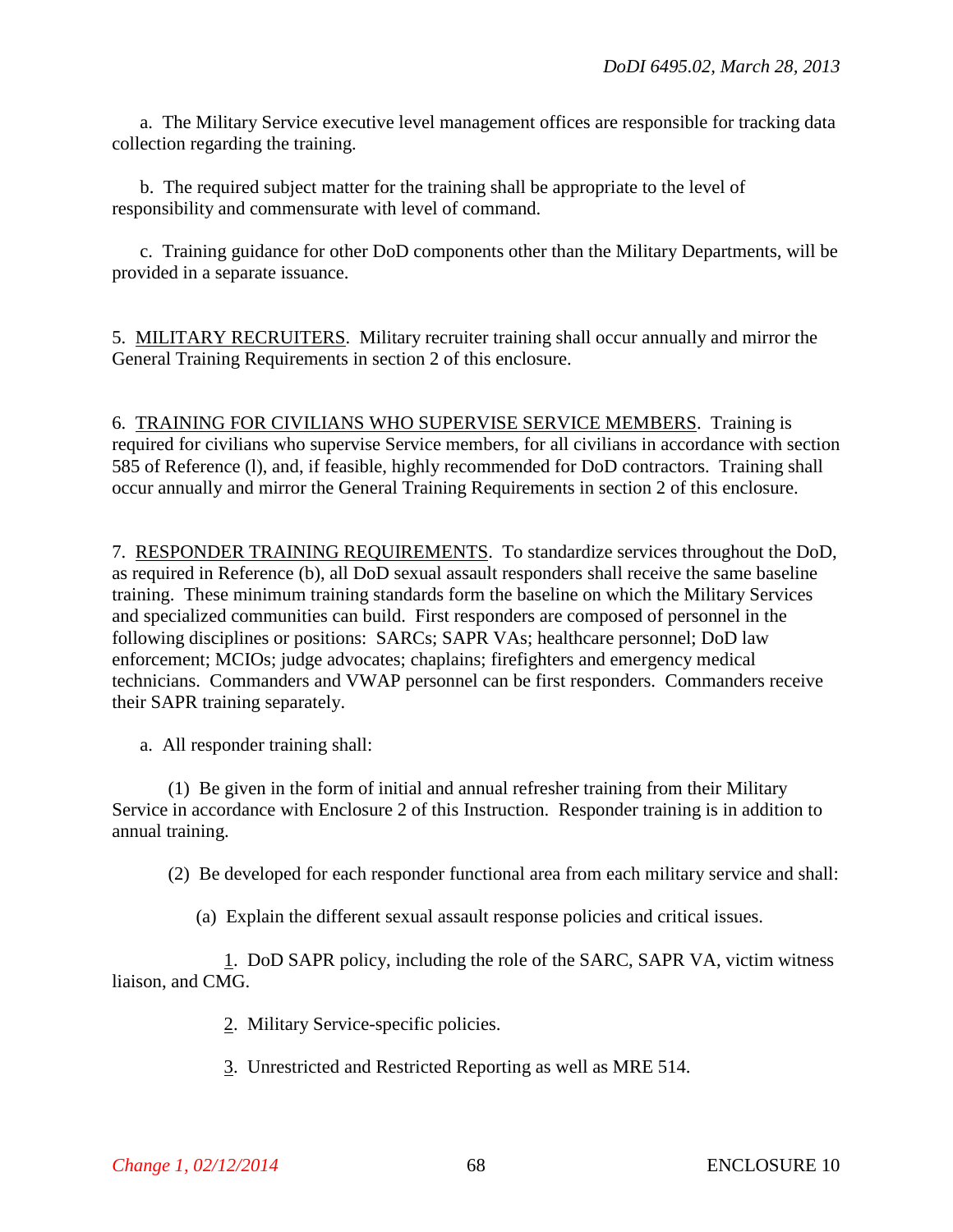a. The Military Service executive level management offices are responsible for tracking data collection regarding the training.

b. The required subject matter for the training shall be appropriate to the level of responsibility and commensurate with level of command.

c. Training guidance for other DoD components other than the Military Departments, will be provided in a separate issuance.

5. MILITARY RECRUITERS. Military recruiter training shall occur annually and mirror the General Training Requirements in section 2 of this enclosure.

6. TRAINING FOR CIVILIANS WHO SUPERVISE SERVICE MEMBERS. Training is required for civilians who supervise Service members, for all civilians in accordance with section 585 of Reference (l), and, if feasible, highly recommended for DoD contractors. Training shall occur annually and mirror the General Training Requirements in section 2 of this enclosure.

7. RESPONDER TRAINING REQUIREMENTS. To standardize services throughout the DoD, as required in Reference (b), all DoD sexual assault responders shall receive the same baseline training. These minimum training standards form the baseline on which the Military Services and specialized communities can build. First responders are composed of personnel in the following disciplines or positions: SARCs; SAPR VAs; healthcare personnel; DoD law enforcement; MCIOs; judge advocates; chaplains; firefighters and emergency medical technicians. Commanders and VWAP personnel can be first responders. Commanders receive their SAPR training separately.

a. All responder training shall:

(1) Be given in the form of initial and annual refresher training from their Military Service in accordance with Enclosure 2 of this Instruction. Responder training is in addition to annual training.

(2) Be developed for each responder functional area from each military service and shall:

(a) Explain the different sexual assault response policies and critical issues.

1. DoD SAPR policy, including the role of the SARC, SAPR VA, victim witness liaison, and CMG.

2. Military Service-specific policies.

3. Unrestricted and Restricted Reporting as well as MRE 514.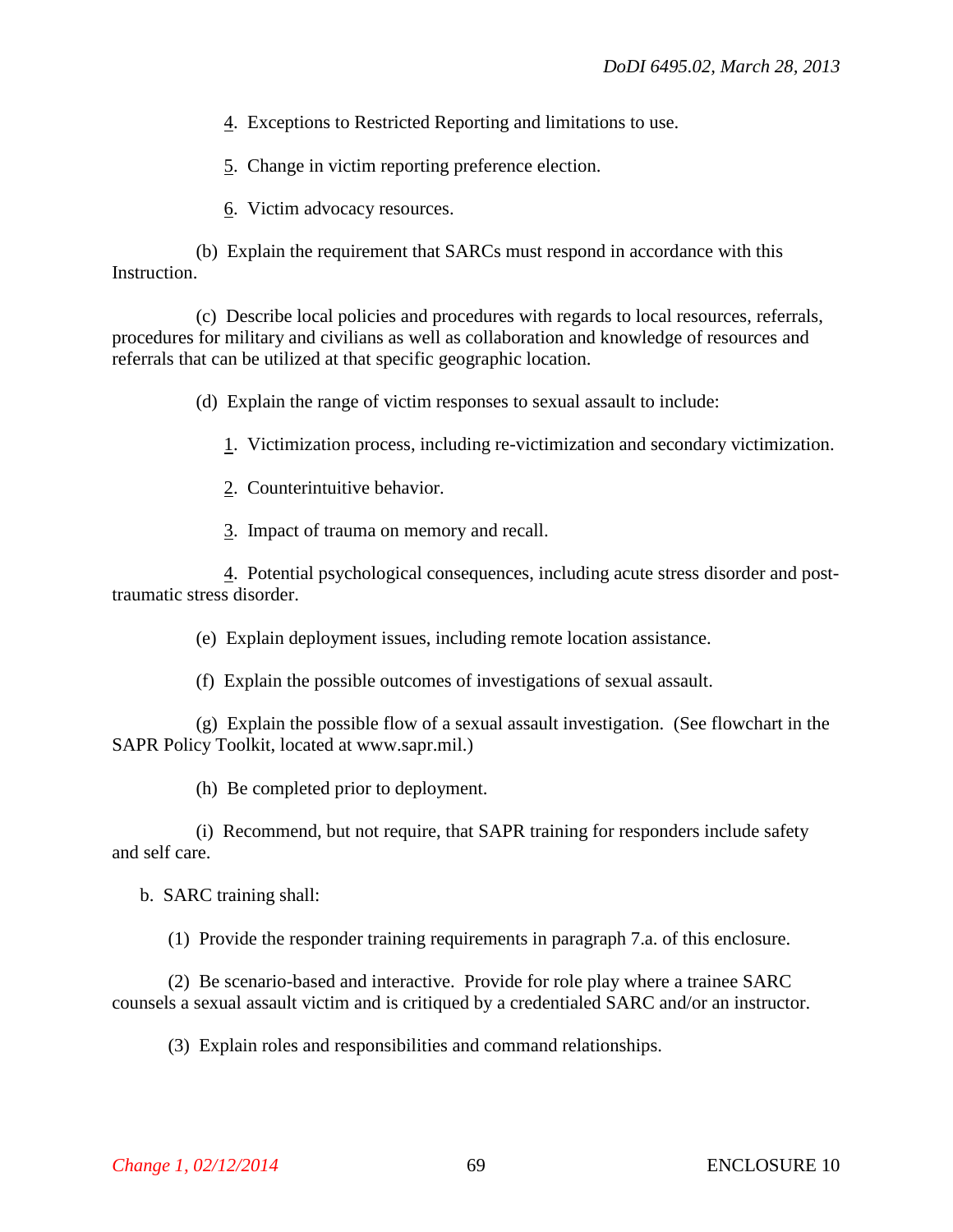4. Exceptions to Restricted Reporting and limitations to use.

5. Change in victim reporting preference election.

6. Victim advocacy resources.

(b) Explain the requirement that SARCs must respond in accordance with this Instruction.

(c) Describe local policies and procedures with regards to local resources, referrals, procedures for military and civilians as well as collaboration and knowledge of resources and referrals that can be utilized at that specific geographic location.

(d) Explain the range of victim responses to sexual assault to include:

1. Victimization process, including re-victimization and secondary victimization.

2. Counterintuitive behavior.

3. Impact of trauma on memory and recall.

4. Potential psychological consequences, including acute stress disorder and post-traumatic stress disorder.

(e) Explain deployment issues, including remote location assistance.

(f) Explain the possible outcomes of investigations of sexual assault.

(g) Explain the possible flow of a sexual assault investigation. (See flowchart in the SAPR Policy Toolkit, located at www.sapr.mil.)

(h) Be completed prior to deployment.

(i) Recommend, but not require, that SAPR training for responders include safety and self care.

b. SARC training shall:

(1) Provide the responder training requirements in paragraph 7.a. of this enclosure.

(2) Be scenario-based and interactive. Provide for role play where a trainee SARC counsels a sexual assault victim and is critiqued by a credentialed SARC and/or an instructor.

(3) Explain roles and responsibilities and command relationships.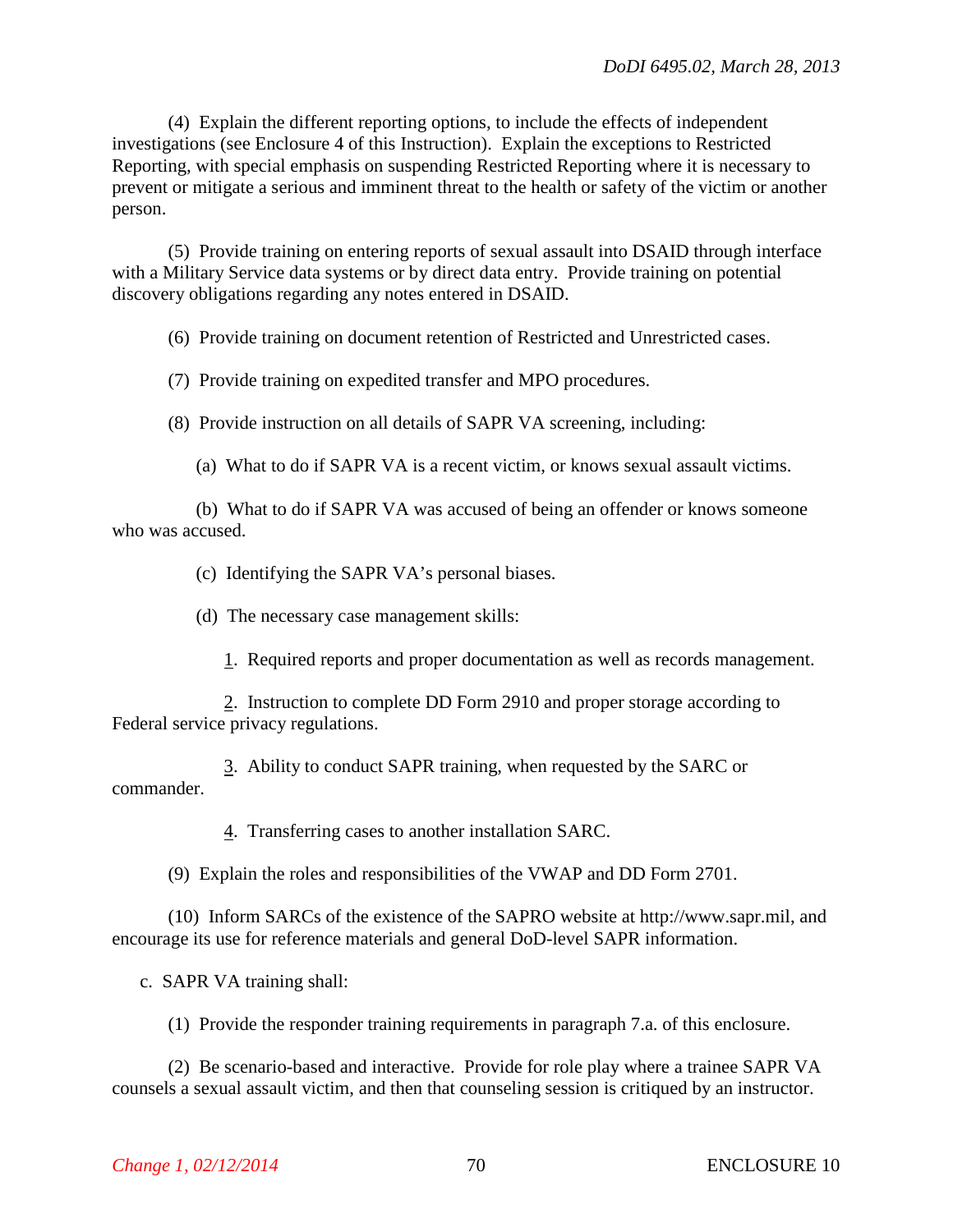(4) Explain the different reporting options, to include the effects of independent investigations (see Enclosure 4 of this Instruction). Explain the exceptions to Restricted Reporting, with special emphasis on suspending Restricted Reporting where it is necessary to prevent or mitigate a serious and imminent threat to the health or safety of the victim or another person.

(5) Provide training on entering reports of sexual assault into DSAID through interface with a Military Service data systems or by direct data entry. Provide training on potential discovery obligations regarding any notes entered in DSAID.

(6) Provide training on document retention of Restricted and Unrestricted cases.

(7) Provide training on expedited transfer and MPO procedures.

(8) Provide instruction on all details of SAPR VA screening, including:

(a) What to do if SAPR VA is a recent victim, or knows sexual assault victims.

(b) What to do if SAPR VA was accused of being an offender or knows someone who was accused.

(c) Identifying the SAPR VA's personal biases.

(d) The necessary case management skills:

1. Required reports and proper documentation as well as records management.

2. Instruction to complete DD Form 2910 and proper storage according to Federal service privacy regulations.

3. Ability to conduct SAPR training, when requested by the SARC or commander.

4. Transferring cases to another installation SARC.

(9) Explain the roles and responsibilities of the VWAP and DD Form 2701.

(10) Inform SARCs of the existence of the SAPRO website at http://www.sapr.mil, and encourage its use for reference materials and general DoD-level SAPR information.

c. SAPR VA training shall:

(1) Provide the responder training requirements in paragraph 7.a. of this enclosure.

(2) Be scenario-based and interactive. Provide for role play where a trainee SAPR VA counsels a sexual assault victim, and then that counseling session is critiqued by an instructor.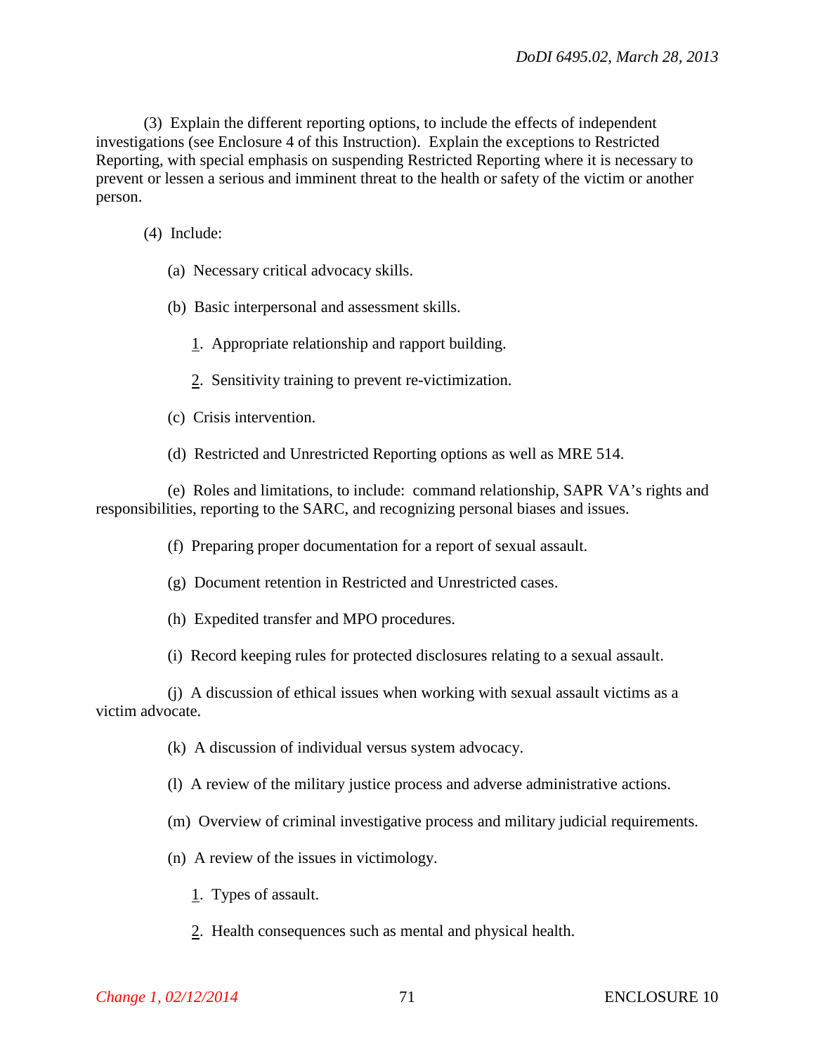(3) Explain the different reporting options, to include the effects of independent investigations (see Enclosure 4 of this Instruction). Explain the exceptions to Restricted Reporting, with special emphasis on suspending Restricted Reporting where it is necessary to prevent or lessen a serious and imminent threat to the health or safety of the victim or another person.

(4) Include:

(a) Necessary critical advocacy skills.

(b) Basic interpersonal and assessment skills.

1. Appropriate relationship and rapport building.

2. Sensitivity training to prevent re-victimization.

(c) Crisis intervention.

(d) Restricted and Unrestricted Reporting options as well as MRE 514.

(e) Roles and limitations, to include: command relationship, SAPR VA's rights and responsibilities, reporting to the SARC, and recognizing personal biases and issues.

(f) Preparing proper documentation for a report of sexual assault.

(g) Document retention in Restricted and Unrestricted cases.

(h) Expedited transfer and MPO procedures.

(i) Record keeping rules for protected disclosures relating to a sexual assault.

(j) A discussion of ethical issues when working with sexual assault victims as a victim advocate.

(k) A discussion of individual versus system advocacy.

(l) A review of the military justice process and adverse administrative actions.

(m) Overview of criminal investigative process and military judicial requirements.

(n) A review of the issues in victimology.

1. Types of assault.

2. Health consequences such as mental and physical health.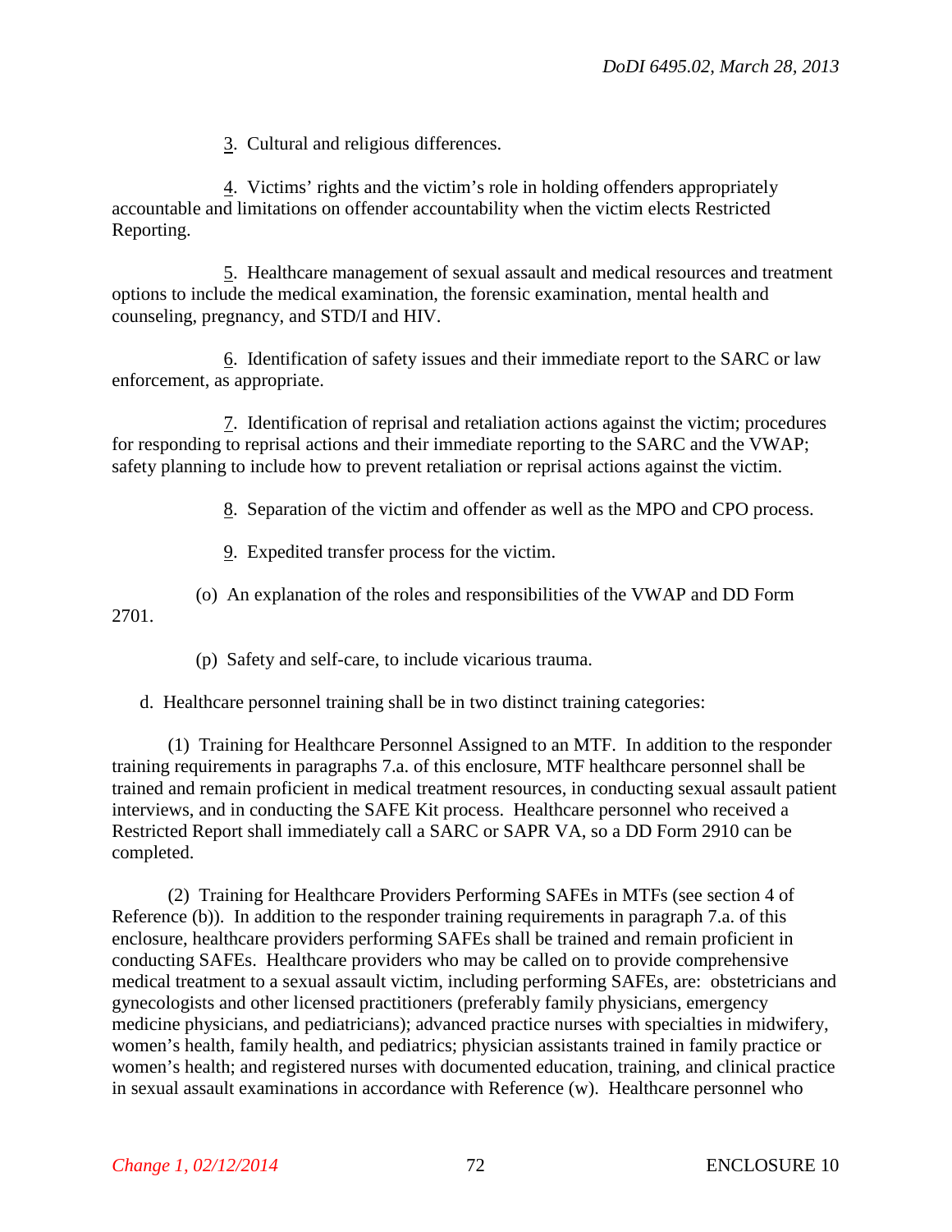3. Cultural and religious differences.

4. Victims' rights and the victim's role in holding offenders appropriately accountable and limitations on offender accountability when the victim elects Restricted Reporting.

5. Healthcare management of sexual assault and medical resources and treatment options to include the medical examination, the forensic examination, mental health and counseling, pregnancy, and STD/I and HIV.

6. Identification of safety issues and their immediate report to the SARC or law enforcement, as appropriate.

7. Identification of reprisal and retaliation actions against the victim; procedures for responding to reprisal actions and their immediate reporting to the SARC and the VWAP; safety planning to include how to prevent retaliation or reprisal actions against the victim.

8. Separation of the victim and offender as well as the MPO and CPO process.

9. Expedited transfer process for the victim.

(o) An explanation of the roles and responsibilities of the VWAP and DD Form 2701.

(p) Safety and self-care, to include vicarious trauma.

d. Healthcare personnel training shall be in two distinct training categories:

(1) Training for Healthcare Personnel Assigned to an MTF. In addition to the responder training requirements in paragraphs 7.a. of this enclosure, MTF healthcare personnel shall be trained and remain proficient in medical treatment resources, in conducting sexual assault patient interviews, and in conducting the SAFE Kit process. Healthcare personnel who received a Restricted Report shall immediately call a SARC or SAPR VA, so a DD Form 2910 can be completed.

(2) Training for Healthcare Providers Performing SAFEs in MTFs (see section 4 of Reference (b)). In addition to the responder training requirements in paragraph 7.a. of this enclosure, healthcare providers performing SAFEs shall be trained and remain proficient in conducting SAFEs. Healthcare providers who may be called on to provide comprehensive medical treatment to a sexual assault victim, including performing SAFEs, are: obstetricians and gynecologists and other licensed practitioners (preferably family physicians, emergency medicine physicians, and pediatricians); advanced practice nurses with specialties in midwifery, women's health, family health, and pediatrics; physician assistants trained in family practice or women's health; and registered nurses with documented education, training, and clinical practice in sexual assault examinations in accordance with Reference (w). Healthcare personnel who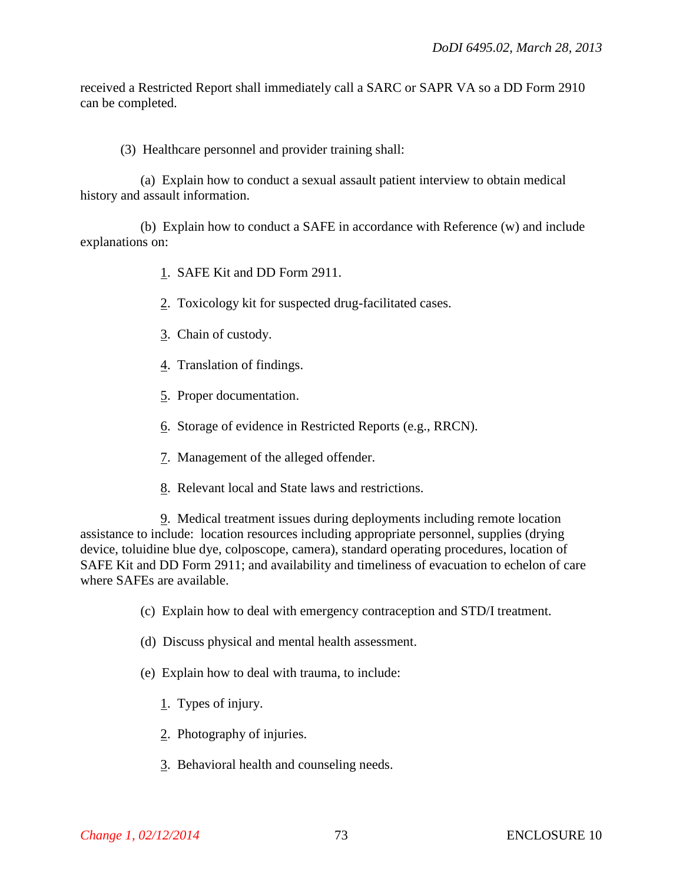received a Restricted Report shall immediately call a SARC or SAPR VA so a DD Form 2910 can be completed.

(3) Healthcare personnel and provider training shall:

(a) Explain how to conduct a sexual assault patient interview to obtain medical history and assault information.

(b) Explain how to conduct a SAFE in accordance with Reference (w) and include explanations on:

1. SAFE Kit and DD Form 2911.

2. Toxicology kit for suspected drug-facilitated cases.

3. Chain of custody.

4. Translation of findings.

5. Proper documentation.

6. Storage of evidence in Restricted Reports (e.g., RRCN).

7. Management of the alleged offender.

8. Relevant local and State laws and restrictions.

9. Medical treatment issues during deployments including remote location assistance to include: location resources including appropriate personnel, supplies (drying device, toluidine blue dye, colposcope, camera), standard operating procedures, location of SAFE Kit and DD Form 2911; and availability and timeliness of evacuation to echelon of care where SAFEs are available.

(c) Explain how to deal with emergency contraception and STD/I treatment.

(d) Discuss physical and mental health assessment.

(e) Explain how to deal with trauma, to include:

1. Types of injury.

2. Photography of injuries.

3. Behavioral health and counseling needs.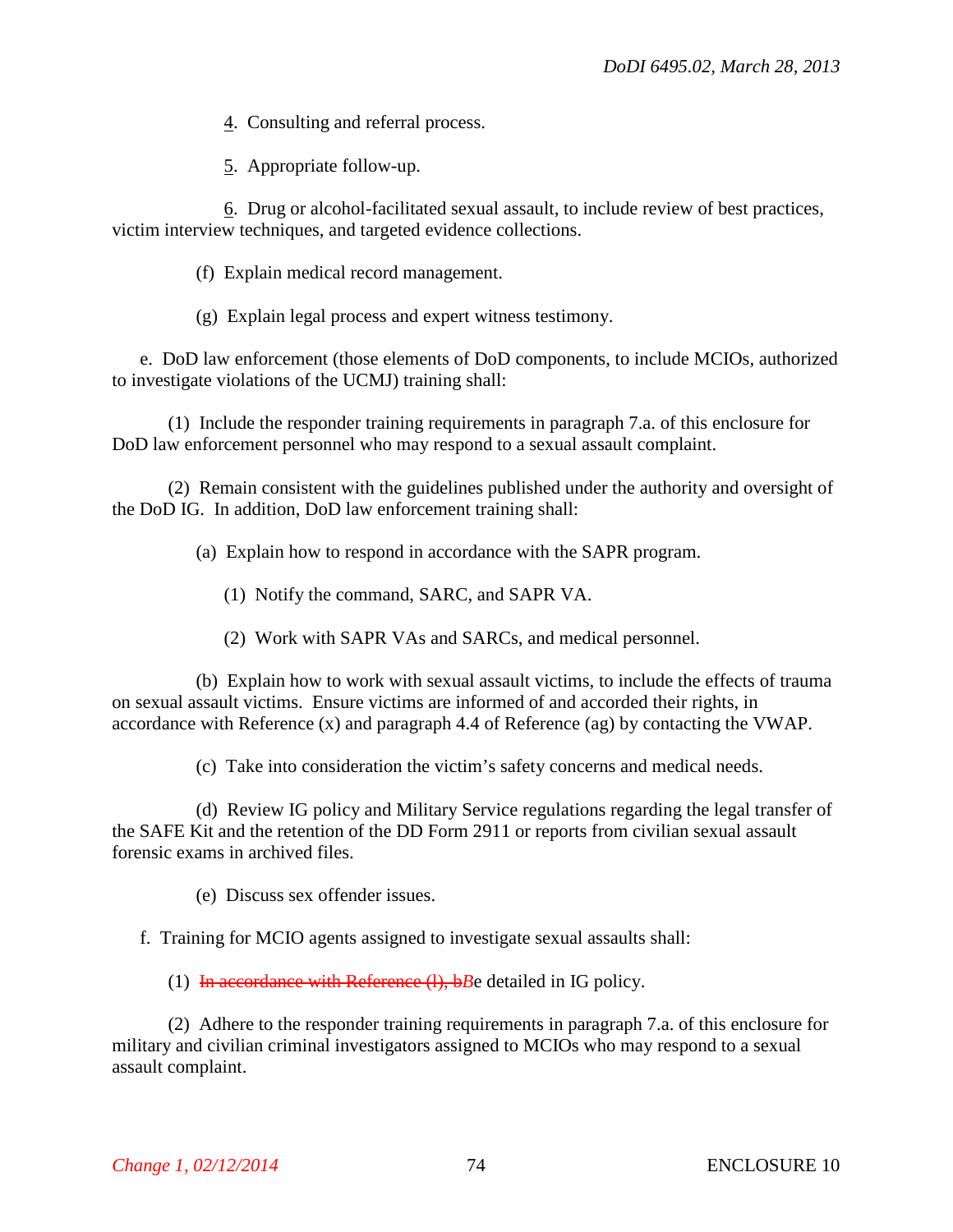4. Consulting and referral process.

5. Appropriate follow-up.

6. Drug or alcohol-facilitated sexual assault, to include review of best practices, victim interview techniques, and targeted evidence collections.

(f) Explain medical record management.

(g) Explain legal process and expert witness testimony.

e. DoD law enforcement (those elements of DoD components, to include MCIOs, authorized to investigate violations of the UCMJ) training shall:

(1) Include the responder training requirements in paragraph 7.a. of this enclosure for DoD law enforcement personnel who may respond to a sexual assault complaint.

(2) Remain consistent with the guidelines published under the authority and oversight of the DoD IG. In addition, DoD law enforcement training shall:

(a) Explain how to respond in accordance with the SAPR program.

(1) Notify the command, SARC, and SAPR VA.

(2) Work with SAPR VAs and SARCs, and medical personnel.

(b) Explain how to work with sexual assault victims, to include the effects of trauma on sexual assault victims. Ensure victims are informed of and accorded their rights, in accordance with Reference (x) and paragraph 4.4 of Reference (ag) by contacting the VWAP.

(c) Take into consideration the victim's safety concerns and medical needs.

(d) Review IG policy and Military Service regulations regarding the legal transfer of the SAFE Kit and the retention of the DD Form 2911 or reports from civilian sexual assault forensic exams in archived files.

(e) Discuss sex offender issues.

f. Training for MCIO agents assigned to investigate sexual assaults shall:

(1) ~~In accordance with Reference (l), b~~*B*e detailed in IG policy.

(2) Adhere to the responder training requirements in paragraph 7.a. of this enclosure for military and civilian criminal investigators assigned to MCIOs who may respond to a sexual assault complaint.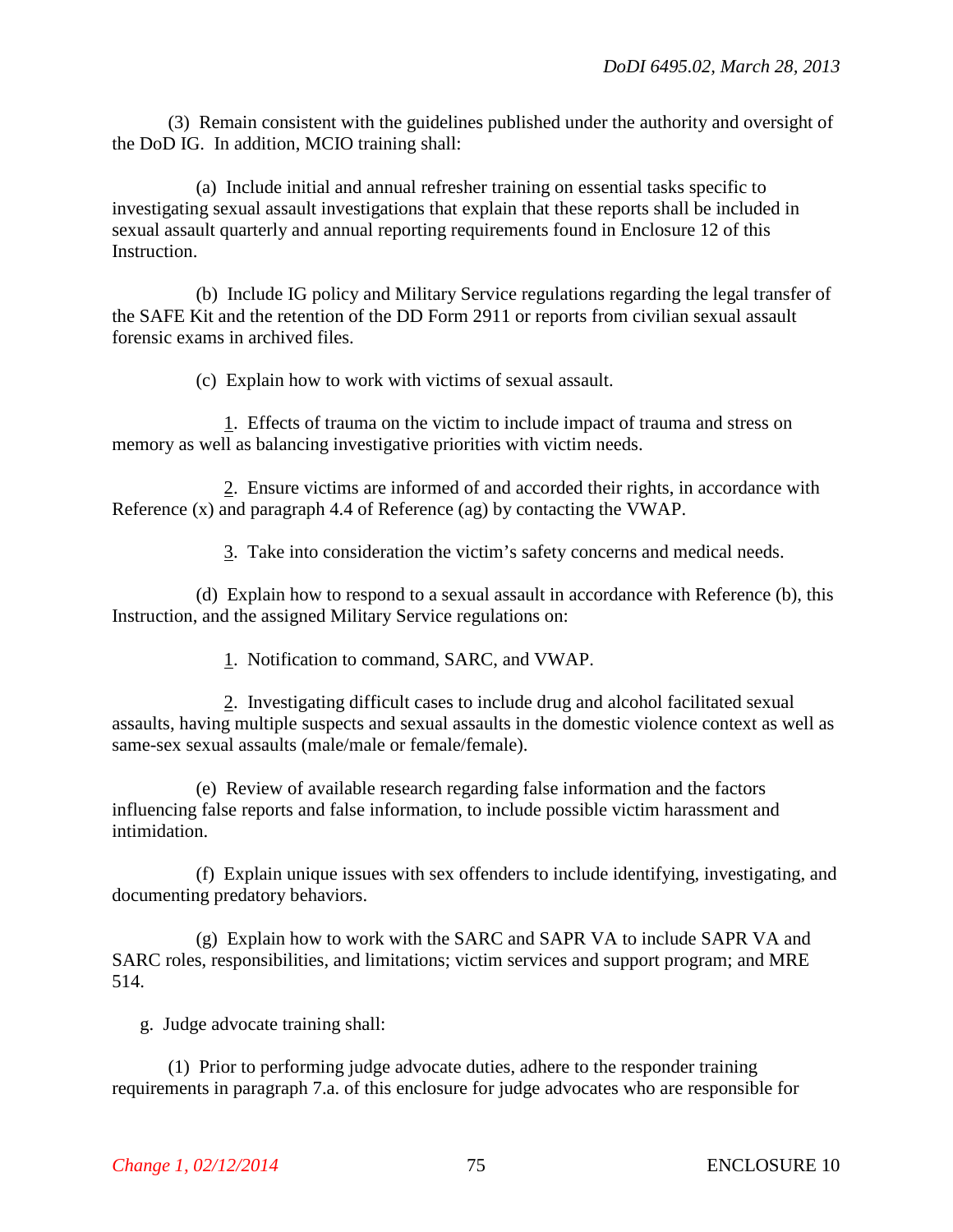(3) Remain consistent with the guidelines published under the authority and oversight of the DoD IG. In addition, MCIO training shall:

(a) Include initial and annual refresher training on essential tasks specific to investigating sexual assault investigations that explain that these reports shall be included in sexual assault quarterly and annual reporting requirements found in Enclosure 12 of this Instruction.

(b) Include IG policy and Military Service regulations regarding the legal transfer of the SAFE Kit and the retention of the DD Form 2911 or reports from civilian sexual assault forensic exams in archived files.

(c) Explain how to work with victims of sexual assault.

1. Effects of trauma on the victim to include impact of trauma and stress on memory as well as balancing investigative priorities with victim needs.

2. Ensure victims are informed of and accorded their rights, in accordance with Reference (x) and paragraph 4.4 of Reference (ag) by contacting the VWAP.

3. Take into consideration the victim's safety concerns and medical needs.

(d) Explain how to respond to a sexual assault in accordance with Reference (b), this Instruction, and the assigned Military Service regulations on:

1. Notification to command, SARC, and VWAP.

2. Investigating difficult cases to include drug and alcohol facilitated sexual assaults, having multiple suspects and sexual assaults in the domestic violence context as well as same-sex sexual assaults (male/male or female/female).

(e) Review of available research regarding false information and the factors influencing false reports and false information, to include possible victim harassment and intimidation.

(f) Explain unique issues with sex offenders to include identifying, investigating, and documenting predatory behaviors.

(g) Explain how to work with the SARC and SAPR VA to include SAPR VA and SARC roles, responsibilities, and limitations; victim services and support program; and MRE 514.

g. Judge advocate training shall:

(1) Prior to performing judge advocate duties, adhere to the responder training requirements in paragraph 7.a. of this enclosure for judge advocates who are responsible for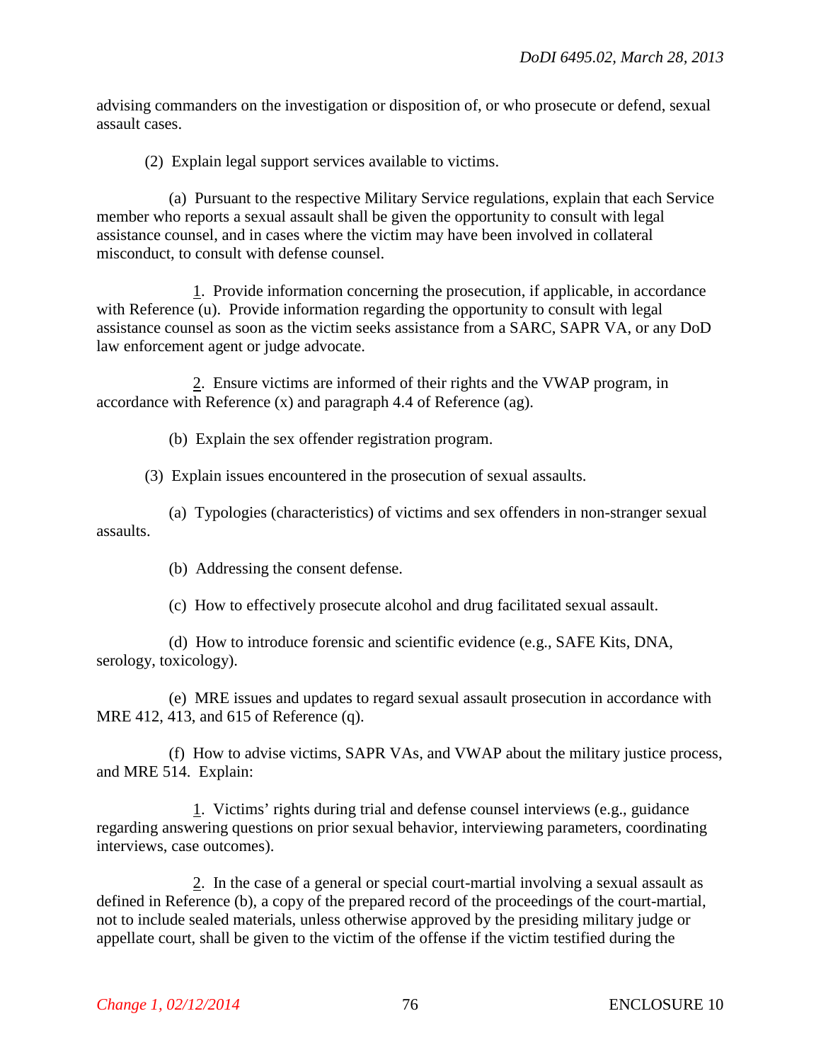advising commanders on the investigation or disposition of, or who prosecute or defend, sexual assault cases.

(2) Explain legal support services available to victims.

(a) Pursuant to the respective Military Service regulations, explain that each Service member who reports a sexual assault shall be given the opportunity to consult with legal assistance counsel, and in cases where the victim may have been involved in collateral misconduct, to consult with defense counsel.

1. Provide information concerning the prosecution, if applicable, in accordance with Reference (u). Provide information regarding the opportunity to consult with legal assistance counsel as soon as the victim seeks assistance from a SARC, SAPR VA, or any DoD law enforcement agent or judge advocate.

2. Ensure victims are informed of their rights and the VWAP program, in accordance with Reference (x) and paragraph 4.4 of Reference (ag).

(b) Explain the sex offender registration program.

(3) Explain issues encountered in the prosecution of sexual assaults.

(a) Typologies (characteristics) of victims and sex offenders in non-stranger sexual assaults.

(b) Addressing the consent defense.

(c) How to effectively prosecute alcohol and drug facilitated sexual assault.

(d) How to introduce forensic and scientific evidence (e.g., SAFE Kits, DNA, serology, toxicology).

(e) MRE issues and updates to regard sexual assault prosecution in accordance with MRE 412, 413, and 615 of Reference (q).

(f) How to advise victims, SAPR VAs, and VWAP about the military justice process, and MRE 514. Explain:

1. Victims' rights during trial and defense counsel interviews (e.g., guidance regarding answering questions on prior sexual behavior, interviewing parameters, coordinating interviews, case outcomes).

2. In the case of a general or special court-martial involving a sexual assault as defined in Reference (b), a copy of the prepared record of the proceedings of the court-martial, not to include sealed materials, unless otherwise approved by the presiding military judge or appellate court, shall be given to the victim of the offense if the victim testified during the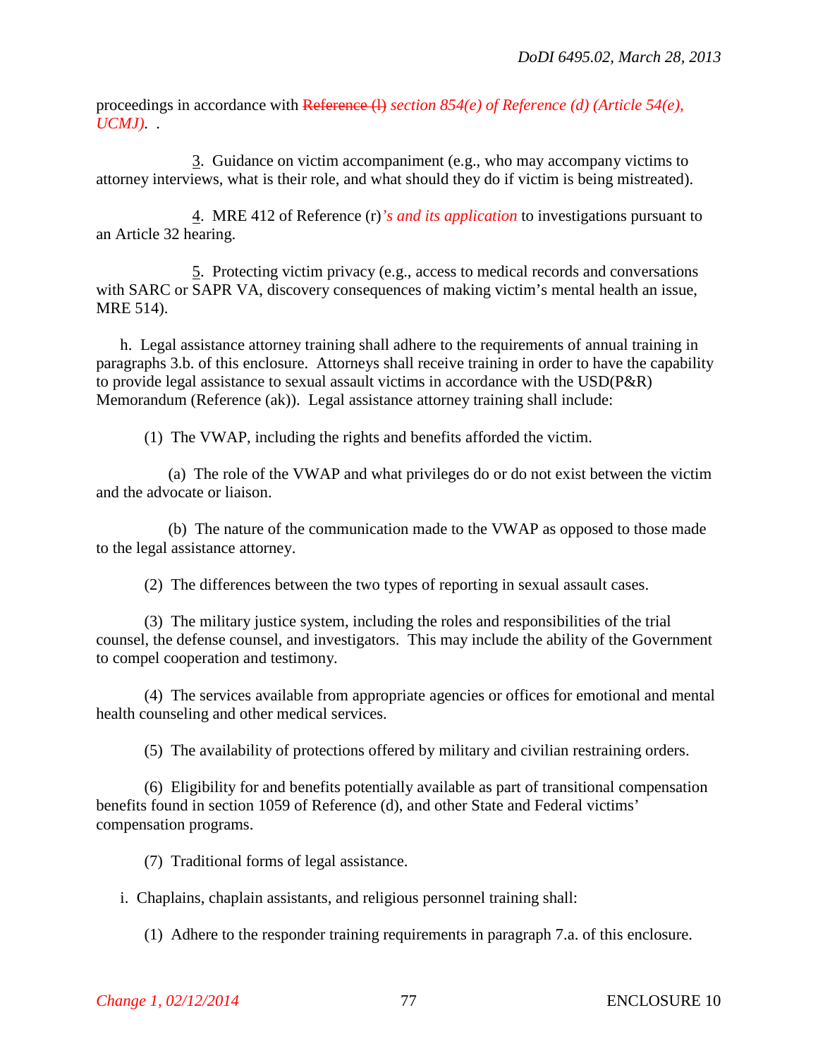proceedings in accordance with ~~Reference (l)~~ *section 854(e) of Reference (d) (Article 54(e), UCMJ)*. .

<u>3</u>. Guidance on victim accompaniment (e.g., who may accompany victims to attorney interviews, what is their role, and what should they do if victim is being mistreated).

<u>4</u>. MRE 412 of Reference (r)*'s and its application* to investigations pursuant to an Article 32 hearing.

<u>5</u>. Protecting victim privacy (e.g., access to medical records and conversations with SARC or SAPR VA, discovery consequences of making victim's mental health an issue, MRE 514).

h. Legal assistance attorney training shall adhere to the requirements of annual training in paragraphs 3.b. of this enclosure. Attorneys shall receive training in order to have the capability to provide legal assistance to sexual assault victims in accordance with the USD(P&R) Memorandum (Reference (ak)). Legal assistance attorney training shall include:

(1) The VWAP, including the rights and benefits afforded the victim.

(a) The role of the VWAP and what privileges do or do not exist between the victim and the advocate or liaison.

(b) The nature of the communication made to the VWAP as opposed to those made to the legal assistance attorney.

(2) The differences between the two types of reporting in sexual assault cases.

(3) The military justice system, including the roles and responsibilities of the trial counsel, the defense counsel, and investigators. This may include the ability of the Government to compel cooperation and testimony.

(4) The services available from appropriate agencies or offices for emotional and mental health counseling and other medical services.

(5) The availability of protections offered by military and civilian restraining orders.

(6) Eligibility for and benefits potentially available as part of transitional compensation benefits found in section 1059 of Reference (d), and other State and Federal victims' compensation programs.

(7) Traditional forms of legal assistance.

i. Chaplains, chaplain assistants, and religious personnel training shall:

(1) Adhere to the responder training requirements in paragraph 7.a. of this enclosure.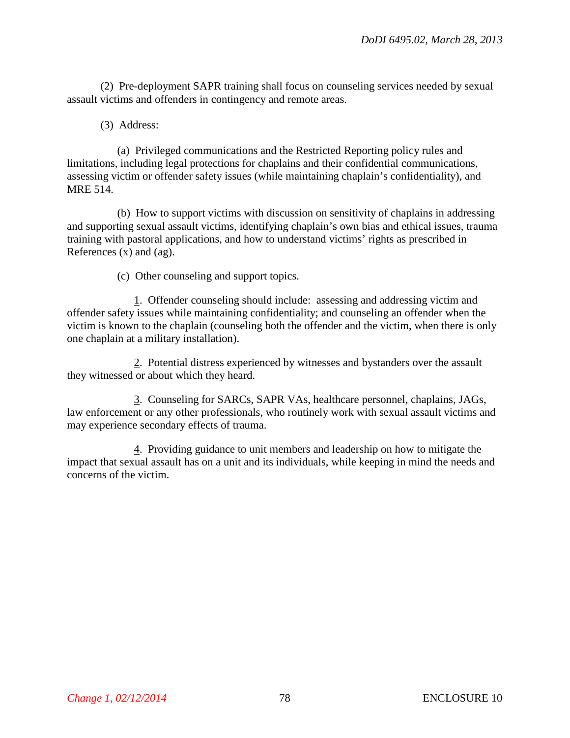(2) Pre-deployment SAPR training shall focus on counseling services needed by sexual assault victims and offenders in contingency and remote areas.

(3) Address:

(a) Privileged communications and the Restricted Reporting policy rules and limitations, including legal protections for chaplains and their confidential communications, assessing victim or offender safety issues (while maintaining chaplain's confidentiality), and MRE 514.

(b) How to support victims with discussion on sensitivity of chaplains in addressing and supporting sexual assault victims, identifying chaplain's own bias and ethical issues, trauma training with pastoral applications, and how to understand victims' rights as prescribed in References (x) and (ag).

(c) Other counseling and support topics.

1. Offender counseling should include: assessing and addressing victim and offender safety issues while maintaining confidentiality; and counseling an offender when the victim is known to the chaplain (counseling both the offender and the victim, when there is only one chaplain at a military installation).

2. Potential distress experienced by witnesses and bystanders over the assault they witnessed or about which they heard.

3. Counseling for SARCs, SAPR VAs, healthcare personnel, chaplains, JAGs, law enforcement or any other professionals, who routinely work with sexual assault victims and may experience secondary effects of trauma.

4. Providing guidance to unit members and leadership on how to mitigate the impact that sexual assault has on a unit and its individuals, while keeping in mind the needs and concerns of the victim.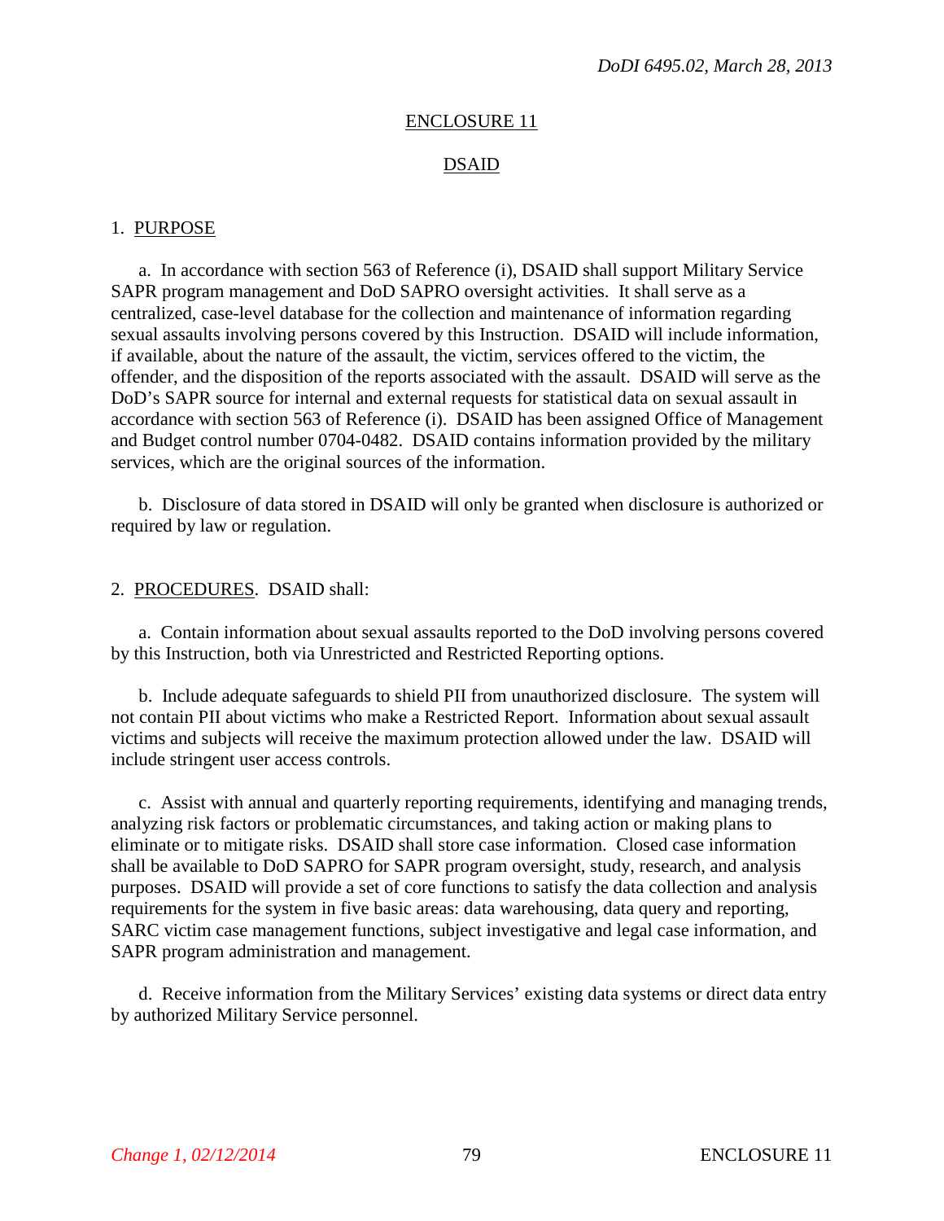## ENCLOSURE 11

## DSAID

1. PURPOSE

a. In accordance with section 563 of Reference (i), DSAID shall support Military Service SAPR program management and DoD SAPRO oversight activities. It shall serve as a centralized, case-level database for the collection and maintenance of information regarding sexual assaults involving persons covered by this Instruction. DSAID will include information, if available, about the nature of the assault, the victim, services offered to the victim, the offender, and the disposition of the reports associated with the assault. DSAID will serve as the DoD's SAPR source for internal and external requests for statistical data on sexual assault in accordance with section 563 of Reference (i). DSAID has been assigned Office of Management and Budget control number 0704-0482. DSAID contains information provided by the military services, which are the original sources of the information.

b. Disclosure of data stored in DSAID will only be granted when disclosure is authorized or required by law or regulation.

2. PROCEDURES. DSAID shall:

a. Contain information about sexual assaults reported to the DoD involving persons covered by this Instruction, both via Unrestricted and Restricted Reporting options.

b. Include adequate safeguards to shield PII from unauthorized disclosure. The system will not contain PII about victims who make a Restricted Report. Information about sexual assault victims and subjects will receive the maximum protection allowed under the law. DSAID will include stringent user access controls.

c. Assist with annual and quarterly reporting requirements, identifying and managing trends, analyzing risk factors or problematic circumstances, and taking action or making plans to eliminate or to mitigate risks. DSAID shall store case information. Closed case information shall be available to DoD SAPRO for SAPR program oversight, study, research, and analysis purposes. DSAID will provide a set of core functions to satisfy the data collection and analysis requirements for the system in five basic areas: data warehousing, data query and reporting, SARC victim case management functions, subject investigative and legal case information, and SAPR program administration and management.

d. Receive information from the Military Services' existing data systems or direct data entry by authorized Military Service personnel.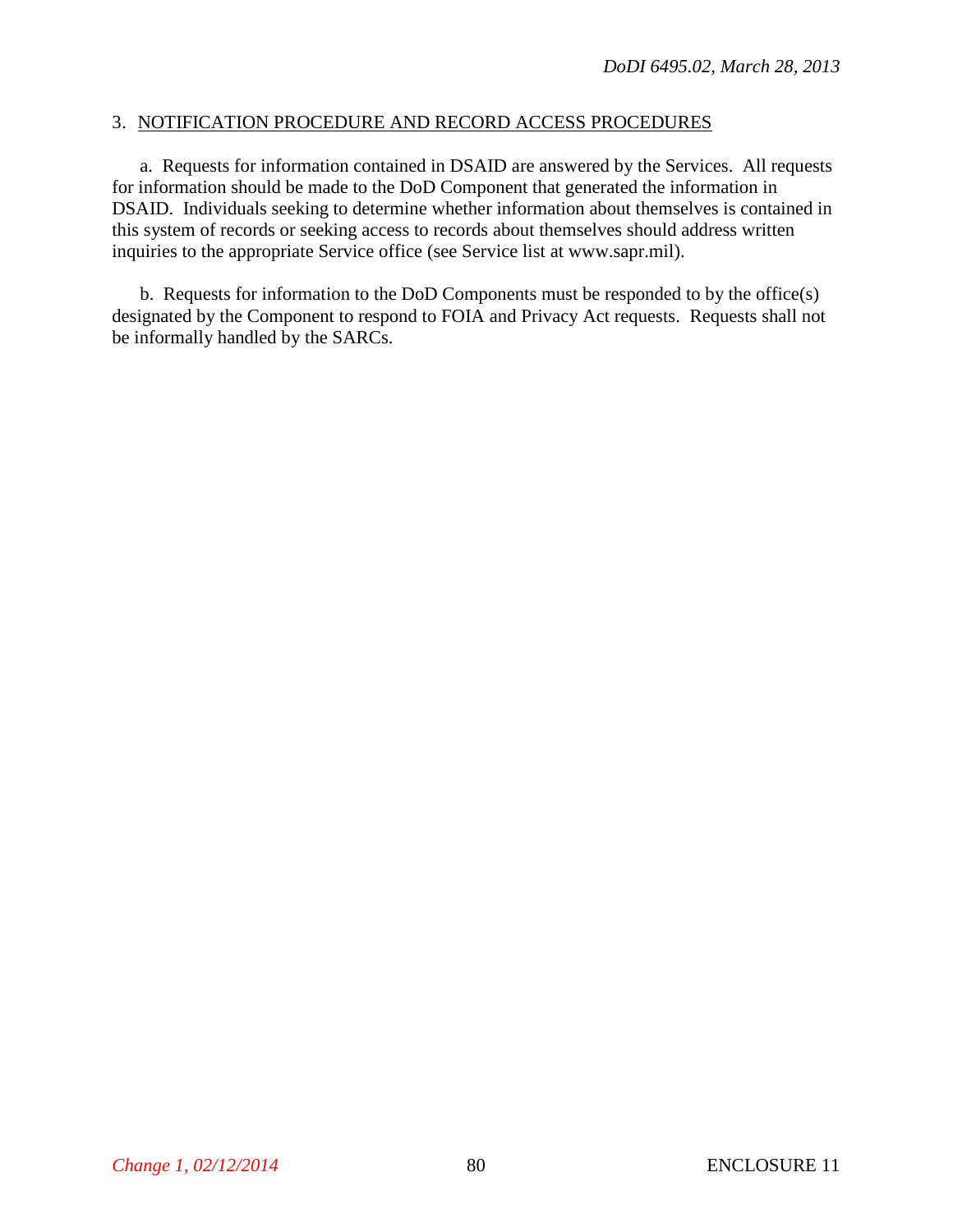3. NOTIFICATION PROCEDURE AND RECORD ACCESS PROCEDURES

a. Requests for information contained in DSAID are answered by the Services. All requests for information should be made to the DoD Component that generated the information in DSAID. Individuals seeking to determine whether information about themselves is contained in this system of records or seeking access to records about themselves should address written inquiries to the appropriate Service office (see Service list at www.sapr.mil).

b. Requests for information to the DoD Components must be responded to by the office(s) designated by the Component to respond to FOIA and Privacy Act requests. Requests shall not be informally handled by the SARCs.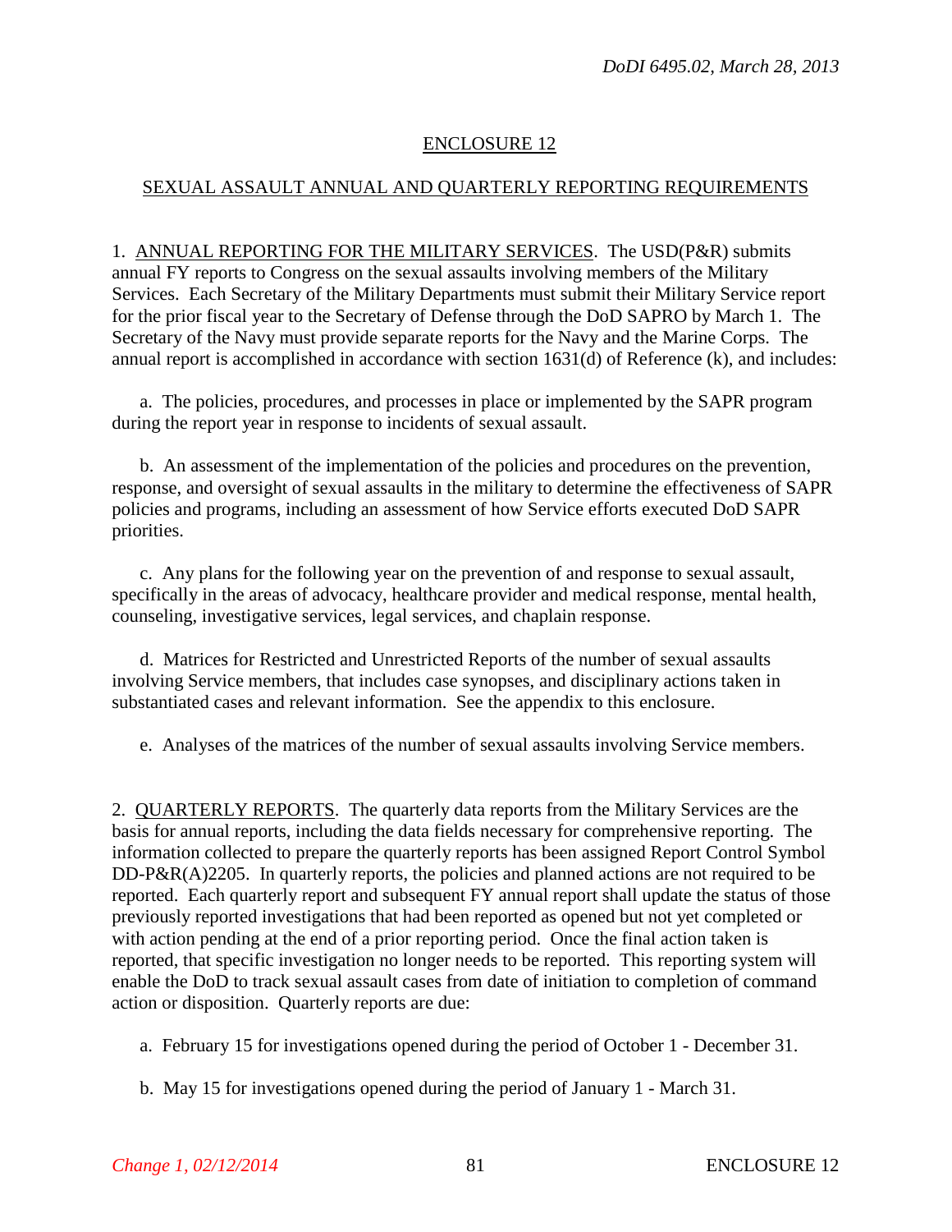## ENCLOSURE 12

## SEXUAL ASSAULT ANNUAL AND QUARTERLY REPORTING REQUIREMENTS

1. ANNUAL REPORTING FOR THE MILITARY SERVICES. The USD(P&R) submits annual FY reports to Congress on the sexual assaults involving members of the Military Services. Each Secretary of the Military Departments must submit their Military Service report for the prior fiscal year to the Secretary of Defense through the DoD SAPRO by March 1. The Secretary of the Navy must provide separate reports for the Navy and the Marine Corps. The annual report is accomplished in accordance with section 1631(d) of Reference (k), and includes:

a. The policies, procedures, and processes in place or implemented by the SAPR program during the report year in response to incidents of sexual assault.

b. An assessment of the implementation of the policies and procedures on the prevention, response, and oversight of sexual assaults in the military to determine the effectiveness of SAPR policies and programs, including an assessment of how Service efforts executed DoD SAPR priorities.

c. Any plans for the following year on the prevention of and response to sexual assault, specifically in the areas of advocacy, healthcare provider and medical response, mental health, counseling, investigative services, legal services, and chaplain response.

d. Matrices for Restricted and Unrestricted Reports of the number of sexual assaults involving Service members, that includes case synopses, and disciplinary actions taken in substantiated cases and relevant information. See the appendix to this enclosure.

e. Analyses of the matrices of the number of sexual assaults involving Service members.

2. QUARTERLY REPORTS. The quarterly data reports from the Military Services are the basis for annual reports, including the data fields necessary for comprehensive reporting. The information collected to prepare the quarterly reports has been assigned Report Control Symbol DD-P&R(A)2205. In quarterly reports, the policies and planned actions are not required to be reported. Each quarterly report and subsequent FY annual report shall update the status of those previously reported investigations that had been reported as opened but not yet completed or with action pending at the end of a prior reporting period. Once the final action taken is reported, that specific investigation no longer needs to be reported. This reporting system will enable the DoD to track sexual assault cases from date of initiation to completion of command action or disposition. Quarterly reports are due:

a. February 15 for investigations opened during the period of October 1 - December 31.

b. May 15 for investigations opened during the period of January 1 - March 31.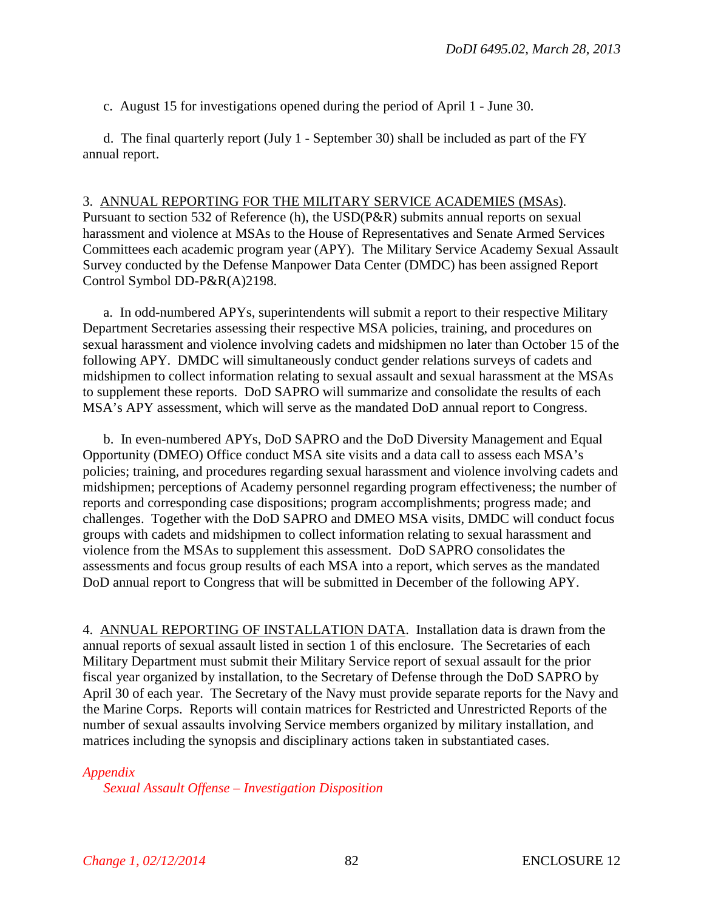c. August 15 for investigations opened during the period of April 1 - June 30.

d. The final quarterly report (July 1 - September 30) shall be included as part of the FY annual report.

3. ANNUAL REPORTING FOR THE MILITARY SERVICE ACADEMIES (MSAs). Pursuant to section 532 of Reference (h), the USD(P&R) submits annual reports on sexual harassment and violence at MSAs to the House of Representatives and Senate Armed Services Committees each academic program year (APY). The Military Service Academy Sexual Assault Survey conducted by the Defense Manpower Data Center (DMDC) has been assigned Report Control Symbol DD-P&R(A)2198.

a. In odd-numbered APYs, superintendents will submit a report to their respective Military Department Secretaries assessing their respective MSA policies, training, and procedures on sexual harassment and violence involving cadets and midshipmen no later than October 15 of the following APY. DMDC will simultaneously conduct gender relations surveys of cadets and midshipmen to collect information relating to sexual assault and sexual harassment at the MSAs to supplement these reports. DoD SAPRO will summarize and consolidate the results of each MSA's APY assessment, which will serve as the mandated DoD annual report to Congress.

b. In even-numbered APYs, DoD SAPRO and the DoD Diversity Management and Equal Opportunity (DMEO) Office conduct MSA site visits and a data call to assess each MSA's policies; training, and procedures regarding sexual harassment and violence involving cadets and midshipmen; perceptions of Academy personnel regarding program effectiveness; the number of reports and corresponding case dispositions; program accomplishments; progress made; and challenges. Together with the DoD SAPRO and DMEO MSA visits, DMDC will conduct focus groups with cadets and midshipmen to collect information relating to sexual harassment and violence from the MSAs to supplement this assessment. DoD SAPRO consolidates the assessments and focus group results of each MSA into a report, which serves as the mandated DoD annual report to Congress that will be submitted in December of the following APY.

4. ANNUAL REPORTING OF INSTALLATION DATA. Installation data is drawn from the annual reports of sexual assault listed in section 1 of this enclosure. The Secretaries of each Military Department must submit their Military Service report of sexual assault for the prior fiscal year organized by installation, to the Secretary of Defense through the DoD SAPRO by April 30 of each year. The Secretary of the Navy must provide separate reports for the Navy and the Marine Corps. Reports will contain matrices for Restricted and Unrestricted Reports of the number of sexual assaults involving Service members organized by military installation, and matrices including the synopsis and disciplinary actions taken in substantiated cases.

*Appendix*
*Sexual Assault Offense – Investigation Disposition*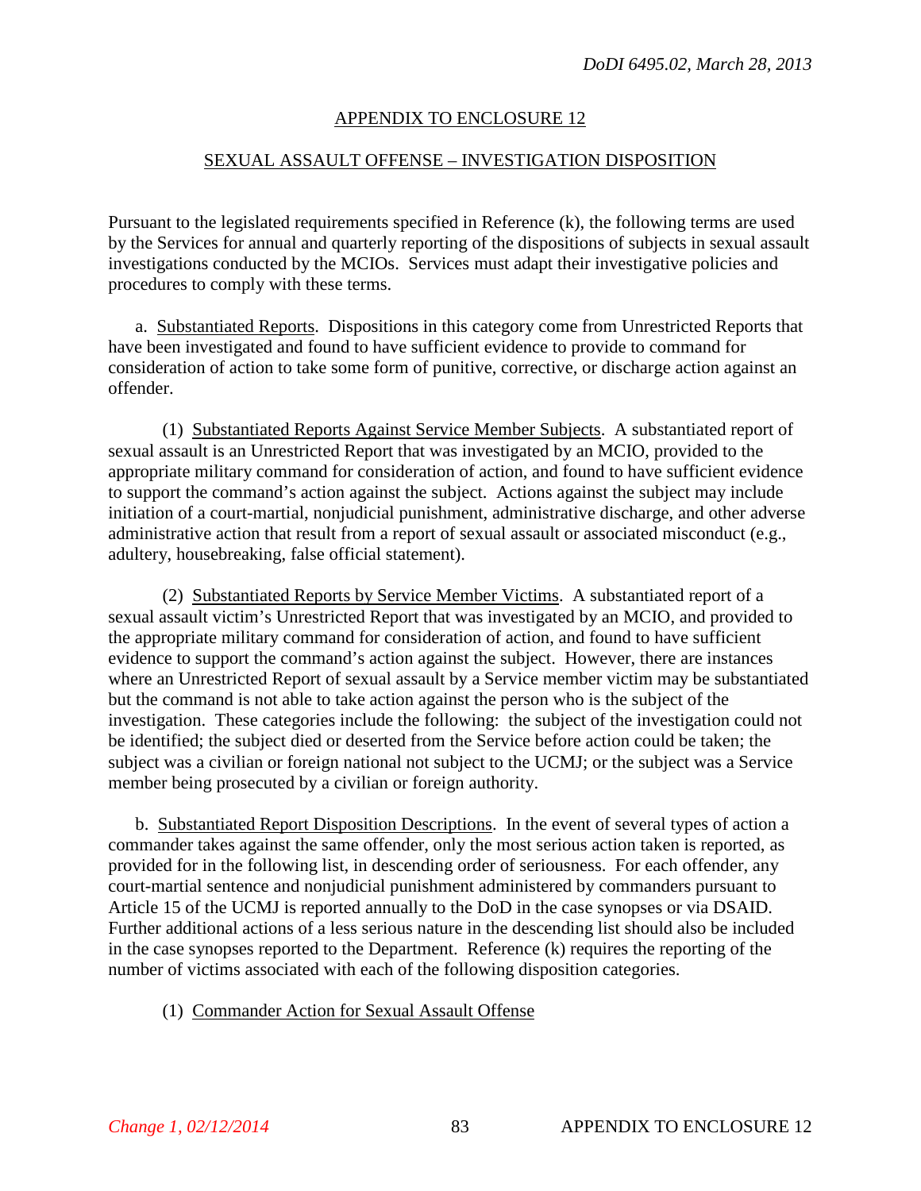## APPENDIX TO ENCLOSURE 12

## SEXUAL ASSAULT OFFENSE – INVESTIGATION DISPOSITION

Pursuant to the legislated requirements specified in Reference (k), the following terms are used by the Services for annual and quarterly reporting of the dispositions of subjects in sexual assault investigations conducted by the MCIOs. Services must adapt their investigative policies and procedures to comply with these terms.

a. Substantiated Reports. Dispositions in this category come from Unrestricted Reports that have been investigated and found to have sufficient evidence to provide to command for consideration of action to take some form of punitive, corrective, or discharge action against an offender.

(1) Substantiated Reports Against Service Member Subjects. A substantiated report of sexual assault is an Unrestricted Report that was investigated by an MCIO, provided to the appropriate military command for consideration of action, and found to have sufficient evidence to support the command's action against the subject. Actions against the subject may include initiation of a court-martial, nonjudicial punishment, administrative discharge, and other adverse administrative action that result from a report of sexual assault or associated misconduct (e.g., adultery, housebreaking, false official statement).

(2) Substantiated Reports by Service Member Victims. A substantiated report of a sexual assault victim's Unrestricted Report that was investigated by an MCIO, and provided to the appropriate military command for consideration of action, and found to have sufficient evidence to support the command's action against the subject. However, there are instances where an Unrestricted Report of sexual assault by a Service member victim may be substantiated but the command is not able to take action against the person who is the subject of the investigation. These categories include the following: the subject of the investigation could not be identified; the subject died or deserted from the Service before action could be taken; the subject was a civilian or foreign national not subject to the UCMJ; or the subject was a Service member being prosecuted by a civilian or foreign authority.

b. Substantiated Report Disposition Descriptions. In the event of several types of action a commander takes against the same offender, only the most serious action taken is reported, as provided for in the following list, in descending order of seriousness. For each offender, any court-martial sentence and nonjudicial punishment administered by commanders pursuant to Article 15 of the UCMJ is reported annually to the DoD in the case synopses or via DSAID. Further additional actions of a less serious nature in the descending list should also be included in the case synopses reported to the Department. Reference (k) requires the reporting of the number of victims associated with each of the following disposition categories.

(1) Commander Action for Sexual Assault Offense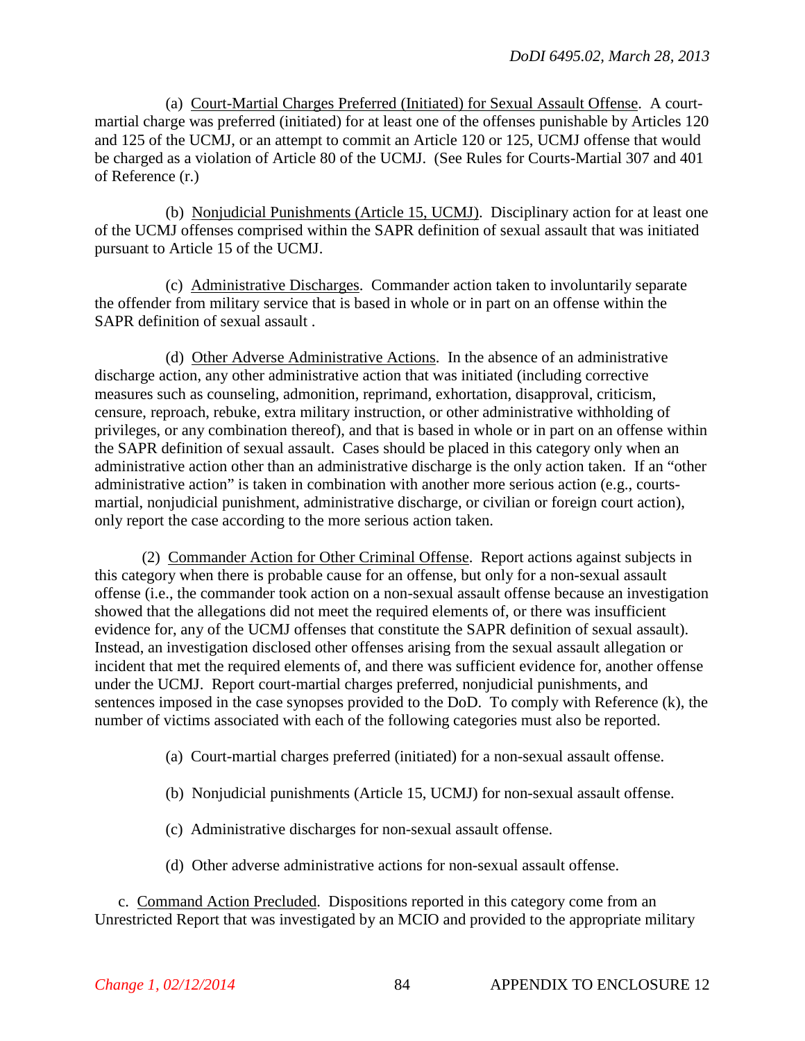(a) Court-Martial Charges Preferred (Initiated) for Sexual Assault Offense. A court-martial charge was preferred (initiated) for at least one of the offenses punishable by Articles 120 and 125 of the UCMJ, or an attempt to commit an Article 120 or 125, UCMJ offense that would be charged as a violation of Article 80 of the UCMJ. (See Rules for Courts-Martial 307 and 401 of Reference (r.)

(b) Nonjudicial Punishments (Article 15, UCMJ). Disciplinary action for at least one of the UCMJ offenses comprised within the SAPR definition of sexual assault that was initiated pursuant to Article 15 of the UCMJ.

(c) Administrative Discharges. Commander action taken to involuntarily separate the offender from military service that is based in whole or in part on an offense within the SAPR definition of sexual assault .

(d) Other Adverse Administrative Actions. In the absence of an administrative discharge action, any other administrative action that was initiated (including corrective measures such as counseling, admonition, reprimand, exhortation, disapproval, criticism, censure, reproach, rebuke, extra military instruction, or other administrative withholding of privileges, or any combination thereof), and that is based in whole or in part on an offense within the SAPR definition of sexual assault. Cases should be placed in this category only when an administrative action other than an administrative discharge is the only action taken. If an "other administrative action" is taken in combination with another more serious action (e.g., courts-martial, nonjudicial punishment, administrative discharge, or civilian or foreign court action), only report the case according to the more serious action taken.

(2) Commander Action for Other Criminal Offense. Report actions against subjects in this category when there is probable cause for an offense, but only for a non-sexual assault offense (i.e., the commander took action on a non-sexual assault offense because an investigation showed that the allegations did not meet the required elements of, or there was insufficient evidence for, any of the UCMJ offenses that constitute the SAPR definition of sexual assault). Instead, an investigation disclosed other offenses arising from the sexual assault allegation or incident that met the required elements of, and there was sufficient evidence for, another offense under the UCMJ. Report court-martial charges preferred, nonjudicial punishments, and sentences imposed in the case synopses provided to the DoD. To comply with Reference (k), the number of victims associated with each of the following categories must also be reported.

(a) Court-martial charges preferred (initiated) for a non-sexual assault offense.

(b) Nonjudicial punishments (Article 15, UCMJ) for non-sexual assault offense.

(c) Administrative discharges for non-sexual assault offense.

(d) Other adverse administrative actions for non-sexual assault offense.

c. Command Action Precluded. Dispositions reported in this category come from an Unrestricted Report that was investigated by an MCIO and provided to the appropriate military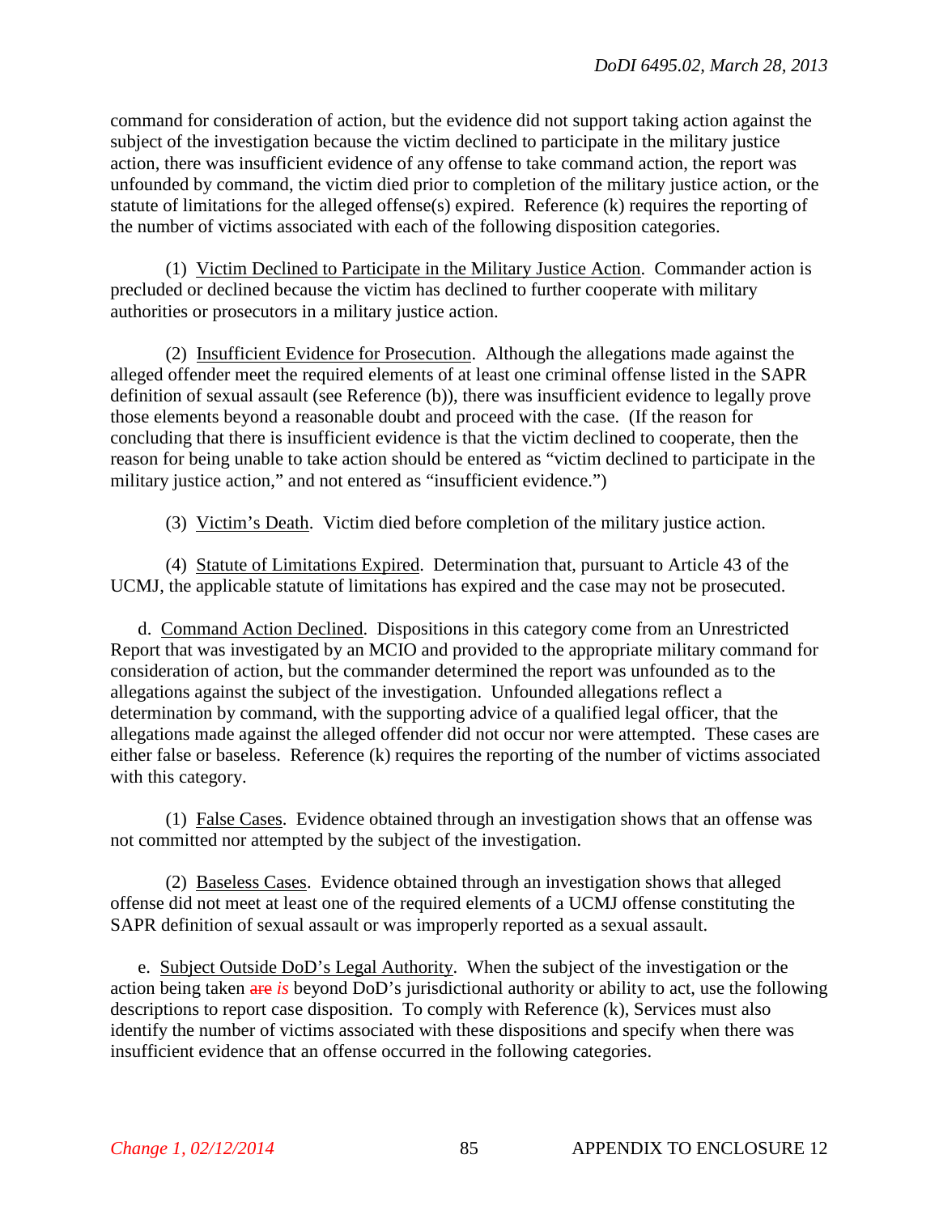command for consideration of action, but the evidence did not support taking action against the subject of the investigation because the victim declined to participate in the military justice action, there was insufficient evidence of any offense to take command action, the report was unfounded by command, the victim died prior to completion of the military justice action, or the statute of limitations for the alleged offense(s) expired. Reference (k) requires the reporting of the number of victims associated with each of the following disposition categories.

(1) Victim Declined to Participate in the Military Justice Action. Commander action is precluded or declined because the victim has declined to further cooperate with military authorities or prosecutors in a military justice action.

(2) Insufficient Evidence for Prosecution. Although the allegations made against the alleged offender meet the required elements of at least one criminal offense listed in the SAPR definition of sexual assault (see Reference (b)), there was insufficient evidence to legally prove those elements beyond a reasonable doubt and proceed with the case. (If the reason for concluding that there is insufficient evidence is that the victim declined to cooperate, then the reason for being unable to take action should be entered as "victim declined to participate in the military justice action," and not entered as "insufficient evidence.")

(3) Victim's Death. Victim died before completion of the military justice action.

(4) Statute of Limitations Expired. Determination that, pursuant to Article 43 of the UCMJ, the applicable statute of limitations has expired and the case may not be prosecuted.

d. Command Action Declined. Dispositions in this category come from an Unrestricted Report that was investigated by an MCIO and provided to the appropriate military command for consideration of action, but the commander determined the report was unfounded as to the allegations against the subject of the investigation. Unfounded allegations reflect a determination by command, with the supporting advice of a qualified legal officer, that the allegations made against the alleged offender did not occur nor were attempted. These cases are either false or baseless. Reference (k) requires the reporting of the number of victims associated with this category.

(1) False Cases. Evidence obtained through an investigation shows that an offense was not committed nor attempted by the subject of the investigation.

(2) Baseless Cases. Evidence obtained through an investigation shows that alleged offense did not meet at least one of the required elements of a UCMJ offense constituting the SAPR definition of sexual assault or was improperly reported as a sexual assault.

e. Subject Outside DoD's Legal Authority. When the subject of the investigation or the action being taken ~~are~~ *is* beyond DoD's jurisdictional authority or ability to act, use the following descriptions to report case disposition. To comply with Reference (k), Services must also identify the number of victims associated with these dispositions and specify when there was insufficient evidence that an offense occurred in the following categories.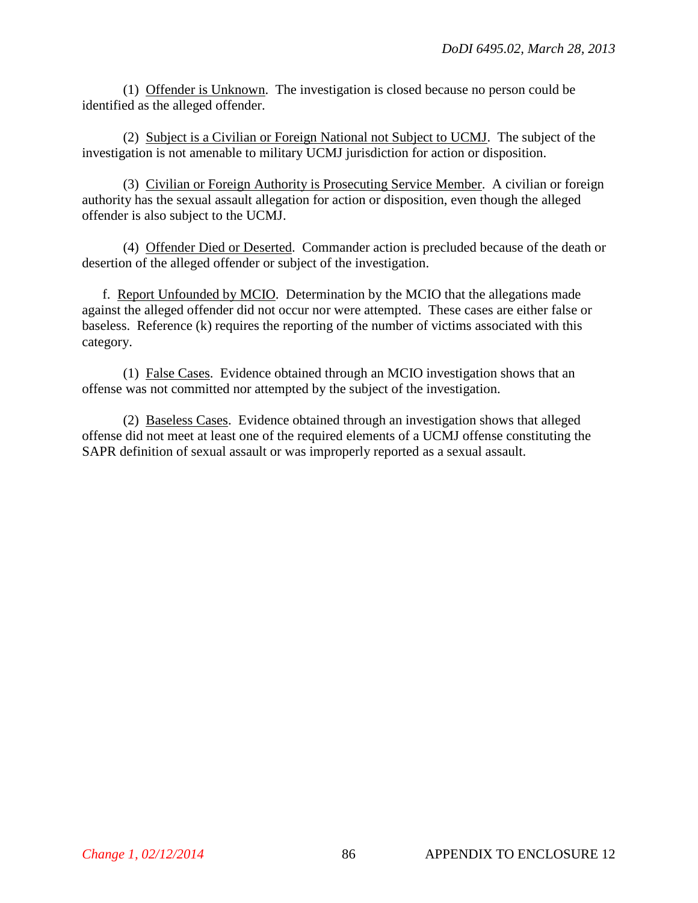(1) Offender is Unknown. The investigation is closed because no person could be identified as the alleged offender.

(2) Subject is a Civilian or Foreign National not Subject to UCMJ. The subject of the investigation is not amenable to military UCMJ jurisdiction for action or disposition.

(3) Civilian or Foreign Authority is Prosecuting Service Member. A civilian or foreign authority has the sexual assault allegation for action or disposition, even though the alleged offender is also subject to the UCMJ.

(4) Offender Died or Deserted. Commander action is precluded because of the death or desertion of the alleged offender or subject of the investigation.

f. Report Unfounded by MCIO. Determination by the MCIO that the allegations made against the alleged offender did not occur nor were attempted. These cases are either false or baseless. Reference (k) requires the reporting of the number of victims associated with this category.

(1) False Cases. Evidence obtained through an MCIO investigation shows that an offense was not committed nor attempted by the subject of the investigation.

(2) Baseless Cases. Evidence obtained through an investigation shows that alleged offense did not meet at least one of the required elements of a UCMJ offense constituting the SAPR definition of sexual assault or was improperly reported as a sexual assault.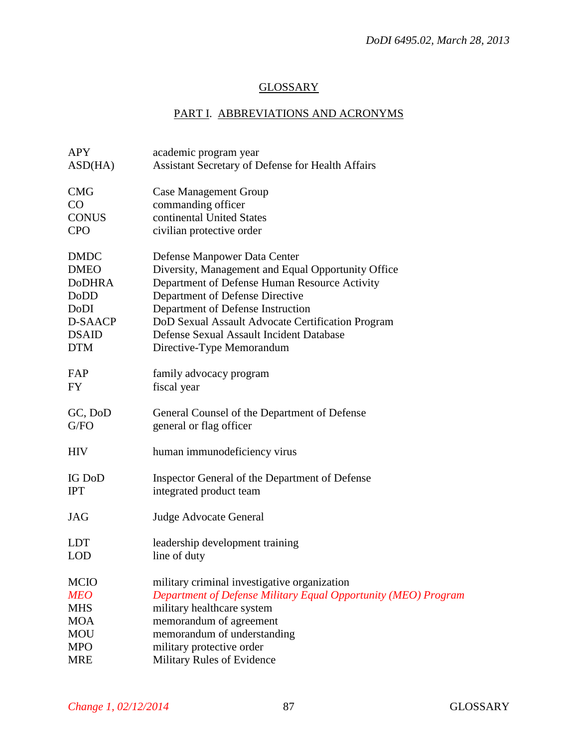## GLOSSARY

### PART I. ABBREVIATIONS AND ACRONYMS

| | |
|---|---|
| APY | academic program year |
| ASD(HA) | Assistant Secretary of Defense for Health Affairs |
| CMG | Case Management Group |
| CO | commanding officer |
| CONUS | continental United States |
| CPO | civilian protective order |
| DMDC | Defense Manpower Data Center |
| DMEO | Diversity, Management and Equal Opportunity Office |
| DoDHRA | Department of Defense Human Resource Activity |
| DoDD | Department of Defense Directive |
| DoDI | Department of Defense Instruction |
| D-SAACP | DoD Sexual Assault Advocate Certification Program |
| DSAID | Defense Sexual Assault Incident Database |
| DTM | Directive-Type Memorandum |
| FAP | family advocacy program |
| FY | fiscal year |
| GC, DoD | General Counsel of the Department of Defense |
| G/FO | general or flag officer |
| HIV | human immunodeficiency virus |
| IG DoD | Inspector General of the Department of Defense |
| IPT | integrated product team |
| JAG | Judge Advocate General |
| LDT | leadership development training |
| LOD | line of duty |
| MCIO | military criminal investigative organization |
| *MEO* | *Department of Defense Military Equal Opportunity (MEO) Program* |
| MHS | military healthcare system |
| MOA | memorandum of agreement |
| MOU | memorandum of understanding |
| MPO | military protective order |
| MRE | Military Rules of Evidence |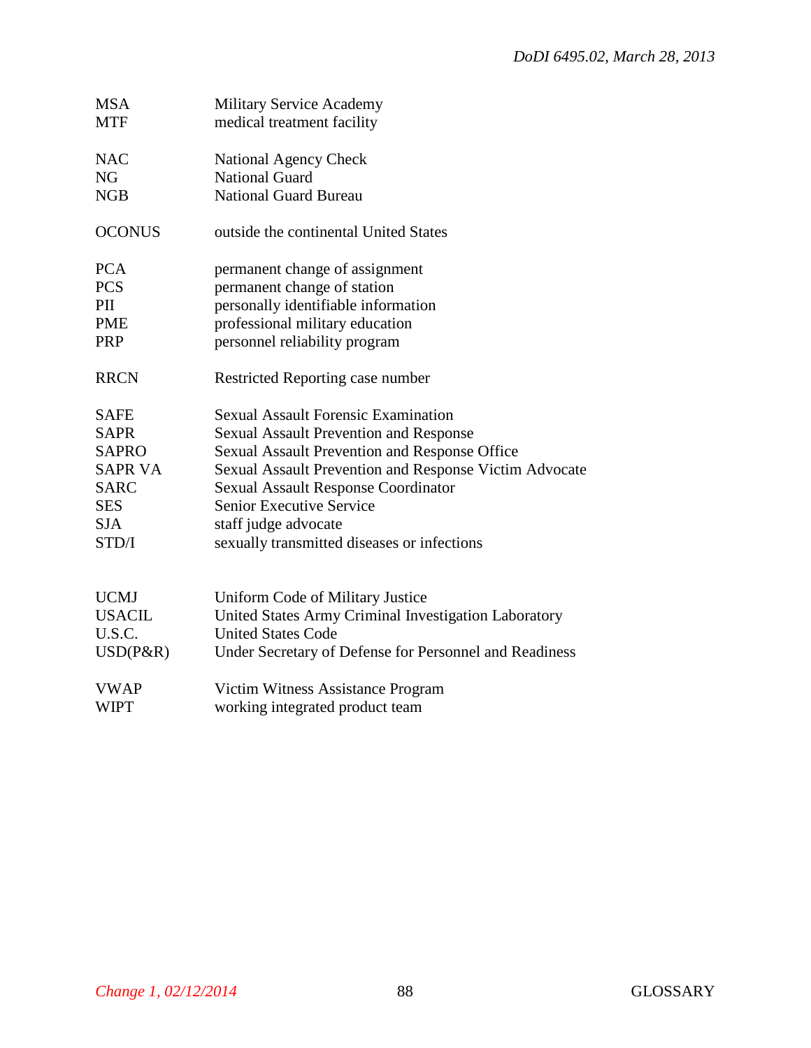| | |
|---|---|
| MSA | Military Service Academy |
| MTF | medical treatment facility |
| NAC | National Agency Check |
| NG | National Guard |
| NGB | National Guard Bureau |
| OCONUS | outside the continental United States |
| PCA | permanent change of assignment |
| PCS | permanent change of station |
| PII | personally identifiable information |
| PME | professional military education |
| PRP | personnel reliability program |
| RRCN | Restricted Reporting case number |
| SAFE | Sexual Assault Forensic Examination |
| SAPR | Sexual Assault Prevention and Response |
| SAPRO | Sexual Assault Prevention and Response Office |
| SAPR VA | Sexual Assault Prevention and Response Victim Advocate |
| SARC | Sexual Assault Response Coordinator |
| SES | Senior Executive Service |
| SJA | staff judge advocate |
| STD/I | sexually transmitted diseases or infections |
| UCMJ | Uniform Code of Military Justice |
| USACIL | United States Army Criminal Investigation Laboratory |
| U.S.C. | United States Code |
| USD(P&R) | Under Secretary of Defense for Personnel and Readiness |
| VWAP | Victim Witness Assistance Program |
| WIPT | working integrated product team |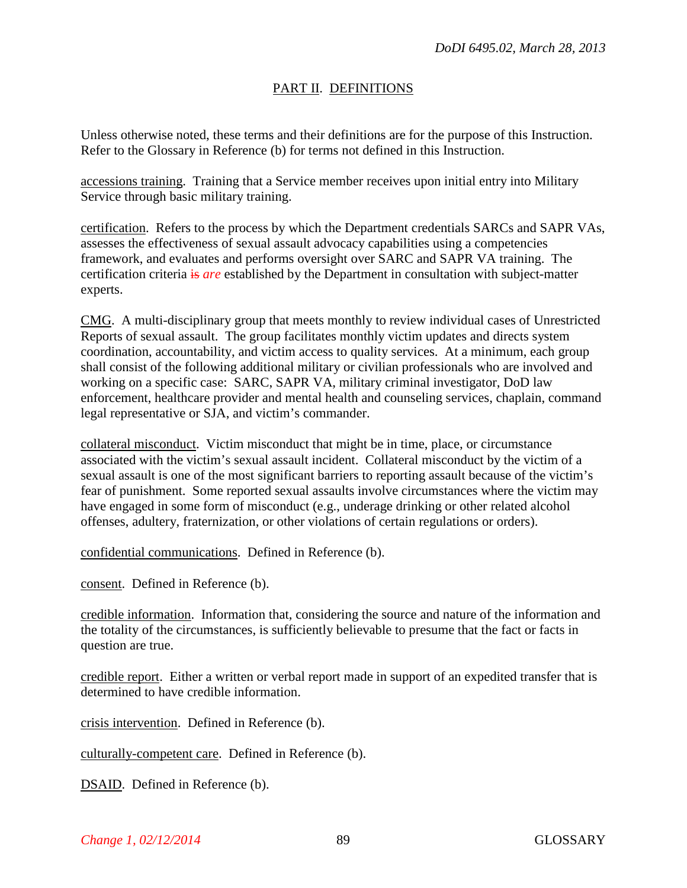## PART II. DEFINITIONS

Unless otherwise noted, these terms and their definitions are for the purpose of this Instruction. Refer to the Glossary in Reference (b) for terms not defined in this Instruction.

accessions training. Training that a Service member receives upon initial entry into Military Service through basic military training.

certification. Refers to the process by which the Department credentials SARCs and SAPR VAs, assesses the effectiveness of sexual assault advocacy capabilities using a competencies framework, and evaluates and performs oversight over SARC and SAPR VA training. The certification criteria ~~is~~ *are* established by the Department in consultation with subject-matter experts.

CMG. A multi-disciplinary group that meets monthly to review individual cases of Unrestricted Reports of sexual assault. The group facilitates monthly victim updates and directs system coordination, accountability, and victim access to quality services. At a minimum, each group shall consist of the following additional military or civilian professionals who are involved and working on a specific case: SARC, SAPR VA, military criminal investigator, DoD law enforcement, healthcare provider and mental health and counseling services, chaplain, command legal representative or SJA, and victim's commander.

collateral misconduct. Victim misconduct that might be in time, place, or circumstance associated with the victim's sexual assault incident. Collateral misconduct by the victim of a sexual assault is one of the most significant barriers to reporting assault because of the victim's fear of punishment. Some reported sexual assaults involve circumstances where the victim may have engaged in some form of misconduct (e.g., underage drinking or other related alcohol offenses, adultery, fraternization, or other violations of certain regulations or orders).

confidential communications. Defined in Reference (b).

consent. Defined in Reference (b).

credible information. Information that, considering the source and nature of the information and the totality of the circumstances, is sufficiently believable to presume that the fact or facts in question are true.

credible report. Either a written or verbal report made in support of an expedited transfer that is determined to have credible information.

crisis intervention. Defined in Reference (b).

culturally-competent care. Defined in Reference (b).

DSAID. Defined in Reference (b).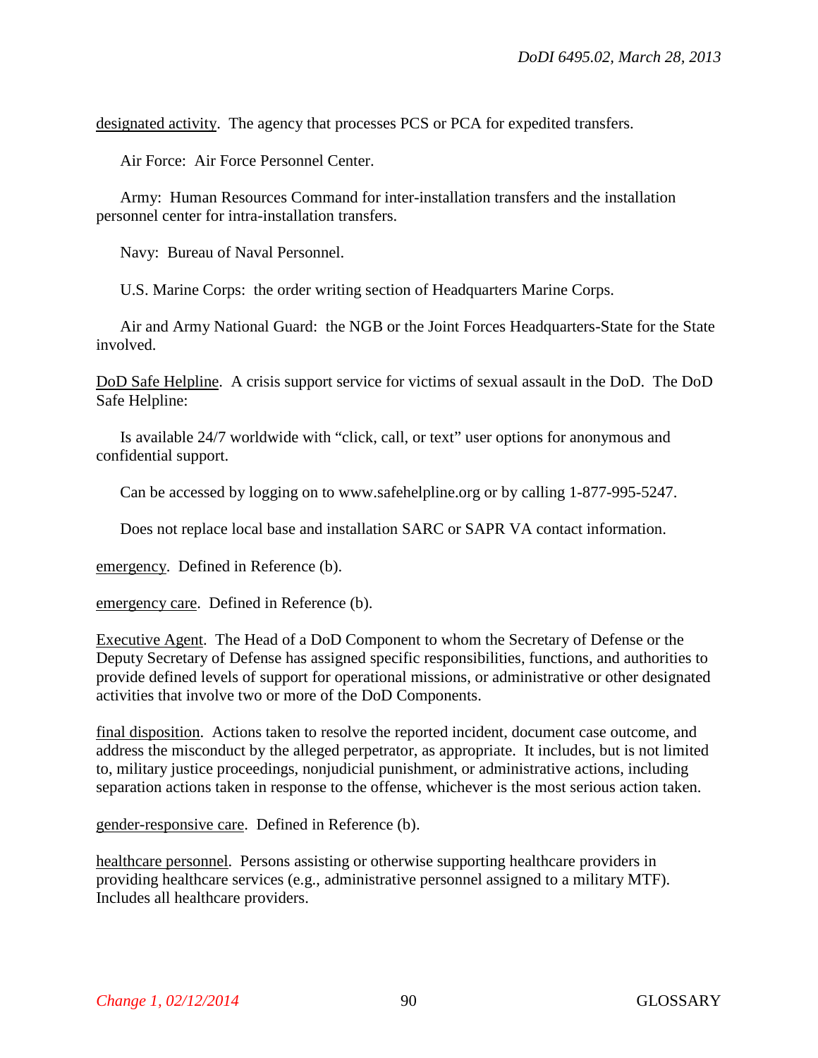<u>designated activity</u>. The agency that processes PCS or PCA for expedited transfers.

Air Force: Air Force Personnel Center.

Army: Human Resources Command for inter-installation transfers and the installation personnel center for intra-installation transfers.

Navy: Bureau of Naval Personnel.

U.S. Marine Corps: the order writing section of Headquarters Marine Corps.

Air and Army National Guard: the NGB or the Joint Forces Headquarters-State for the State involved.

<u>DoD Safe Helpline</u>. A crisis support service for victims of sexual assault in the DoD. The DoD Safe Helpline:

Is available 24/7 worldwide with "click, call, or text" user options for anonymous and confidential support.

Can be accessed by logging on to www.safehelpline.org or by calling 1-877-995-5247.

Does not replace local base and installation SARC or SAPR VA contact information.

<u>emergency</u>. Defined in Reference (b).

<u>emergency care</u>. Defined in Reference (b).

<u>Executive Agent</u>. The Head of a DoD Component to whom the Secretary of Defense or the Deputy Secretary of Defense has assigned specific responsibilities, functions, and authorities to provide defined levels of support for operational missions, or administrative or other designated activities that involve two or more of the DoD Components.

<u>final disposition</u>. Actions taken to resolve the reported incident, document case outcome, and address the misconduct by the alleged perpetrator, as appropriate. It includes, but is not limited to, military justice proceedings, nonjudicial punishment, or administrative actions, including separation actions taken in response to the offense, whichever is the most serious action taken.

<u>gender-responsive care</u>. Defined in Reference (b).

<u>healthcare personnel</u>. Persons assisting or otherwise supporting healthcare providers in providing healthcare services (e.g., administrative personnel assigned to a military MTF). Includes all healthcare providers.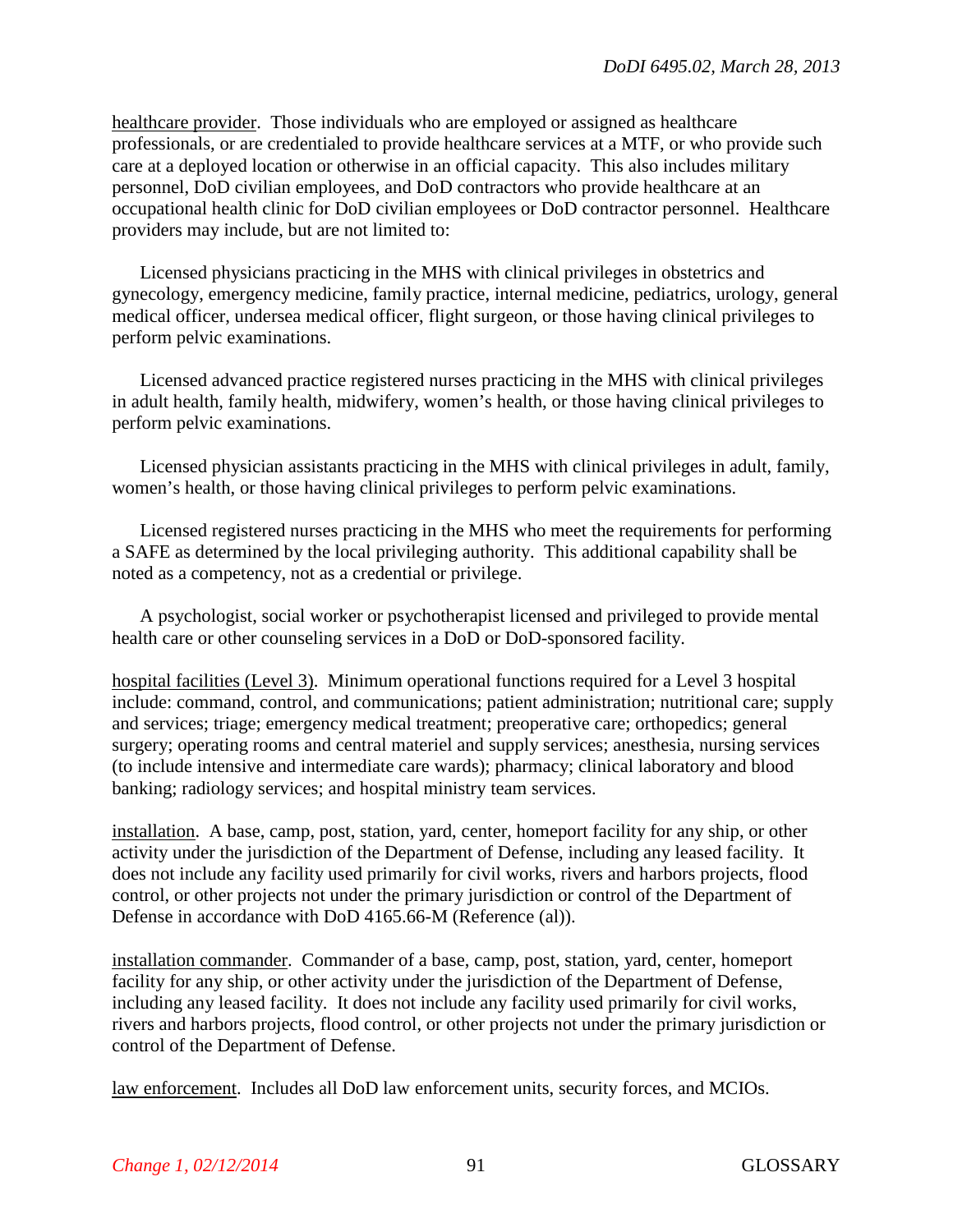<u>healthcare provider</u>. Those individuals who are employed or assigned as healthcare professionals, or are credentialed to provide healthcare services at a MTF, or who provide such care at a deployed location or otherwise in an official capacity. This also includes military personnel, DoD civilian employees, and DoD contractors who provide healthcare at an occupational health clinic for DoD civilian employees or DoD contractor personnel. Healthcare providers may include, but are not limited to:

Licensed physicians practicing in the MHS with clinical privileges in obstetrics and gynecology, emergency medicine, family practice, internal medicine, pediatrics, urology, general medical officer, undersea medical officer, flight surgeon, or those having clinical privileges to perform pelvic examinations.

Licensed advanced practice registered nurses practicing in the MHS with clinical privileges in adult health, family health, midwifery, women's health, or those having clinical privileges to perform pelvic examinations.

Licensed physician assistants practicing in the MHS with clinical privileges in adult, family, women's health, or those having clinical privileges to perform pelvic examinations.

Licensed registered nurses practicing in the MHS who meet the requirements for performing a SAFE as determined by the local privileging authority. This additional capability shall be noted as a competency, not as a credential or privilege.

A psychologist, social worker or psychotherapist licensed and privileged to provide mental health care or other counseling services in a DoD or DoD-sponsored facility.

<u>hospital facilities (Level 3)</u>. Minimum operational functions required for a Level 3 hospital include: command, control, and communications; patient administration; nutritional care; supply and services; triage; emergency medical treatment; preoperative care; orthopedics; general surgery; operating rooms and central materiel and supply services; anesthesia, nursing services (to include intensive and intermediate care wards); pharmacy; clinical laboratory and blood banking; radiology services; and hospital ministry team services.

<u>installation</u>. A base, camp, post, station, yard, center, homeport facility for any ship, or other activity under the jurisdiction of the Department of Defense, including any leased facility. It does not include any facility used primarily for civil works, rivers and harbors projects, flood control, or other projects not under the primary jurisdiction or control of the Department of Defense in accordance with DoD 4165.66-M (Reference (al)).

<u>installation commander</u>. Commander of a base, camp, post, station, yard, center, homeport facility for any ship, or other activity under the jurisdiction of the Department of Defense, including any leased facility. It does not include any facility used primarily for civil works, rivers and harbors projects, flood control, or other projects not under the primary jurisdiction or control of the Department of Defense.

<u>law enforcement</u>. Includes all DoD law enforcement units, security forces, and MCIOs.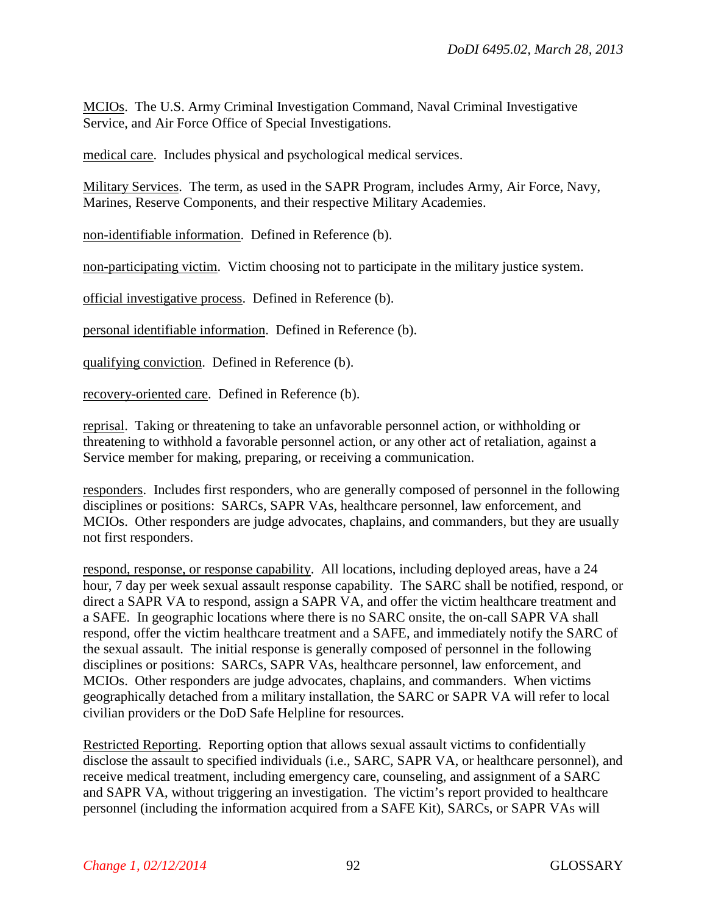MCIOs. The U.S. Army Criminal Investigation Command, Naval Criminal Investigative Service, and Air Force Office of Special Investigations.

medical care. Includes physical and psychological medical services.

Military Services. The term, as used in the SAPR Program, includes Army, Air Force, Navy, Marines, Reserve Components, and their respective Military Academies.

non-identifiable information. Defined in Reference (b).

non-participating victim. Victim choosing not to participate in the military justice system.

official investigative process. Defined in Reference (b).

personal identifiable information. Defined in Reference (b).

qualifying conviction. Defined in Reference (b).

recovery-oriented care. Defined in Reference (b).

reprisal. Taking or threatening to take an unfavorable personnel action, or withholding or threatening to withhold a favorable personnel action, or any other act of retaliation, against a Service member for making, preparing, or receiving a communication.

responders. Includes first responders, who are generally composed of personnel in the following disciplines or positions: SARCs, SAPR VAs, healthcare personnel, law enforcement, and MCIOs. Other responders are judge advocates, chaplains, and commanders, but they are usually not first responders.

respond, response, or response capability. All locations, including deployed areas, have a 24 hour, 7 day per week sexual assault response capability. The SARC shall be notified, respond, or direct a SAPR VA to respond, assign a SAPR VA, and offer the victim healthcare treatment and a SAFE. In geographic locations where there is no SARC onsite, the on-call SAPR VA shall respond, offer the victim healthcare treatment and a SAFE, and immediately notify the SARC of the sexual assault. The initial response is generally composed of personnel in the following disciplines or positions: SARCs, SAPR VAs, healthcare personnel, law enforcement, and MCIOs. Other responders are judge advocates, chaplains, and commanders. When victims geographically detached from a military installation, the SARC or SAPR VA will refer to local civilian providers or the DoD Safe Helpline for resources.

Restricted Reporting. Reporting option that allows sexual assault victims to confidentially disclose the assault to specified individuals (i.e., SARC, SAPR VA, or healthcare personnel), and receive medical treatment, including emergency care, counseling, and assignment of a SARC and SAPR VA, without triggering an investigation. The victim's report provided to healthcare personnel (including the information acquired from a SAFE Kit), SARCs, or SAPR VAs will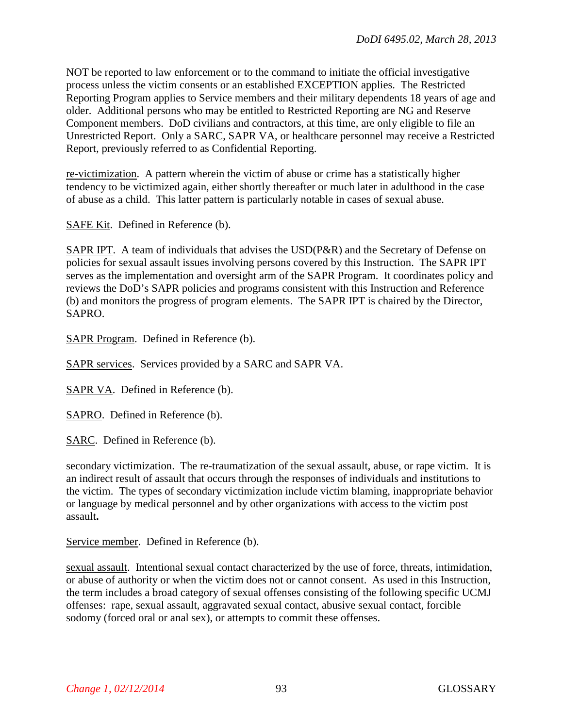NOT be reported to law enforcement or to the command to initiate the official investigative process unless the victim consents or an established EXCEPTION applies. The Restricted Reporting Program applies to Service members and their military dependents 18 years of age and older. Additional persons who may be entitled to Restricted Reporting are NG and Reserve Component members. DoD civilians and contractors, at this time, are only eligible to file an Unrestricted Report. Only a SARC, SAPR VA, or healthcare personnel may receive a Restricted Report, previously referred to as Confidential Reporting.

re-victimization. A pattern wherein the victim of abuse or crime has a statistically higher tendency to be victimized again, either shortly thereafter or much later in adulthood in the case of abuse as a child. This latter pattern is particularly notable in cases of sexual abuse.

SAFE Kit. Defined in Reference (b).

SAPR IPT. A team of individuals that advises the USD(P&R) and the Secretary of Defense on policies for sexual assault issues involving persons covered by this Instruction. The SAPR IPT serves as the implementation and oversight arm of the SAPR Program. It coordinates policy and reviews the DoD's SAPR policies and programs consistent with this Instruction and Reference (b) and monitors the progress of program elements. The SAPR IPT is chaired by the Director, SAPRO.

SAPR Program. Defined in Reference (b).

SAPR services. Services provided by a SARC and SAPR VA.

SAPR VA. Defined in Reference (b).

SAPRO. Defined in Reference (b).

SARC. Defined in Reference (b).

secondary victimization. The re-traumatization of the sexual assault, abuse, or rape victim. It is an indirect result of assault that occurs through the responses of individuals and institutions to the victim. The types of secondary victimization include victim blaming, inappropriate behavior or language by medical personnel and by other organizations with access to the victim post assault**.**

Service member. Defined in Reference (b).

sexual assault. Intentional sexual contact characterized by the use of force, threats, intimidation, or abuse of authority or when the victim does not or cannot consent. As used in this Instruction, the term includes a broad category of sexual offenses consisting of the following specific UCMJ offenses: rape, sexual assault, aggravated sexual contact, abusive sexual contact, forcible sodomy (forced oral or anal sex), or attempts to commit these offenses.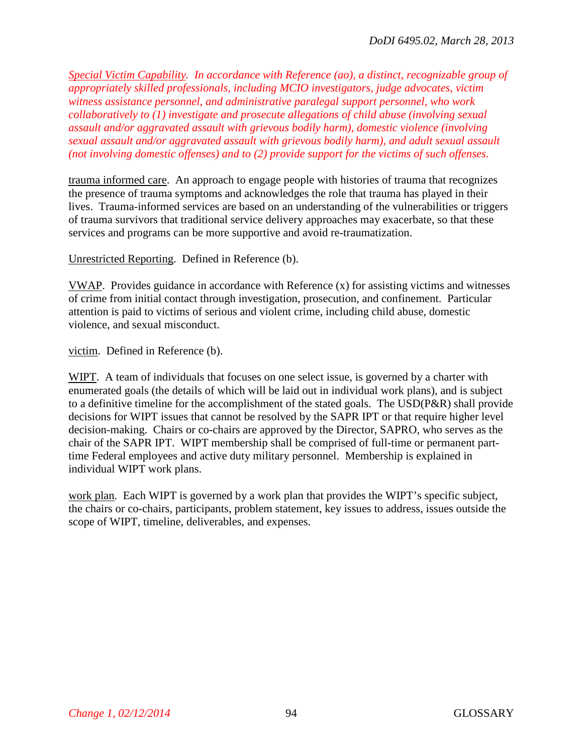*<u>Special Victim Capability</u>. In accordance with Reference (ao), a distinct, recognizable group of appropriately skilled professionals, including MCIO investigators, judge advocates, victim witness assistance personnel, and administrative paralegal support personnel, who work collaboratively to (1) investigate and prosecute allegations of child abuse (involving sexual assault and/or aggravated assault with grievous bodily harm), domestic violence (involving sexual assault and/or aggravated assault with grievous bodily harm), and adult sexual assault (not involving domestic offenses) and to (2) provide support for the victims of such offenses.*

<u>trauma informed care</u>. An approach to engage people with histories of trauma that recognizes the presence of trauma symptoms and acknowledges the role that trauma has played in their lives. Trauma-informed services are based on an understanding of the vulnerabilities or triggers of trauma survivors that traditional service delivery approaches may exacerbate, so that these services and programs can be more supportive and avoid re-traumatization.

<u>Unrestricted Reporting</u>. Defined in Reference (b).

<u>VWAP</u>. Provides guidance in accordance with Reference (x) for assisting victims and witnesses of crime from initial contact through investigation, prosecution, and confinement. Particular attention is paid to victims of serious and violent crime, including child abuse, domestic violence, and sexual misconduct.

<u>victim</u>. Defined in Reference (b).

<u>WIPT</u>. A team of individuals that focuses on one select issue, is governed by a charter with enumerated goals (the details of which will be laid out in individual work plans), and is subject to a definitive timeline for the accomplishment of the stated goals. The USD(P&R) shall provide decisions for WIPT issues that cannot be resolved by the SAPR IPT or that require higher level decision-making. Chairs or co-chairs are approved by the Director, SAPRO, who serves as the chair of the SAPR IPT. WIPT membership shall be comprised of full-time or permanent part-time Federal employees and active duty military personnel. Membership is explained in individual WIPT work plans.

<u>work plan</u>. Each WIPT is governed by a work plan that provides the WIPT's specific subject, the chairs or co-chairs, participants, problem statement, key issues to address, issues outside the scope of WIPT, timeline, deliverables, and expenses.